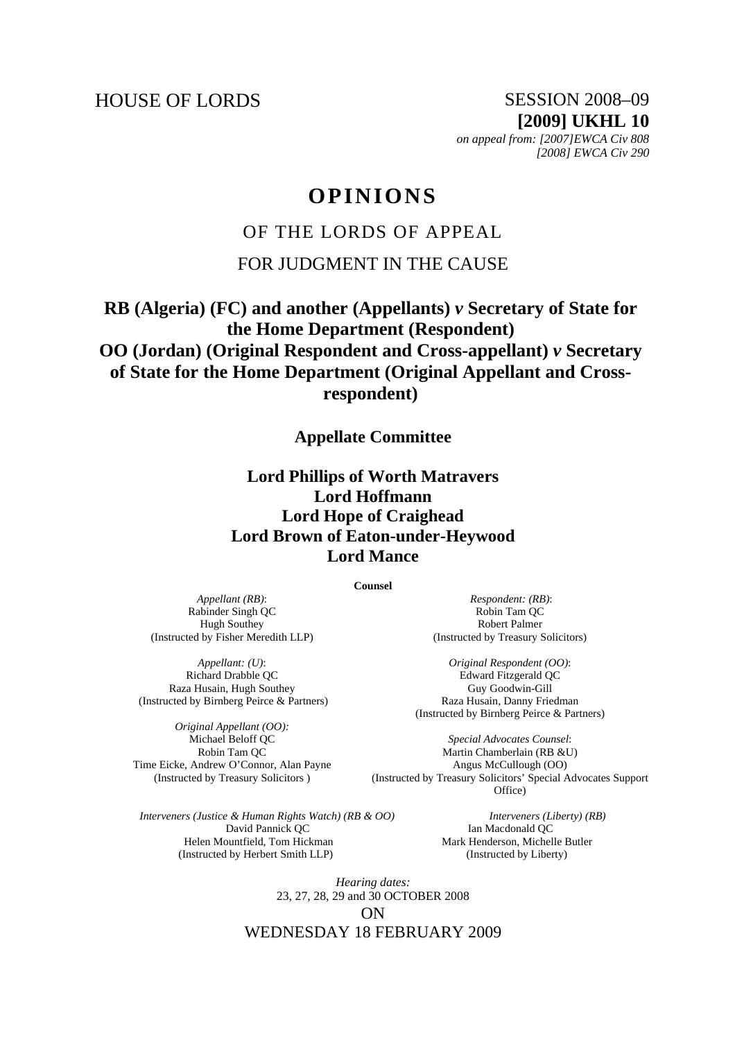HOUSE OF LORDS

SESSION 2008–09
**[2009] UKHL 10**
*on appeal from: [2007]EWCA Civ 808*
*[2008] EWCA Civ 290*

# OPINIONS

## OF THE LORDS OF APPEAL

## FOR JUDGMENT IN THE CAUSE

**RB (Algeria) (FC) and another (Appellants) *v* Secretary of State for the Home Department (Respondent)**
**OO (Jordan) (Original Respondent and Cross-appellant) *v* Secretary of State for the Home Department (Original Appellant and Cross-respondent)**

**Appellate Committee**

**Lord Phillips of Worth Matravers**
**Lord Hoffmann**
**Lord Hope of Craighead**
**Lord Brown of Eaton-under-Heywood**
**Lord Mance**

**Counsel**

*Appellant (RB)*:
Rabinder Singh QC
Hugh Southey
(Instructed by Fisher Meredith LLP)

*Respondent: (RB)*:
Robin Tam QC
Robert Palmer
(Instructed by Treasury Solicitors)

*Appellant: (U)*:
Richard Drabble QC
Raza Husain, Hugh Southey
(Instructed by Birnberg Peirce & Partners)

*Original Respondent (OO)*:
Edward Fitzgerald QC
Guy Goodwin-Gill
Raza Husain, Danny Friedman
(Instructed by Birnberg Peirce & Partners)

*Original Appellant (OO):*
Michael Beloff QC
Robin Tam QC
Time Eicke, Andrew O'Connor, Alan Payne
(Instructed by Treasury Solicitors )

*Special Advocates Counsel*:
Martin Chamberlain (RB &U)
Angus McCullough (OO)
(Instructed by Treasury Solicitors' Special Advocates Support Office)

*Interveners (Justice & Human Rights Watch) (RB & OO)*
David Pannick QC
Helen Mountfield, Tom Hickman
(Instructed by Herbert Smith LLP)

*Interveners (Liberty) (RB)*
Ian Macdonald QC
Mark Henderson, Michelle Butler
(Instructed by Liberty)

*Hearing dates:*
23, 27, 28, 29 and 30 OCTOBER 2008

ON

WEDNESDAY 18 FEBRUARY 2009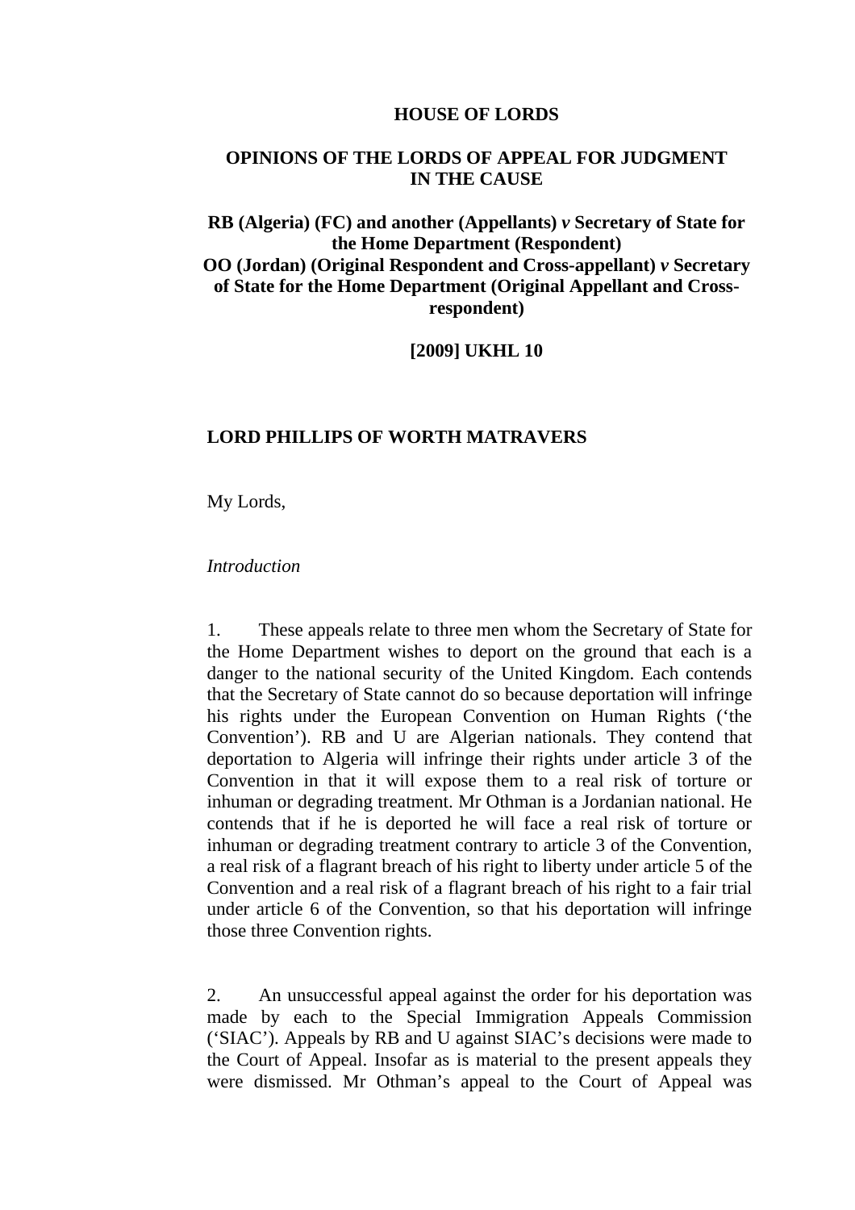**HOUSE OF LORDS**

**OPINIONS OF THE LORDS OF APPEAL FOR JUDGMENT IN THE CAUSE**

**RB (Algeria) (FC) and another (Appellants) *v* Secretary of State for the Home Department (Respondent)**
**OO (Jordan) (Original Respondent and Cross-appellant) *v* Secretary of State for the Home Department (Original Appellant and Cross-respondent)**

**[2009] UKHL 10**

**LORD PHILLIPS OF WORTH MATRAVERS**

My Lords,

*Introduction*

1. These appeals relate to three men whom the Secretary of State for the Home Department wishes to deport on the ground that each is a danger to the national security of the United Kingdom. Each contends that the Secretary of State cannot do so because deportation will infringe his rights under the European Convention on Human Rights ('the Convention'). RB and U are Algerian nationals. They contend that deportation to Algeria will infringe their rights under article 3 of the Convention in that it will expose them to a real risk of torture or inhuman or degrading treatment. Mr Othman is a Jordanian national. He contends that if he is deported he will face a real risk of torture or inhuman or degrading treatment contrary to article 3 of the Convention, a real risk of a flagrant breach of his right to liberty under article 5 of the Convention and a real risk of a flagrant breach of his right to a fair trial under article 6 of the Convention, so that his deportation will infringe those three Convention rights.

2. An unsuccessful appeal against the order for his deportation was made by each to the Special Immigration Appeals Commission ('SIAC'). Appeals by RB and U against SIAC's decisions were made to the Court of Appeal. Insofar as is material to the present appeals they were dismissed. Mr Othman's appeal to the Court of Appeal was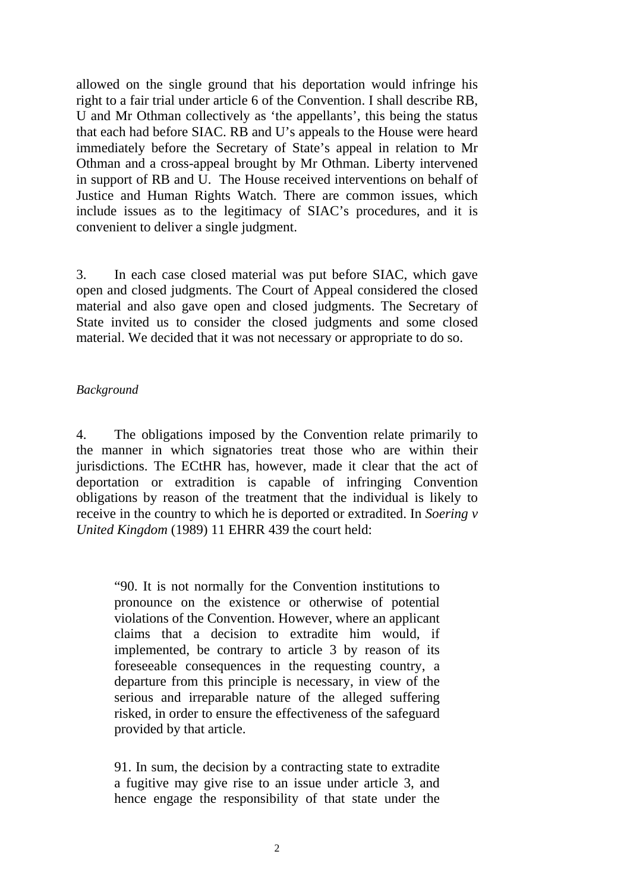allowed on the single ground that his deportation would infringe his right to a fair trial under article 6 of the Convention. I shall describe RB, U and Mr Othman collectively as 'the appellants', this being the status that each had before SIAC. RB and U's appeals to the House were heard immediately before the Secretary of State's appeal in relation to Mr Othman and a cross-appeal brought by Mr Othman. Liberty intervened in support of RB and U. The House received interventions on behalf of Justice and Human Rights Watch. There are common issues, which include issues as to the legitimacy of SIAC's procedures, and it is convenient to deliver a single judgment.

3. In each case closed material was put before SIAC, which gave open and closed judgments. The Court of Appeal considered the closed material and also gave open and closed judgments. The Secretary of State invited us to consider the closed judgments and some closed material. We decided that it was not necessary or appropriate to do so.

*Background*

4. The obligations imposed by the Convention relate primarily to the manner in which signatories treat those who are within their jurisdictions. The ECtHR has, however, made it clear that the act of deportation or extradition is capable of infringing Convention obligations by reason of the treatment that the individual is likely to receive in the country to which he is deported or extradited. In *Soering v United Kingdom* (1989) 11 EHRR 439 the court held:

> "90. It is not normally for the Convention institutions to pronounce on the existence or otherwise of potential violations of the Convention. However, where an applicant claims that a decision to extradite him would, if implemented, be contrary to article 3 by reason of its foreseeable consequences in the requesting country, a departure from this principle is necessary, in view of the serious and irreparable nature of the alleged suffering risked, in order to ensure the effectiveness of the safeguard provided by that article.
>
> 91. In sum, the decision by a contracting state to extradite a fugitive may give rise to an issue under article 3, and hence engage the responsibility of that state under the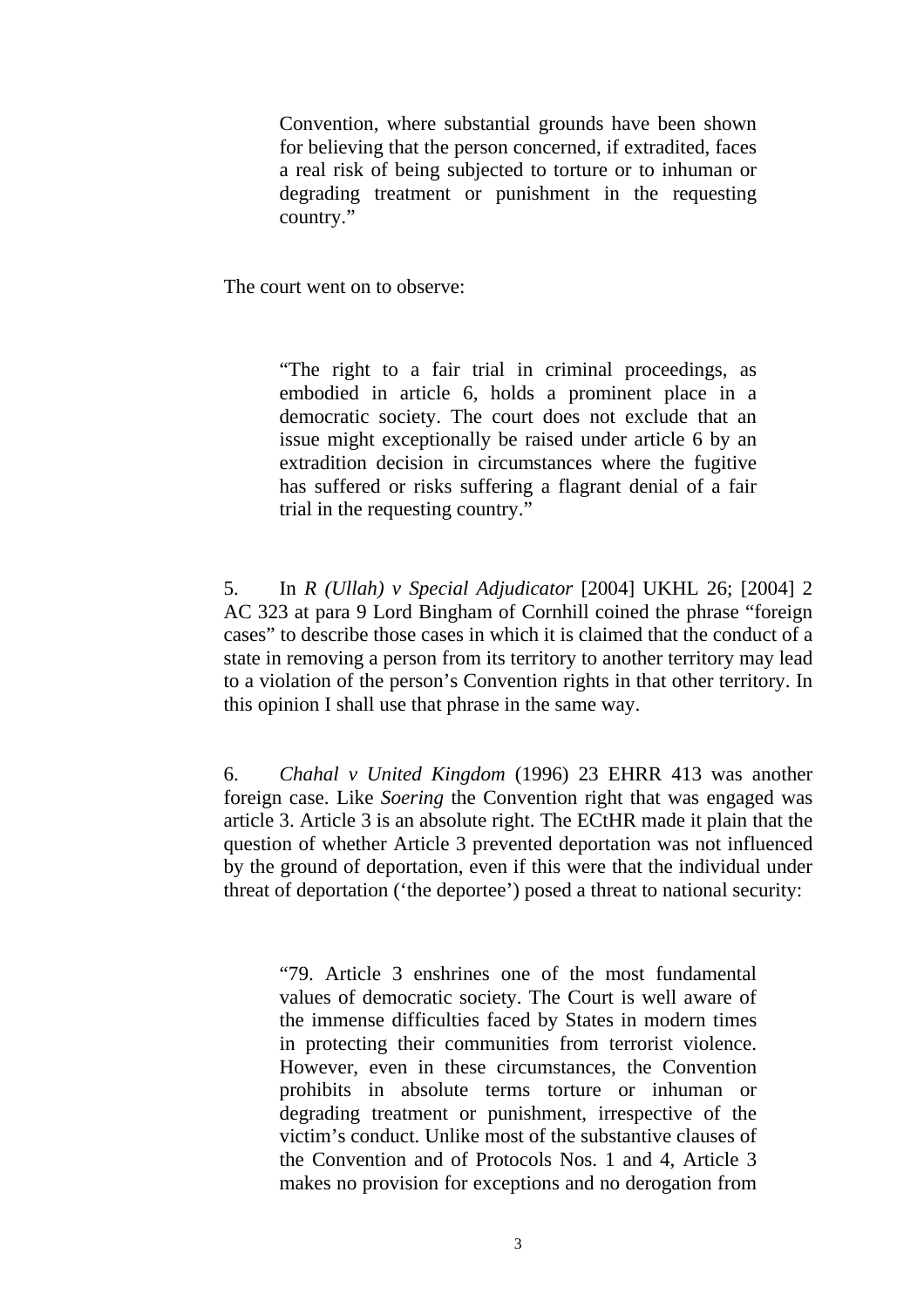> Convention, where substantial grounds have been shown for believing that the person concerned, if extradited, faces a real risk of being subjected to torture or to inhuman or degrading treatment or punishment in the requesting country."

The court went on to observe:

> "The right to a fair trial in criminal proceedings, as embodied in article 6, holds a prominent place in a democratic society. The court does not exclude that an issue might exceptionally be raised under article 6 by an extradition decision in circumstances where the fugitive has suffered or risks suffering a flagrant denial of a fair trial in the requesting country."

5. In *R (Ullah) v Special Adjudicator* [2004] UKHL 26; [2004] 2 AC 323 at para 9 Lord Bingham of Cornhill coined the phrase "foreign cases" to describe those cases in which it is claimed that the conduct of a state in removing a person from its territory to another territory may lead to a violation of the person's Convention rights in that other territory. In this opinion I shall use that phrase in the same way.

6. *Chahal v United Kingdom* (1996) 23 EHRR 413 was another foreign case. Like *Soering* the Convention right that was engaged was article 3. Article 3 is an absolute right. The ECtHR made it plain that the question of whether Article 3 prevented deportation was not influenced by the ground of deportation, even if this were that the individual under threat of deportation ('the deportee') posed a threat to national security:

> "79. Article 3 enshrines one of the most fundamental values of democratic society. The Court is well aware of the immense difficulties faced by States in modern times in protecting their communities from terrorist violence. However, even in these circumstances, the Convention prohibits in absolute terms torture or inhuman or degrading treatment or punishment, irrespective of the victim's conduct. Unlike most of the substantive clauses of the Convention and of Protocols Nos. 1 and 4, Article 3 makes no provision for exceptions and no derogation from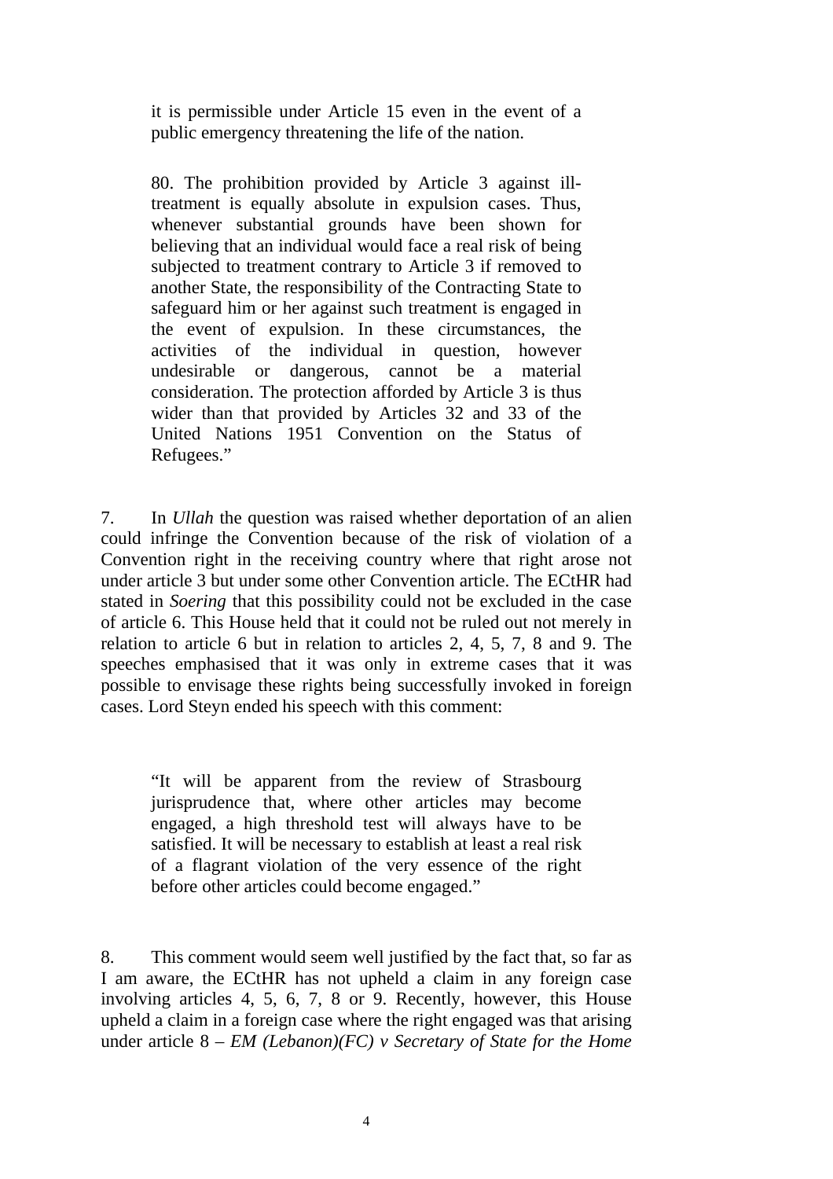> it is permissible under Article 15 even in the event of a public emergency threatening the life of the nation.
>
> 80. The prohibition provided by Article 3 against ill-treatment is equally absolute in expulsion cases. Thus, whenever substantial grounds have been shown for believing that an individual would face a real risk of being subjected to treatment contrary to Article 3 if removed to another State, the responsibility of the Contracting State to safeguard him or her against such treatment is engaged in the event of expulsion. In these circumstances, the activities of the individual in question, however undesirable or dangerous, cannot be a material consideration. The protection afforded by Article 3 is thus wider than that provided by Articles 32 and 33 of the United Nations 1951 Convention on the Status of Refugees."

7. In *Ullah* the question was raised whether deportation of an alien could infringe the Convention because of the risk of violation of a Convention right in the receiving country where that right arose not under article 3 but under some other Convention article. The ECtHR had stated in *Soering* that this possibility could not be excluded in the case of article 6. This House held that it could not be ruled out not merely in relation to article 6 but in relation to articles 2, 4, 5, 7, 8 and 9. The speeches emphasised that it was only in extreme cases that it was possible to envisage these rights being successfully invoked in foreign cases. Lord Steyn ended his speech with this comment:

> "It will be apparent from the review of Strasbourg jurisprudence that, where other articles may become engaged, a high threshold test will always have to be satisfied. It will be necessary to establish at least a real risk of a flagrant violation of the very essence of the right before other articles could become engaged."

8. This comment would seem well justified by the fact that, so far as I am aware, the ECtHR has not upheld a claim in any foreign case involving articles 4, 5, 6, 7, 8 or 9. Recently, however, this House upheld a claim in a foreign case where the right engaged was that arising under article 8 – *EM (Lebanon)(FC) v Secretary of State for the Home*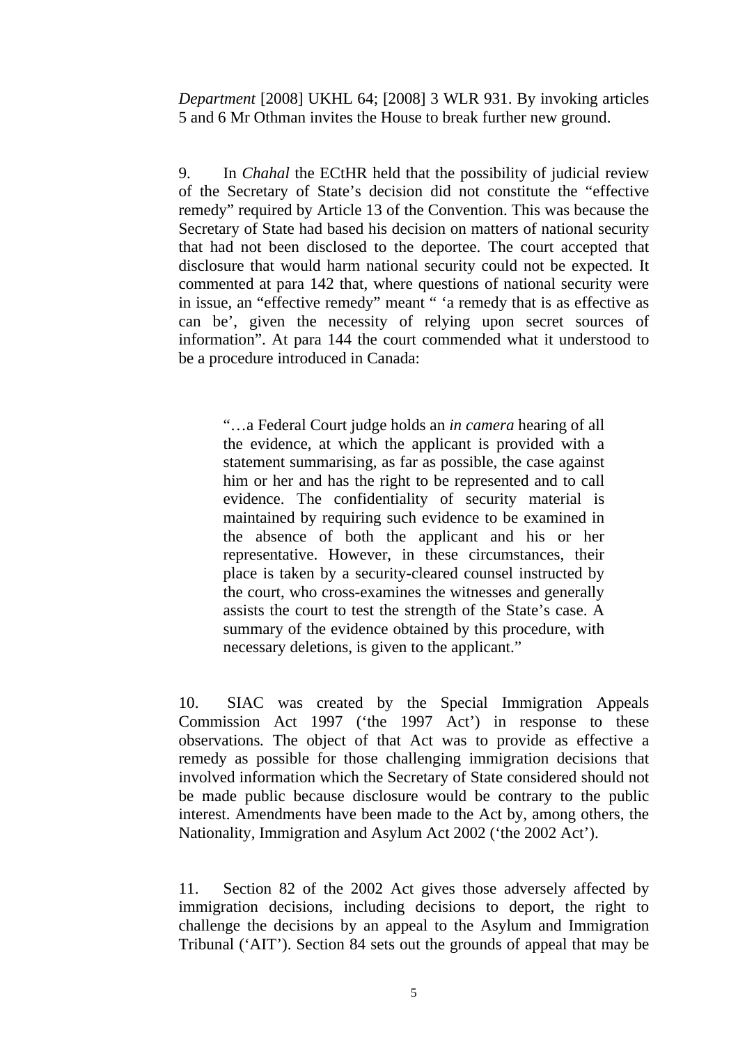*Department* [2008] UKHL 64; [2008] 3 WLR 931. By invoking articles 5 and 6 Mr Othman invites the House to break further new ground.

9. In *Chahal* the ECtHR held that the possibility of judicial review of the Secretary of State's decision did not constitute the "effective remedy" required by Article 13 of the Convention. This was because the Secretary of State had based his decision on matters of national security that had not been disclosed to the deportee. The court accepted that disclosure that would harm national security could not be expected. It commented at para 142 that, where questions of national security were in issue, an "effective remedy" meant " 'a remedy that is as effective as can be', given the necessity of relying upon secret sources of information". At para 144 the court commended what it understood to be a procedure introduced in Canada:

> "…a Federal Court judge holds an *in camera* hearing of all the evidence, at which the applicant is provided with a statement summarising, as far as possible, the case against him or her and has the right to be represented and to call evidence. The confidentiality of security material is maintained by requiring such evidence to be examined in the absence of both the applicant and his or her representative. However, in these circumstances, their place is taken by a security-cleared counsel instructed by the court, who cross-examines the witnesses and generally assists the court to test the strength of the State's case. A summary of the evidence obtained by this procedure, with necessary deletions, is given to the applicant."

10. SIAC was created by the Special Immigration Appeals Commission Act 1997 ('the 1997 Act') in response to these observations. The object of that Act was to provide as effective a remedy as possible for those challenging immigration decisions that involved information which the Secretary of State considered should not be made public because disclosure would be contrary to the public interest. Amendments have been made to the Act by, among others, the Nationality, Immigration and Asylum Act 2002 ('the 2002 Act').

11. Section 82 of the 2002 Act gives those adversely affected by immigration decisions, including decisions to deport, the right to challenge the decisions by an appeal to the Asylum and Immigration Tribunal ('AIT'). Section 84 sets out the grounds of appeal that may be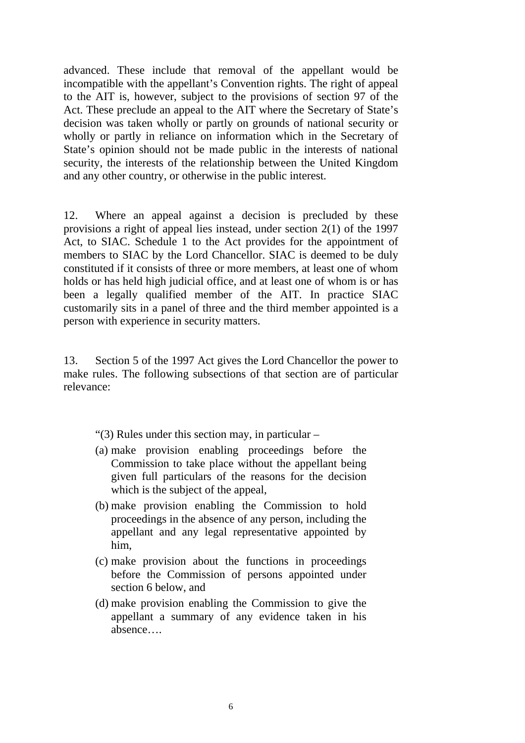advanced. These include that removal of the appellant would be incompatible with the appellant's Convention rights. The right of appeal to the AIT is, however, subject to the provisions of section 97 of the Act. These preclude an appeal to the AIT where the Secretary of State's decision was taken wholly or partly on grounds of national security or wholly or partly in reliance on information which in the Secretary of State's opinion should not be made public in the interests of national security, the interests of the relationship between the United Kingdom and any other country, or otherwise in the public interest.

12. Where an appeal against a decision is precluded by these provisions a right of appeal lies instead, under section 2(1) of the 1997 Act, to SIAC. Schedule 1 to the Act provides for the appointment of members to SIAC by the Lord Chancellor. SIAC is deemed to be duly constituted if it consists of three or more members, at least one of whom holds or has held high judicial office, and at least one of whom is or has been a legally qualified member of the AIT. In practice SIAC customarily sits in a panel of three and the third member appointed is a person with experience in security matters.

13. Section 5 of the 1997 Act gives the Lord Chancellor the power to make rules. The following subsections of that section are of particular relevance:

> "(3) Rules under this section may, in particular –
>
> (a) make provision enabling proceedings before the Commission to take place without the appellant being given full particulars of the reasons for the decision which is the subject of the appeal,
>
> (b) make provision enabling the Commission to hold proceedings in the absence of any person, including the appellant and any legal representative appointed by him,
>
> (c) make provision about the functions in proceedings before the Commission of persons appointed under section 6 below, and
>
> (d) make provision enabling the Commission to give the appellant a summary of any evidence taken in his absence….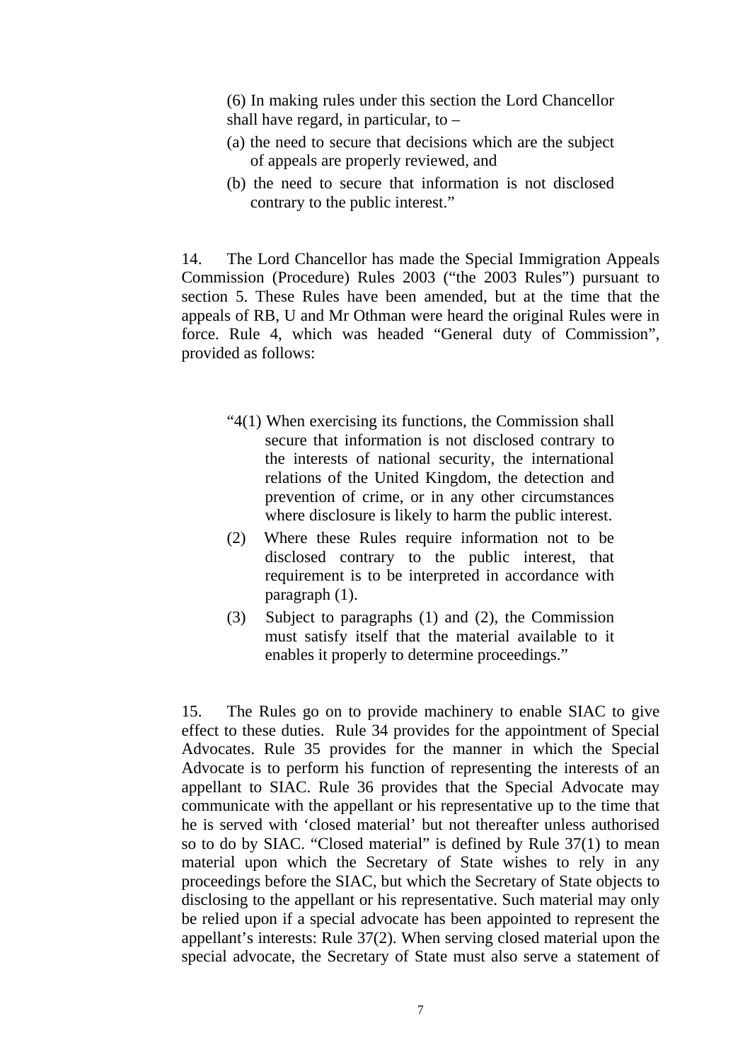> (6) In making rules under this section the Lord Chancellor shall have regard, in particular, to –
>
> (a) the need to secure that decisions which are the subject of appeals are properly reviewed, and
>
> (b) the need to secure that information is not disclosed contrary to the public interest."

14. The Lord Chancellor has made the Special Immigration Appeals Commission (Procedure) Rules 2003 ("the 2003 Rules") pursuant to section 5. These Rules have been amended, but at the time that the appeals of RB, U and Mr Othman were heard the original Rules were in force. Rule 4, which was headed "General duty of Commission", provided as follows:

> "4(1) When exercising its functions, the Commission shall secure that information is not disclosed contrary to the interests of national security, the international relations of the United Kingdom, the detection and prevention of crime, or in any other circumstances where disclosure is likely to harm the public interest.
>
> (2) Where these Rules require information not to be disclosed contrary to the public interest, that requirement is to be interpreted in accordance with paragraph (1).
>
> (3) Subject to paragraphs (1) and (2), the Commission must satisfy itself that the material available to it enables it properly to determine proceedings."

15. The Rules go on to provide machinery to enable SIAC to give effect to these duties. Rule 34 provides for the appointment of Special Advocates. Rule 35 provides for the manner in which the Special Advocate is to perform his function of representing the interests of an appellant to SIAC. Rule 36 provides that the Special Advocate may communicate with the appellant or his representative up to the time that he is served with 'closed material' but not thereafter unless authorised so to do by SIAC. "Closed material" is defined by Rule 37(1) to mean material upon which the Secretary of State wishes to rely in any proceedings before the SIAC, but which the Secretary of State objects to disclosing to the appellant or his representative. Such material may only be relied upon if a special advocate has been appointed to represent the appellant's interests: Rule 37(2). When serving closed material upon the special advocate, the Secretary of State must also serve a statement of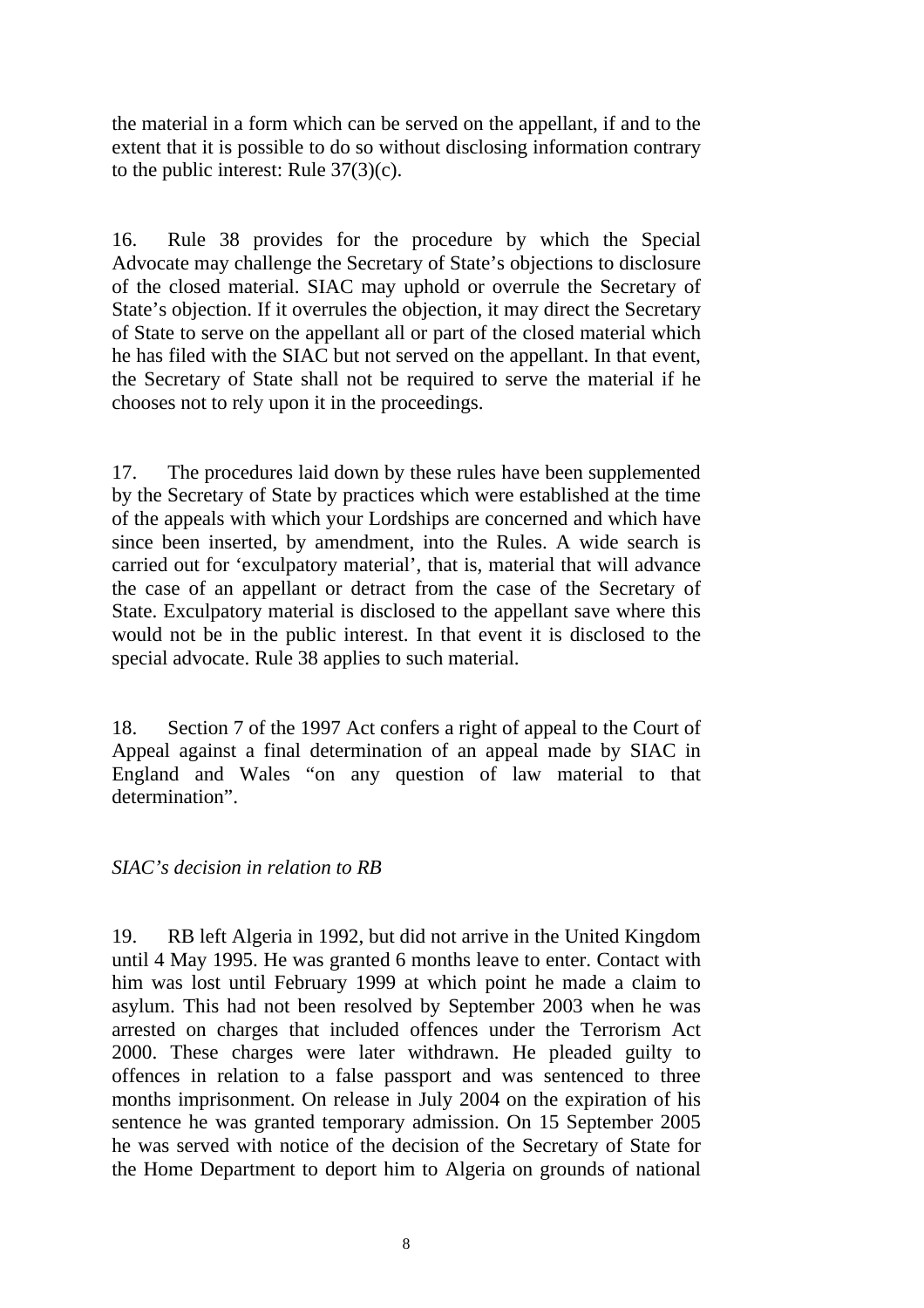the material in a form which can be served on the appellant, if and to the extent that it is possible to do so without disclosing information contrary to the public interest: Rule 37(3)(c).

16. Rule 38 provides for the procedure by which the Special Advocate may challenge the Secretary of State's objections to disclosure of the closed material. SIAC may uphold or overrule the Secretary of State's objection. If it overrules the objection, it may direct the Secretary of State to serve on the appellant all or part of the closed material which he has filed with the SIAC but not served on the appellant. In that event, the Secretary of State shall not be required to serve the material if he chooses not to rely upon it in the proceedings.

17. The procedures laid down by these rules have been supplemented by the Secretary of State by practices which were established at the time of the appeals with which your Lordships are concerned and which have since been inserted, by amendment, into the Rules. A wide search is carried out for 'exculpatory material', that is, material that will advance the case of an appellant or detract from the case of the Secretary of State. Exculpatory material is disclosed to the appellant save where this would not be in the public interest. In that event it is disclosed to the special advocate. Rule 38 applies to such material.

18. Section 7 of the 1997 Act confers a right of appeal to the Court of Appeal against a final determination of an appeal made by SIAC in England and Wales "on any question of law material to that determination".

*SIAC's decision in relation to RB*

19. RB left Algeria in 1992, but did not arrive in the United Kingdom until 4 May 1995. He was granted 6 months leave to enter. Contact with him was lost until February 1999 at which point he made a claim to asylum. This had not been resolved by September 2003 when he was arrested on charges that included offences under the Terrorism Act 2000. These charges were later withdrawn. He pleaded guilty to offences in relation to a false passport and was sentenced to three months imprisonment. On release in July 2004 on the expiration of his sentence he was granted temporary admission. On 15 September 2005 he was served with notice of the decision of the Secretary of State for the Home Department to deport him to Algeria on grounds of national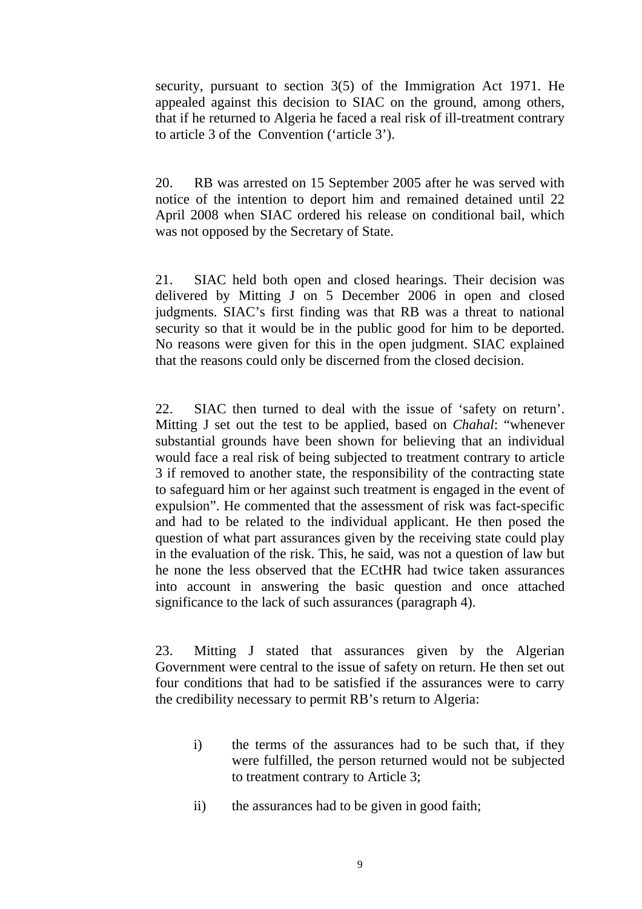security, pursuant to section 3(5) of the Immigration Act 1971. He appealed against this decision to SIAC on the ground, among others, that if he returned to Algeria he faced a real risk of ill-treatment contrary to article 3 of the Convention ('article 3').

20. RB was arrested on 15 September 2005 after he was served with notice of the intention to deport him and remained detained until 22 April 2008 when SIAC ordered his release on conditional bail, which was not opposed by the Secretary of State.

21. SIAC held both open and closed hearings. Their decision was delivered by Mitting J on 5 December 2006 in open and closed judgments. SIAC's first finding was that RB was a threat to national security so that it would be in the public good for him to be deported. No reasons were given for this in the open judgment. SIAC explained that the reasons could only be discerned from the closed decision.

22. SIAC then turned to deal with the issue of 'safety on return'. Mitting J set out the test to be applied, based on *Chahal*: "whenever substantial grounds have been shown for believing that an individual would face a real risk of being subjected to treatment contrary to article 3 if removed to another state, the responsibility of the contracting state to safeguard him or her against such treatment is engaged in the event of expulsion". He commented that the assessment of risk was fact-specific and had to be related to the individual applicant. He then posed the question of what part assurances given by the receiving state could play in the evaluation of the risk. This, he said, was not a question of law but he none the less observed that the ECtHR had twice taken assurances into account in answering the basic question and once attached significance to the lack of such assurances (paragraph 4).

23. Mitting J stated that assurances given by the Algerian Government were central to the issue of safety on return. He then set out four conditions that had to be satisfied if the assurances were to carry the credibility necessary to permit RB's return to Algeria:

i) the terms of the assurances had to be such that, if they were fulfilled, the person returned would not be subjected to treatment contrary to Article 3;

ii) the assurances had to be given in good faith;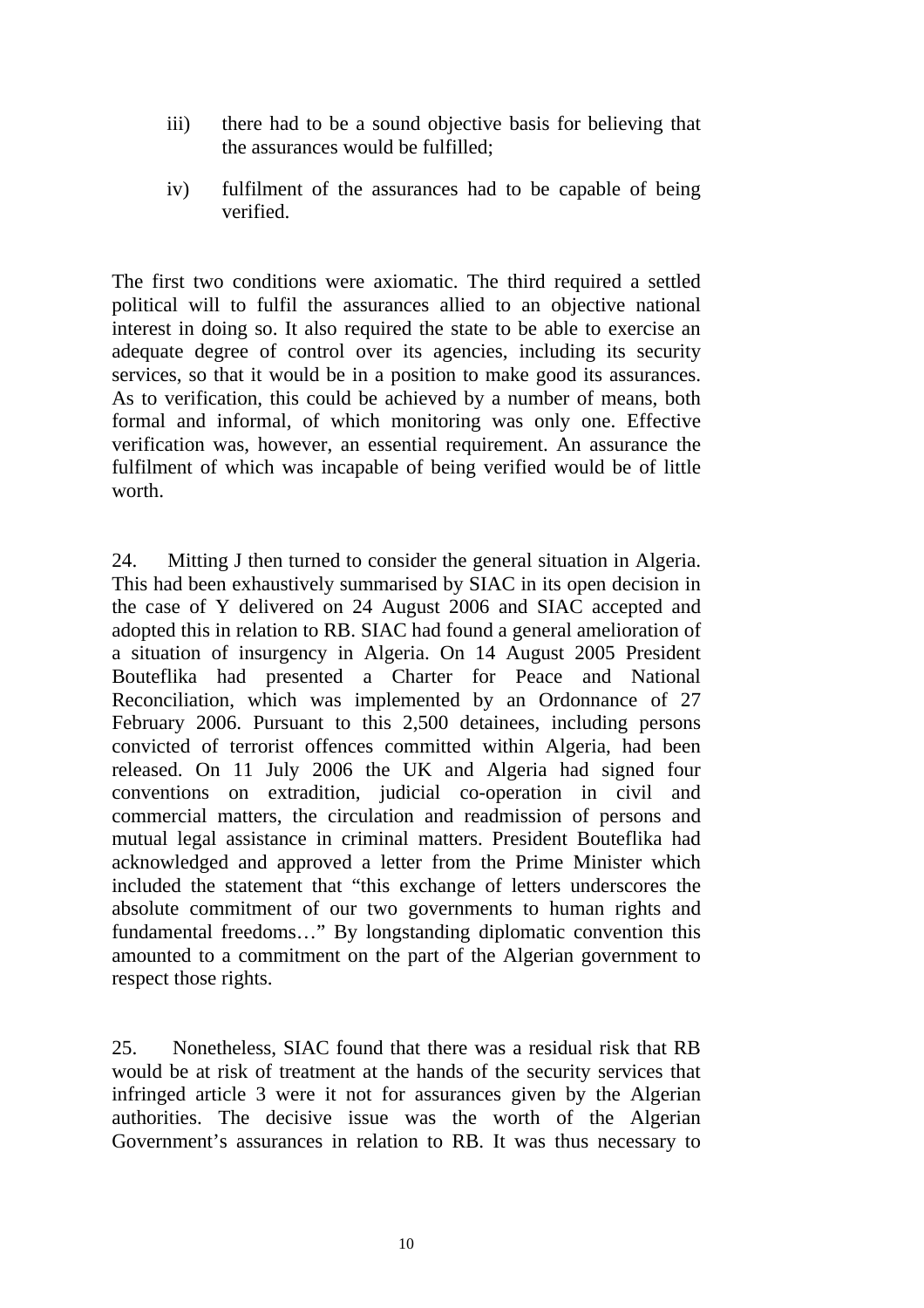iii) there had to be a sound objective basis for believing that the assurances would be fulfilled;

iv) fulfilment of the assurances had to be capable of being verified.

The first two conditions were axiomatic. The third required a settled political will to fulfil the assurances allied to an objective national interest in doing so. It also required the state to be able to exercise an adequate degree of control over its agencies, including its security services, so that it would be in a position to make good its assurances. As to verification, this could be achieved by a number of means, both formal and informal, of which monitoring was only one. Effective verification was, however, an essential requirement. An assurance the fulfilment of which was incapable of being verified would be of little worth.

24. Mitting J then turned to consider the general situation in Algeria. This had been exhaustively summarised by SIAC in its open decision in the case of Y delivered on 24 August 2006 and SIAC accepted and adopted this in relation to RB. SIAC had found a general amelioration of a situation of insurgency in Algeria. On 14 August 2005 President Bouteflika had presented a Charter for Peace and National Reconciliation, which was implemented by an Ordonnance of 27 February 2006. Pursuant to this 2,500 detainees, including persons convicted of terrorist offences committed within Algeria, had been released. On 11 July 2006 the UK and Algeria had signed four conventions on extradition, judicial co-operation in civil and commercial matters, the circulation and readmission of persons and mutual legal assistance in criminal matters. President Bouteflika had acknowledged and approved a letter from the Prime Minister which included the statement that "this exchange of letters underscores the absolute commitment of our two governments to human rights and fundamental freedoms…" By longstanding diplomatic convention this amounted to a commitment on the part of the Algerian government to respect those rights.

25. Nonetheless, SIAC found that there was a residual risk that RB would be at risk of treatment at the hands of the security services that infringed article 3 were it not for assurances given by the Algerian authorities. The decisive issue was the worth of the Algerian Government's assurances in relation to RB. It was thus necessary to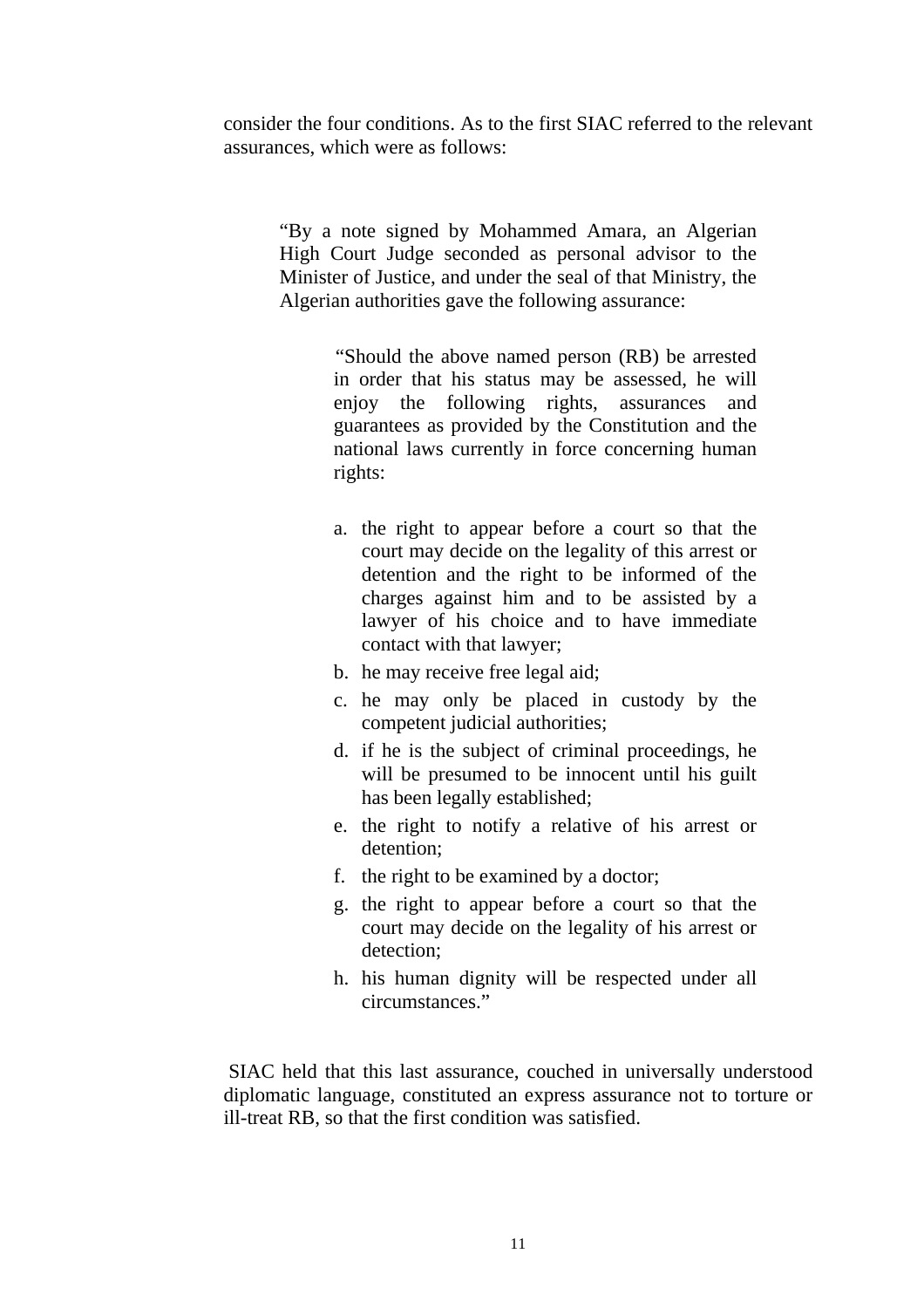consider the four conditions. As to the first SIAC referred to the relevant assurances, which were as follows:

> "By a note signed by Mohammed Amara, an Algerian High Court Judge seconded as personal advisor to the Minister of Justice, and under the seal of that Ministry, the Algerian authorities gave the following assurance:
>
> > "Should the above named person (RB) be arrested in order that his status may be assessed, he will enjoy the following rights, assurances and guarantees as provided by the Constitution and the national laws currently in force concerning human rights:
> >
> > a. the right to appear before a court so that the court may decide on the legality of this arrest or detention and the right to be informed of the charges against him and to be assisted by a lawyer of his choice and to have immediate contact with that lawyer;
> > b. he may receive free legal aid;
> > c. he may only be placed in custody by the competent judicial authorities;
> > d. if he is the subject of criminal proceedings, he will be presumed to be innocent until his guilt has been legally established;
> > e. the right to notify a relative of his arrest or detention;
> > f. the right to be examined by a doctor;
> > g. the right to appear before a court so that the court may decide on the legality of his arrest or detection;
> > h. his human dignity will be respected under all circumstances."

SIAC held that this last assurance, couched in universally understood diplomatic language, constituted an express assurance not to torture or ill-treat RB, so that the first condition was satisfied.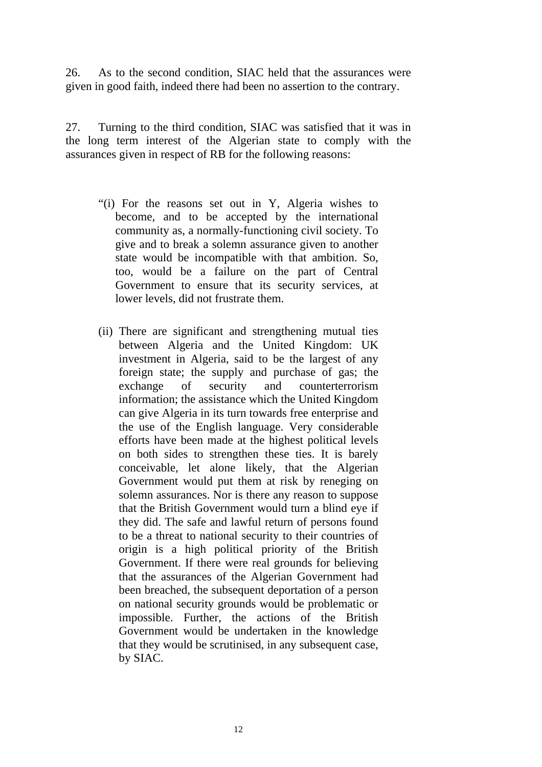26. As to the second condition, SIAC held that the assurances were given in good faith, indeed there had been no assertion to the contrary.

27. Turning to the third condition, SIAC was satisfied that it was in the long term interest of the Algerian state to comply with the assurances given in respect of RB for the following reasons:

> "(i) For the reasons set out in Y, Algeria wishes to become, and to be accepted by the international community as, a normally-functioning civil society. To give and to break a solemn assurance given to another state would be incompatible with that ambition. So, too, would be a failure on the part of Central Government to ensure that its security services, at lower levels, did not frustrate them.
>
> (ii) There are significant and strengthening mutual ties between Algeria and the United Kingdom: UK investment in Algeria, said to be the largest of any foreign state; the supply and purchase of gas; the exchange of security and counterterrorism information; the assistance which the United Kingdom can give Algeria in its turn towards free enterprise and the use of the English language. Very considerable efforts have been made at the highest political levels on both sides to strengthen these ties. It is barely conceivable, let alone likely, that the Algerian Government would put them at risk by reneging on solemn assurances. Nor is there any reason to suppose that the British Government would turn a blind eye if they did. The safe and lawful return of persons found to be a threat to national security to their countries of origin is a high political priority of the British Government. If there were real grounds for believing that the assurances of the Algerian Government had been breached, the subsequent deportation of a person on national security grounds would be problematic or impossible. Further, the actions of the British Government would be undertaken in the knowledge that they would be scrutinised, in any subsequent case, by SIAC.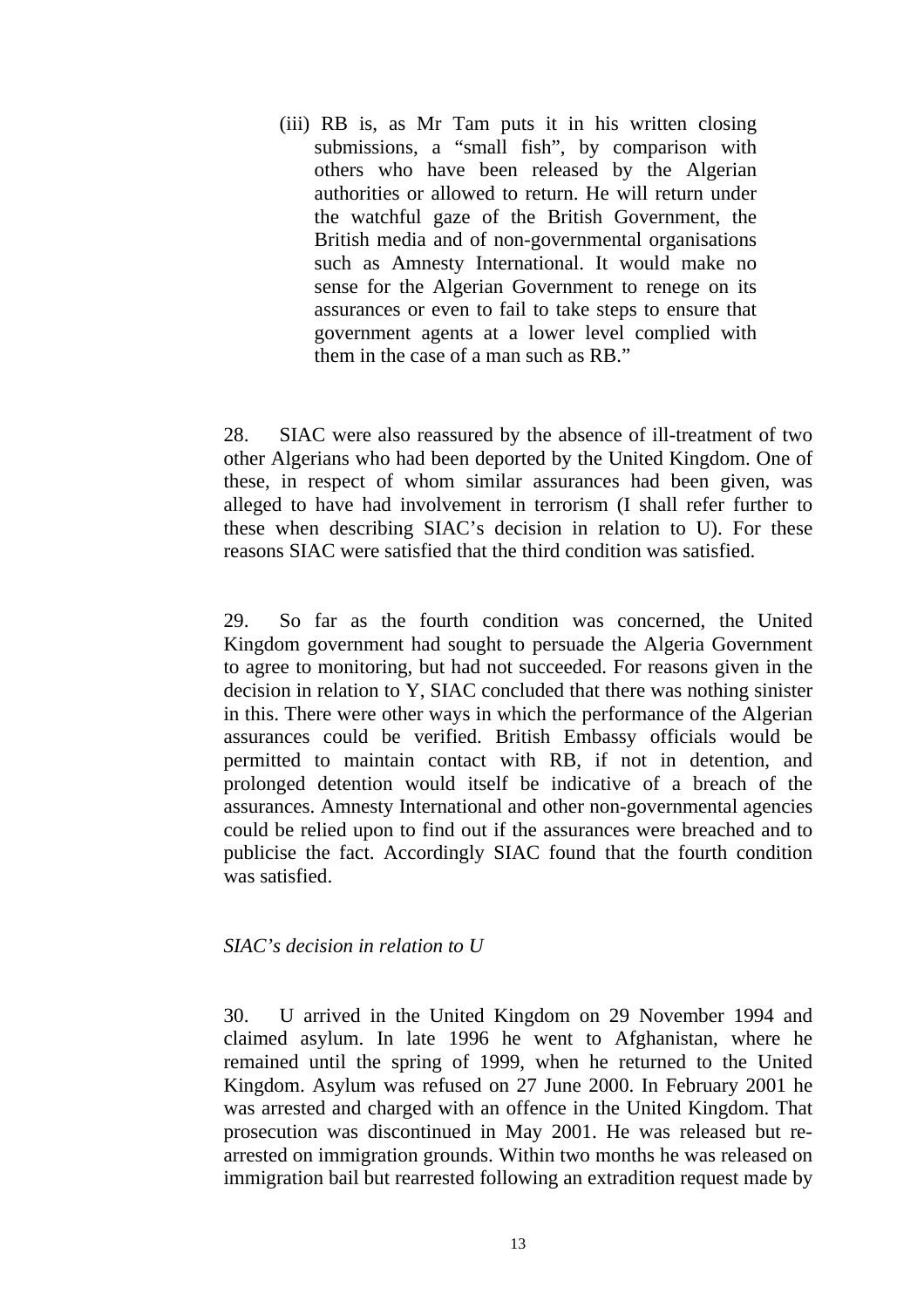(iii) RB is, as Mr Tam puts it in his written closing submissions, a "small fish", by comparison with others who have been released by the Algerian authorities or allowed to return. He will return under the watchful gaze of the British Government, the British media and of non-governmental organisations such as Amnesty International. It would make no sense for the Algerian Government to renege on its assurances or even to fail to take steps to ensure that government agents at a lower level complied with them in the case of a man such as RB."

28. SIAC were also reassured by the absence of ill-treatment of two other Algerians who had been deported by the United Kingdom. One of these, in respect of whom similar assurances had been given, was alleged to have had involvement in terrorism (I shall refer further to these when describing SIAC's decision in relation to U). For these reasons SIAC were satisfied that the third condition was satisfied.

29. So far as the fourth condition was concerned, the United Kingdom government had sought to persuade the Algeria Government to agree to monitoring, but had not succeeded. For reasons given in the decision in relation to Y, SIAC concluded that there was nothing sinister in this. There were other ways in which the performance of the Algerian assurances could be verified. British Embassy officials would be permitted to maintain contact with RB, if not in detention, and prolonged detention would itself be indicative of a breach of the assurances. Amnesty International and other non-governmental agencies could be relied upon to find out if the assurances were breached and to publicise the fact. Accordingly SIAC found that the fourth condition was satisfied.

*SIAC's decision in relation to U*

30. U arrived in the United Kingdom on 29 November 1994 and claimed asylum. In late 1996 he went to Afghanistan, where he remained until the spring of 1999, when he returned to the United Kingdom. Asylum was refused on 27 June 2000. In February 2001 he was arrested and charged with an offence in the United Kingdom. That prosecution was discontinued in May 2001. He was released but re-arrested on immigration grounds. Within two months he was released on immigration bail but rearrested following an extradition request made by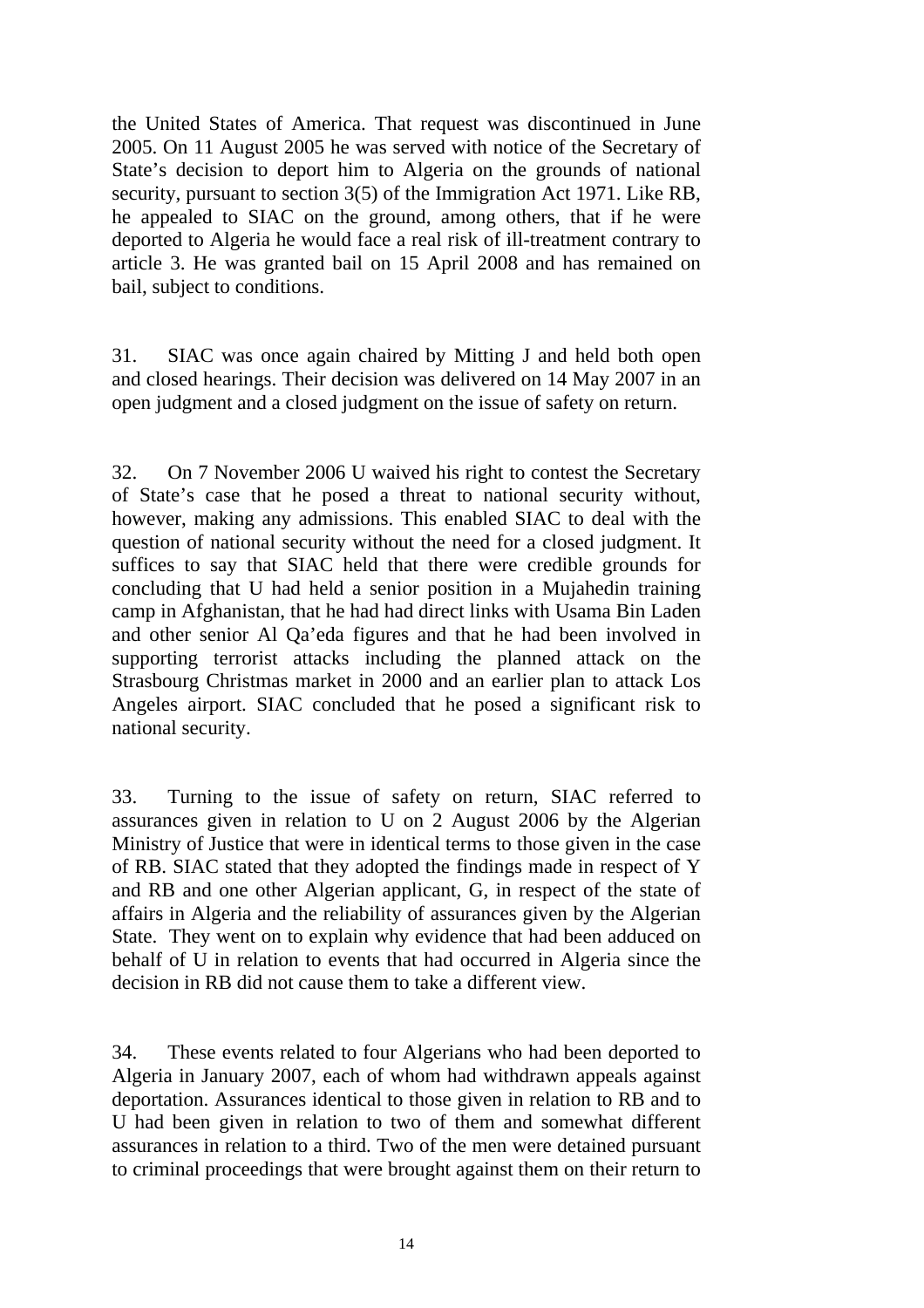the United States of America. That request was discontinued in June 2005. On 11 August 2005 he was served with notice of the Secretary of State's decision to deport him to Algeria on the grounds of national security, pursuant to section 3(5) of the Immigration Act 1971. Like RB, he appealed to SIAC on the ground, among others, that if he were deported to Algeria he would face a real risk of ill-treatment contrary to article 3. He was granted bail on 15 April 2008 and has remained on bail, subject to conditions.

31. SIAC was once again chaired by Mitting J and held both open and closed hearings. Their decision was delivered on 14 May 2007 in an open judgment and a closed judgment on the issue of safety on return.

32. On 7 November 2006 U waived his right to contest the Secretary of State's case that he posed a threat to national security without, however, making any admissions. This enabled SIAC to deal with the question of national security without the need for a closed judgment. It suffices to say that SIAC held that there were credible grounds for concluding that U had held a senior position in a Mujahedin training camp in Afghanistan, that he had had direct links with Usama Bin Laden and other senior Al Qa'eda figures and that he had been involved in supporting terrorist attacks including the planned attack on the Strasbourg Christmas market in 2000 and an earlier plan to attack Los Angeles airport. SIAC concluded that he posed a significant risk to national security.

33. Turning to the issue of safety on return, SIAC referred to assurances given in relation to U on 2 August 2006 by the Algerian Ministry of Justice that were in identical terms to those given in the case of RB. SIAC stated that they adopted the findings made in respect of Y and RB and one other Algerian applicant, G, in respect of the state of affairs in Algeria and the reliability of assurances given by the Algerian State. They went on to explain why evidence that had been adduced on behalf of U in relation to events that had occurred in Algeria since the decision in RB did not cause them to take a different view.

34. These events related to four Algerians who had been deported to Algeria in January 2007, each of whom had withdrawn appeals against deportation. Assurances identical to those given in relation to RB and to U had been given in relation to two of them and somewhat different assurances in relation to a third. Two of the men were detained pursuant to criminal proceedings that were brought against them on their return to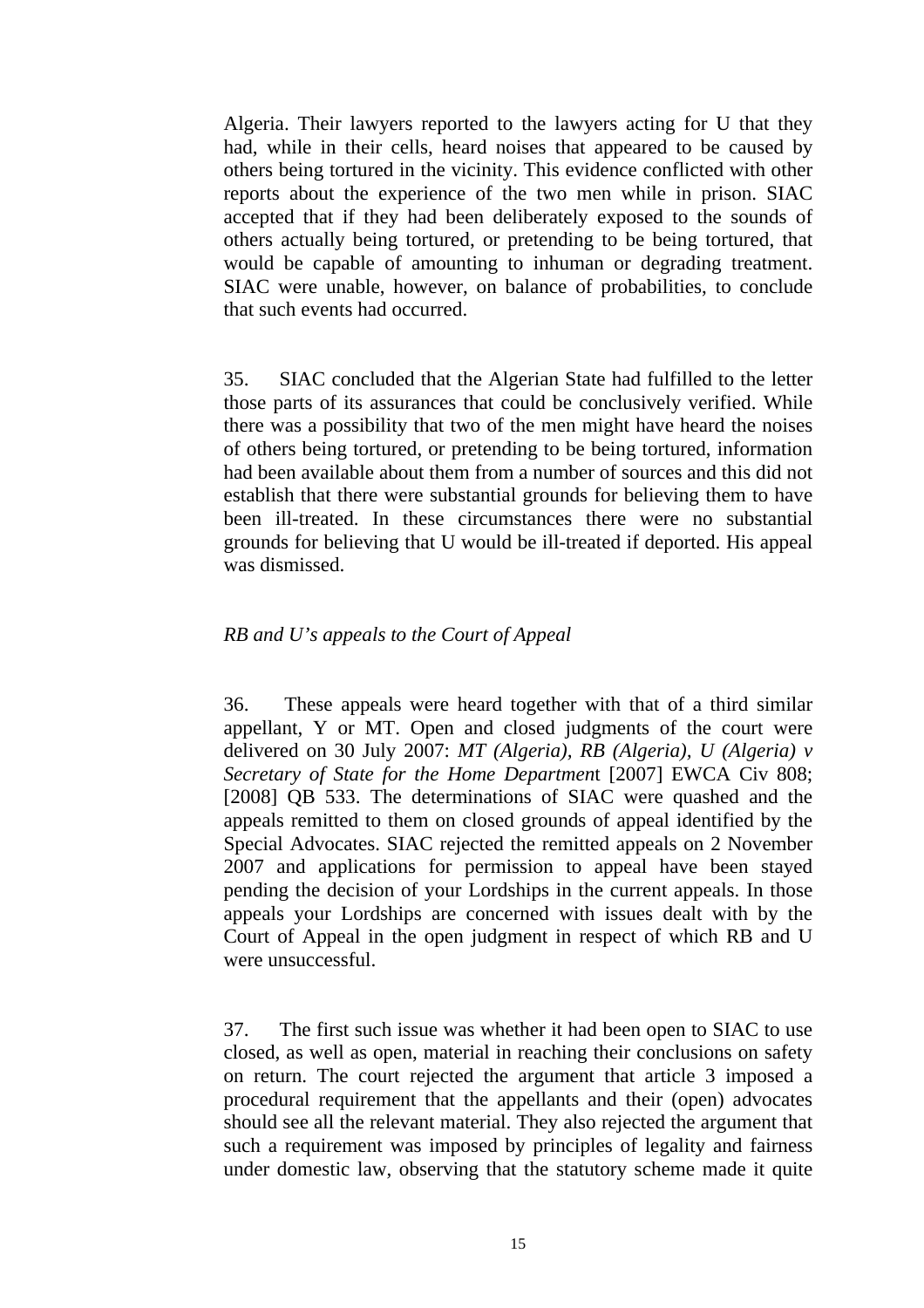Algeria. Their lawyers reported to the lawyers acting for U that they had, while in their cells, heard noises that appeared to be caused by others being tortured in the vicinity. This evidence conflicted with other reports about the experience of the two men while in prison. SIAC accepted that if they had been deliberately exposed to the sounds of others actually being tortured, or pretending to be being tortured, that would be capable of amounting to inhuman or degrading treatment. SIAC were unable, however, on balance of probabilities, to conclude that such events had occurred.

35. SIAC concluded that the Algerian State had fulfilled to the letter those parts of its assurances that could be conclusively verified. While there was a possibility that two of the men might have heard the noises of others being tortured, or pretending to be being tortured, information had been available about them from a number of sources and this did not establish that there were substantial grounds for believing them to have been ill-treated. In these circumstances there were no substantial grounds for believing that U would be ill-treated if deported. His appeal was dismissed.

*RB and U's appeals to the Court of Appeal*

36. These appeals were heard together with that of a third similar appellant, Y or MT. Open and closed judgments of the court were delivered on 30 July 2007: *MT (Algeria), RB (Algeria), U (Algeria) v Secretary of State for the Home Department* [2007] EWCA Civ 808; [2008] QB 533. The determinations of SIAC were quashed and the appeals remitted to them on closed grounds of appeal identified by the Special Advocates. SIAC rejected the remitted appeals on 2 November 2007 and applications for permission to appeal have been stayed pending the decision of your Lordships in the current appeals. In those appeals your Lordships are concerned with issues dealt with by the Court of Appeal in the open judgment in respect of which RB and U were unsuccessful.

37. The first such issue was whether it had been open to SIAC to use closed, as well as open, material in reaching their conclusions on safety on return. The court rejected the argument that article 3 imposed a procedural requirement that the appellants and their (open) advocates should see all the relevant material. They also rejected the argument that such a requirement was imposed by principles of legality and fairness under domestic law, observing that the statutory scheme made it quite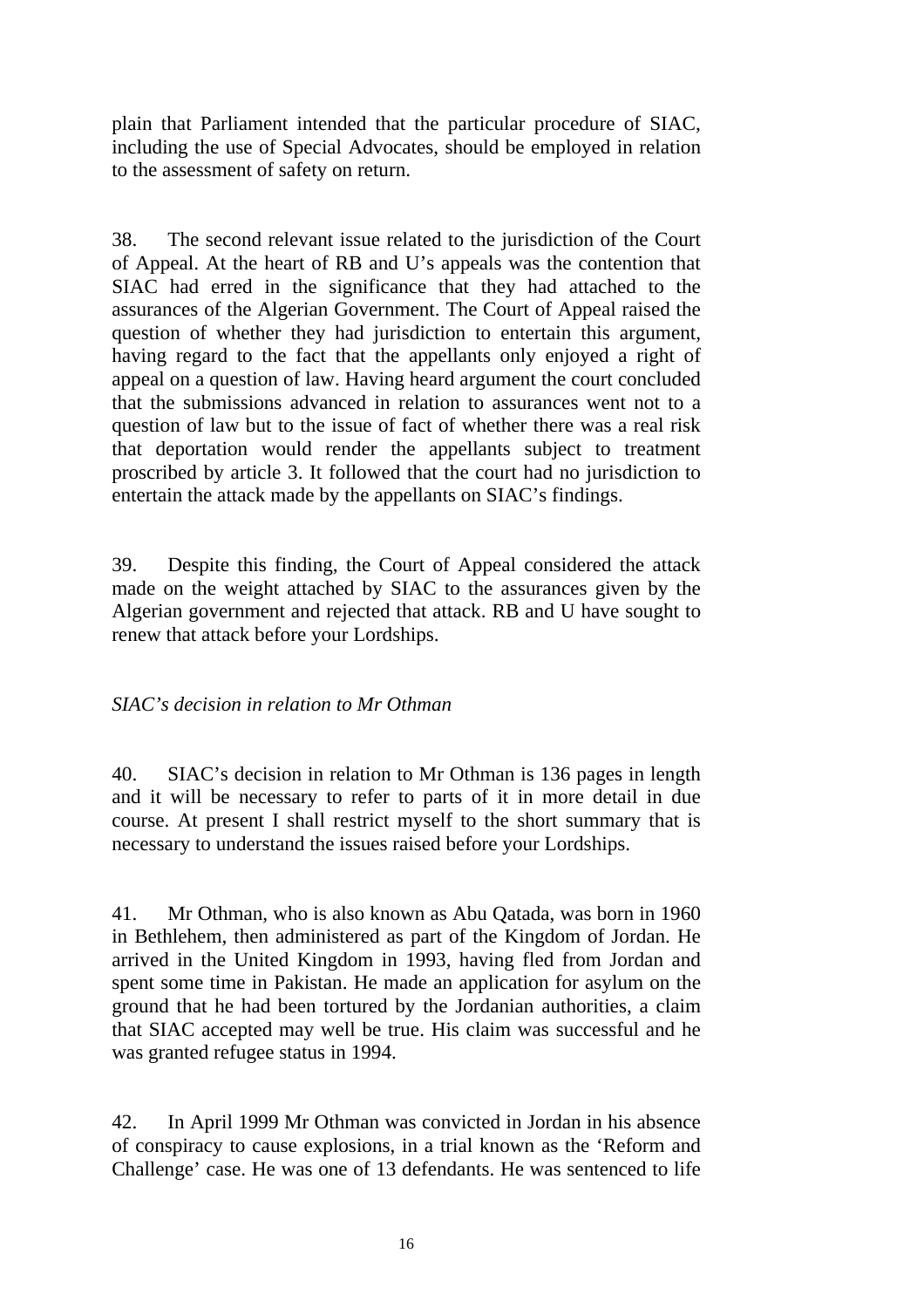plain that Parliament intended that the particular procedure of SIAC, including the use of Special Advocates, should be employed in relation to the assessment of safety on return.

38. The second relevant issue related to the jurisdiction of the Court of Appeal. At the heart of RB and U's appeals was the contention that SIAC had erred in the significance that they had attached to the assurances of the Algerian Government. The Court of Appeal raised the question of whether they had jurisdiction to entertain this argument, having regard to the fact that the appellants only enjoyed a right of appeal on a question of law. Having heard argument the court concluded that the submissions advanced in relation to assurances went not to a question of law but to the issue of fact of whether there was a real risk that deportation would render the appellants subject to treatment proscribed by article 3. It followed that the court had no jurisdiction to entertain the attack made by the appellants on SIAC's findings.

39. Despite this finding, the Court of Appeal considered the attack made on the weight attached by SIAC to the assurances given by the Algerian government and rejected that attack. RB and U have sought to renew that attack before your Lordships.

*SIAC's decision in relation to Mr Othman*

40. SIAC's decision in relation to Mr Othman is 136 pages in length and it will be necessary to refer to parts of it in more detail in due course. At present I shall restrict myself to the short summary that is necessary to understand the issues raised before your Lordships.

41. Mr Othman, who is also known as Abu Qatada, was born in 1960 in Bethlehem, then administered as part of the Kingdom of Jordan. He arrived in the United Kingdom in 1993, having fled from Jordan and spent some time in Pakistan. He made an application for asylum on the ground that he had been tortured by the Jordanian authorities, a claim that SIAC accepted may well be true. His claim was successful and he was granted refugee status in 1994.

42. In April 1999 Mr Othman was convicted in Jordan in his absence of conspiracy to cause explosions, in a trial known as the 'Reform and Challenge' case. He was one of 13 defendants. He was sentenced to life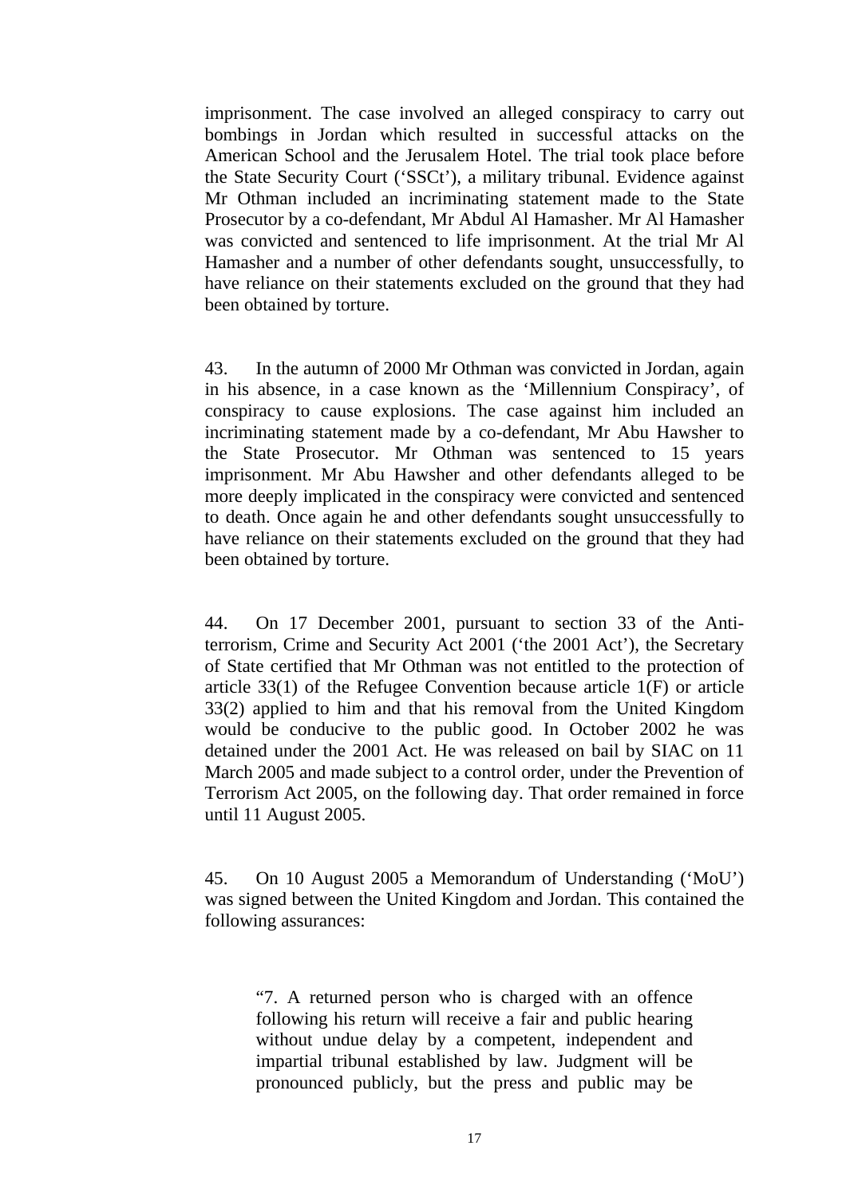imprisonment. The case involved an alleged conspiracy to carry out bombings in Jordan which resulted in successful attacks on the American School and the Jerusalem Hotel. The trial took place before the State Security Court ('SSCt'), a military tribunal. Evidence against Mr Othman included an incriminating statement made to the State Prosecutor by a co-defendant, Mr Abdul Al Hamasher. Mr Al Hamasher was convicted and sentenced to life imprisonment. At the trial Mr Al Hamasher and a number of other defendants sought, unsuccessfully, to have reliance on their statements excluded on the ground that they had been obtained by torture.

43. In the autumn of 2000 Mr Othman was convicted in Jordan, again in his absence, in a case known as the 'Millennium Conspiracy', of conspiracy to cause explosions. The case against him included an incriminating statement made by a co-defendant, Mr Abu Hawsher to the State Prosecutor. Mr Othman was sentenced to 15 years imprisonment. Mr Abu Hawsher and other defendants alleged to be more deeply implicated in the conspiracy were convicted and sentenced to death. Once again he and other defendants sought unsuccessfully to have reliance on their statements excluded on the ground that they had been obtained by torture.

44. On 17 December 2001, pursuant to section 33 of the Anti-terrorism, Crime and Security Act 2001 ('the 2001 Act'), the Secretary of State certified that Mr Othman was not entitled to the protection of article 33(1) of the Refugee Convention because article 1(F) or article 33(2) applied to him and that his removal from the United Kingdom would be conducive to the public good. In October 2002 he was detained under the 2001 Act. He was released on bail by SIAC on 11 March 2005 and made subject to a control order, under the Prevention of Terrorism Act 2005, on the following day. That order remained in force until 11 August 2005.

45. On 10 August 2005 a Memorandum of Understanding ('MoU') was signed between the United Kingdom and Jordan. This contained the following assurances:

> "7. A returned person who is charged with an offence following his return will receive a fair and public hearing without undue delay by a competent, independent and impartial tribunal established by law. Judgment will be pronounced publicly, but the press and public may be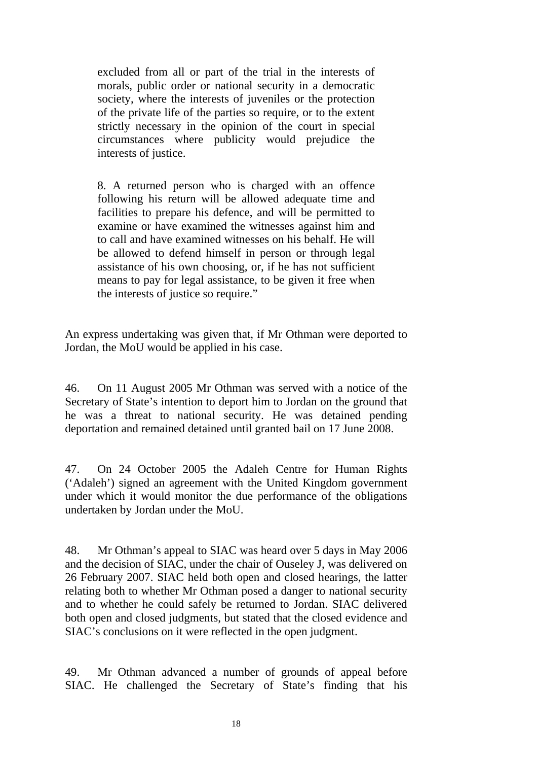> excluded from all or part of the trial in the interests of morals, public order or national security in a democratic society, where the interests of juveniles or the protection of the private life of the parties so require, or to the extent strictly necessary in the opinion of the court in special circumstances where publicity would prejudice the interests of justice.
>
> 8. A returned person who is charged with an offence following his return will be allowed adequate time and facilities to prepare his defence, and will be permitted to examine or have examined the witnesses against him and to call and have examined witnesses on his behalf. He will be allowed to defend himself in person or through legal assistance of his own choosing, or, if he has not sufficient means to pay for legal assistance, to be given it free when the interests of justice so require."

An express undertaking was given that, if Mr Othman were deported to Jordan, the MoU would be applied in his case.

46. On 11 August 2005 Mr Othman was served with a notice of the Secretary of State's intention to deport him to Jordan on the ground that he was a threat to national security. He was detained pending deportation and remained detained until granted bail on 17 June 2008.

47. On 24 October 2005 the Adaleh Centre for Human Rights ('Adaleh') signed an agreement with the United Kingdom government under which it would monitor the due performance of the obligations undertaken by Jordan under the MoU.

48. Mr Othman's appeal to SIAC was heard over 5 days in May 2006 and the decision of SIAC, under the chair of Ouseley J, was delivered on 26 February 2007. SIAC held both open and closed hearings, the latter relating both to whether Mr Othman posed a danger to national security and to whether he could safely be returned to Jordan. SIAC delivered both open and closed judgments, but stated that the closed evidence and SIAC's conclusions on it were reflected in the open judgment.

49. Mr Othman advanced a number of grounds of appeal before SIAC. He challenged the Secretary of State's finding that his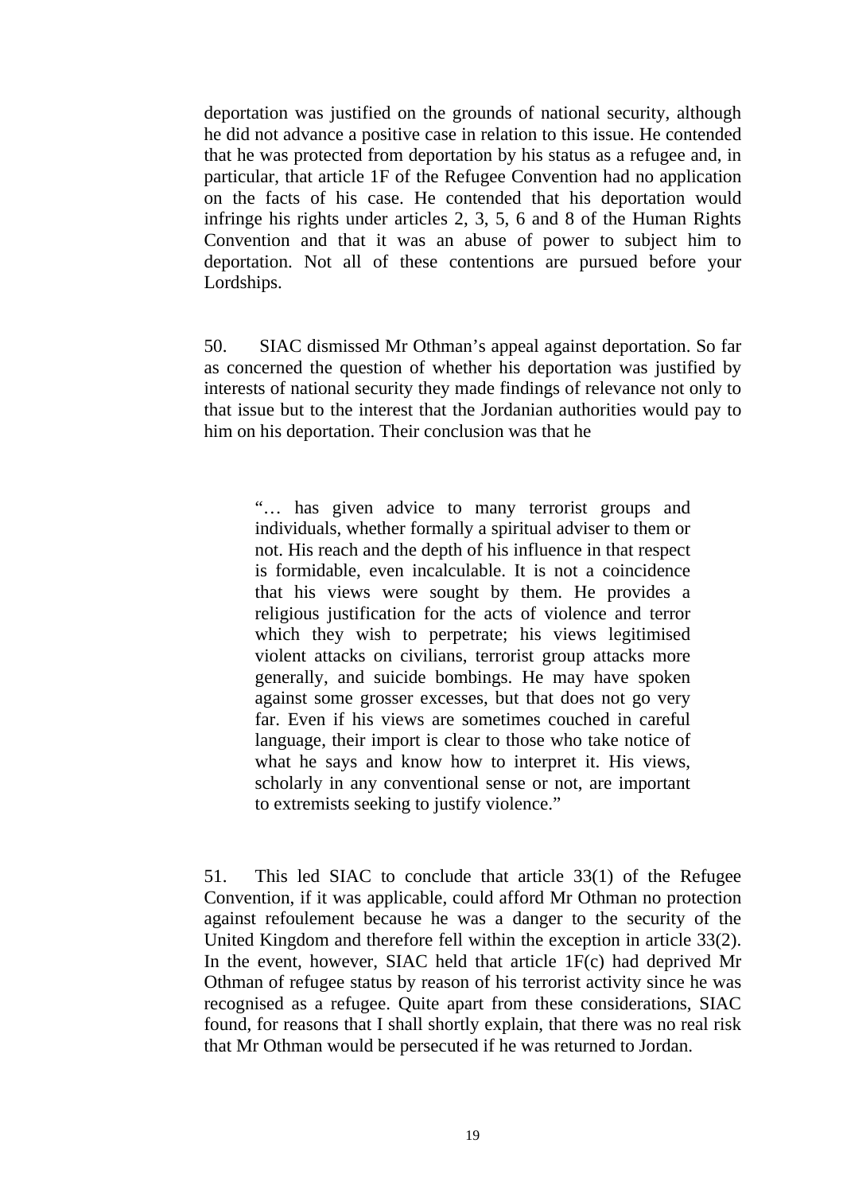deportation was justified on the grounds of national security, although he did not advance a positive case in relation to this issue. He contended that he was protected from deportation by his status as a refugee and, in particular, that article 1F of the Refugee Convention had no application on the facts of his case. He contended that his deportation would infringe his rights under articles 2, 3, 5, 6 and 8 of the Human Rights Convention and that it was an abuse of power to subject him to deportation. Not all of these contentions are pursued before your Lordships.

50. SIAC dismissed Mr Othman's appeal against deportation. So far as concerned the question of whether his deportation was justified by interests of national security they made findings of relevance not only to that issue but to the interest that the Jordanian authorities would pay to him on his deportation. Their conclusion was that he

> "… has given advice to many terrorist groups and individuals, whether formally a spiritual adviser to them or not. His reach and the depth of his influence in that respect is formidable, even incalculable. It is not a coincidence that his views were sought by them. He provides a religious justification for the acts of violence and terror which they wish to perpetrate; his views legitimised violent attacks on civilians, terrorist group attacks more generally, and suicide bombings. He may have spoken against some grosser excesses, but that does not go very far. Even if his views are sometimes couched in careful language, their import is clear to those who take notice of what he says and know how to interpret it. His views, scholarly in any conventional sense or not, are important to extremists seeking to justify violence."

51. This led SIAC to conclude that article 33(1) of the Refugee Convention, if it was applicable, could afford Mr Othman no protection against refoulement because he was a danger to the security of the United Kingdom and therefore fell within the exception in article 33(2). In the event, however, SIAC held that article 1F(c) had deprived Mr Othman of refugee status by reason of his terrorist activity since he was recognised as a refugee. Quite apart from these considerations, SIAC found, for reasons that I shall shortly explain, that there was no real risk that Mr Othman would be persecuted if he was returned to Jordan.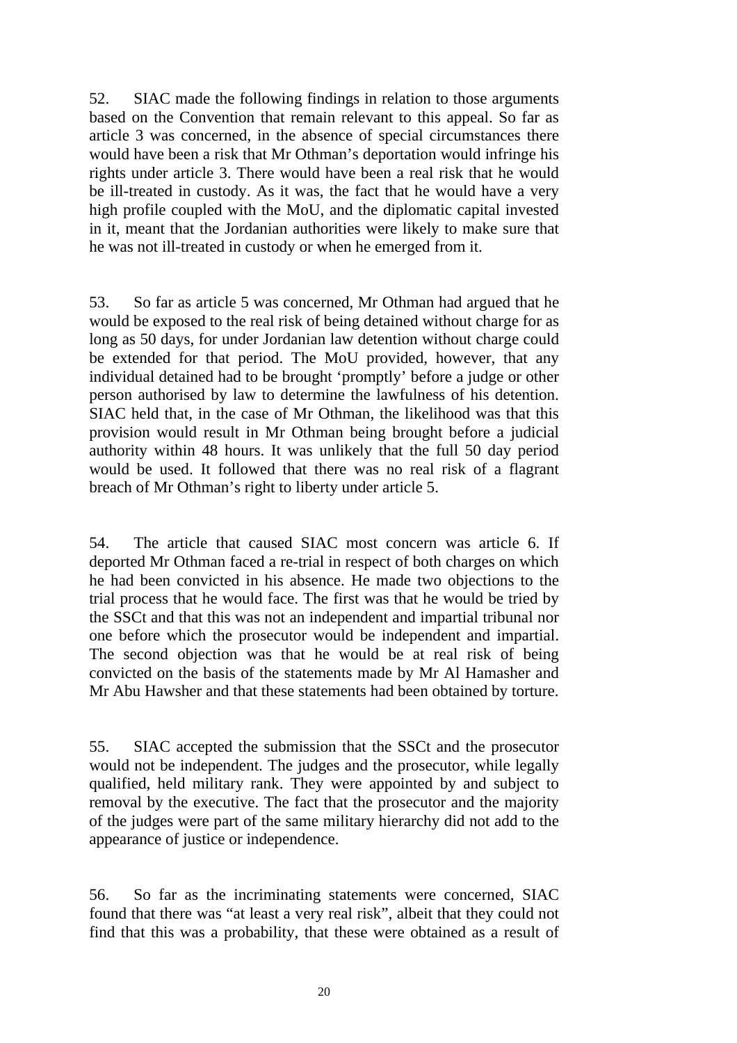52. SIAC made the following findings in relation to those arguments based on the Convention that remain relevant to this appeal. So far as article 3 was concerned, in the absence of special circumstances there would have been a risk that Mr Othman's deportation would infringe his rights under article 3. There would have been a real risk that he would be ill-treated in custody. As it was, the fact that he would have a very high profile coupled with the MoU, and the diplomatic capital invested in it, meant that the Jordanian authorities were likely to make sure that he was not ill-treated in custody or when he emerged from it.

53. So far as article 5 was concerned, Mr Othman had argued that he would be exposed to the real risk of being detained without charge for as long as 50 days, for under Jordanian law detention without charge could be extended for that period. The MoU provided, however, that any individual detained had to be brought 'promptly' before a judge or other person authorised by law to determine the lawfulness of his detention. SIAC held that, in the case of Mr Othman, the likelihood was that this provision would result in Mr Othman being brought before a judicial authority within 48 hours. It was unlikely that the full 50 day period would be used. It followed that there was no real risk of a flagrant breach of Mr Othman's right to liberty under article 5.

54. The article that caused SIAC most concern was article 6. If deported Mr Othman faced a re-trial in respect of both charges on which he had been convicted in his absence. He made two objections to the trial process that he would face. The first was that he would be tried by the SSCt and that this was not an independent and impartial tribunal nor one before which the prosecutor would be independent and impartial. The second objection was that he would be at real risk of being convicted on the basis of the statements made by Mr Al Hamasher and Mr Abu Hawsher and that these statements had been obtained by torture.

55. SIAC accepted the submission that the SSCt and the prosecutor would not be independent. The judges and the prosecutor, while legally qualified, held military rank. They were appointed by and subject to removal by the executive. The fact that the prosecutor and the majority of the judges were part of the same military hierarchy did not add to the appearance of justice or independence.

56. So far as the incriminating statements were concerned, SIAC found that there was "at least a very real risk", albeit that they could not find that this was a probability, that these were obtained as a result of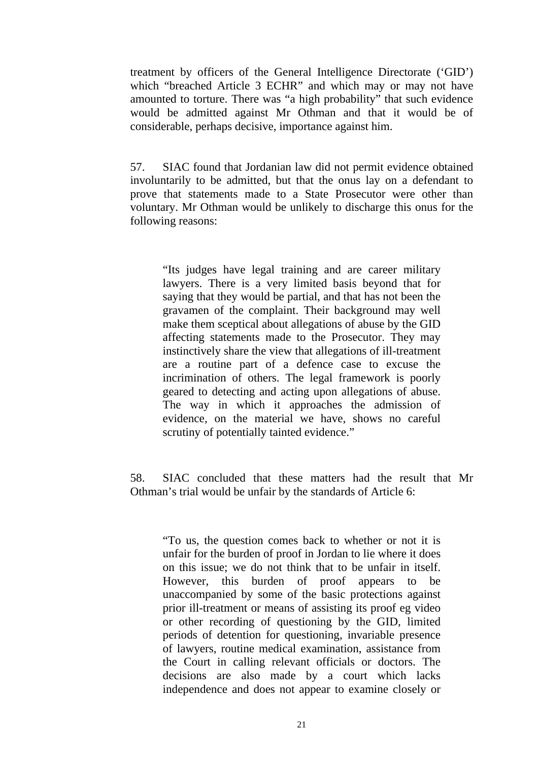treatment by officers of the General Intelligence Directorate ('GID') which "breached Article 3 ECHR" and which may or may not have amounted to torture. There was "a high probability" that such evidence would be admitted against Mr Othman and that it would be of considerable, perhaps decisive, importance against him.

57. SIAC found that Jordanian law did not permit evidence obtained involuntarily to be admitted, but that the onus lay on a defendant to prove that statements made to a State Prosecutor were other than voluntary. Mr Othman would be unlikely to discharge this onus for the following reasons:

> "Its judges have legal training and are career military lawyers. There is a very limited basis beyond that for saying that they would be partial, and that has not been the gravamen of the complaint. Their background may well make them sceptical about allegations of abuse by the GID affecting statements made to the Prosecutor. They may instinctively share the view that allegations of ill-treatment are a routine part of a defence case to excuse the incrimination of others. The legal framework is poorly geared to detecting and acting upon allegations of abuse. The way in which it approaches the admission of evidence, on the material we have, shows no careful scrutiny of potentially tainted evidence."

58. SIAC concluded that these matters had the result that Mr Othman's trial would be unfair by the standards of Article 6:

> "To us, the question comes back to whether or not it is unfair for the burden of proof in Jordan to lie where it does on this issue; we do not think that to be unfair in itself. However, this burden of proof appears to be unaccompanied by some of the basic protections against prior ill-treatment or means of assisting its proof eg video or other recording of questioning by the GID, limited periods of detention for questioning, invariable presence of lawyers, routine medical examination, assistance from the Court in calling relevant officials or doctors. The decisions are also made by a court which lacks independence and does not appear to examine closely or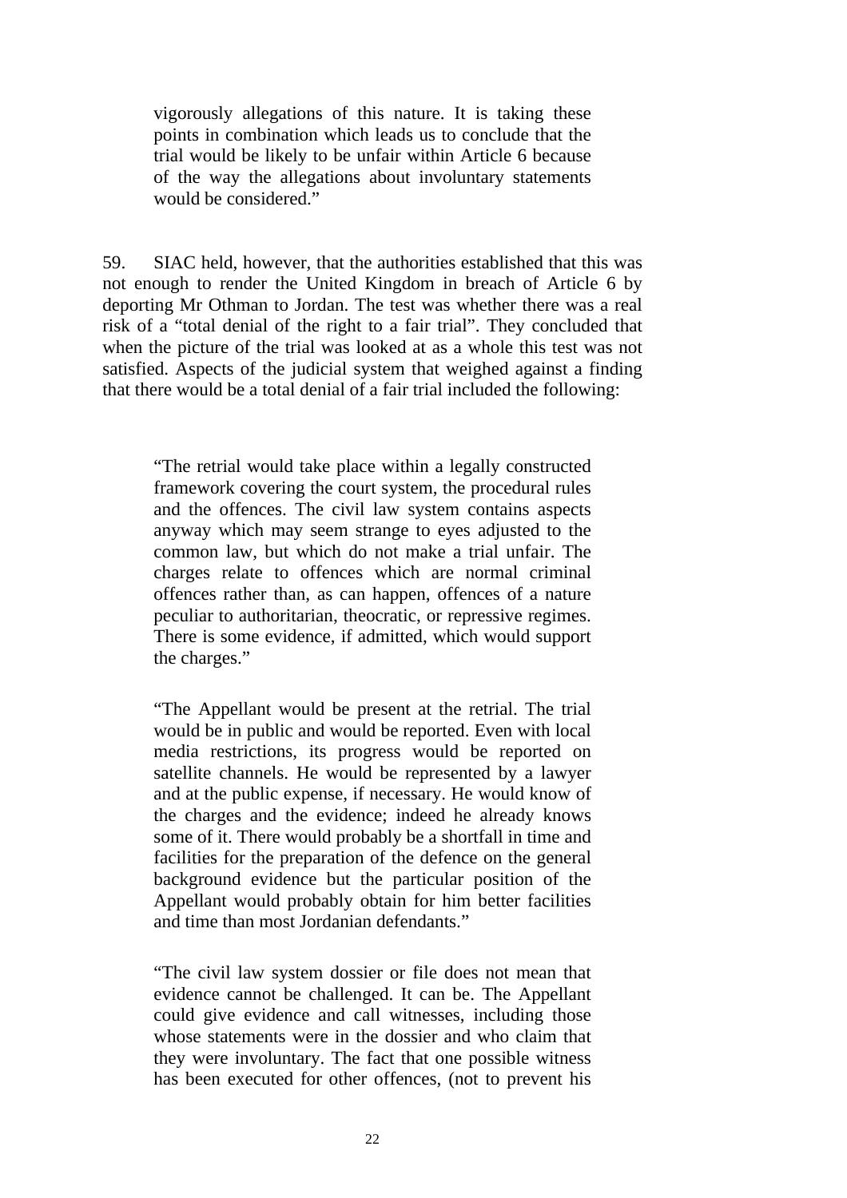> vigorously allegations of this nature. It is taking these points in combination which leads us to conclude that the trial would be likely to be unfair within Article 6 because of the way the allegations about involuntary statements would be considered."

59. SIAC held, however, that the authorities established that this was not enough to render the United Kingdom in breach of Article 6 by deporting Mr Othman to Jordan. The test was whether there was a real risk of a "total denial of the right to a fair trial". They concluded that when the picture of the trial was looked at as a whole this test was not satisfied. Aspects of the judicial system that weighed against a finding that there would be a total denial of a fair trial included the following:

> "The retrial would take place within a legally constructed framework covering the court system, the procedural rules and the offences. The civil law system contains aspects anyway which may seem strange to eyes adjusted to the common law, but which do not make a trial unfair. The charges relate to offences which are normal criminal offences rather than, as can happen, offences of a nature peculiar to authoritarian, theocratic, or repressive regimes. There is some evidence, if admitted, which would support the charges."

> "The Appellant would be present at the retrial. The trial would be in public and would be reported. Even with local media restrictions, its progress would be reported on satellite channels. He would be represented by a lawyer and at the public expense, if necessary. He would know of the charges and the evidence; indeed he already knows some of it. There would probably be a shortfall in time and facilities for the preparation of the defence on the general background evidence but the particular position of the Appellant would probably obtain for him better facilities and time than most Jordanian defendants."

> "The civil law system dossier or file does not mean that evidence cannot be challenged. It can be. The Appellant could give evidence and call witnesses, including those whose statements were in the dossier and who claim that they were involuntary. The fact that one possible witness has been executed for other offences, (not to prevent his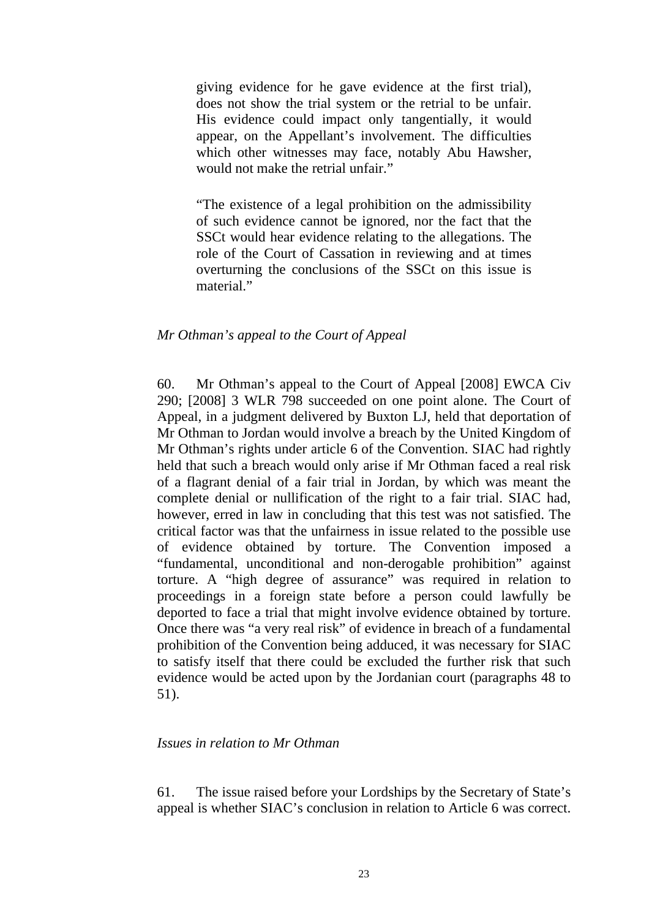> giving evidence for he gave evidence at the first trial), does not show the trial system or the retrial to be unfair. His evidence could impact only tangentially, it would appear, on the Appellant's involvement. The difficulties which other witnesses may face, notably Abu Hawsher, would not make the retrial unfair."

> "The existence of a legal prohibition on the admissibility of such evidence cannot be ignored, nor the fact that the SSCt would hear evidence relating to the allegations. The role of the Court of Cassation in reviewing and at times overturning the conclusions of the SSCt on this issue is material."

*Mr Othman's appeal to the Court of Appeal*

60. Mr Othman's appeal to the Court of Appeal [2008] EWCA Civ 290; [2008] 3 WLR 798 succeeded on one point alone. The Court of Appeal, in a judgment delivered by Buxton LJ, held that deportation of Mr Othman to Jordan would involve a breach by the United Kingdom of Mr Othman's rights under article 6 of the Convention. SIAC had rightly held that such a breach would only arise if Mr Othman faced a real risk of a flagrant denial of a fair trial in Jordan, by which was meant the complete denial or nullification of the right to a fair trial. SIAC had, however, erred in law in concluding that this test was not satisfied. The critical factor was that the unfairness in issue related to the possible use of evidence obtained by torture. The Convention imposed a "fundamental, unconditional and non-derogable prohibition" against torture. A "high degree of assurance" was required in relation to proceedings in a foreign state before a person could lawfully be deported to face a trial that might involve evidence obtained by torture. Once there was "a very real risk" of evidence in breach of a fundamental prohibition of the Convention being adduced, it was necessary for SIAC to satisfy itself that there could be excluded the further risk that such evidence would be acted upon by the Jordanian court (paragraphs 48 to 51).

*Issues in relation to Mr Othman*

61. The issue raised before your Lordships by the Secretary of State's appeal is whether SIAC's conclusion in relation to Article 6 was correct.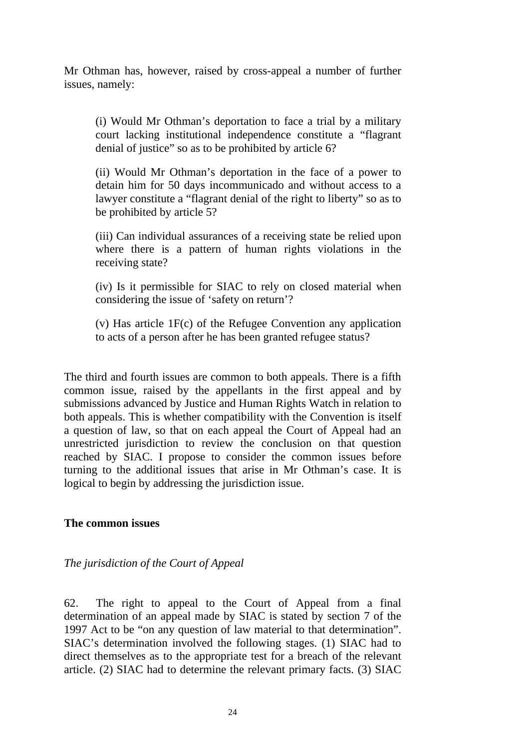Mr Othman has, however, raised by cross-appeal a number of further issues, namely:

> (i) Would Mr Othman's deportation to face a trial by a military court lacking institutional independence constitute a "flagrant denial of justice" so as to be prohibited by article 6?
>
> (ii) Would Mr Othman's deportation in the face of a power to detain him for 50 days incommunicado and without access to a lawyer constitute a "flagrant denial of the right to liberty" so as to be prohibited by article 5?
>
> (iii) Can individual assurances of a receiving state be relied upon where there is a pattern of human rights violations in the receiving state?
>
> (iv) Is it permissible for SIAC to rely on closed material when considering the issue of 'safety on return'?
>
> (v) Has article 1F(c) of the Refugee Convention any application to acts of a person after he has been granted refugee status?

The third and fourth issues are common to both appeals. There is a fifth common issue, raised by the appellants in the first appeal and by submissions advanced by Justice and Human Rights Watch in relation to both appeals. This is whether compatibility with the Convention is itself a question of law, so that on each appeal the Court of Appeal had an unrestricted jurisdiction to review the conclusion on that question reached by SIAC. I propose to consider the common issues before turning to the additional issues that arise in Mr Othman's case. It is logical to begin by addressing the jurisdiction issue.

**The common issues**

*The jurisdiction of the Court of Appeal*

62. The right to appeal to the Court of Appeal from a final determination of an appeal made by SIAC is stated by section 7 of the 1997 Act to be "on any question of law material to that determination". SIAC's determination involved the following stages. (1) SIAC had to direct themselves as to the appropriate test for a breach of the relevant article. (2) SIAC had to determine the relevant primary facts. (3) SIAC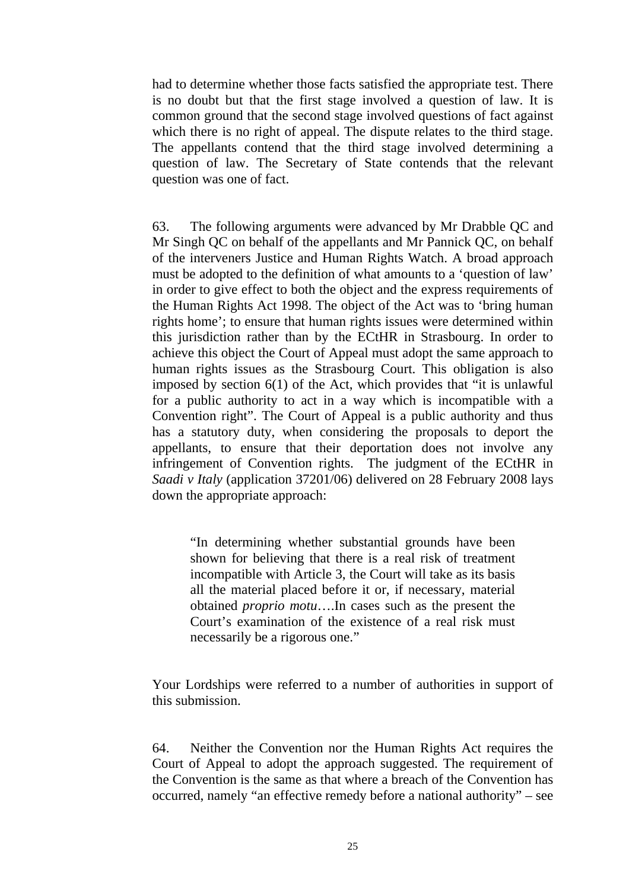had to determine whether those facts satisfied the appropriate test. There is no doubt but that the first stage involved a question of law. It is common ground that the second stage involved questions of fact against which there is no right of appeal. The dispute relates to the third stage. The appellants contend that the third stage involved determining a question of law. The Secretary of State contends that the relevant question was one of fact.

63. The following arguments were advanced by Mr Drabble QC and Mr Singh QC on behalf of the appellants and Mr Pannick QC, on behalf of the interveners Justice and Human Rights Watch. A broad approach must be adopted to the definition of what amounts to a 'question of law' in order to give effect to both the object and the express requirements of the Human Rights Act 1998. The object of the Act was to 'bring human rights home'; to ensure that human rights issues were determined within this jurisdiction rather than by the ECtHR in Strasbourg. In order to achieve this object the Court of Appeal must adopt the same approach to human rights issues as the Strasbourg Court. This obligation is also imposed by section 6(1) of the Act, which provides that "it is unlawful for a public authority to act in a way which is incompatible with a Convention right". The Court of Appeal is a public authority and thus has a statutory duty, when considering the proposals to deport the appellants, to ensure that their deportation does not involve any infringement of Convention rights. The judgment of the ECtHR in *Saadi v Italy* (application 37201/06) delivered on 28 February 2008 lays down the appropriate approach:

> "In determining whether substantial grounds have been shown for believing that there is a real risk of treatment incompatible with Article 3, the Court will take as its basis all the material placed before it or, if necessary, material obtained *proprio motu*….In cases such as the present the Court's examination of the existence of a real risk must necessarily be a rigorous one."

Your Lordships were referred to a number of authorities in support of this submission.

64. Neither the Convention nor the Human Rights Act requires the Court of Appeal to adopt the approach suggested. The requirement of the Convention is the same as that where a breach of the Convention has occurred, namely "an effective remedy before a national authority" – see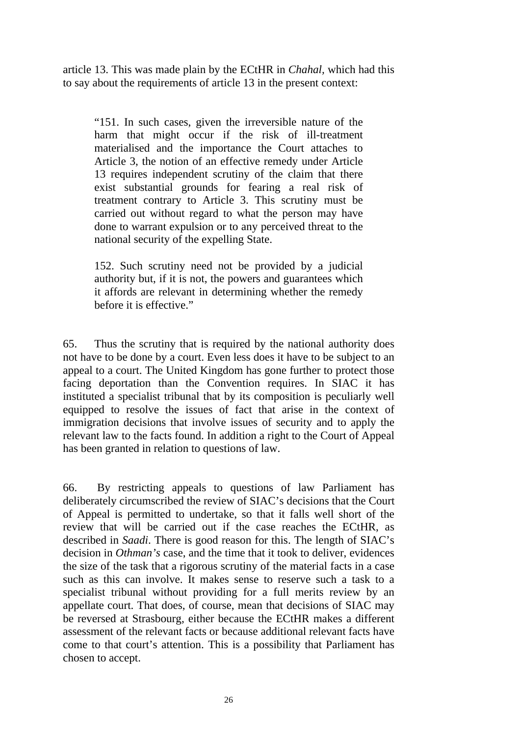article 13. This was made plain by the ECtHR in *Chahal*, which had this to say about the requirements of article 13 in the present context:

> "151. In such cases, given the irreversible nature of the harm that might occur if the risk of ill-treatment materialised and the importance the Court attaches to Article 3, the notion of an effective remedy under Article 13 requires independent scrutiny of the claim that there exist substantial grounds for fearing a real risk of treatment contrary to Article 3. This scrutiny must be carried out without regard to what the person may have done to warrant expulsion or to any perceived threat to the national security of the expelling State.
>
> 152. Such scrutiny need not be provided by a judicial authority but, if it is not, the powers and guarantees which it affords are relevant in determining whether the remedy before it is effective."

65. Thus the scrutiny that is required by the national authority does not have to be done by a court. Even less does it have to be subject to an appeal to a court. The United Kingdom has gone further to protect those facing deportation than the Convention requires. In SIAC it has instituted a specialist tribunal that by its composition is peculiarly well equipped to resolve the issues of fact that arise in the context of immigration decisions that involve issues of security and to apply the relevant law to the facts found. In addition a right to the Court of Appeal has been granted in relation to questions of law.

66. By restricting appeals to questions of law Parliament has deliberately circumscribed the review of SIAC's decisions that the Court of Appeal is permitted to undertake, so that it falls well short of the review that will be carried out if the case reaches the ECtHR, as described in *Saadi*. There is good reason for this. The length of SIAC's decision in *Othman's* case, and the time that it took to deliver, evidences the size of the task that a rigorous scrutiny of the material facts in a case such as this can involve. It makes sense to reserve such a task to a specialist tribunal without providing for a full merits review by an appellate court. That does, of course, mean that decisions of SIAC may be reversed at Strasbourg, either because the ECtHR makes a different assessment of the relevant facts or because additional relevant facts have come to that court's attention. This is a possibility that Parliament has chosen to accept.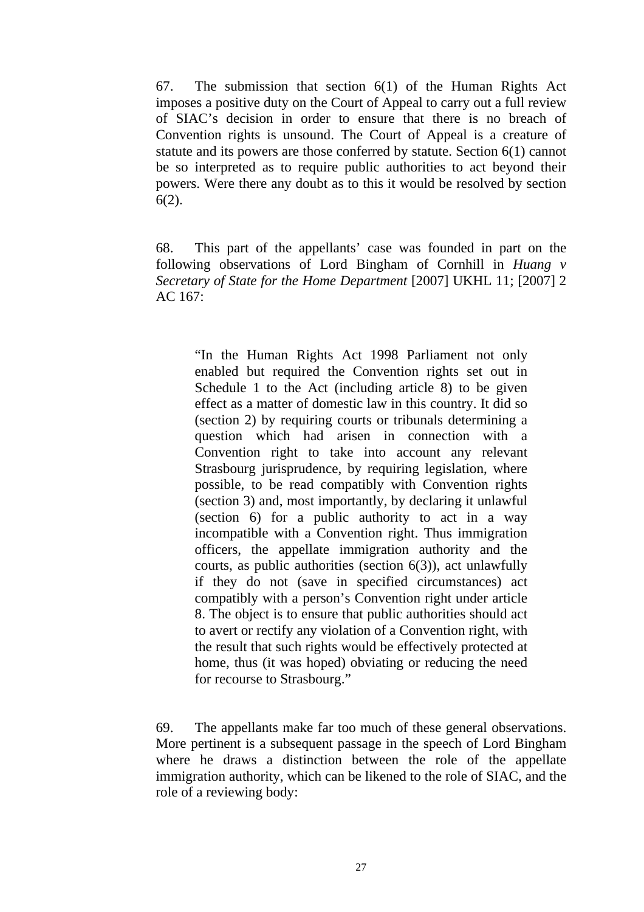67. The submission that section 6(1) of the Human Rights Act imposes a positive duty on the Court of Appeal to carry out a full review of SIAC's decision in order to ensure that there is no breach of Convention rights is unsound. The Court of Appeal is a creature of statute and its powers are those conferred by statute. Section 6(1) cannot be so interpreted as to require public authorities to act beyond their powers. Were there any doubt as to this it would be resolved by section 6(2).

68. This part of the appellants' case was founded in part on the following observations of Lord Bingham of Cornhill in *Huang v Secretary of State for the Home Department* [2007] UKHL 11; [2007] 2 AC 167:

> "In the Human Rights Act 1998 Parliament not only enabled but required the Convention rights set out in Schedule 1 to the Act (including article 8) to be given effect as a matter of domestic law in this country. It did so (section 2) by requiring courts or tribunals determining a question which had arisen in connection with a Convention right to take into account any relevant Strasbourg jurisprudence, by requiring legislation, where possible, to be read compatibly with Convention rights (section 3) and, most importantly, by declaring it unlawful (section 6) for a public authority to act in a way incompatible with a Convention right. Thus immigration officers, the appellate immigration authority and the courts, as public authorities (section 6(3)), act unlawfully if they do not (save in specified circumstances) act compatibly with a person's Convention right under article 8. The object is to ensure that public authorities should act to avert or rectify any violation of a Convention right, with the result that such rights would be effectively protected at home, thus (it was hoped) obviating or reducing the need for recourse to Strasbourg."

69. The appellants make far too much of these general observations. More pertinent is a subsequent passage in the speech of Lord Bingham where he draws a distinction between the role of the appellate immigration authority, which can be likened to the role of SIAC, and the role of a reviewing body: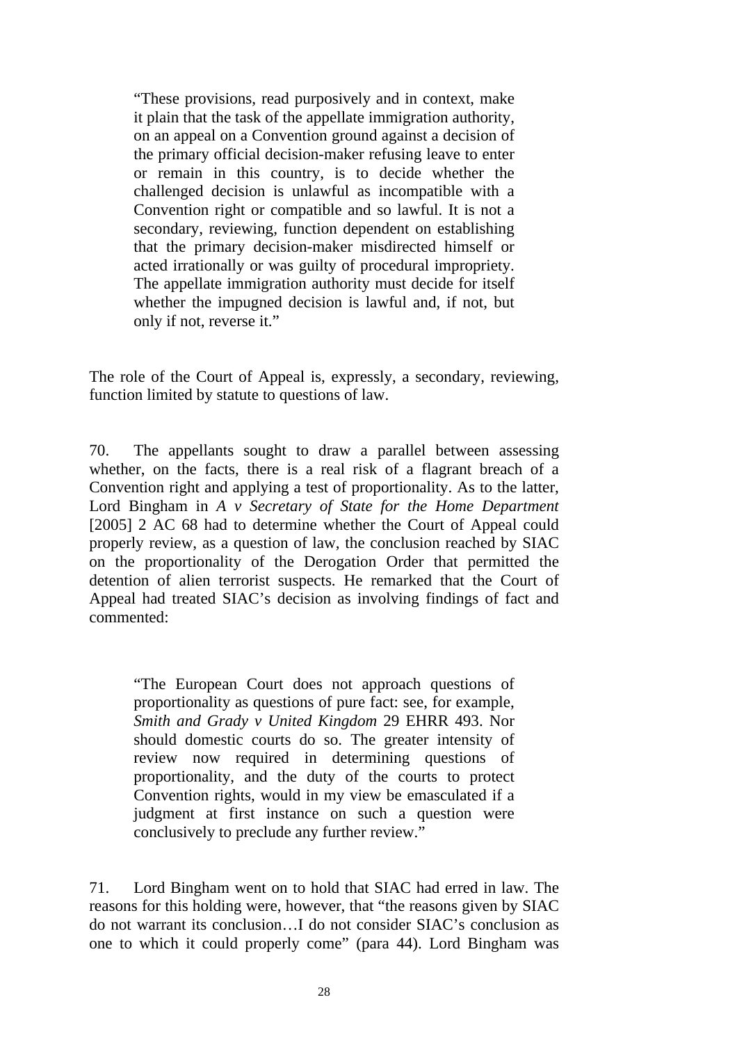> "These provisions, read purposively and in context, make it plain that the task of the appellate immigration authority, on an appeal on a Convention ground against a decision of the primary official decision-maker refusing leave to enter or remain in this country, is to decide whether the challenged decision is unlawful as incompatible with a Convention right or compatible and so lawful. It is not a secondary, reviewing, function dependent on establishing that the primary decision-maker misdirected himself or acted irrationally or was guilty of procedural impropriety. The appellate immigration authority must decide for itself whether the impugned decision is lawful and, if not, but only if not, reverse it."

The role of the Court of Appeal is, expressly, a secondary, reviewing, function limited by statute to questions of law.

70. The appellants sought to draw a parallel between assessing whether, on the facts, there is a real risk of a flagrant breach of a Convention right and applying a test of proportionality. As to the latter, Lord Bingham in *A v Secretary of State for the Home Department* [2005] 2 AC 68 had to determine whether the Court of Appeal could properly review, as a question of law, the conclusion reached by SIAC on the proportionality of the Derogation Order that permitted the detention of alien terrorist suspects. He remarked that the Court of Appeal had treated SIAC's decision as involving findings of fact and commented:

> "The European Court does not approach questions of proportionality as questions of pure fact: see, for example, *Smith and Grady v United Kingdom* 29 EHRR 493. Nor should domestic courts do so. The greater intensity of review now required in determining questions of proportionality, and the duty of the courts to protect Convention rights, would in my view be emasculated if a judgment at first instance on such a question were conclusively to preclude any further review."

71. Lord Bingham went on to hold that SIAC had erred in law. The reasons for this holding were, however, that "the reasons given by SIAC do not warrant its conclusion…I do not consider SIAC's conclusion as one to which it could properly come" (para 44). Lord Bingham was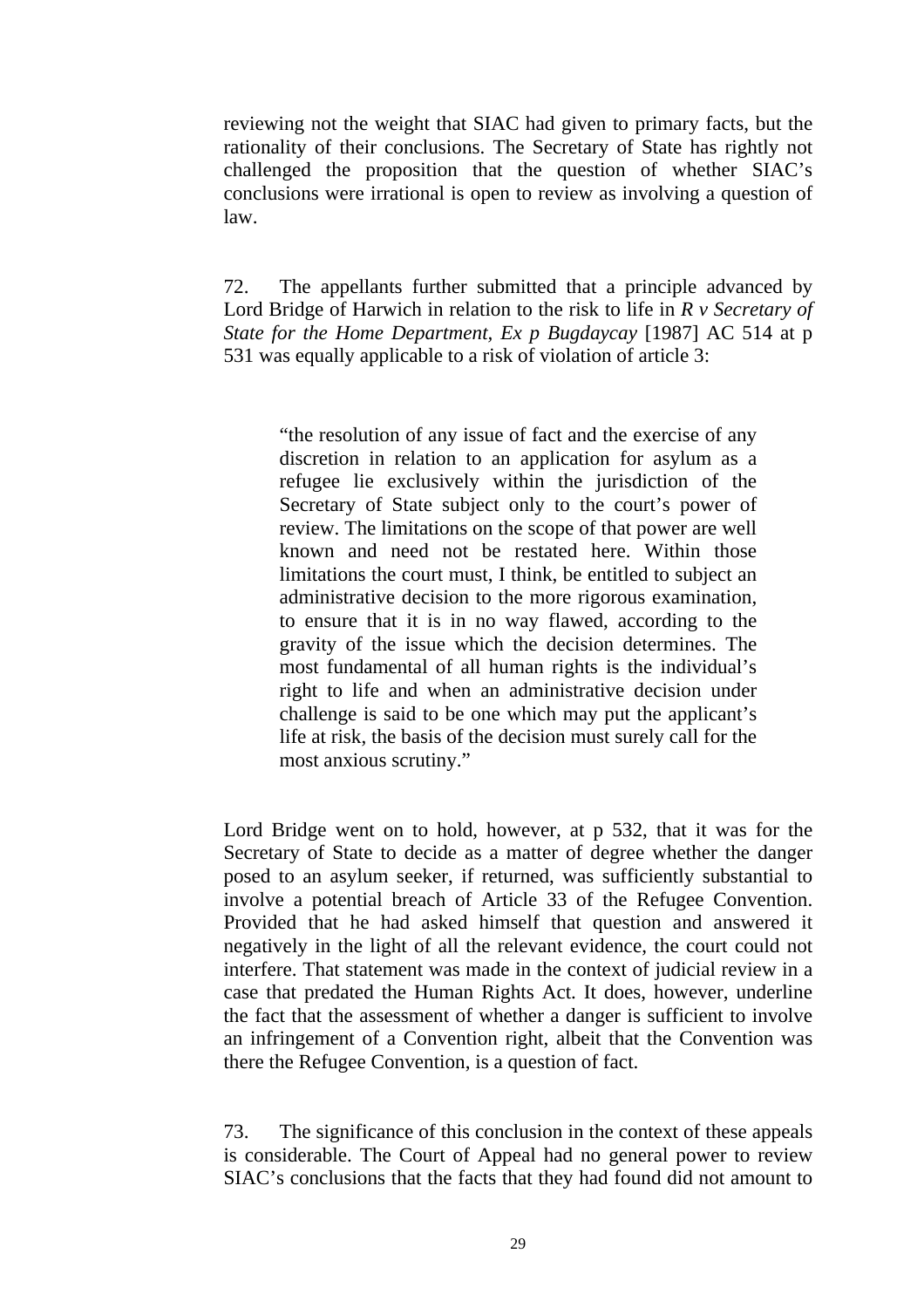reviewing not the weight that SIAC had given to primary facts, but the rationality of their conclusions. The Secretary of State has rightly not challenged the proposition that the question of whether SIAC's conclusions were irrational is open to review as involving a question of law.

72. The appellants further submitted that a principle advanced by Lord Bridge of Harwich in relation to the risk to life in *R v Secretary of State for the Home Department, Ex p Bugdaycay* [1987] AC 514 at p 531 was equally applicable to a risk of violation of article 3:

> "the resolution of any issue of fact and the exercise of any discretion in relation to an application for asylum as a refugee lie exclusively within the jurisdiction of the Secretary of State subject only to the court's power of review. The limitations on the scope of that power are well known and need not be restated here. Within those limitations the court must, I think, be entitled to subject an administrative decision to the more rigorous examination, to ensure that it is in no way flawed, according to the gravity of the issue which the decision determines. The most fundamental of all human rights is the individual's right to life and when an administrative decision under challenge is said to be one which may put the applicant's life at risk, the basis of the decision must surely call for the most anxious scrutiny."

Lord Bridge went on to hold, however, at p 532, that it was for the Secretary of State to decide as a matter of degree whether the danger posed to an asylum seeker, if returned, was sufficiently substantial to involve a potential breach of Article 33 of the Refugee Convention. Provided that he had asked himself that question and answered it negatively in the light of all the relevant evidence, the court could not interfere. That statement was made in the context of judicial review in a case that predated the Human Rights Act. It does, however, underline the fact that the assessment of whether a danger is sufficient to involve an infringement of a Convention right, albeit that the Convention was there the Refugee Convention, is a question of fact.

73. The significance of this conclusion in the context of these appeals is considerable. The Court of Appeal had no general power to review SIAC's conclusions that the facts that they had found did not amount to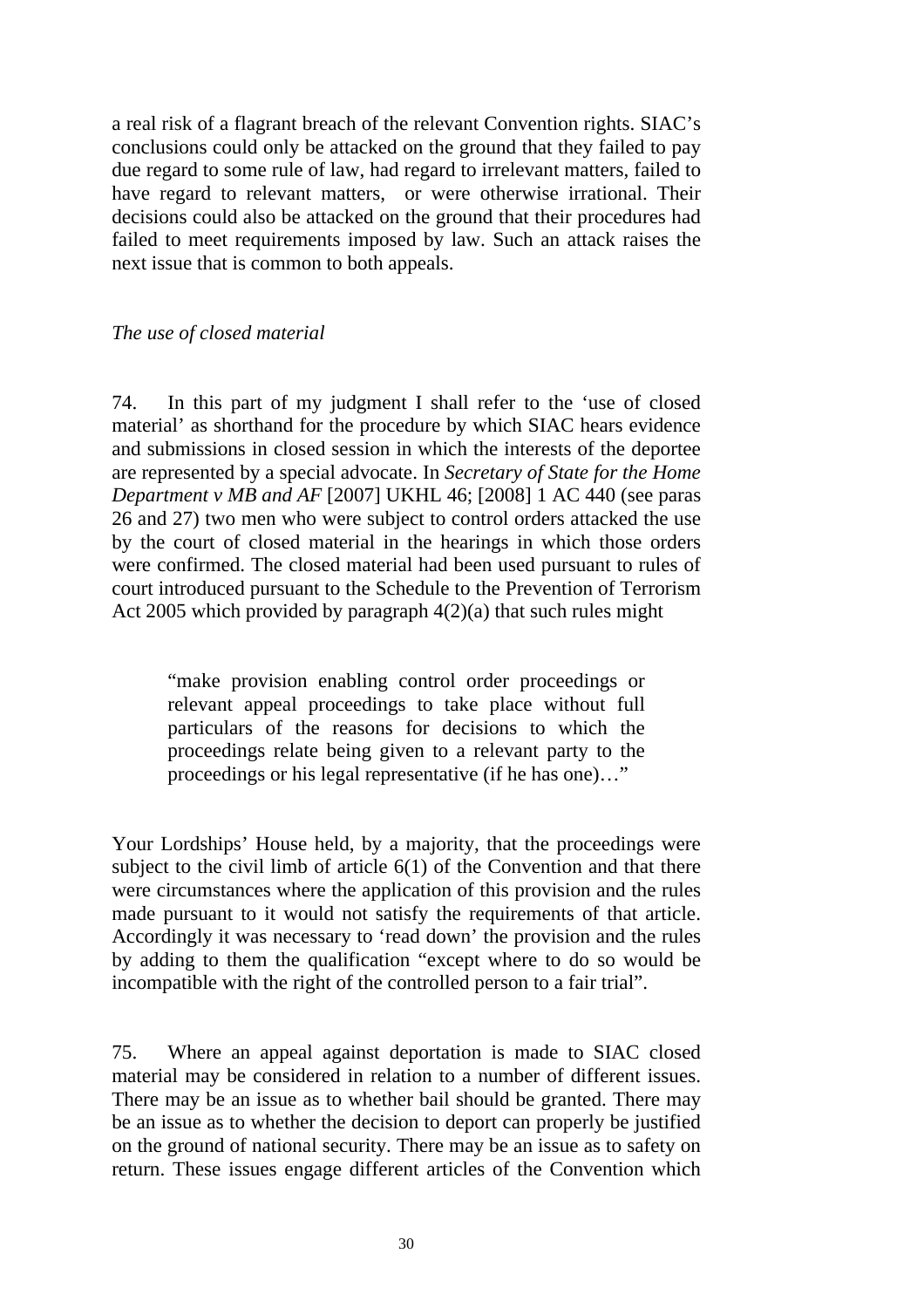a real risk of a flagrant breach of the relevant Convention rights. SIAC's conclusions could only be attacked on the ground that they failed to pay due regard to some rule of law, had regard to irrelevant matters, failed to have regard to relevant matters, or were otherwise irrational. Their decisions could also be attacked on the ground that their procedures had failed to meet requirements imposed by law. Such an attack raises the next issue that is common to both appeals.

*The use of closed material*

74. In this part of my judgment I shall refer to the 'use of closed material' as shorthand for the procedure by which SIAC hears evidence and submissions in closed session in which the interests of the deportee are represented by a special advocate. In *Secretary of State for the Home Department v MB and AF* [2007] UKHL 46; [2008] 1 AC 440 (see paras 26 and 27) two men who were subject to control orders attacked the use by the court of closed material in the hearings in which those orders were confirmed. The closed material had been used pursuant to rules of court introduced pursuant to the Schedule to the Prevention of Terrorism Act 2005 which provided by paragraph 4(2)(a) that such rules might

> "make provision enabling control order proceedings or relevant appeal proceedings to take place without full particulars of the reasons for decisions to which the proceedings relate being given to a relevant party to the proceedings or his legal representative (if he has one)…"

Your Lordships' House held, by a majority, that the proceedings were subject to the civil limb of article 6(1) of the Convention and that there were circumstances where the application of this provision and the rules made pursuant to it would not satisfy the requirements of that article. Accordingly it was necessary to 'read down' the provision and the rules by adding to them the qualification "except where to do so would be incompatible with the right of the controlled person to a fair trial".

75. Where an appeal against deportation is made to SIAC closed material may be considered in relation to a number of different issues. There may be an issue as to whether bail should be granted. There may be an issue as to whether the decision to deport can properly be justified on the ground of national security. There may be an issue as to safety on return. These issues engage different articles of the Convention which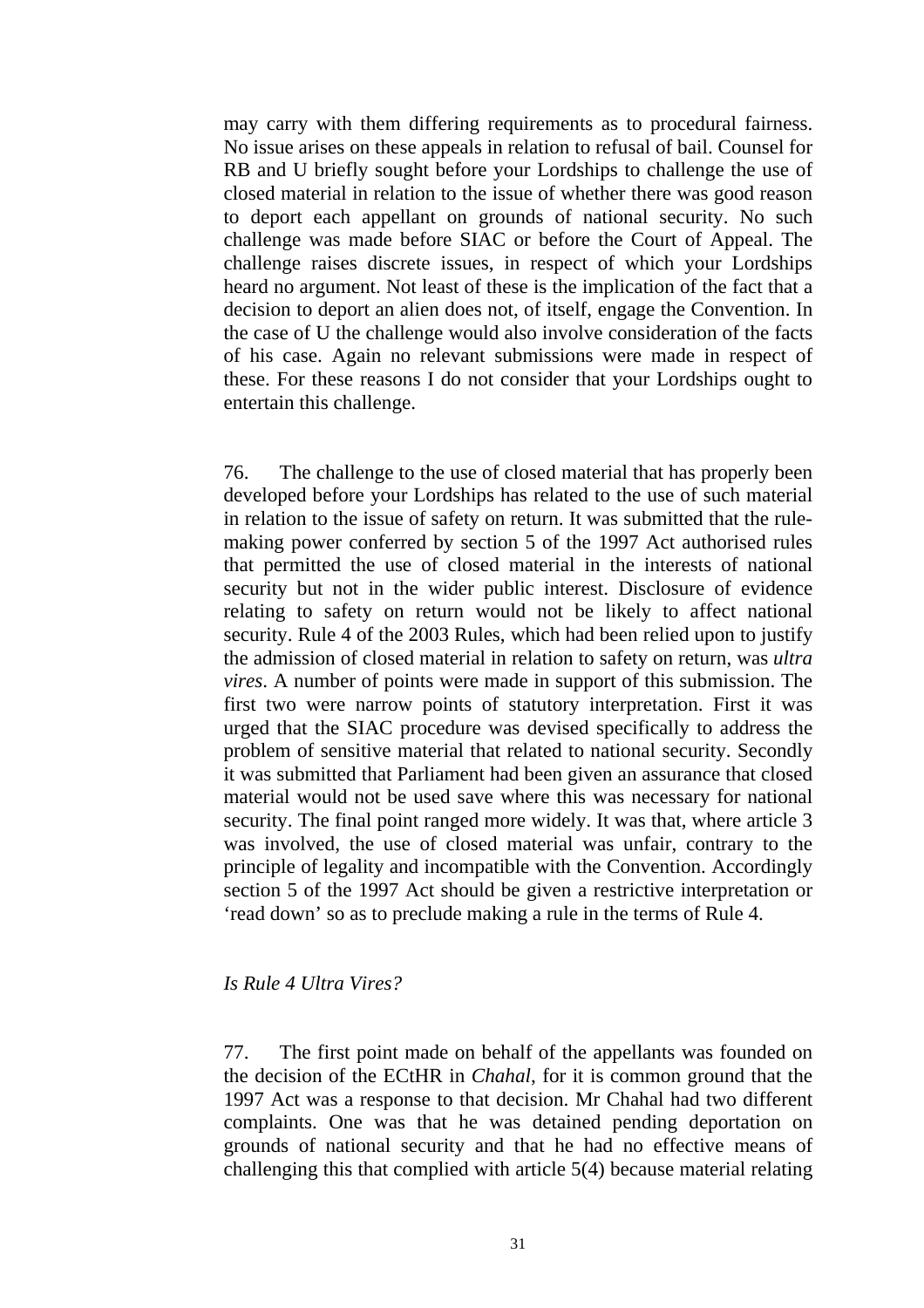may carry with them differing requirements as to procedural fairness. No issue arises on these appeals in relation to refusal of bail. Counsel for RB and U briefly sought before your Lordships to challenge the use of closed material in relation to the issue of whether there was good reason to deport each appellant on grounds of national security. No such challenge was made before SIAC or before the Court of Appeal. The challenge raises discrete issues, in respect of which your Lordships heard no argument. Not least of these is the implication of the fact that a decision to deport an alien does not, of itself, engage the Convention. In the case of U the challenge would also involve consideration of the facts of his case. Again no relevant submissions were made in respect of these. For these reasons I do not consider that your Lordships ought to entertain this challenge.

76. The challenge to the use of closed material that has properly been developed before your Lordships has related to the use of such material in relation to the issue of safety on return. It was submitted that the rule-making power conferred by section 5 of the 1997 Act authorised rules that permitted the use of closed material in the interests of national security but not in the wider public interest. Disclosure of evidence relating to safety on return would not be likely to affect national security. Rule 4 of the 2003 Rules, which had been relied upon to justify the admission of closed material in relation to safety on return, was *ultra vires*. A number of points were made in support of this submission. The first two were narrow points of statutory interpretation. First it was urged that the SIAC procedure was devised specifically to address the problem of sensitive material that related to national security. Secondly it was submitted that Parliament had been given an assurance that closed material would not be used save where this was necessary for national security. The final point ranged more widely. It was that, where article 3 was involved, the use of closed material was unfair, contrary to the principle of legality and incompatible with the Convention. Accordingly section 5 of the 1997 Act should be given a restrictive interpretation or 'read down' so as to preclude making a rule in the terms of Rule 4.

*Is Rule 4 Ultra Vires?*

77. The first point made on behalf of the appellants was founded on the decision of the ECtHR in *Chahal*, for it is common ground that the 1997 Act was a response to that decision. Mr Chahal had two different complaints. One was that he was detained pending deportation on grounds of national security and that he had no effective means of challenging this that complied with article 5(4) because material relating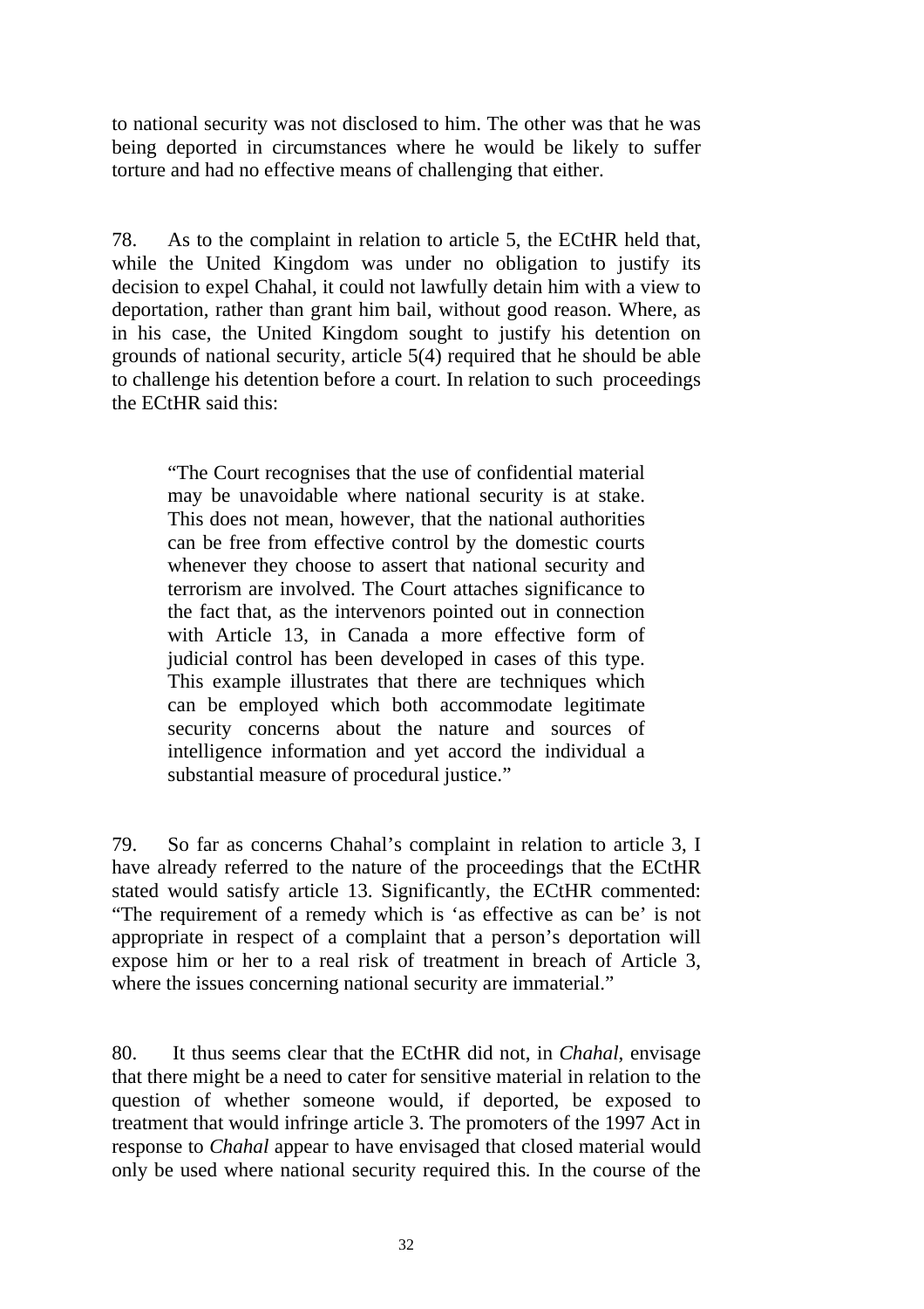to national security was not disclosed to him. The other was that he was being deported in circumstances where he would be likely to suffer torture and had no effective means of challenging that either.

78. As to the complaint in relation to article 5, the ECtHR held that, while the United Kingdom was under no obligation to justify its decision to expel Chahal, it could not lawfully detain him with a view to deportation, rather than grant him bail, without good reason. Where, as in his case, the United Kingdom sought to justify his detention on grounds of national security, article 5(4) required that he should be able to challenge his detention before a court. In relation to such proceedings the ECtHR said this:

> "The Court recognises that the use of confidential material may be unavoidable where national security is at stake. This does not mean, however, that the national authorities can be free from effective control by the domestic courts whenever they choose to assert that national security and terrorism are involved. The Court attaches significance to the fact that, as the intervenors pointed out in connection with Article 13, in Canada a more effective form of judicial control has been developed in cases of this type. This example illustrates that there are techniques which can be employed which both accommodate legitimate security concerns about the nature and sources of intelligence information and yet accord the individual a substantial measure of procedural justice."

79. So far as concerns Chahal's complaint in relation to article 3, I have already referred to the nature of the proceedings that the ECtHR stated would satisfy article 13. Significantly, the ECtHR commented: "The requirement of a remedy which is 'as effective as can be' is not appropriate in respect of a complaint that a person's deportation will expose him or her to a real risk of treatment in breach of Article 3, where the issues concerning national security are immaterial."

80. It thus seems clear that the ECtHR did not, in *Chahal*, envisage that there might be a need to cater for sensitive material in relation to the question of whether someone would, if deported, be exposed to treatment that would infringe article 3. The promoters of the 1997 Act in response to *Chahal* appear to have envisaged that closed material would only be used where national security required this. In the course of the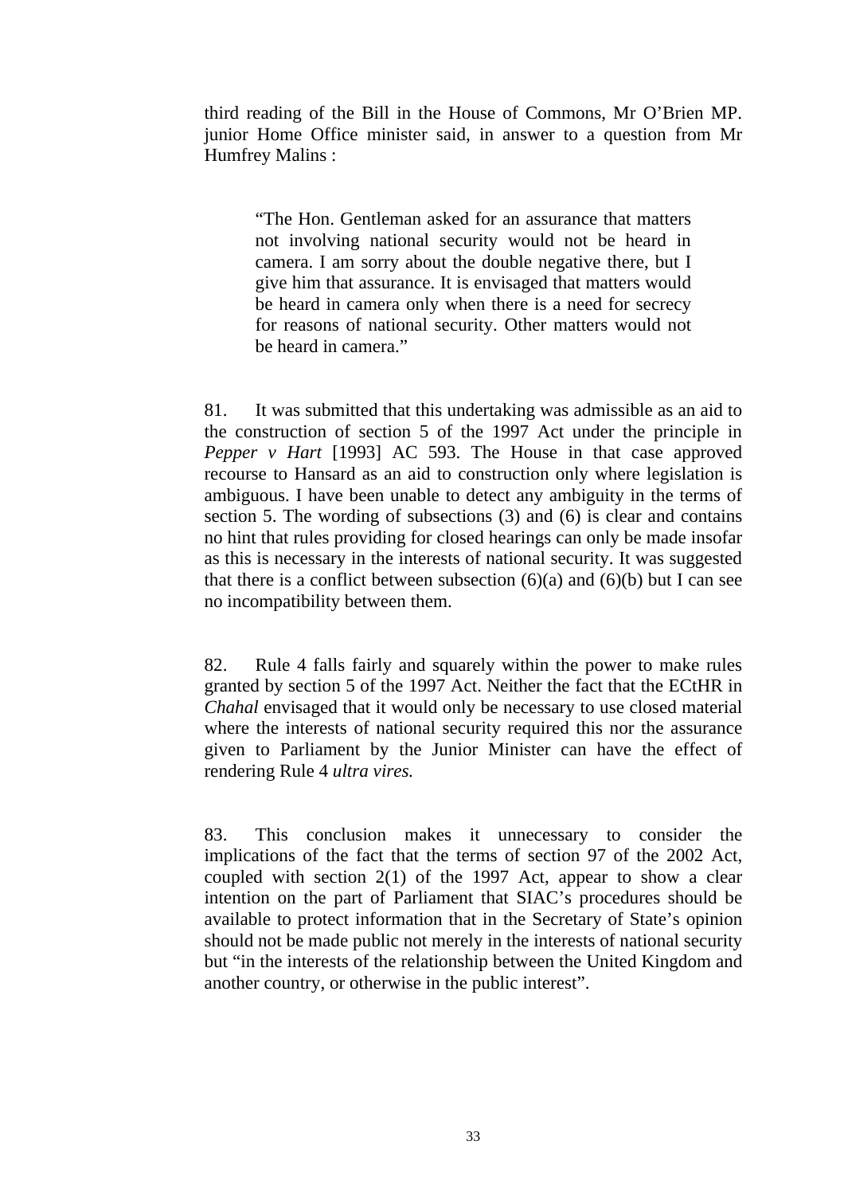third reading of the Bill in the House of Commons, Mr O'Brien MP. junior Home Office minister said, in answer to a question from Mr Humfrey Malins :

> "The Hon. Gentleman asked for an assurance that matters not involving national security would not be heard in camera. I am sorry about the double negative there, but I give him that assurance. It is envisaged that matters would be heard in camera only when there is a need for secrecy for reasons of national security. Other matters would not be heard in camera."

81. It was submitted that this undertaking was admissible as an aid to the construction of section 5 of the 1997 Act under the principle in *Pepper v Hart* [1993] AC 593. The House in that case approved recourse to Hansard as an aid to construction only where legislation is ambiguous. I have been unable to detect any ambiguity in the terms of section 5. The wording of subsections (3) and (6) is clear and contains no hint that rules providing for closed hearings can only be made insofar as this is necessary in the interests of national security. It was suggested that there is a conflict between subsection (6)(a) and (6)(b) but I can see no incompatibility between them.

82. Rule 4 falls fairly and squarely within the power to make rules granted by section 5 of the 1997 Act. Neither the fact that the ECtHR in *Chahal* envisaged that it would only be necessary to use closed material where the interests of national security required this nor the assurance given to Parliament by the Junior Minister can have the effect of rendering Rule 4 *ultra vires.*

83. This conclusion makes it unnecessary to consider the implications of the fact that the terms of section 97 of the 2002 Act, coupled with section 2(1) of the 1997 Act, appear to show a clear intention on the part of Parliament that SIAC's procedures should be available to protect information that in the Secretary of State's opinion should not be made public not merely in the interests of national security but "in the interests of the relationship between the United Kingdom and another country, or otherwise in the public interest".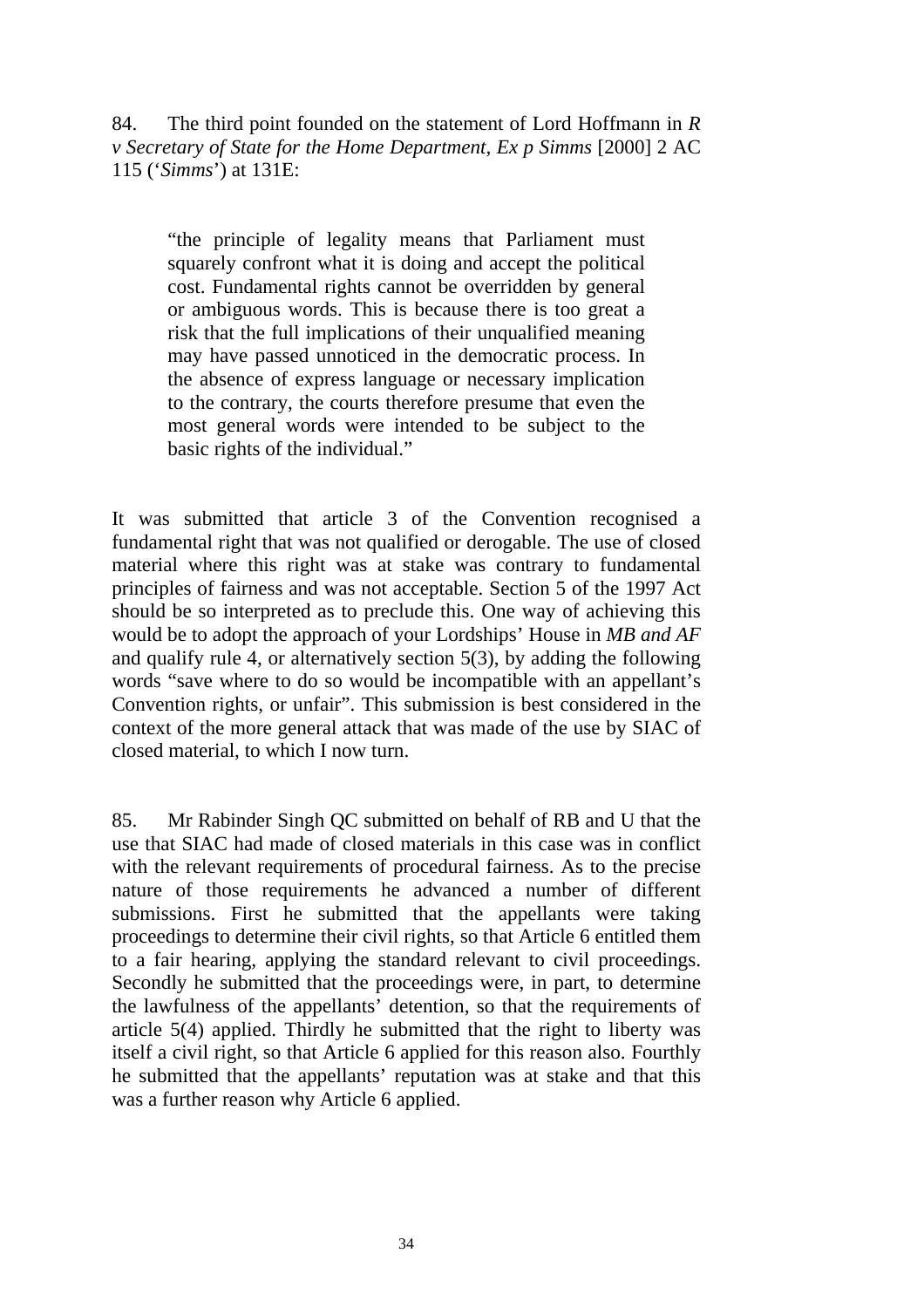84. The third point founded on the statement of Lord Hoffmann in *R v Secretary of State for the Home Department, Ex p Simms* [2000] 2 AC 115 ('*Simms*') at 131E:

> "the principle of legality means that Parliament must squarely confront what it is doing and accept the political cost. Fundamental rights cannot be overridden by general or ambiguous words. This is because there is too great a risk that the full implications of their unqualified meaning may have passed unnoticed in the democratic process. In the absence of express language or necessary implication to the contrary, the courts therefore presume that even the most general words were intended to be subject to the basic rights of the individual."

It was submitted that article 3 of the Convention recognised a fundamental right that was not qualified or derogable. The use of closed material where this right was at stake was contrary to fundamental principles of fairness and was not acceptable. Section 5 of the 1997 Act should be so interpreted as to preclude this. One way of achieving this would be to adopt the approach of your Lordships' House in *MB and AF* and qualify rule 4, or alternatively section 5(3), by adding the following words "save where to do so would be incompatible with an appellant's Convention rights, or unfair". This submission is best considered in the context of the more general attack that was made of the use by SIAC of closed material, to which I now turn.

85. Mr Rabinder Singh QC submitted on behalf of RB and U that the use that SIAC had made of closed materials in this case was in conflict with the relevant requirements of procedural fairness. As to the precise nature of those requirements he advanced a number of different submissions. First he submitted that the appellants were taking proceedings to determine their civil rights, so that Article 6 entitled them to a fair hearing, applying the standard relevant to civil proceedings. Secondly he submitted that the proceedings were, in part, to determine the lawfulness of the appellants' detention, so that the requirements of article 5(4) applied. Thirdly he submitted that the right to liberty was itself a civil right, so that Article 6 applied for this reason also. Fourthly he submitted that the appellants' reputation was at stake and that this was a further reason why Article 6 applied.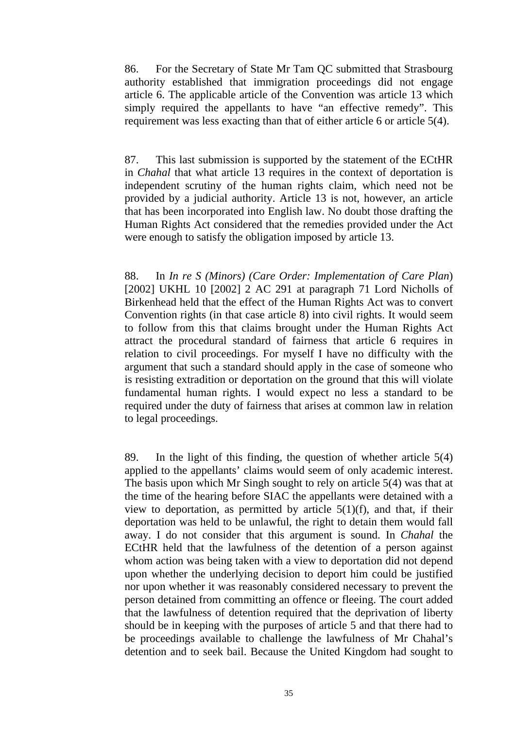86. For the Secretary of State Mr Tam QC submitted that Strasbourg authority established that immigration proceedings did not engage article 6. The applicable article of the Convention was article 13 which simply required the appellants to have "an effective remedy". This requirement was less exacting than that of either article 6 or article 5(4).

87. This last submission is supported by the statement of the ECtHR in *Chahal* that what article 13 requires in the context of deportation is independent scrutiny of the human rights claim, which need not be provided by a judicial authority. Article 13 is not, however, an article that has been incorporated into English law. No doubt those drafting the Human Rights Act considered that the remedies provided under the Act were enough to satisfy the obligation imposed by article 13.

88. In *In re S (Minors) (Care Order: Implementation of Care Plan*) [2002] UKHL 10 [2002] 2 AC 291 at paragraph 71 Lord Nicholls of Birkenhead held that the effect of the Human Rights Act was to convert Convention rights (in that case article 8) into civil rights. It would seem to follow from this that claims brought under the Human Rights Act attract the procedural standard of fairness that article 6 requires in relation to civil proceedings. For myself I have no difficulty with the argument that such a standard should apply in the case of someone who is resisting extradition or deportation on the ground that this will violate fundamental human rights. I would expect no less a standard to be required under the duty of fairness that arises at common law in relation to legal proceedings.

89. In the light of this finding, the question of whether article 5(4) applied to the appellants' claims would seem of only academic interest. The basis upon which Mr Singh sought to rely on article 5(4) was that at the time of the hearing before SIAC the appellants were detained with a view to deportation, as permitted by article 5(1)(f), and that, if their deportation was held to be unlawful, the right to detain them would fall away. I do not consider that this argument is sound. In *Chahal* the ECtHR held that the lawfulness of the detention of a person against whom action was being taken with a view to deportation did not depend upon whether the underlying decision to deport him could be justified nor upon whether it was reasonably considered necessary to prevent the person detained from committing an offence or fleeing. The court added that the lawfulness of detention required that the deprivation of liberty should be in keeping with the purposes of article 5 and that there had to be proceedings available to challenge the lawfulness of Mr Chahal's detention and to seek bail. Because the United Kingdom had sought to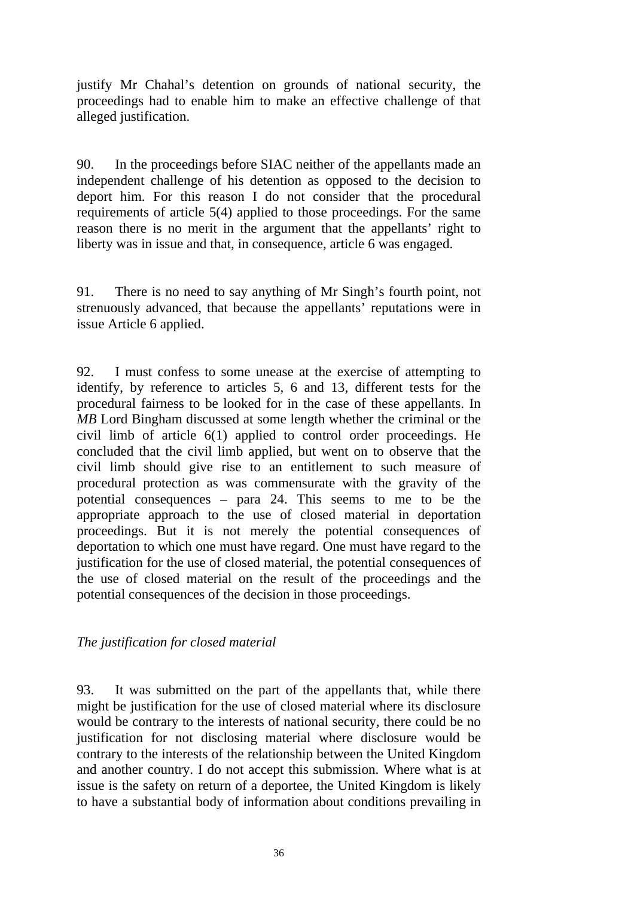justify Mr Chahal's detention on grounds of national security, the proceedings had to enable him to make an effective challenge of that alleged justification.

90. In the proceedings before SIAC neither of the appellants made an independent challenge of his detention as opposed to the decision to deport him. For this reason I do not consider that the procedural requirements of article 5(4) applied to those proceedings. For the same reason there is no merit in the argument that the appellants' right to liberty was in issue and that, in consequence, article 6 was engaged.

91. There is no need to say anything of Mr Singh's fourth point, not strenuously advanced, that because the appellants' reputations were in issue Article 6 applied.

92. I must confess to some unease at the exercise of attempting to identify, by reference to articles 5, 6 and 13, different tests for the procedural fairness to be looked for in the case of these appellants. In *MB* Lord Bingham discussed at some length whether the criminal or the civil limb of article 6(1) applied to control order proceedings. He concluded that the civil limb applied, but went on to observe that the civil limb should give rise to an entitlement to such measure of procedural protection as was commensurate with the gravity of the potential consequences – para 24. This seems to me to be the appropriate approach to the use of closed material in deportation proceedings. But it is not merely the potential consequences of deportation to which one must have regard. One must have regard to the justification for the use of closed material, the potential consequences of the use of closed material on the result of the proceedings and the potential consequences of the decision in those proceedings.

*The justification for closed material*

93. It was submitted on the part of the appellants that, while there might be justification for the use of closed material where its disclosure would be contrary to the interests of national security, there could be no justification for not disclosing material where disclosure would be contrary to the interests of the relationship between the United Kingdom and another country. I do not accept this submission. Where what is at issue is the safety on return of a deportee, the United Kingdom is likely to have a substantial body of information about conditions prevailing in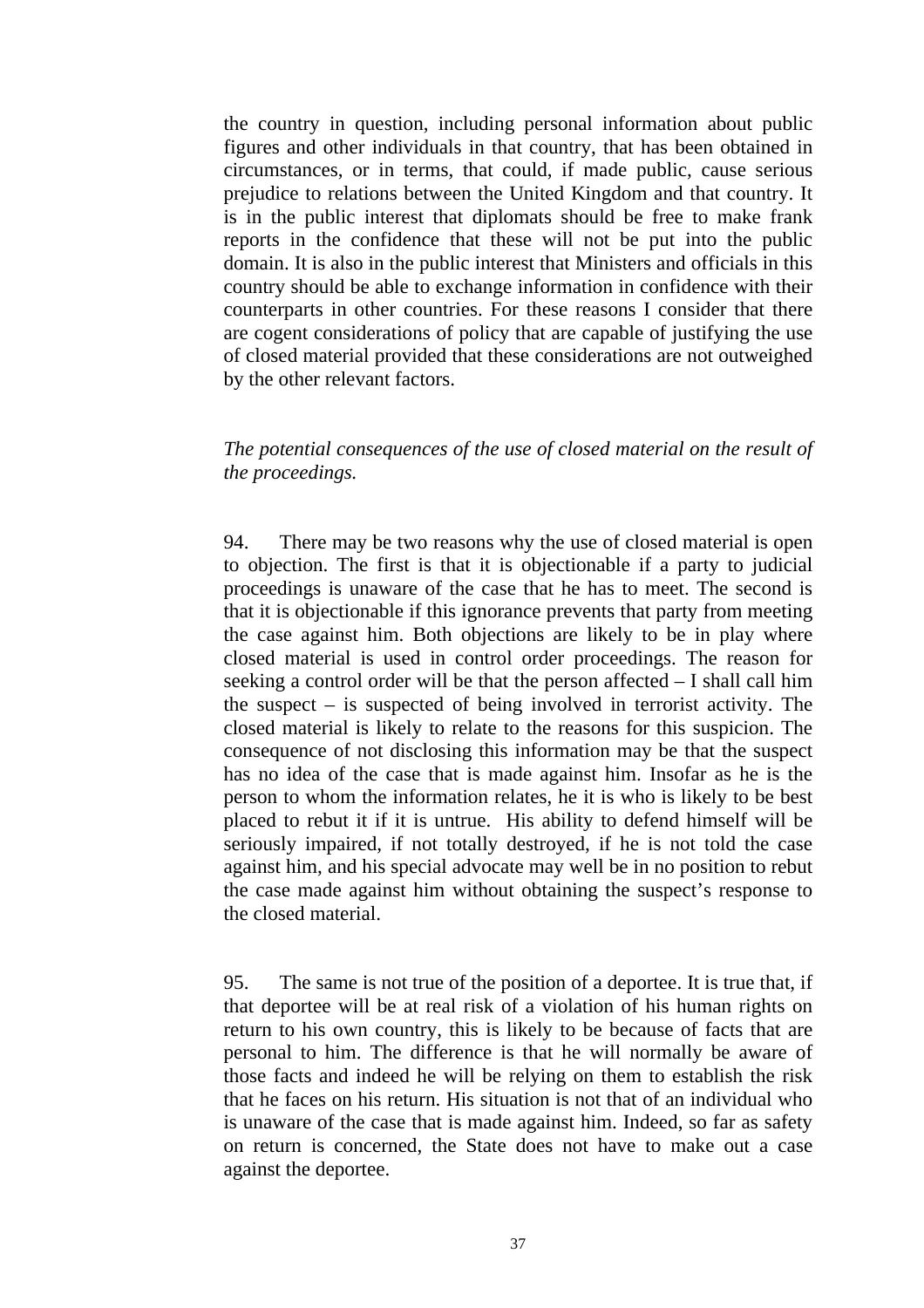the country in question, including personal information about public figures and other individuals in that country, that has been obtained in circumstances, or in terms, that could, if made public, cause serious prejudice to relations between the United Kingdom and that country. It is in the public interest that diplomats should be free to make frank reports in the confidence that these will not be put into the public domain. It is also in the public interest that Ministers and officials in this country should be able to exchange information in confidence with their counterparts in other countries. For these reasons I consider that there are cogent considerations of policy that are capable of justifying the use of closed material provided that these considerations are not outweighed by the other relevant factors.

*The potential consequences of the use of closed material on the result of the proceedings.*

94. There may be two reasons why the use of closed material is open to objection. The first is that it is objectionable if a party to judicial proceedings is unaware of the case that he has to meet. The second is that it is objectionable if this ignorance prevents that party from meeting the case against him. Both objections are likely to be in play where closed material is used in control order proceedings. The reason for seeking a control order will be that the person affected – I shall call him the suspect – is suspected of being involved in terrorist activity. The closed material is likely to relate to the reasons for this suspicion. The consequence of not disclosing this information may be that the suspect has no idea of the case that is made against him. Insofar as he is the person to whom the information relates, he it is who is likely to be best placed to rebut it if it is untrue. His ability to defend himself will be seriously impaired, if not totally destroyed, if he is not told the case against him, and his special advocate may well be in no position to rebut the case made against him without obtaining the suspect's response to the closed material.

95. The same is not true of the position of a deportee. It is true that, if that deportee will be at real risk of a violation of his human rights on return to his own country, this is likely to be because of facts that are personal to him. The difference is that he will normally be aware of those facts and indeed he will be relying on them to establish the risk that he faces on his return. His situation is not that of an individual who is unaware of the case that is made against him. Indeed, so far as safety on return is concerned, the State does not have to make out a case against the deportee.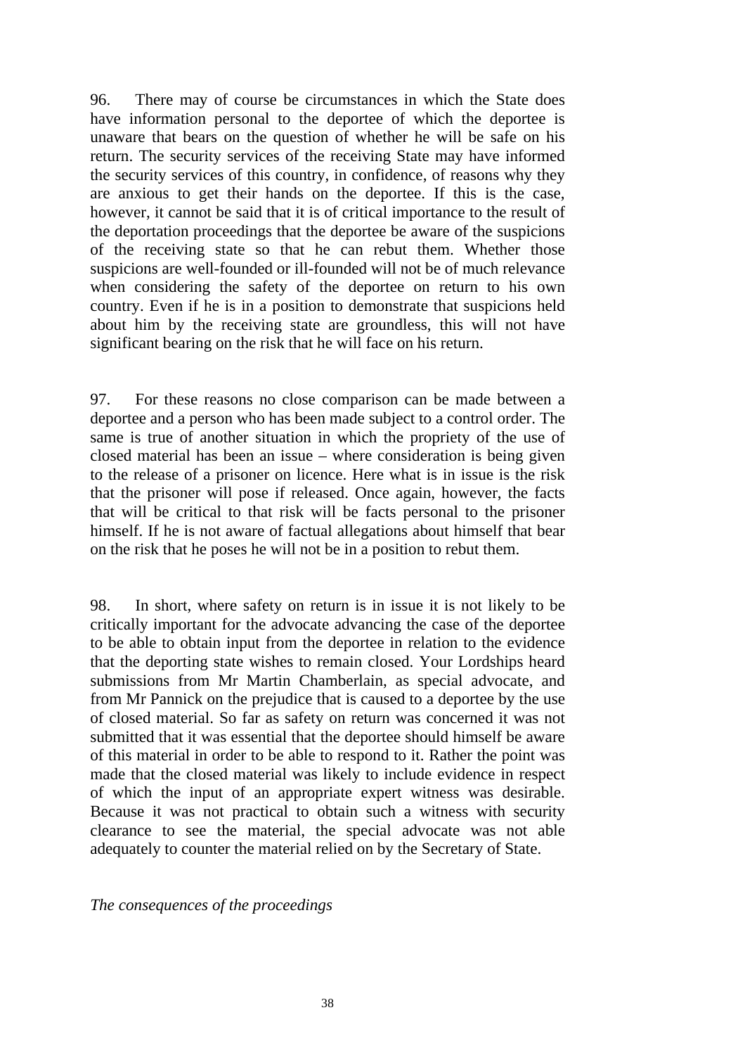96. There may of course be circumstances in which the State does have information personal to the deportee of which the deportee is unaware that bears on the question of whether he will be safe on his return. The security services of the receiving State may have informed the security services of this country, in confidence, of reasons why they are anxious to get their hands on the deportee. If this is the case, however, it cannot be said that it is of critical importance to the result of the deportation proceedings that the deportee be aware of the suspicions of the receiving state so that he can rebut them. Whether those suspicions are well-founded or ill-founded will not be of much relevance when considering the safety of the deportee on return to his own country. Even if he is in a position to demonstrate that suspicions held about him by the receiving state are groundless, this will not have significant bearing on the risk that he will face on his return.

97. For these reasons no close comparison can be made between a deportee and a person who has been made subject to a control order. The same is true of another situation in which the propriety of the use of closed material has been an issue – where consideration is being given to the release of a prisoner on licence. Here what is in issue is the risk that the prisoner will pose if released. Once again, however, the facts that will be critical to that risk will be facts personal to the prisoner himself. If he is not aware of factual allegations about himself that bear on the risk that he poses he will not be in a position to rebut them.

98. In short, where safety on return is in issue it is not likely to be critically important for the advocate advancing the case of the deportee to be able to obtain input from the deportee in relation to the evidence that the deporting state wishes to remain closed. Your Lordships heard submissions from Mr Martin Chamberlain, as special advocate, and from Mr Pannick on the prejudice that is caused to a deportee by the use of closed material. So far as safety on return was concerned it was not submitted that it was essential that the deportee should himself be aware of this material in order to be able to respond to it. Rather the point was made that the closed material was likely to include evidence in respect of which the input of an appropriate expert witness was desirable. Because it was not practical to obtain such a witness with security clearance to see the material, the special advocate was not able adequately to counter the material relied on by the Secretary of State.

*The consequences of the proceedings*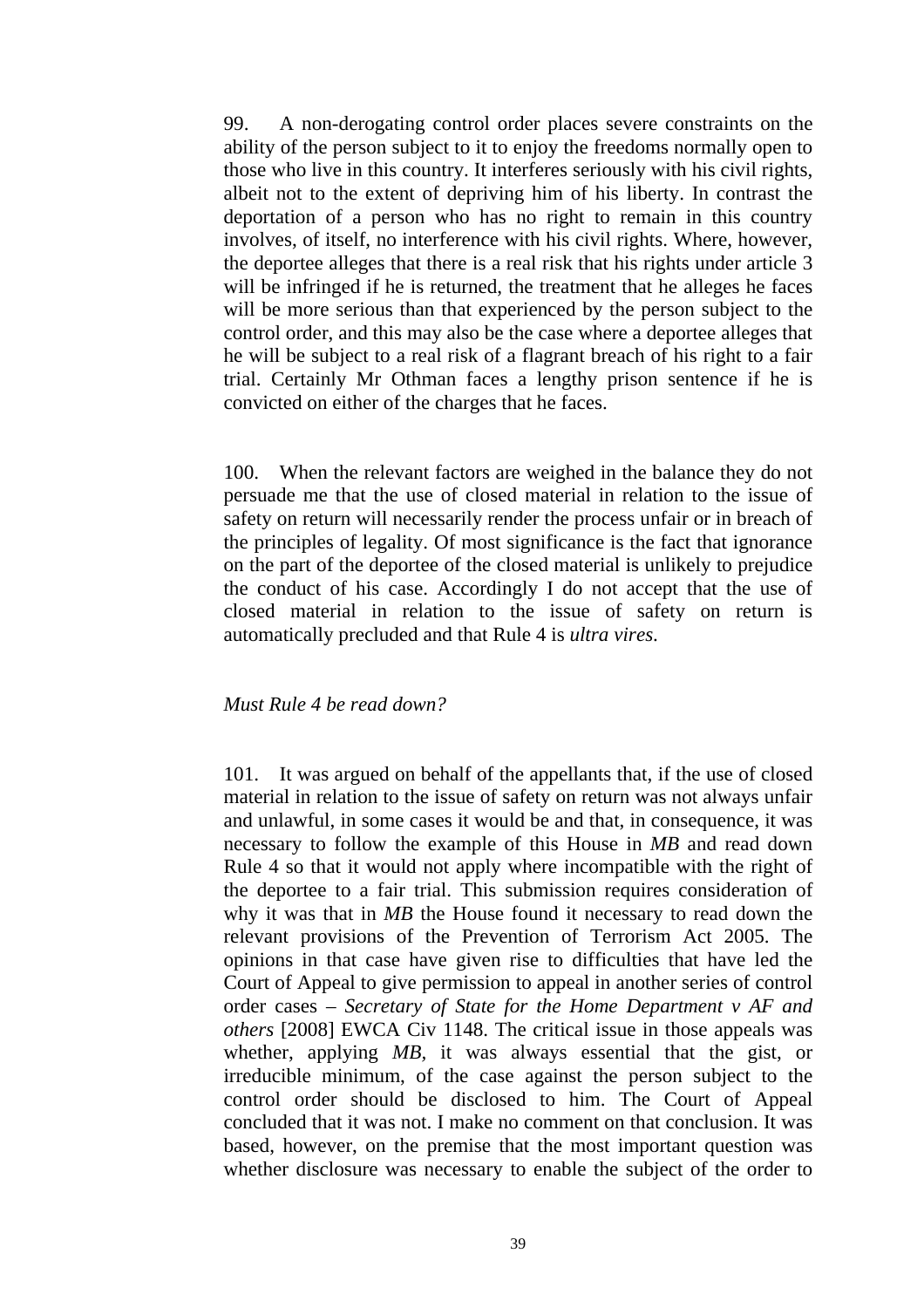99. A non-derogating control order places severe constraints on the ability of the person subject to it to enjoy the freedoms normally open to those who live in this country. It interferes seriously with his civil rights, albeit not to the extent of depriving him of his liberty. In contrast the deportation of a person who has no right to remain in this country involves, of itself, no interference with his civil rights. Where, however, the deportee alleges that there is a real risk that his rights under article 3 will be infringed if he is returned, the treatment that he alleges he faces will be more serious than that experienced by the person subject to the control order, and this may also be the case where a deportee alleges that he will be subject to a real risk of a flagrant breach of his right to a fair trial. Certainly Mr Othman faces a lengthy prison sentence if he is convicted on either of the charges that he faces.

100. When the relevant factors are weighed in the balance they do not persuade me that the use of closed material in relation to the issue of safety on return will necessarily render the process unfair or in breach of the principles of legality. Of most significance is the fact that ignorance on the part of the deportee of the closed material is unlikely to prejudice the conduct of his case. Accordingly I do not accept that the use of closed material in relation to the issue of safety on return is automatically precluded and that Rule 4 is *ultra vires*.

*Must Rule 4 be read down?*

101. It was argued on behalf of the appellants that, if the use of closed material in relation to the issue of safety on return was not always unfair and unlawful, in some cases it would be and that, in consequence, it was necessary to follow the example of this House in *MB* and read down Rule 4 so that it would not apply where incompatible with the right of the deportee to a fair trial. This submission requires consideration of why it was that in *MB* the House found it necessary to read down the relevant provisions of the Prevention of Terrorism Act 2005. The opinions in that case have given rise to difficulties that have led the Court of Appeal to give permission to appeal in another series of control order cases – *Secretary of State for the Home Department v AF and others* [2008] EWCA Civ 1148. The critical issue in those appeals was whether, applying *MB*, it was always essential that the gist, or irreducible minimum, of the case against the person subject to the control order should be disclosed to him. The Court of Appeal concluded that it was not. I make no comment on that conclusion. It was based, however, on the premise that the most important question was whether disclosure was necessary to enable the subject of the order to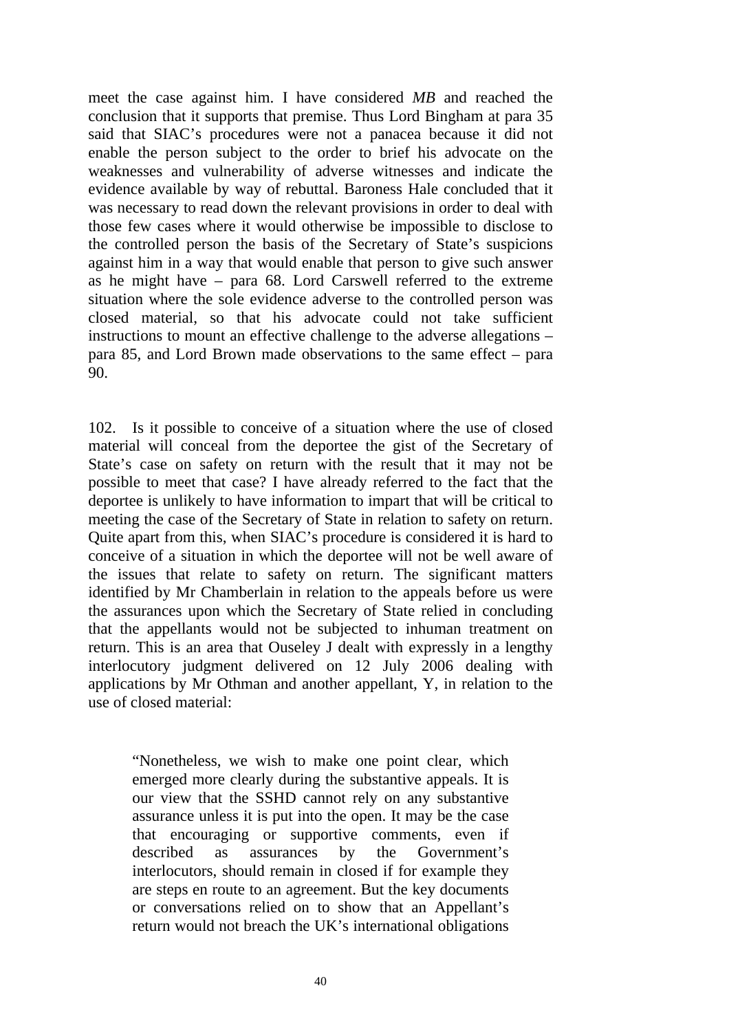meet the case against him. I have considered *MB* and reached the conclusion that it supports that premise. Thus Lord Bingham at para 35 said that SIAC's procedures were not a panacea because it did not enable the person subject to the order to brief his advocate on the weaknesses and vulnerability of adverse witnesses and indicate the evidence available by way of rebuttal. Baroness Hale concluded that it was necessary to read down the relevant provisions in order to deal with those few cases where it would otherwise be impossible to disclose to the controlled person the basis of the Secretary of State's suspicions against him in a way that would enable that person to give such answer as he might have – para 68. Lord Carswell referred to the extreme situation where the sole evidence adverse to the controlled person was closed material, so that his advocate could not take sufficient instructions to mount an effective challenge to the adverse allegations – para 85, and Lord Brown made observations to the same effect – para 90.

102. Is it possible to conceive of a situation where the use of closed material will conceal from the deportee the gist of the Secretary of State's case on safety on return with the result that it may not be possible to meet that case? I have already referred to the fact that the deportee is unlikely to have information to impart that will be critical to meeting the case of the Secretary of State in relation to safety on return. Quite apart from this, when SIAC's procedure is considered it is hard to conceive of a situation in which the deportee will not be well aware of the issues that relate to safety on return. The significant matters identified by Mr Chamberlain in relation to the appeals before us were the assurances upon which the Secretary of State relied in concluding that the appellants would not be subjected to inhuman treatment on return. This is an area that Ouseley J dealt with expressly in a lengthy interlocutory judgment delivered on 12 July 2006 dealing with applications by Mr Othman and another appellant, Y, in relation to the use of closed material:

> "Nonetheless, we wish to make one point clear, which emerged more clearly during the substantive appeals. It is our view that the SSHD cannot rely on any substantive assurance unless it is put into the open. It may be the case that encouraging or supportive comments, even if described as assurances by the Government's interlocutors, should remain in closed if for example they are steps en route to an agreement. But the key documents or conversations relied on to show that an Appellant's return would not breach the UK's international obligations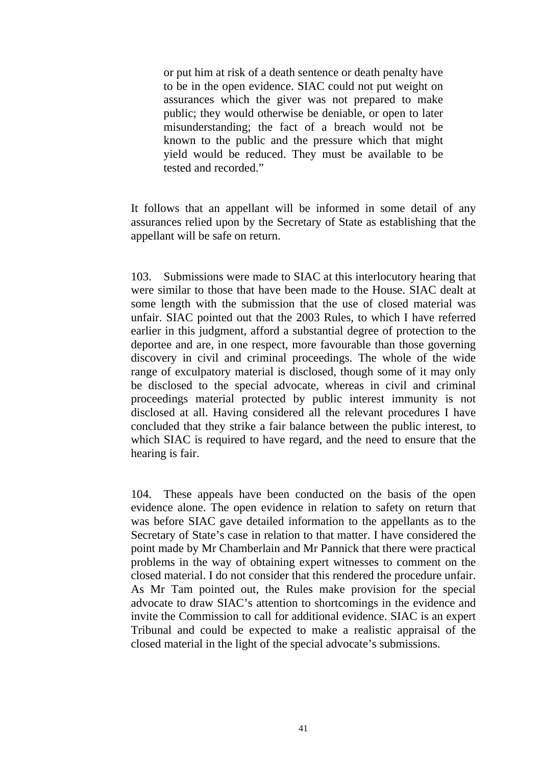> or put him at risk of a death sentence or death penalty have to be in the open evidence. SIAC could not put weight on assurances which the giver was not prepared to make public; they would otherwise be deniable, or open to later misunderstanding; the fact of a breach would not be known to the public and the pressure which that might yield would be reduced. They must be available to be tested and recorded."

It follows that an appellant will be informed in some detail of any assurances relied upon by the Secretary of State as establishing that the appellant will be safe on return.

103. Submissions were made to SIAC at this interlocutory hearing that were similar to those that have been made to the House. SIAC dealt at some length with the submission that the use of closed material was unfair. SIAC pointed out that the 2003 Rules, to which I have referred earlier in this judgment, afford a substantial degree of protection to the deportee and are, in one respect, more favourable than those governing discovery in civil and criminal proceedings. The whole of the wide range of exculpatory material is disclosed, though some of it may only be disclosed to the special advocate, whereas in civil and criminal proceedings material protected by public interest immunity is not disclosed at all. Having considered all the relevant procedures I have concluded that they strike a fair balance between the public interest, to which SIAC is required to have regard, and the need to ensure that the hearing is fair.

104. These appeals have been conducted on the basis of the open evidence alone. The open evidence in relation to safety on return that was before SIAC gave detailed information to the appellants as to the Secretary of State's case in relation to that matter. I have considered the point made by Mr Chamberlain and Mr Pannick that there were practical problems in the way of obtaining expert witnesses to comment on the closed material. I do not consider that this rendered the procedure unfair. As Mr Tam pointed out, the Rules make provision for the special advocate to draw SIAC's attention to shortcomings in the evidence and invite the Commission to call for additional evidence. SIAC is an expert Tribunal and could be expected to make a realistic appraisal of the closed material in the light of the special advocate's submissions.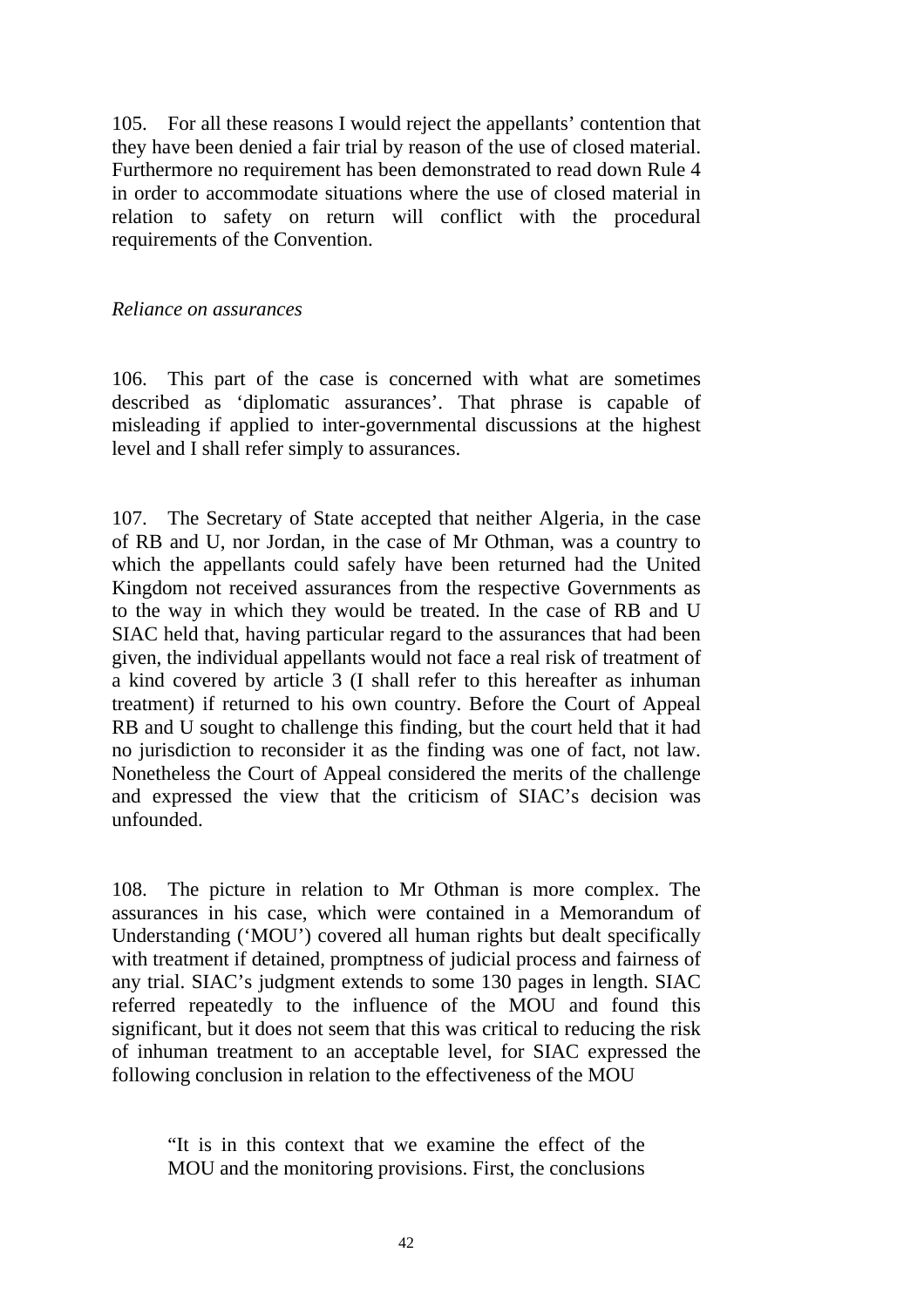105. For all these reasons I would reject the appellants' contention that they have been denied a fair trial by reason of the use of closed material. Furthermore no requirement has been demonstrated to read down Rule 4 in order to accommodate situations where the use of closed material in relation to safety on return will conflict with the procedural requirements of the Convention.

*Reliance on assurances*

106. This part of the case is concerned with what are sometimes described as 'diplomatic assurances'. That phrase is capable of misleading if applied to inter-governmental discussions at the highest level and I shall refer simply to assurances.

107. The Secretary of State accepted that neither Algeria, in the case of RB and U, nor Jordan, in the case of Mr Othman, was a country to which the appellants could safely have been returned had the United Kingdom not received assurances from the respective Governments as to the way in which they would be treated. In the case of RB and U SIAC held that, having particular regard to the assurances that had been given, the individual appellants would not face a real risk of treatment of a kind covered by article 3 (I shall refer to this hereafter as inhuman treatment) if returned to his own country. Before the Court of Appeal RB and U sought to challenge this finding, but the court held that it had no jurisdiction to reconsider it as the finding was one of fact, not law. Nonetheless the Court of Appeal considered the merits of the challenge and expressed the view that the criticism of SIAC's decision was unfounded.

108. The picture in relation to Mr Othman is more complex. The assurances in his case, which were contained in a Memorandum of Understanding ('MOU') covered all human rights but dealt specifically with treatment if detained, promptness of judicial process and fairness of any trial. SIAC's judgment extends to some 130 pages in length. SIAC referred repeatedly to the influence of the MOU and found this significant, but it does not seem that this was critical to reducing the risk of inhuman treatment to an acceptable level, for SIAC expressed the following conclusion in relation to the effectiveness of the MOU

> "It is in this context that we examine the effect of the MOU and the monitoring provisions. First, the conclusions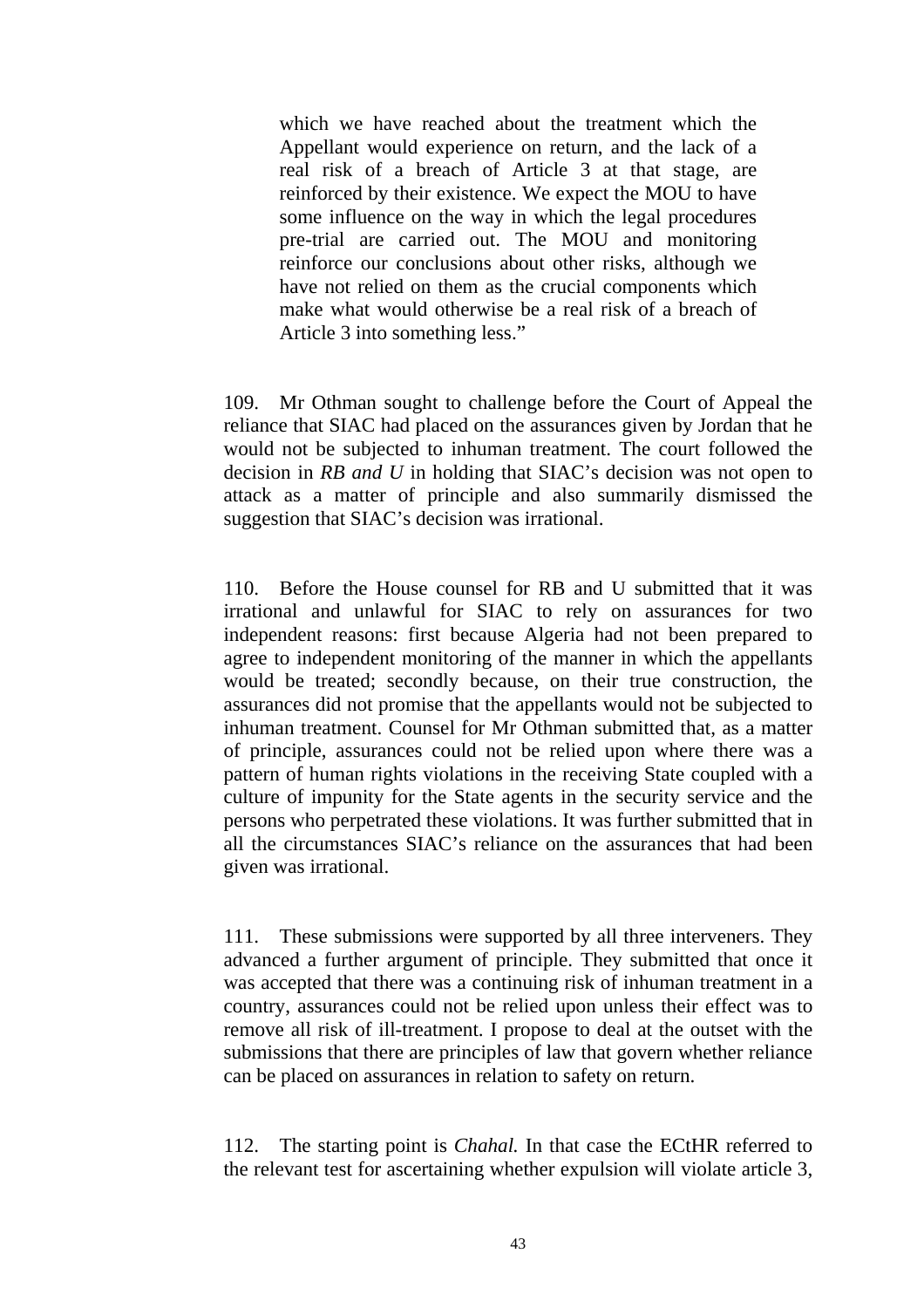> which we have reached about the treatment which the Appellant would experience on return, and the lack of a real risk of a breach of Article 3 at that stage, are reinforced by their existence. We expect the MOU to have some influence on the way in which the legal procedures pre-trial are carried out. The MOU and monitoring reinforce our conclusions about other risks, although we have not relied on them as the crucial components which make what would otherwise be a real risk of a breach of Article 3 into something less."

109. Mr Othman sought to challenge before the Court of Appeal the reliance that SIAC had placed on the assurances given by Jordan that he would not be subjected to inhuman treatment. The court followed the decision in *RB and U* in holding that SIAC's decision was not open to attack as a matter of principle and also summarily dismissed the suggestion that SIAC's decision was irrational.

110. Before the House counsel for RB and U submitted that it was irrational and unlawful for SIAC to rely on assurances for two independent reasons: first because Algeria had not been prepared to agree to independent monitoring of the manner in which the appellants would be treated; secondly because, on their true construction, the assurances did not promise that the appellants would not be subjected to inhuman treatment. Counsel for Mr Othman submitted that, as a matter of principle, assurances could not be relied upon where there was a pattern of human rights violations in the receiving State coupled with a culture of impunity for the State agents in the security service and the persons who perpetrated these violations. It was further submitted that in all the circumstances SIAC's reliance on the assurances that had been given was irrational.

111. These submissions were supported by all three interveners. They advanced a further argument of principle. They submitted that once it was accepted that there was a continuing risk of inhuman treatment in a country, assurances could not be relied upon unless their effect was to remove all risk of ill-treatment. I propose to deal at the outset with the submissions that there are principles of law that govern whether reliance can be placed on assurances in relation to safety on return.

112. The starting point is *Chahal.* In that case the ECtHR referred to the relevant test for ascertaining whether expulsion will violate article 3,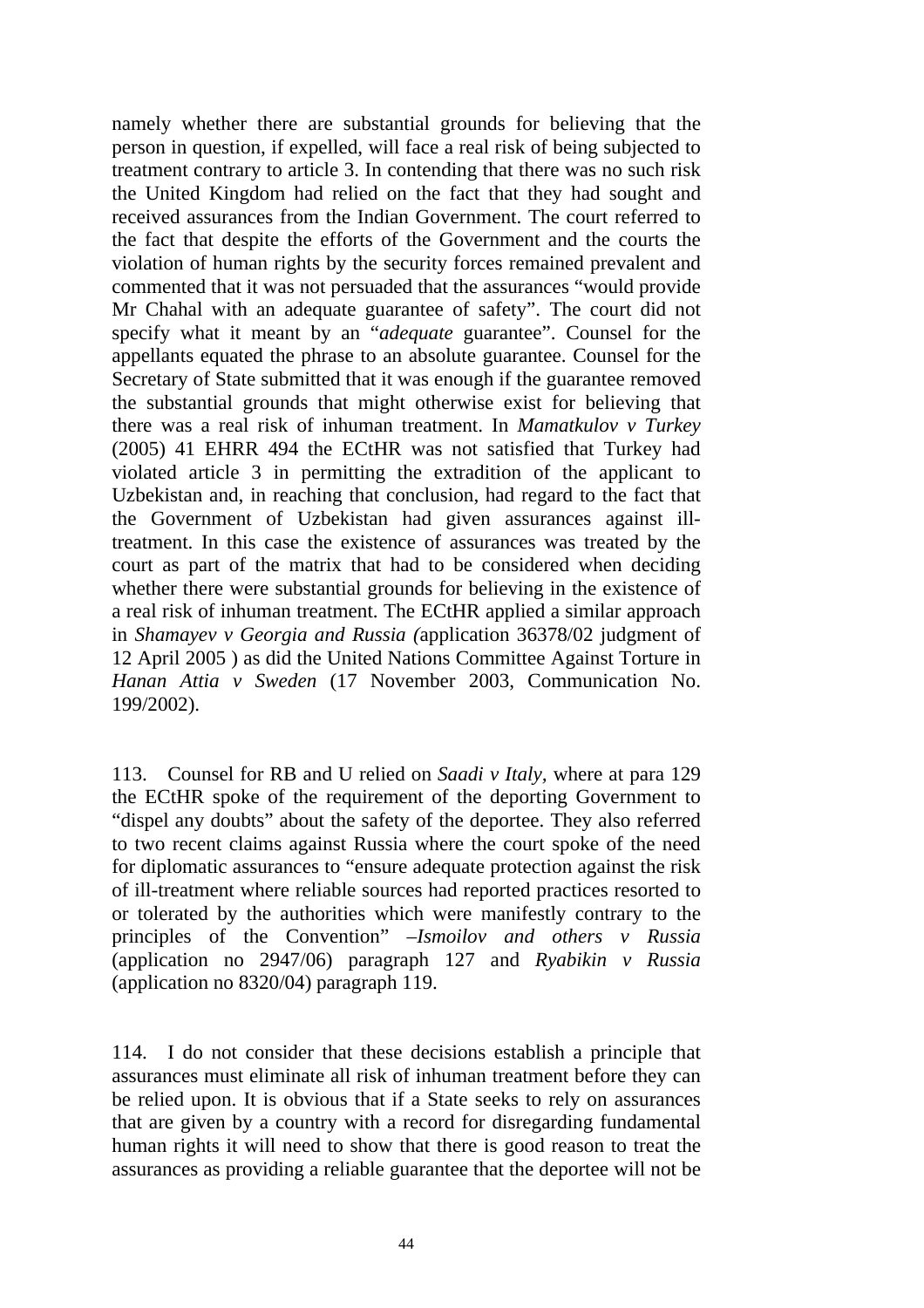namely whether there are substantial grounds for believing that the person in question, if expelled, will face a real risk of being subjected to treatment contrary to article 3. In contending that there was no such risk the United Kingdom had relied on the fact that they had sought and received assurances from the Indian Government. The court referred to the fact that despite the efforts of the Government and the courts the violation of human rights by the security forces remained prevalent and commented that it was not persuaded that the assurances "would provide Mr Chahal with an adequate guarantee of safety". The court did not specify what it meant by an "*adequate* guarantee". Counsel for the appellants equated the phrase to an absolute guarantee. Counsel for the Secretary of State submitted that it was enough if the guarantee removed the substantial grounds that might otherwise exist for believing that there was a real risk of inhuman treatment. In *Mamatkulov v Turkey* (2005) 41 EHRR 494 the ECtHR was not satisfied that Turkey had violated article 3 in permitting the extradition of the applicant to Uzbekistan and, in reaching that conclusion, had regard to the fact that the Government of Uzbekistan had given assurances against ill-treatment. In this case the existence of assurances was treated by the court as part of the matrix that had to be considered when deciding whether there were substantial grounds for believing in the existence of a real risk of inhuman treatment. The ECtHR applied a similar approach in *Shamayev v Georgia and Russia (*application 36378/02 judgment of 12 April 2005 ) as did the United Nations Committee Against Torture in *Hanan Attia v Sweden* (17 November 2003, Communication No. 199/2002).

113. Counsel for RB and U relied on *Saadi v Italy,* where at para 129 the ECtHR spoke of the requirement of the deporting Government to "dispel any doubts" about the safety of the deportee. They also referred to two recent claims against Russia where the court spoke of the need for diplomatic assurances to "ensure adequate protection against the risk of ill-treatment where reliable sources had reported practices resorted to or tolerated by the authorities which were manifestly contrary to the principles of the Convention" –*Ismoilov and others v Russia* (application no 2947/06) paragraph 127 and *Ryabikin v Russia* (application no 8320/04) paragraph 119.

114. I do not consider that these decisions establish a principle that assurances must eliminate all risk of inhuman treatment before they can be relied upon. It is obvious that if a State seeks to rely on assurances that are given by a country with a record for disregarding fundamental human rights it will need to show that there is good reason to treat the assurances as providing a reliable guarantee that the deportee will not be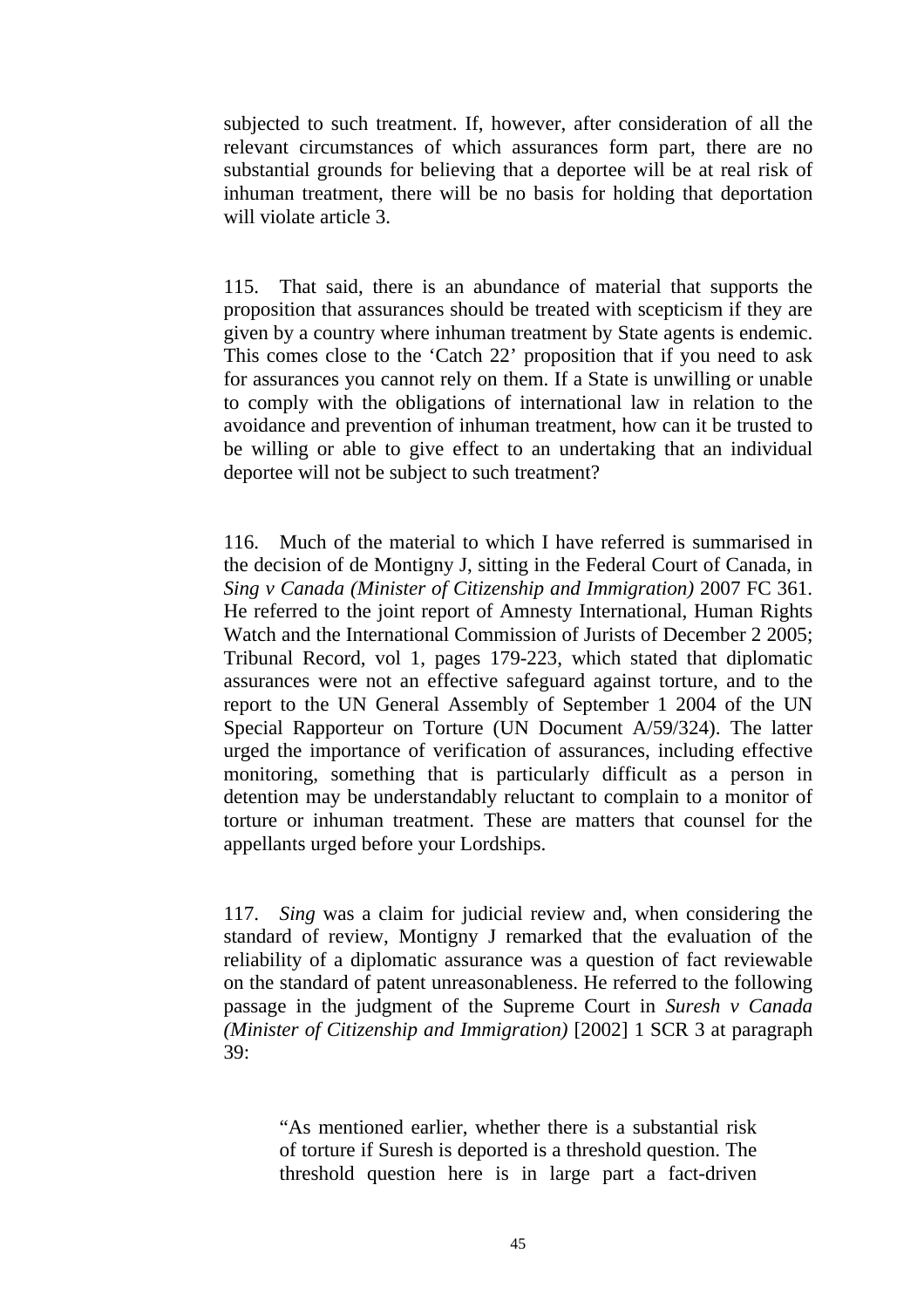subjected to such treatment. If, however, after consideration of all the relevant circumstances of which assurances form part, there are no substantial grounds for believing that a deportee will be at real risk of inhuman treatment, there will be no basis for holding that deportation will violate article 3.

115. That said, there is an abundance of material that supports the proposition that assurances should be treated with scepticism if they are given by a country where inhuman treatment by State agents is endemic. This comes close to the 'Catch 22' proposition that if you need to ask for assurances you cannot rely on them. If a State is unwilling or unable to comply with the obligations of international law in relation to the avoidance and prevention of inhuman treatment, how can it be trusted to be willing or able to give effect to an undertaking that an individual deportee will not be subject to such treatment?

116. Much of the material to which I have referred is summarised in the decision of de Montigny J, sitting in the Federal Court of Canada, in *Sing v Canada (Minister of Citizenship and Immigration)* 2007 FC 361. He referred to the joint report of Amnesty International, Human Rights Watch and the International Commission of Jurists of December 2 2005; Tribunal Record, vol 1, pages 179-223, which stated that diplomatic assurances were not an effective safeguard against torture, and to the report to the UN General Assembly of September 1 2004 of the UN Special Rapporteur on Torture (UN Document A/59/324). The latter urged the importance of verification of assurances, including effective monitoring, something that is particularly difficult as a person in detention may be understandably reluctant to complain to a monitor of torture or inhuman treatment. These are matters that counsel for the appellants urged before your Lordships.

117. *Sing* was a claim for judicial review and, when considering the standard of review, Montigny J remarked that the evaluation of the reliability of a diplomatic assurance was a question of fact reviewable on the standard of patent unreasonableness. He referred to the following passage in the judgment of the Supreme Court in *Suresh v Canada (Minister of Citizenship and Immigration)* [2002] 1 SCR 3 at paragraph 39:

> "As mentioned earlier, whether there is a substantial risk of torture if Suresh is deported is a threshold question. The threshold question here is in large part a fact-driven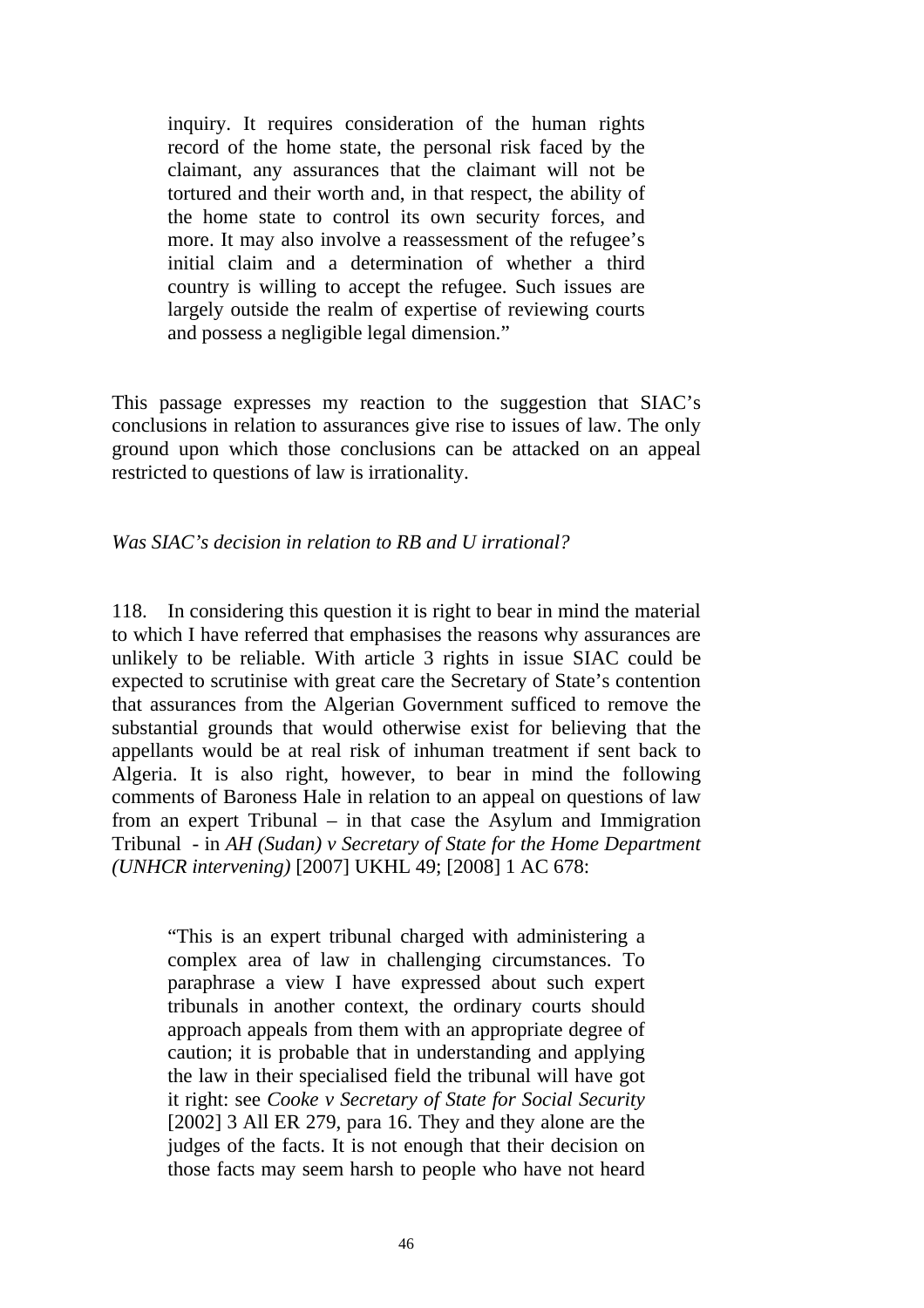> inquiry. It requires consideration of the human rights record of the home state, the personal risk faced by the claimant, any assurances that the claimant will not be tortured and their worth and, in that respect, the ability of the home state to control its own security forces, and more. It may also involve a reassessment of the refugee's initial claim and a determination of whether a third country is willing to accept the refugee. Such issues are largely outside the realm of expertise of reviewing courts and possess a negligible legal dimension."

This passage expresses my reaction to the suggestion that SIAC's conclusions in relation to assurances give rise to issues of law. The only ground upon which those conclusions can be attacked on an appeal restricted to questions of law is irrationality.

*Was SIAC's decision in relation to RB and U irrational?*

118. In considering this question it is right to bear in mind the material to which I have referred that emphasises the reasons why assurances are unlikely to be reliable. With article 3 rights in issue SIAC could be expected to scrutinise with great care the Secretary of State's contention that assurances from the Algerian Government sufficed to remove the substantial grounds that would otherwise exist for believing that the appellants would be at real risk of inhuman treatment if sent back to Algeria. It is also right, however, to bear in mind the following comments of Baroness Hale in relation to an appeal on questions of law from an expert Tribunal – in that case the Asylum and Immigration Tribunal - in *AH (Sudan) v Secretary of State for the Home Department (UNHCR intervening)* [2007] UKHL 49; [2008] 1 AC 678:

> "This is an expert tribunal charged with administering a complex area of law in challenging circumstances. To paraphrase a view I have expressed about such expert tribunals in another context, the ordinary courts should approach appeals from them with an appropriate degree of caution; it is probable that in understanding and applying the law in their specialised field the tribunal will have got it right: see *Cooke v Secretary of State for Social Security* [2002] 3 All ER 279, para 16. They and they alone are the judges of the facts. It is not enough that their decision on those facts may seem harsh to people who have not heard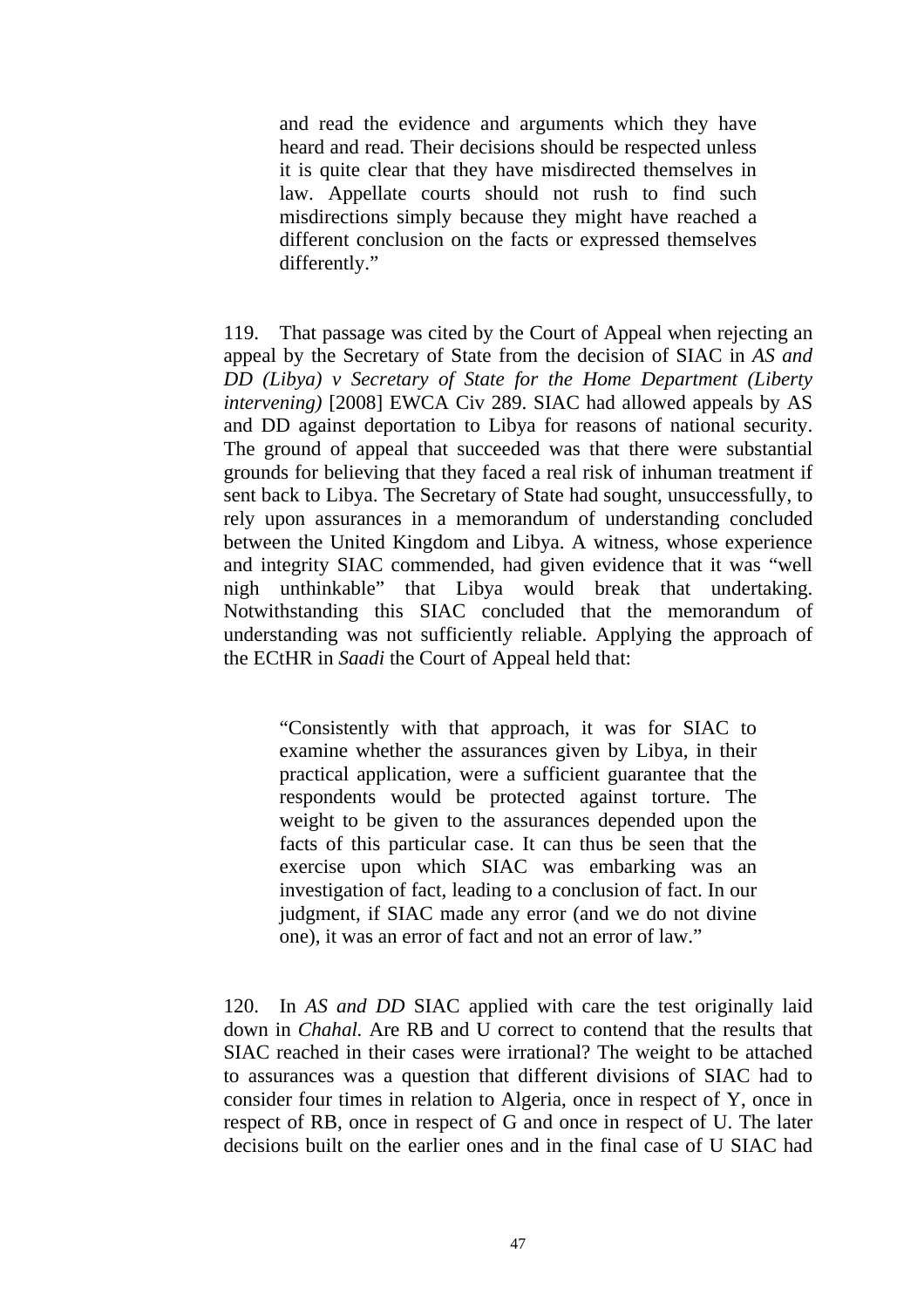> and read the evidence and arguments which they have heard and read. Their decisions should be respected unless it is quite clear that they have misdirected themselves in law. Appellate courts should not rush to find such misdirections simply because they might have reached a different conclusion on the facts or expressed themselves differently."

119. That passage was cited by the Court of Appeal when rejecting an appeal by the Secretary of State from the decision of SIAC in *AS and DD (Libya) v Secretary of State for the Home Department (Liberty intervening)* [2008] EWCA Civ 289. SIAC had allowed appeals by AS and DD against deportation to Libya for reasons of national security. The ground of appeal that succeeded was that there were substantial grounds for believing that they faced a real risk of inhuman treatment if sent back to Libya. The Secretary of State had sought, unsuccessfully, to rely upon assurances in a memorandum of understanding concluded between the United Kingdom and Libya. A witness, whose experience and integrity SIAC commended, had given evidence that it was "well nigh unthinkable" that Libya would break that undertaking. Notwithstanding this SIAC concluded that the memorandum of understanding was not sufficiently reliable. Applying the approach of the ECtHR in *Saadi* the Court of Appeal held that:

> "Consistently with that approach, it was for SIAC to examine whether the assurances given by Libya, in their practical application, were a sufficient guarantee that the respondents would be protected against torture. The weight to be given to the assurances depended upon the facts of this particular case. It can thus be seen that the exercise upon which SIAC was embarking was an investigation of fact, leading to a conclusion of fact. In our judgment, if SIAC made any error (and we do not divine one), it was an error of fact and not an error of law."

120. In *AS and DD* SIAC applied with care the test originally laid down in *Chahal.* Are RB and U correct to contend that the results that SIAC reached in their cases were irrational? The weight to be attached to assurances was a question that different divisions of SIAC had to consider four times in relation to Algeria, once in respect of Y, once in respect of RB, once in respect of G and once in respect of U. The later decisions built on the earlier ones and in the final case of U SIAC had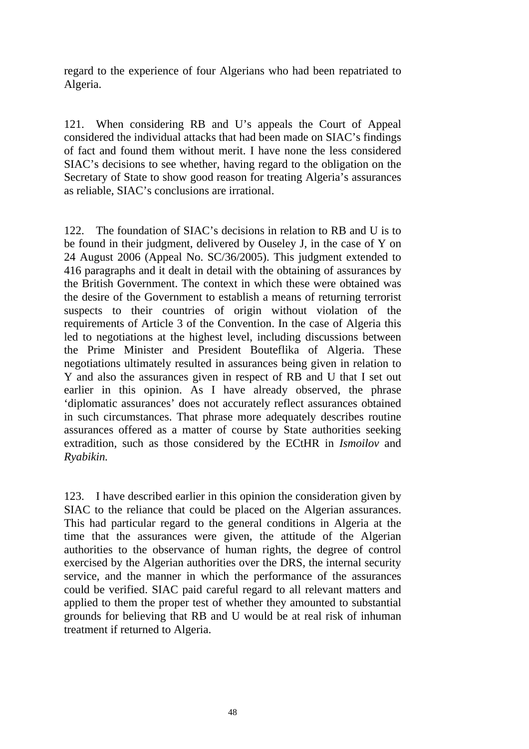regard to the experience of four Algerians who had been repatriated to Algeria.

121. When considering RB and U's appeals the Court of Appeal considered the individual attacks that had been made on SIAC's findings of fact and found them without merit. I have none the less considered SIAC's decisions to see whether, having regard to the obligation on the Secretary of State to show good reason for treating Algeria's assurances as reliable, SIAC's conclusions are irrational.

122. The foundation of SIAC's decisions in relation to RB and U is to be found in their judgment, delivered by Ouseley J, in the case of Y on 24 August 2006 (Appeal No. SC/36/2005). This judgment extended to 416 paragraphs and it dealt in detail with the obtaining of assurances by the British Government. The context in which these were obtained was the desire of the Government to establish a means of returning terrorist suspects to their countries of origin without violation of the requirements of Article 3 of the Convention. In the case of Algeria this led to negotiations at the highest level, including discussions between the Prime Minister and President Bouteflika of Algeria. These negotiations ultimately resulted in assurances being given in relation to Y and also the assurances given in respect of RB and U that I set out earlier in this opinion. As I have already observed, the phrase 'diplomatic assurances' does not accurately reflect assurances obtained in such circumstances. That phrase more adequately describes routine assurances offered as a matter of course by State authorities seeking extradition, such as those considered by the ECtHR in *Ismoilov* and *Ryabikin.*

123. I have described earlier in this opinion the consideration given by SIAC to the reliance that could be placed on the Algerian assurances. This had particular regard to the general conditions in Algeria at the time that the assurances were given, the attitude of the Algerian authorities to the observance of human rights, the degree of control exercised by the Algerian authorities over the DRS, the internal security service, and the manner in which the performance of the assurances could be verified. SIAC paid careful regard to all relevant matters and applied to them the proper test of whether they amounted to substantial grounds for believing that RB and U would be at real risk of inhuman treatment if returned to Algeria.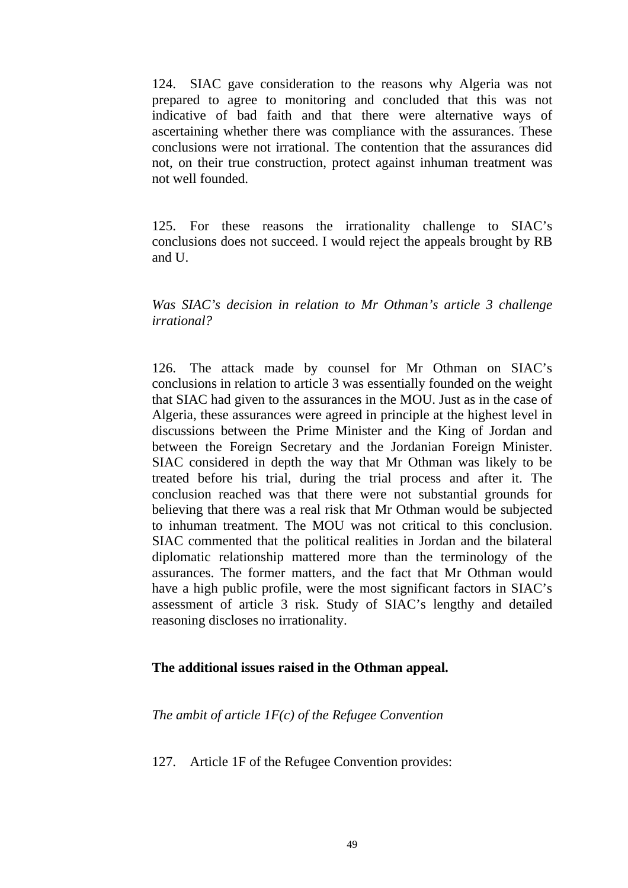124. SIAC gave consideration to the reasons why Algeria was not prepared to agree to monitoring and concluded that this was not indicative of bad faith and that there were alternative ways of ascertaining whether there was compliance with the assurances. These conclusions were not irrational. The contention that the assurances did not, on their true construction, protect against inhuman treatment was not well founded.

125. For these reasons the irrationality challenge to SIAC's conclusions does not succeed. I would reject the appeals brought by RB and U.

*Was SIAC's decision in relation to Mr Othman's article 3 challenge irrational?*

126. The attack made by counsel for Mr Othman on SIAC's conclusions in relation to article 3 was essentially founded on the weight that SIAC had given to the assurances in the MOU. Just as in the case of Algeria, these assurances were agreed in principle at the highest level in discussions between the Prime Minister and the King of Jordan and between the Foreign Secretary and the Jordanian Foreign Minister. SIAC considered in depth the way that Mr Othman was likely to be treated before his trial, during the trial process and after it. The conclusion reached was that there were not substantial grounds for believing that there was a real risk that Mr Othman would be subjected to inhuman treatment. The MOU was not critical to this conclusion. SIAC commented that the political realities in Jordan and the bilateral diplomatic relationship mattered more than the terminology of the assurances. The former matters, and the fact that Mr Othman would have a high public profile, were the most significant factors in SIAC's assessment of article 3 risk. Study of SIAC's lengthy and detailed reasoning discloses no irrationality.

**The additional issues raised in the Othman appeal.**

*The ambit of article 1F(c) of the Refugee Convention*

127. Article 1F of the Refugee Convention provides: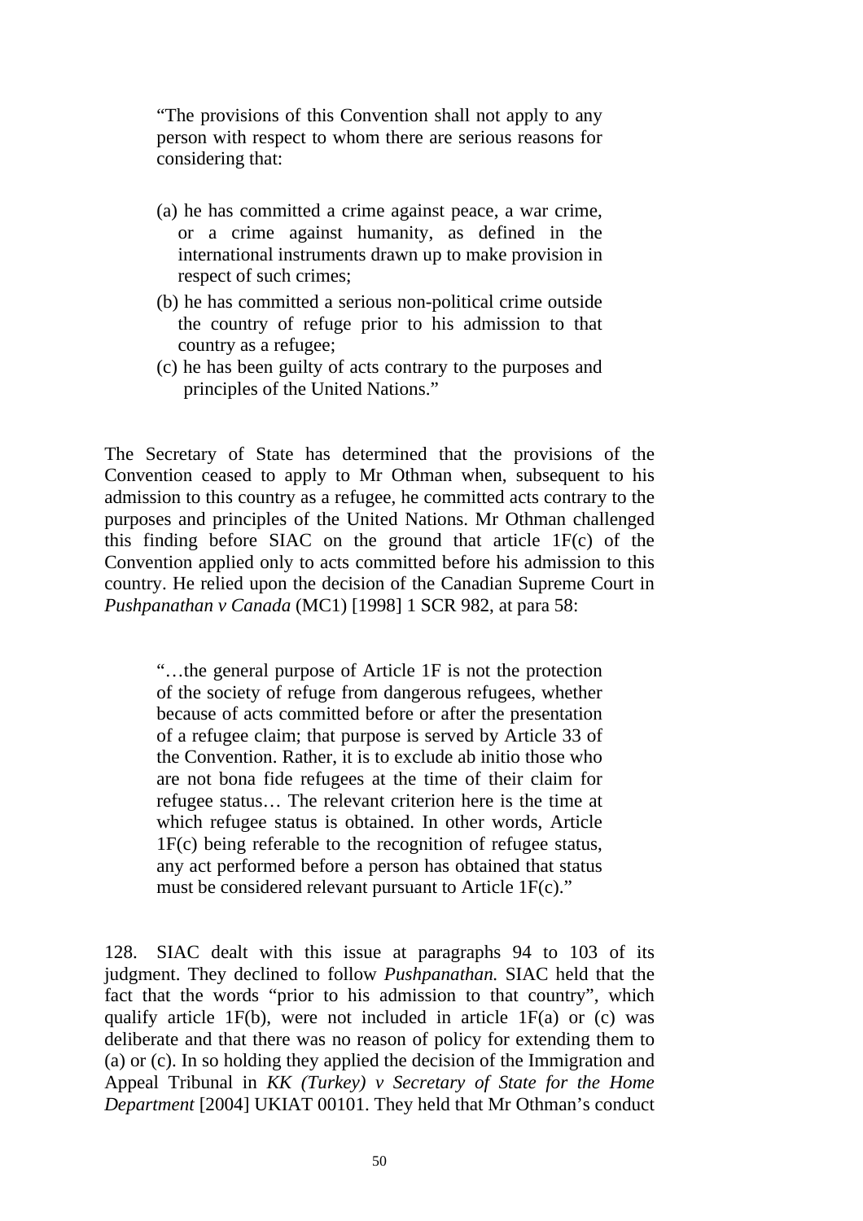> "The provisions of this Convention shall not apply to any person with respect to whom there are serious reasons for considering that:
>
> (a) he has committed a crime against peace, a war crime, or a crime against humanity, as defined in the international instruments drawn up to make provision in respect of such crimes;
> (b) he has committed a serious non-political crime outside the country of refuge prior to his admission to that country as a refugee;
> (c) he has been guilty of acts contrary to the purposes and principles of the United Nations."

The Secretary of State has determined that the provisions of the Convention ceased to apply to Mr Othman when, subsequent to his admission to this country as a refugee, he committed acts contrary to the purposes and principles of the United Nations. Mr Othman challenged this finding before SIAC on the ground that article 1F(c) of the Convention applied only to acts committed before his admission to this country. He relied upon the decision of the Canadian Supreme Court in *Pushpanathan v Canada* (MC1) [1998] 1 SCR 982, at para 58:

> "…the general purpose of Article 1F is not the protection of the society of refuge from dangerous refugees, whether because of acts committed before or after the presentation of a refugee claim; that purpose is served by Article 33 of the Convention. Rather, it is to exclude ab initio those who are not bona fide refugees at the time of their claim for refugee status… The relevant criterion here is the time at which refugee status is obtained. In other words, Article 1F(c) being referable to the recognition of refugee status, any act performed before a person has obtained that status must be considered relevant pursuant to Article 1F(c)."

128. SIAC dealt with this issue at paragraphs 94 to 103 of its judgment. They declined to follow *Pushpanathan.* SIAC held that the fact that the words "prior to his admission to that country", which qualify article 1F(b), were not included in article 1F(a) or (c) was deliberate and that there was no reason of policy for extending them to (a) or (c). In so holding they applied the decision of the Immigration and Appeal Tribunal in *KK (Turkey) v Secretary of State for the Home Department* [2004] UKIAT 00101. They held that Mr Othman's conduct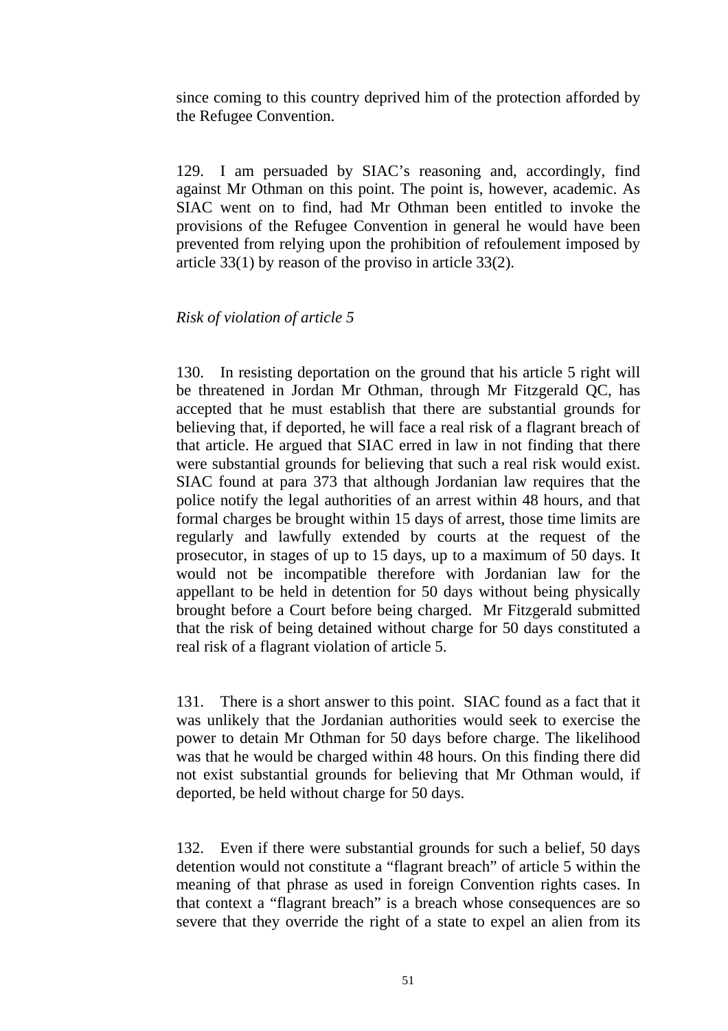since coming to this country deprived him of the protection afforded by the Refugee Convention.

129. I am persuaded by SIAC's reasoning and, accordingly, find against Mr Othman on this point. The point is, however, academic. As SIAC went on to find, had Mr Othman been entitled to invoke the provisions of the Refugee Convention in general he would have been prevented from relying upon the prohibition of refoulement imposed by article 33(1) by reason of the proviso in article 33(2).

*Risk of violation of article 5*

130. In resisting deportation on the ground that his article 5 right will be threatened in Jordan Mr Othman, through Mr Fitzgerald QC, has accepted that he must establish that there are substantial grounds for believing that, if deported, he will face a real risk of a flagrant breach of that article. He argued that SIAC erred in law in not finding that there were substantial grounds for believing that such a real risk would exist. SIAC found at para 373 that although Jordanian law requires that the police notify the legal authorities of an arrest within 48 hours, and that formal charges be brought within 15 days of arrest, those time limits are regularly and lawfully extended by courts at the request of the prosecutor, in stages of up to 15 days, up to a maximum of 50 days. It would not be incompatible therefore with Jordanian law for the appellant to be held in detention for 50 days without being physically brought before a Court before being charged. Mr Fitzgerald submitted that the risk of being detained without charge for 50 days constituted a real risk of a flagrant violation of article 5.

131. There is a short answer to this point. SIAC found as a fact that it was unlikely that the Jordanian authorities would seek to exercise the power to detain Mr Othman for 50 days before charge. The likelihood was that he would be charged within 48 hours. On this finding there did not exist substantial grounds for believing that Mr Othman would, if deported, be held without charge for 50 days.

132. Even if there were substantial grounds for such a belief, 50 days detention would not constitute a "flagrant breach" of article 5 within the meaning of that phrase as used in foreign Convention rights cases. In that context a "flagrant breach" is a breach whose consequences are so severe that they override the right of a state to expel an alien from its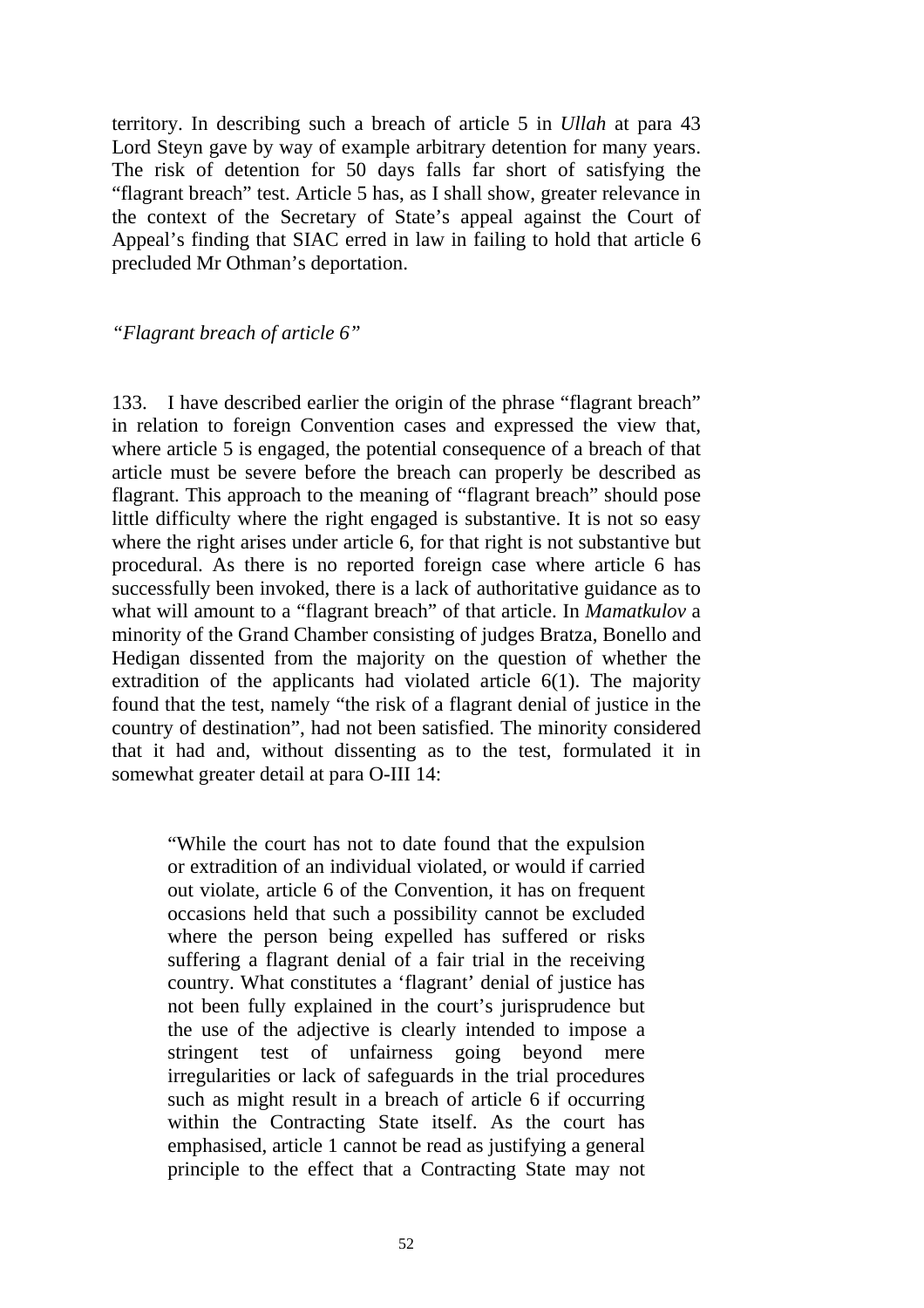territory. In describing such a breach of article 5 in *Ullah* at para 43 Lord Steyn gave by way of example arbitrary detention for many years. The risk of detention for 50 days falls far short of satisfying the "flagrant breach" test. Article 5 has, as I shall show, greater relevance in the context of the Secretary of State's appeal against the Court of Appeal's finding that SIAC erred in law in failing to hold that article 6 precluded Mr Othman's deportation.

*"Flagrant breach of article 6"*

133. I have described earlier the origin of the phrase "flagrant breach" in relation to foreign Convention cases and expressed the view that, where article 5 is engaged, the potential consequence of a breach of that article must be severe before the breach can properly be described as flagrant. This approach to the meaning of "flagrant breach" should pose little difficulty where the right engaged is substantive. It is not so easy where the right arises under article 6, for that right is not substantive but procedural. As there is no reported foreign case where article 6 has successfully been invoked, there is a lack of authoritative guidance as to what will amount to a "flagrant breach" of that article. In *Mamatkulov* a minority of the Grand Chamber consisting of judges Bratza, Bonello and Hedigan dissented from the majority on the question of whether the extradition of the applicants had violated article 6(1). The majority found that the test, namely "the risk of a flagrant denial of justice in the country of destination", had not been satisfied. The minority considered that it had and, without dissenting as to the test, formulated it in somewhat greater detail at para O-III 14:

> "While the court has not to date found that the expulsion or extradition of an individual violated, or would if carried out violate, article 6 of the Convention, it has on frequent occasions held that such a possibility cannot be excluded where the person being expelled has suffered or risks suffering a flagrant denial of a fair trial in the receiving country. What constitutes a 'flagrant' denial of justice has not been fully explained in the court's jurisprudence but the use of the adjective is clearly intended to impose a stringent test of unfairness going beyond mere irregularities or lack of safeguards in the trial procedures such as might result in a breach of article 6 if occurring within the Contracting State itself. As the court has emphasised, article 1 cannot be read as justifying a general principle to the effect that a Contracting State may not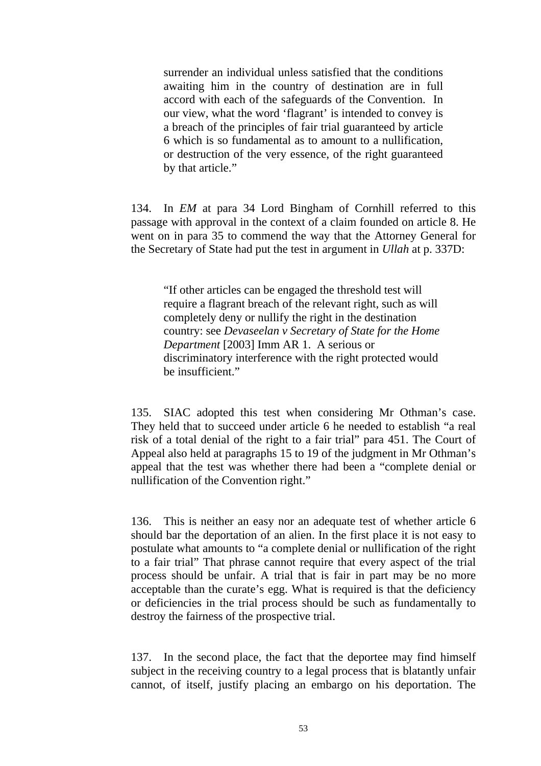> surrender an individual unless satisfied that the conditions awaiting him in the country of destination are in full accord with each of the safeguards of the Convention. In our view, what the word 'flagrant' is intended to convey is a breach of the principles of fair trial guaranteed by article 6 which is so fundamental as to amount to a nullification, or destruction of the very essence, of the right guaranteed by that article."

134. In *EM* at para 34 Lord Bingham of Cornhill referred to this passage with approval in the context of a claim founded on article 8. He went on in para 35 to commend the way that the Attorney General for the Secretary of State had put the test in argument in *Ullah* at p. 337D:

> "If other articles can be engaged the threshold test will require a flagrant breach of the relevant right, such as will completely deny or nullify the right in the destination country: see *Devaseelan v Secretary of State for the Home Department* [2003] Imm AR 1. A serious or discriminatory interference with the right protected would be insufficient."

135. SIAC adopted this test when considering Mr Othman's case. They held that to succeed under article 6 he needed to establish "a real risk of a total denial of the right to a fair trial" para 451. The Court of Appeal also held at paragraphs 15 to 19 of the judgment in Mr Othman's appeal that the test was whether there had been a "complete denial or nullification of the Convention right."

136. This is neither an easy nor an adequate test of whether article 6 should bar the deportation of an alien. In the first place it is not easy to postulate what amounts to "a complete denial or nullification of the right to a fair trial" That phrase cannot require that every aspect of the trial process should be unfair. A trial that is fair in part may be no more acceptable than the curate's egg. What is required is that the deficiency or deficiencies in the trial process should be such as fundamentally to destroy the fairness of the prospective trial.

137. In the second place, the fact that the deportee may find himself subject in the receiving country to a legal process that is blatantly unfair cannot, of itself, justify placing an embargo on his deportation. The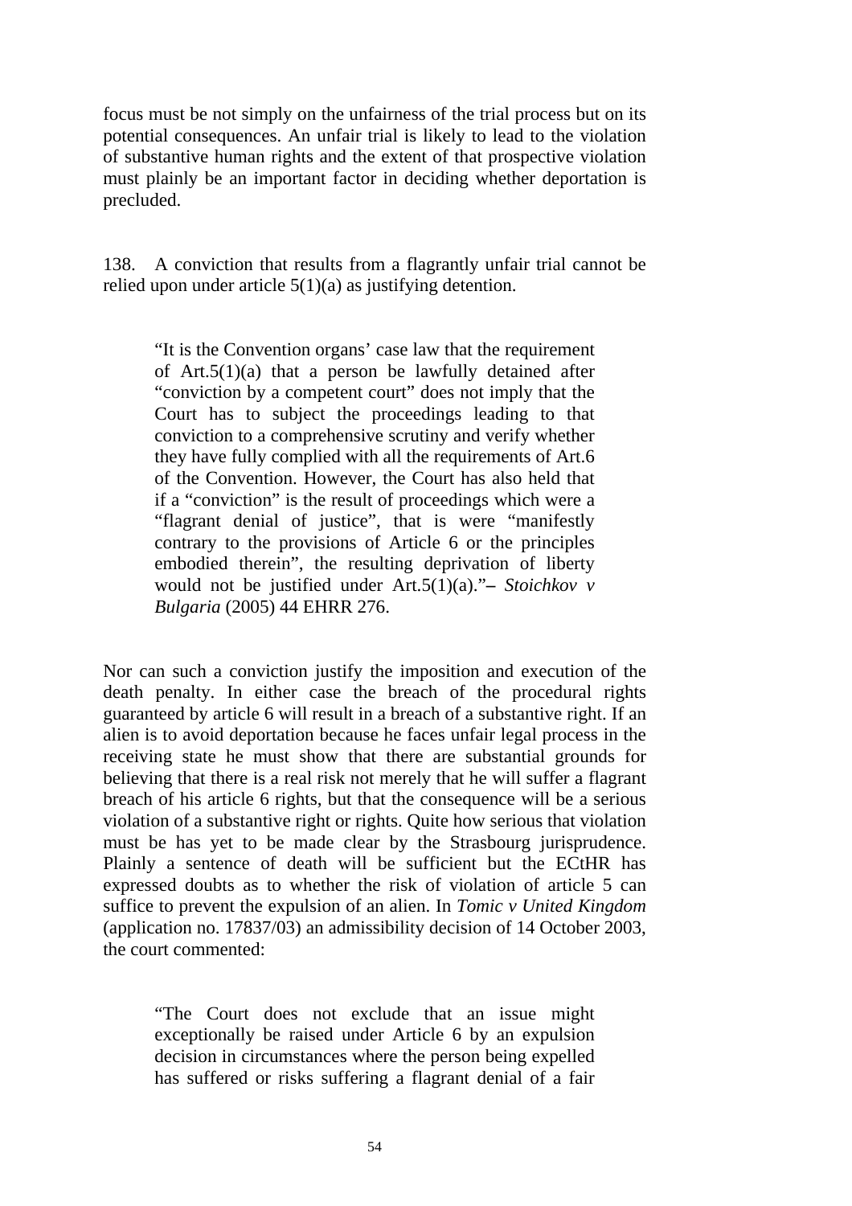focus must be not simply on the unfairness of the trial process but on its potential consequences. An unfair trial is likely to lead to the violation of substantive human rights and the extent of that prospective violation must plainly be an important factor in deciding whether deportation is precluded.

138. A conviction that results from a flagrantly unfair trial cannot be relied upon under article 5(1)(a) as justifying detention.

> "It is the Convention organs' case law that the requirement of Art.5(1)(a) that a person be lawfully detained after "conviction by a competent court" does not imply that the Court has to subject the proceedings leading to that conviction to a comprehensive scrutiny and verify whether they have fully complied with all the requirements of Art.6 of the Convention. However, the Court has also held that if a "conviction" is the result of proceedings which were a "flagrant denial of justice", that is were "manifestly contrary to the provisions of Article 6 or the principles embodied therein", the resulting deprivation of liberty would not be justified under Art.5(1)(a)."– *Stoichkov v Bulgaria* (2005) 44 EHRR 276.

Nor can such a conviction justify the imposition and execution of the death penalty. In either case the breach of the procedural rights guaranteed by article 6 will result in a breach of a substantive right. If an alien is to avoid deportation because he faces unfair legal process in the receiving state he must show that there are substantial grounds for believing that there is a real risk not merely that he will suffer a flagrant breach of his article 6 rights, but that the consequence will be a serious violation of a substantive right or rights. Quite how serious that violation must be has yet to be made clear by the Strasbourg jurisprudence. Plainly a sentence of death will be sufficient but the ECtHR has expressed doubts as to whether the risk of violation of article 5 can suffice to prevent the expulsion of an alien. In *Tomic v United Kingdom* (application no. 17837/03) an admissibility decision of 14 October 2003, the court commented:

> "The Court does not exclude that an issue might exceptionally be raised under Article 6 by an expulsion decision in circumstances where the person being expelled has suffered or risks suffering a flagrant denial of a fair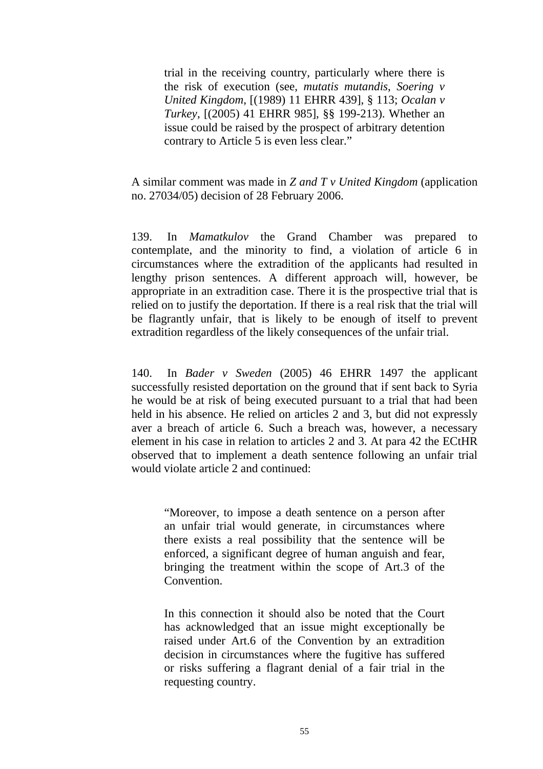> trial in the receiving country, particularly where there is the risk of execution (see, *mutatis mutandis*, *Soering v United Kingdom*, [(1989) 11 EHRR 439], § 113; *Ocalan v Turkey*, [(2005) 41 EHRR 985], §§ 199-213). Whether an issue could be raised by the prospect of arbitrary detention contrary to Article 5 is even less clear."

A similar comment was made in *Z and T v United Kingdom* (application no. 27034/05) decision of 28 February 2006.

139. In *Mamatkulov* the Grand Chamber was prepared to contemplate, and the minority to find, a violation of article 6 in circumstances where the extradition of the applicants had resulted in lengthy prison sentences. A different approach will, however, be appropriate in an extradition case. There it is the prospective trial that is relied on to justify the deportation. If there is a real risk that the trial will be flagrantly unfair, that is likely to be enough of itself to prevent extradition regardless of the likely consequences of the unfair trial.

140. In *Bader v Sweden* (2005) 46 EHRR 1497 the applicant successfully resisted deportation on the ground that if sent back to Syria he would be at risk of being executed pursuant to a trial that had been held in his absence. He relied on articles 2 and 3, but did not expressly aver a breach of article 6. Such a breach was, however, a necessary element in his case in relation to articles 2 and 3. At para 42 the ECtHR observed that to implement a death sentence following an unfair trial would violate article 2 and continued:

> "Moreover, to impose a death sentence on a person after an unfair trial would generate, in circumstances where there exists a real possibility that the sentence will be enforced, a significant degree of human anguish and fear, bringing the treatment within the scope of Art.3 of the Convention.
>
> In this connection it should also be noted that the Court has acknowledged that an issue might exceptionally be raised under Art.6 of the Convention by an extradition decision in circumstances where the fugitive has suffered or risks suffering a flagrant denial of a fair trial in the requesting country.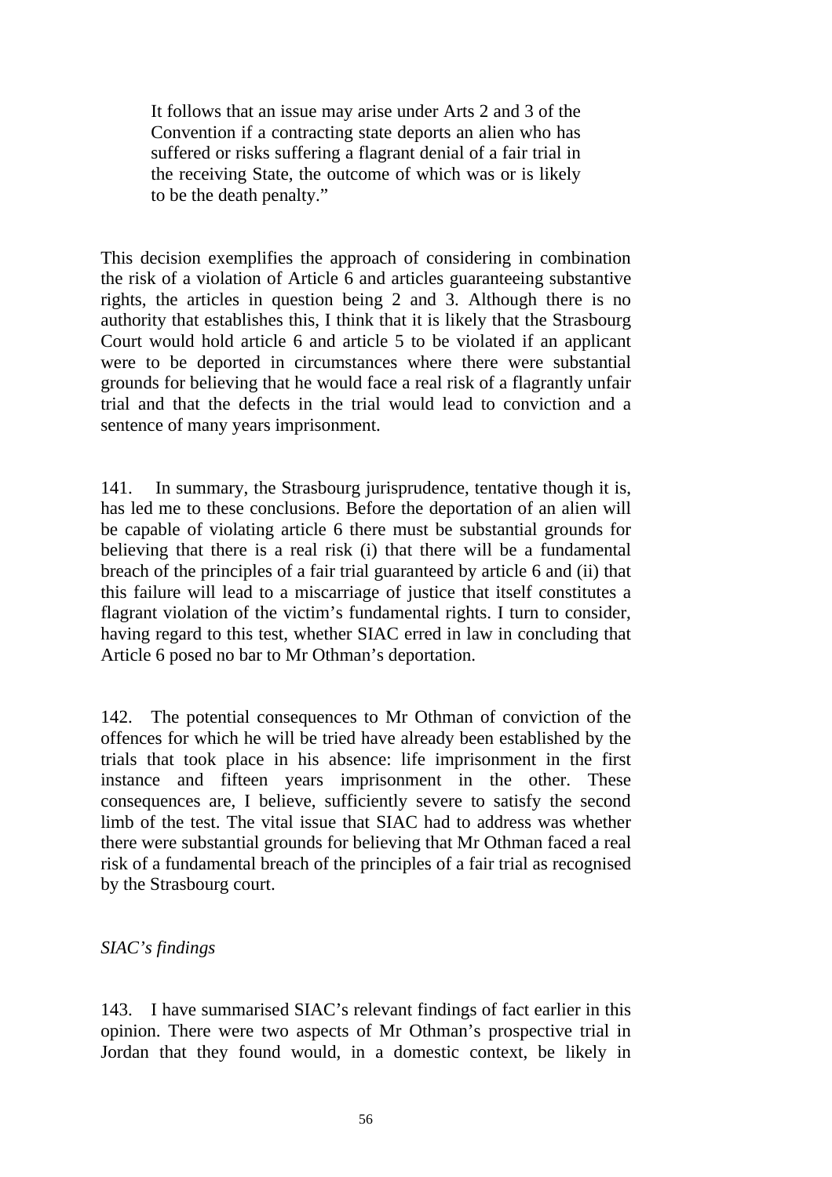> It follows that an issue may arise under Arts 2 and 3 of the Convention if a contracting state deports an alien who has suffered or risks suffering a flagrant denial of a fair trial in the receiving State, the outcome of which was or is likely to be the death penalty."

This decision exemplifies the approach of considering in combination the risk of a violation of Article 6 and articles guaranteeing substantive rights, the articles in question being 2 and 3. Although there is no authority that establishes this, I think that it is likely that the Strasbourg Court would hold article 6 and article 5 to be violated if an applicant were to be deported in circumstances where there were substantial grounds for believing that he would face a real risk of a flagrantly unfair trial and that the defects in the trial would lead to conviction and a sentence of many years imprisonment.

141. In summary, the Strasbourg jurisprudence, tentative though it is, has led me to these conclusions. Before the deportation of an alien will be capable of violating article 6 there must be substantial grounds for believing that there is a real risk (i) that there will be a fundamental breach of the principles of a fair trial guaranteed by article 6 and (ii) that this failure will lead to a miscarriage of justice that itself constitutes a flagrant violation of the victim's fundamental rights. I turn to consider, having regard to this test, whether SIAC erred in law in concluding that Article 6 posed no bar to Mr Othman's deportation.

142. The potential consequences to Mr Othman of conviction of the offences for which he will be tried have already been established by the trials that took place in his absence: life imprisonment in the first instance and fifteen years imprisonment in the other. These consequences are, I believe, sufficiently severe to satisfy the second limb of the test. The vital issue that SIAC had to address was whether there were substantial grounds for believing that Mr Othman faced a real risk of a fundamental breach of the principles of a fair trial as recognised by the Strasbourg court.

*SIAC's findings*

143. I have summarised SIAC's relevant findings of fact earlier in this opinion. There were two aspects of Mr Othman's prospective trial in Jordan that they found would, in a domestic context, be likely in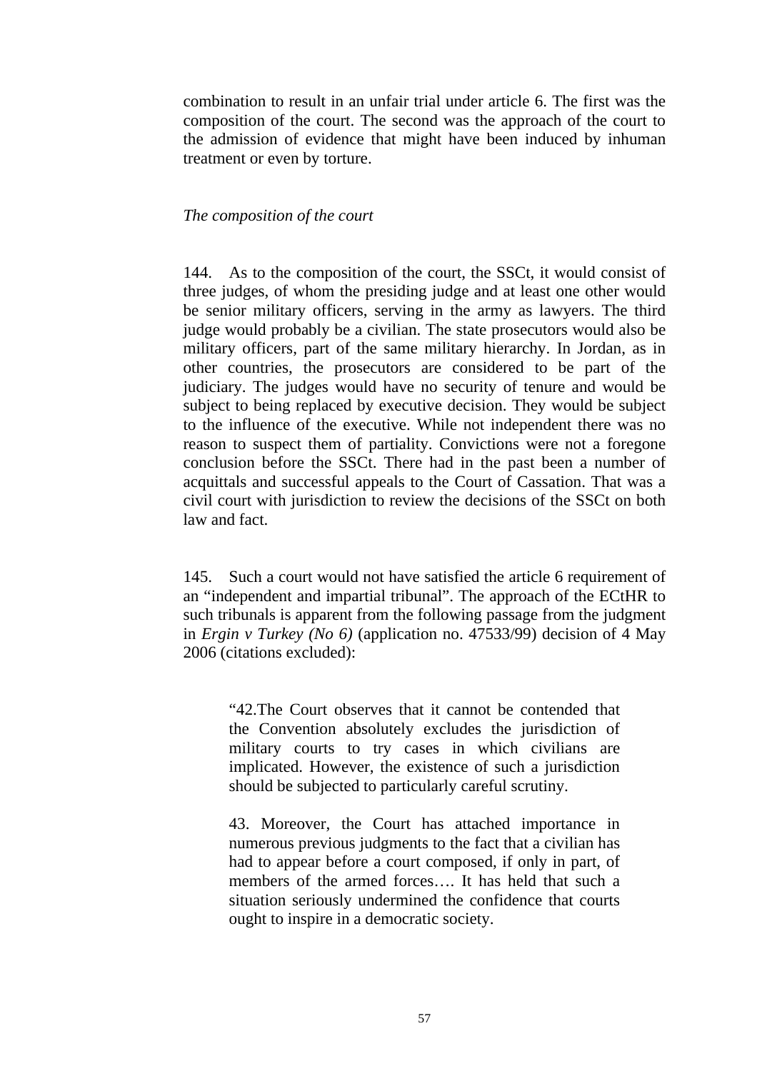combination to result in an unfair trial under article 6. The first was the composition of the court. The second was the approach of the court to the admission of evidence that might have been induced by inhuman treatment or even by torture.

*The composition of the court*

144. As to the composition of the court, the SSCt, it would consist of three judges, of whom the presiding judge and at least one other would be senior military officers, serving in the army as lawyers. The third judge would probably be a civilian. The state prosecutors would also be military officers, part of the same military hierarchy. In Jordan, as in other countries, the prosecutors are considered to be part of the judiciary. The judges would have no security of tenure and would be subject to being replaced by executive decision. They would be subject to the influence of the executive. While not independent there was no reason to suspect them of partiality. Convictions were not a foregone conclusion before the SSCt. There had in the past been a number of acquittals and successful appeals to the Court of Cassation. That was a civil court with jurisdiction to review the decisions of the SSCt on both law and fact.

145. Such a court would not have satisfied the article 6 requirement of an "independent and impartial tribunal". The approach of the ECtHR to such tribunals is apparent from the following passage from the judgment in *Ergin v Turkey (No 6)* (application no. 47533/99) decision of 4 May 2006 (citations excluded):

> "42.The Court observes that it cannot be contended that the Convention absolutely excludes the jurisdiction of military courts to try cases in which civilians are implicated. However, the existence of such a jurisdiction should be subjected to particularly careful scrutiny.
>
> 43. Moreover, the Court has attached importance in numerous previous judgments to the fact that a civilian has had to appear before a court composed, if only in part, of members of the armed forces…. It has held that such a situation seriously undermined the confidence that courts ought to inspire in a democratic society.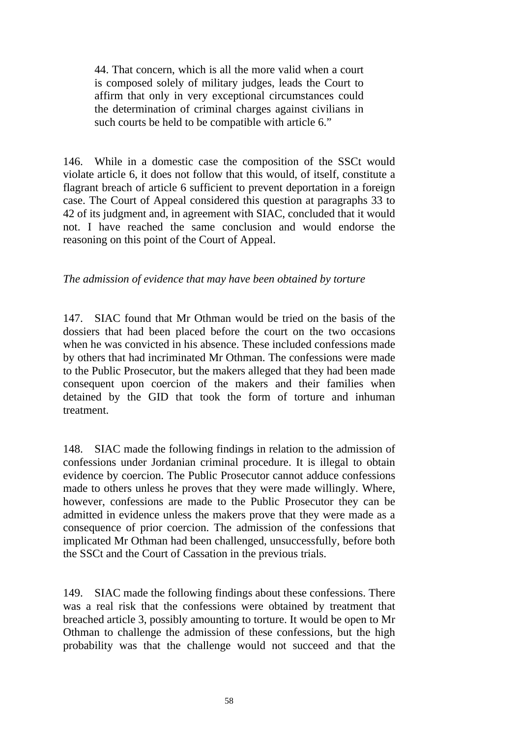> 44. That concern, which is all the more valid when a court is composed solely of military judges, leads the Court to affirm that only in very exceptional circumstances could the determination of criminal charges against civilians in such courts be held to be compatible with article 6."

146. While in a domestic case the composition of the SSCt would violate article 6, it does not follow that this would, of itself, constitute a flagrant breach of article 6 sufficient to prevent deportation in a foreign case. The Court of Appeal considered this question at paragraphs 33 to 42 of its judgment and, in agreement with SIAC, concluded that it would not. I have reached the same conclusion and would endorse the reasoning on this point of the Court of Appeal.

*The admission of evidence that may have been obtained by torture*

147. SIAC found that Mr Othman would be tried on the basis of the dossiers that had been placed before the court on the two occasions when he was convicted in his absence. These included confessions made by others that had incriminated Mr Othman. The confessions were made to the Public Prosecutor, but the makers alleged that they had been made consequent upon coercion of the makers and their families when detained by the GID that took the form of torture and inhuman treatment.

148. SIAC made the following findings in relation to the admission of confessions under Jordanian criminal procedure. It is illegal to obtain evidence by coercion. The Public Prosecutor cannot adduce confessions made to others unless he proves that they were made willingly. Where, however, confessions are made to the Public Prosecutor they can be admitted in evidence unless the makers prove that they were made as a consequence of prior coercion. The admission of the confessions that implicated Mr Othman had been challenged, unsuccessfully, before both the SSCt and the Court of Cassation in the previous trials.

149. SIAC made the following findings about these confessions. There was a real risk that the confessions were obtained by treatment that breached article 3, possibly amounting to torture. It would be open to Mr Othman to challenge the admission of these confessions, but the high probability was that the challenge would not succeed and that the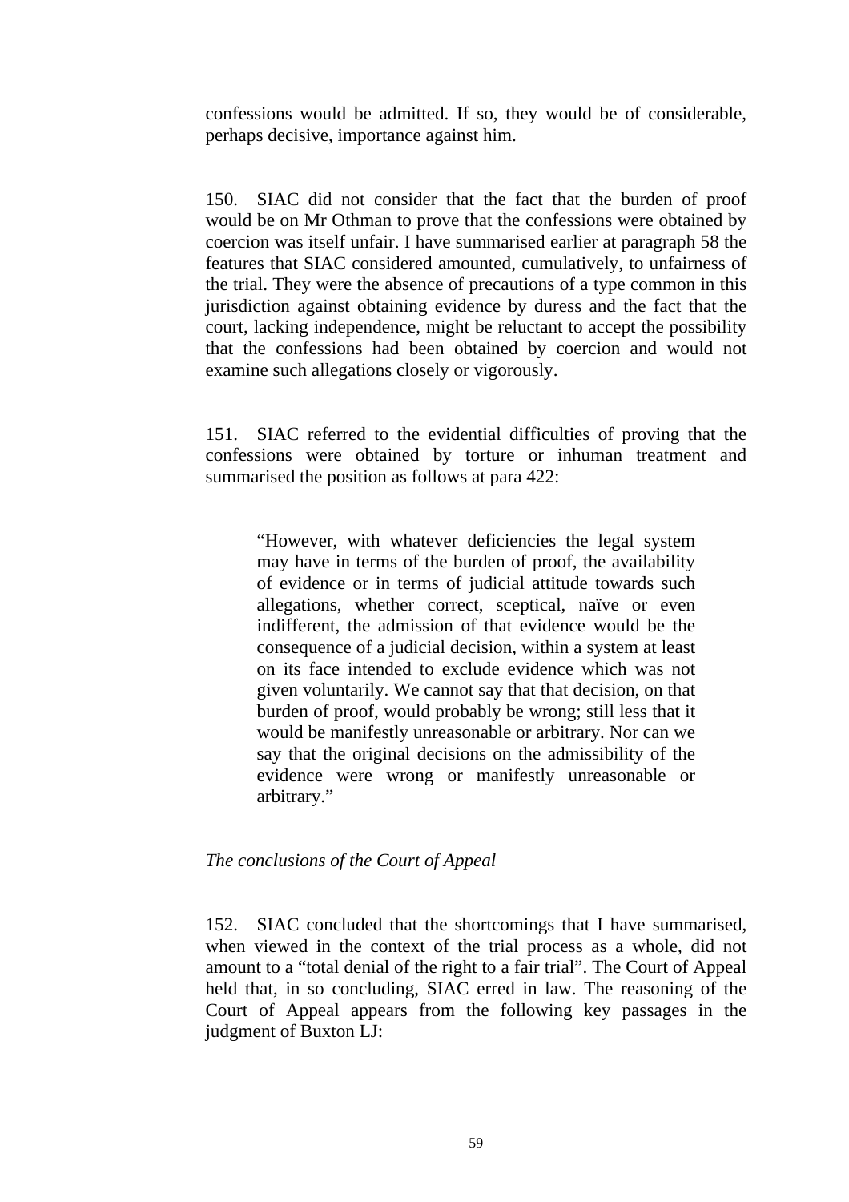confessions would be admitted. If so, they would be of considerable, perhaps decisive, importance against him.

150. SIAC did not consider that the fact that the burden of proof would be on Mr Othman to prove that the confessions were obtained by coercion was itself unfair. I have summarised earlier at paragraph 58 the features that SIAC considered amounted, cumulatively, to unfairness of the trial. They were the absence of precautions of a type common in this jurisdiction against obtaining evidence by duress and the fact that the court, lacking independence, might be reluctant to accept the possibility that the confessions had been obtained by coercion and would not examine such allegations closely or vigorously.

151. SIAC referred to the evidential difficulties of proving that the confessions were obtained by torture or inhuman treatment and summarised the position as follows at para 422:

> "However, with whatever deficiencies the legal system may have in terms of the burden of proof, the availability of evidence or in terms of judicial attitude towards such allegations, whether correct, sceptical, naïve or even indifferent, the admission of that evidence would be the consequence of a judicial decision, within a system at least on its face intended to exclude evidence which was not given voluntarily. We cannot say that that decision, on that burden of proof, would probably be wrong; still less that it would be manifestly unreasonable or arbitrary. Nor can we say that the original decisions on the admissibility of the evidence were wrong or manifestly unreasonable or arbitrary."

*The conclusions of the Court of Appeal*

152. SIAC concluded that the shortcomings that I have summarised, when viewed in the context of the trial process as a whole, did not amount to a "total denial of the right to a fair trial". The Court of Appeal held that, in so concluding, SIAC erred in law. The reasoning of the Court of Appeal appears from the following key passages in the judgment of Buxton LJ: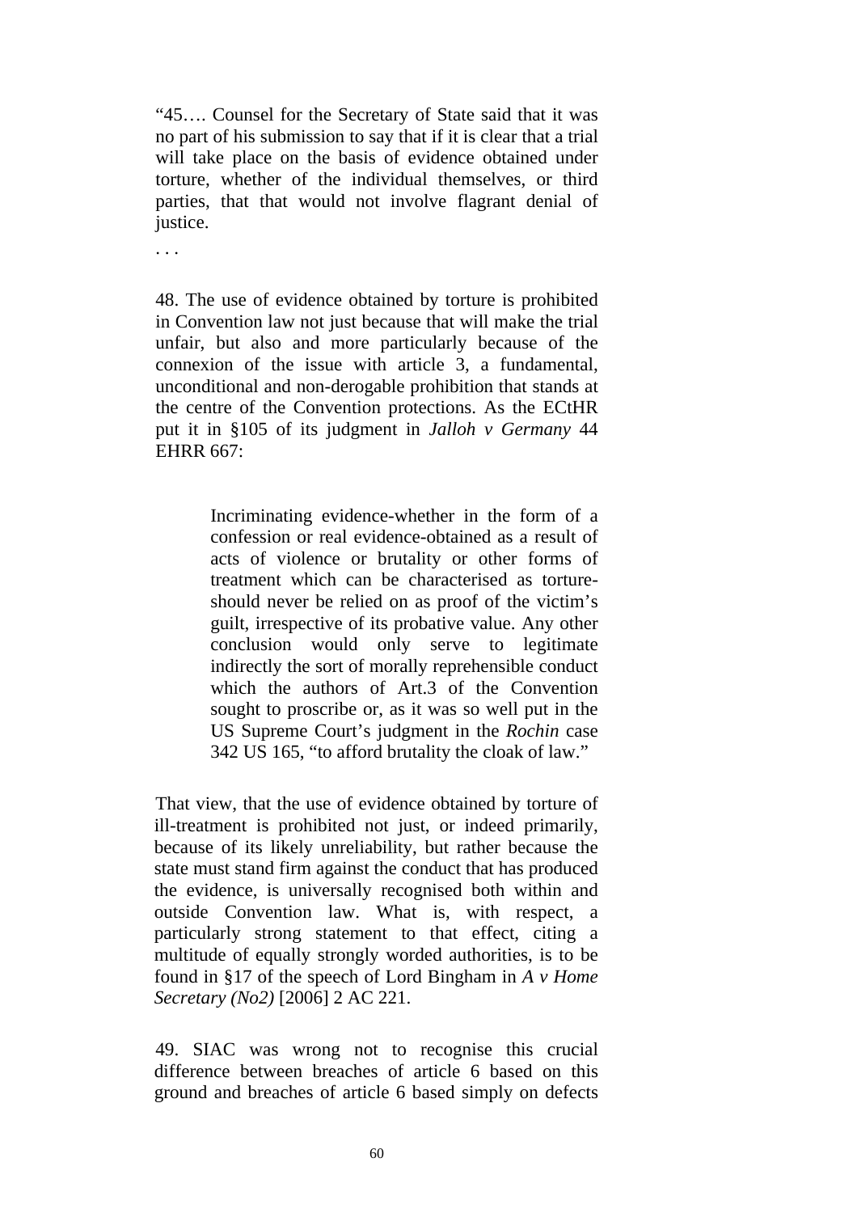"45…. Counsel for the Secretary of State said that it was no part of his submission to say that if it is clear that a trial will take place on the basis of evidence obtained under torture, whether of the individual themselves, or third parties, that that would not involve flagrant denial of justice.

. . .

48. The use of evidence obtained by torture is prohibited in Convention law not just because that will make the trial unfair, but also and more particularly because of the connexion of the issue with article 3, a fundamental, unconditional and non-derogable prohibition that stands at the centre of the Convention protections. As the ECtHR put it in §105 of its judgment in *Jalloh v Germany* 44 EHRR 667:

> Incriminating evidence-whether in the form of a confession or real evidence-obtained as a result of acts of violence or brutality or other forms of treatment which can be characterised as torture-should never be relied on as proof of the victim's guilt, irrespective of its probative value. Any other conclusion would only serve to legitimate indirectly the sort of morally reprehensible conduct which the authors of Art.3 of the Convention sought to proscribe or, as it was so well put in the US Supreme Court's judgment in the *Rochin* case 342 US 165, "to afford brutality the cloak of law."

That view, that the use of evidence obtained by torture of ill-treatment is prohibited not just, or indeed primarily, because of its likely unreliability, but rather because the state must stand firm against the conduct that has produced the evidence, is universally recognised both within and outside Convention law. What is, with respect, a particularly strong statement to that effect, citing a multitude of equally strongly worded authorities, is to be found in §17 of the speech of Lord Bingham in *A v Home Secretary (No2)* [2006] 2 AC 221.

49. SIAC was wrong not to recognise this crucial difference between breaches of article 6 based on this ground and breaches of article 6 based simply on defects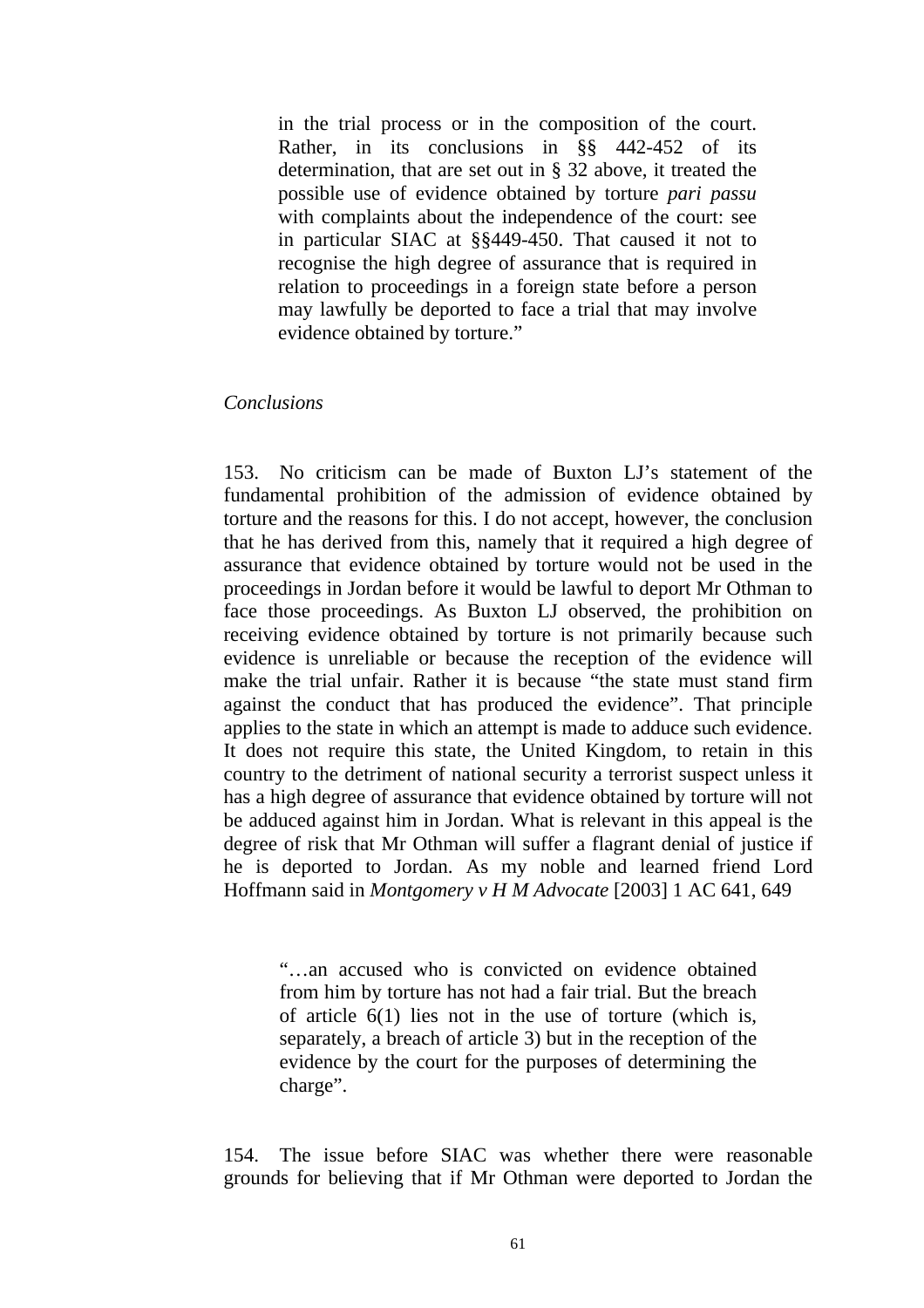> in the trial process or in the composition of the court. Rather, in its conclusions in §§ 442-452 of its determination, that are set out in § 32 above, it treated the possible use of evidence obtained by torture *pari passu* with complaints about the independence of the court: see in particular SIAC at §§449-450. That caused it not to recognise the high degree of assurance that is required in relation to proceedings in a foreign state before a person may lawfully be deported to face a trial that may involve evidence obtained by torture."

*Conclusions*

153. No criticism can be made of Buxton LJ's statement of the fundamental prohibition of the admission of evidence obtained by torture and the reasons for this. I do not accept, however, the conclusion that he has derived from this, namely that it required a high degree of assurance that evidence obtained by torture would not be used in the proceedings in Jordan before it would be lawful to deport Mr Othman to face those proceedings. As Buxton LJ observed, the prohibition on receiving evidence obtained by torture is not primarily because such evidence is unreliable or because the reception of the evidence will make the trial unfair. Rather it is because "the state must stand firm against the conduct that has produced the evidence". That principle applies to the state in which an attempt is made to adduce such evidence. It does not require this state, the United Kingdom, to retain in this country to the detriment of national security a terrorist suspect unless it has a high degree of assurance that evidence obtained by torture will not be adduced against him in Jordan. What is relevant in this appeal is the degree of risk that Mr Othman will suffer a flagrant denial of justice if he is deported to Jordan. As my noble and learned friend Lord Hoffmann said in *Montgomery v H M Advocate* [2003] 1 AC 641, 649

> "…an accused who is convicted on evidence obtained from him by torture has not had a fair trial. But the breach of article 6(1) lies not in the use of torture (which is, separately, a breach of article 3) but in the reception of the evidence by the court for the purposes of determining the charge".

154. The issue before SIAC was whether there were reasonable grounds for believing that if Mr Othman were deported to Jordan the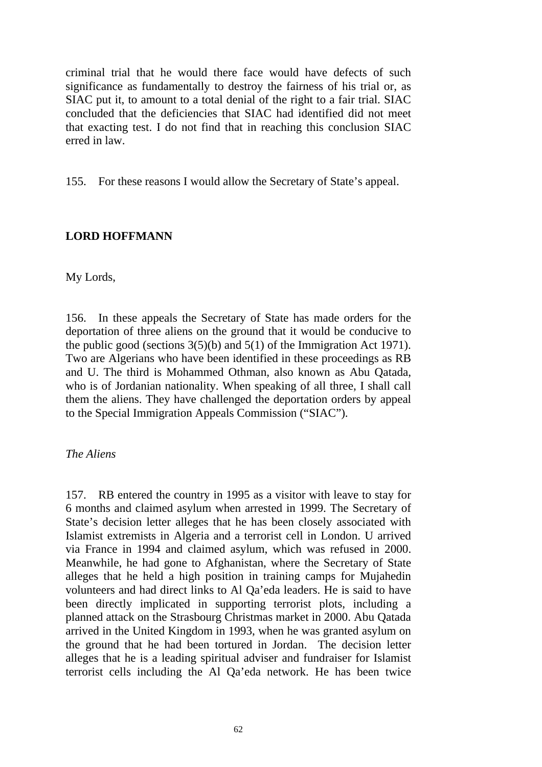criminal trial that he would there face would have defects of such significance as fundamentally to destroy the fairness of his trial or, as SIAC put it, to amount to a total denial of the right to a fair trial. SIAC concluded that the deficiencies that SIAC had identified did not meet that exacting test. I do not find that in reaching this conclusion SIAC erred in law.

155. For these reasons I would allow the Secretary of State's appeal.

**LORD HOFFMANN**

My Lords,

156. In these appeals the Secretary of State has made orders for the deportation of three aliens on the ground that it would be conducive to the public good (sections 3(5)(b) and 5(1) of the Immigration Act 1971). Two are Algerians who have been identified in these proceedings as RB and U. The third is Mohammed Othman, also known as Abu Qatada, who is of Jordanian nationality. When speaking of all three, I shall call them the aliens. They have challenged the deportation orders by appeal to the Special Immigration Appeals Commission ("SIAC").

*The Aliens*

157. RB entered the country in 1995 as a visitor with leave to stay for 6 months and claimed asylum when arrested in 1999. The Secretary of State's decision letter alleges that he has been closely associated with Islamist extremists in Algeria and a terrorist cell in London. U arrived via France in 1994 and claimed asylum, which was refused in 2000. Meanwhile, he had gone to Afghanistan, where the Secretary of State alleges that he held a high position in training camps for Mujahedin volunteers and had direct links to Al Qa'eda leaders. He is said to have been directly implicated in supporting terrorist plots, including a planned attack on the Strasbourg Christmas market in 2000. Abu Qatada arrived in the United Kingdom in 1993, when he was granted asylum on the ground that he had been tortured in Jordan. The decision letter alleges that he is a leading spiritual adviser and fundraiser for Islamist terrorist cells including the Al Qa'eda network. He has been twice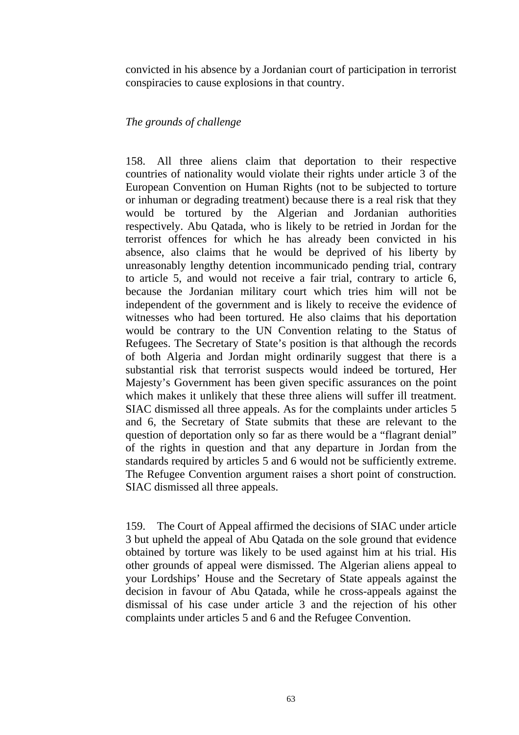convicted in his absence by a Jordanian court of participation in terrorist conspiracies to cause explosions in that country.

*The grounds of challenge*

158. All three aliens claim that deportation to their respective countries of nationality would violate their rights under article 3 of the European Convention on Human Rights (not to be subjected to torture or inhuman or degrading treatment) because there is a real risk that they would be tortured by the Algerian and Jordanian authorities respectively. Abu Qatada, who is likely to be retried in Jordan for the terrorist offences for which he has already been convicted in his absence, also claims that he would be deprived of his liberty by unreasonably lengthy detention incommunicado pending trial, contrary to article 5, and would not receive a fair trial, contrary to article 6, because the Jordanian military court which tries him will not be independent of the government and is likely to receive the evidence of witnesses who had been tortured. He also claims that his deportation would be contrary to the UN Convention relating to the Status of Refugees. The Secretary of State's position is that although the records of both Algeria and Jordan might ordinarily suggest that there is a substantial risk that terrorist suspects would indeed be tortured, Her Majesty's Government has been given specific assurances on the point which makes it unlikely that these three aliens will suffer ill treatment. SIAC dismissed all three appeals. As for the complaints under articles 5 and 6, the Secretary of State submits that these are relevant to the question of deportation only so far as there would be a "flagrant denial" of the rights in question and that any departure in Jordan from the standards required by articles 5 and 6 would not be sufficiently extreme. The Refugee Convention argument raises a short point of construction. SIAC dismissed all three appeals.

159. The Court of Appeal affirmed the decisions of SIAC under article 3 but upheld the appeal of Abu Qatada on the sole ground that evidence obtained by torture was likely to be used against him at his trial. His other grounds of appeal were dismissed. The Algerian aliens appeal to your Lordships' House and the Secretary of State appeals against the decision in favour of Abu Qatada, while he cross-appeals against the dismissal of his case under article 3 and the rejection of his other complaints under articles 5 and 6 and the Refugee Convention.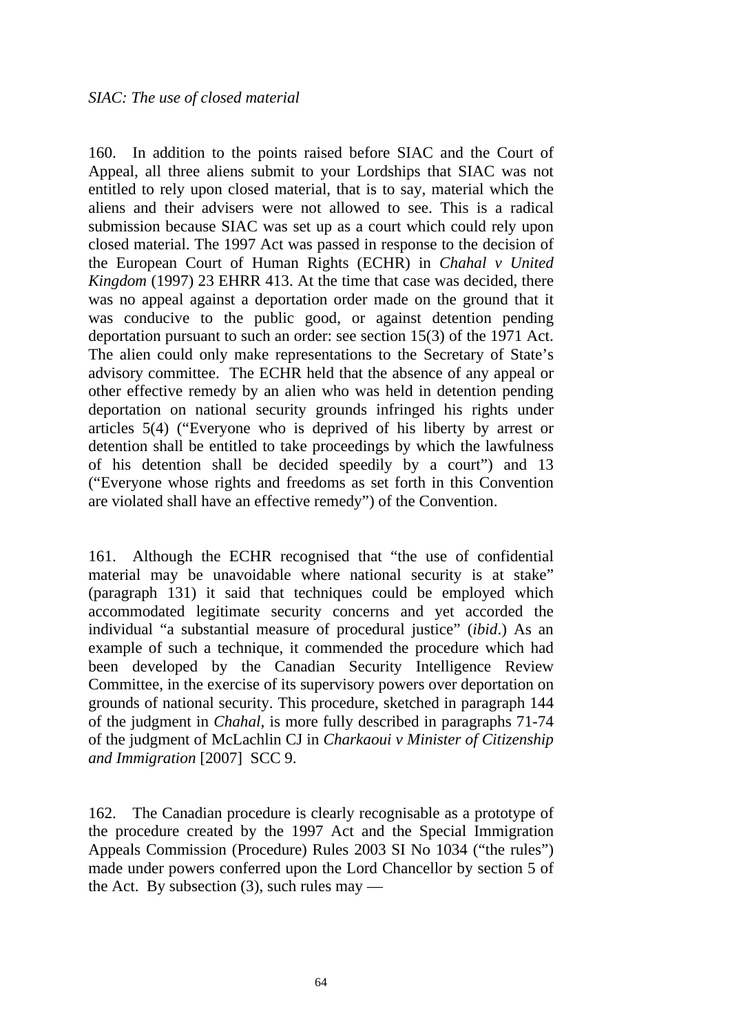*SIAC: The use of closed material*

160. In addition to the points raised before SIAC and the Court of Appeal, all three aliens submit to your Lordships that SIAC was not entitled to rely upon closed material, that is to say, material which the aliens and their advisers were not allowed to see. This is a radical submission because SIAC was set up as a court which could rely upon closed material. The 1997 Act was passed in response to the decision of the European Court of Human Rights (ECHR) in *Chahal v United Kingdom* (1997) 23 EHRR 413. At the time that case was decided, there was no appeal against a deportation order made on the ground that it was conducive to the public good, or against detention pending deportation pursuant to such an order: see section 15(3) of the 1971 Act. The alien could only make representations to the Secretary of State's advisory committee. The ECHR held that the absence of any appeal or other effective remedy by an alien who was held in detention pending deportation on national security grounds infringed his rights under articles 5(4) ("Everyone who is deprived of his liberty by arrest or detention shall be entitled to take proceedings by which the lawfulness of his detention shall be decided speedily by a court") and 13 ("Everyone whose rights and freedoms as set forth in this Convention are violated shall have an effective remedy") of the Convention.

161. Although the ECHR recognised that "the use of confidential material may be unavoidable where national security is at stake" (paragraph 131) it said that techniques could be employed which accommodated legitimate security concerns and yet accorded the individual "a substantial measure of procedural justice" (*ibid*.) As an example of such a technique, it commended the procedure which had been developed by the Canadian Security Intelligence Review Committee, in the exercise of its supervisory powers over deportation on grounds of national security. This procedure, sketched in paragraph 144 of the judgment in *Chahal*, is more fully described in paragraphs 71-74 of the judgment of McLachlin CJ in *Charkaoui v Minister of Citizenship and Immigration* [2007] SCC 9.

162. The Canadian procedure is clearly recognisable as a prototype of the procedure created by the 1997 Act and the Special Immigration Appeals Commission (Procedure) Rules 2003 SI No 1034 ("the rules") made under powers conferred upon the Lord Chancellor by section 5 of the Act. By subsection (3), such rules may —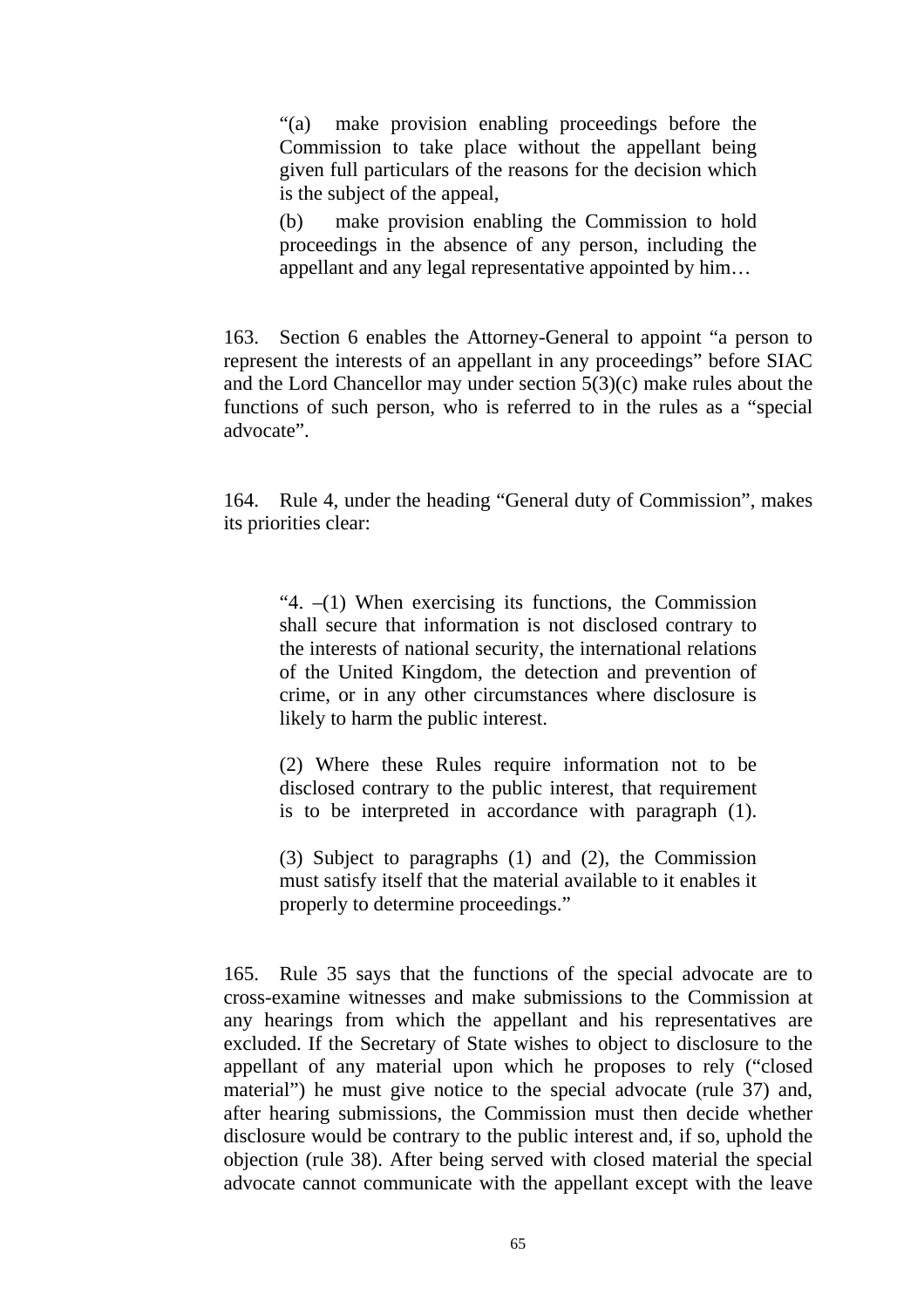> "(a) make provision enabling proceedings before the Commission to take place without the appellant being given full particulars of the reasons for the decision which is the subject of the appeal,
>
> (b) make provision enabling the Commission to hold proceedings in the absence of any person, including the appellant and any legal representative appointed by him…

163. Section 6 enables the Attorney-General to appoint "a person to represent the interests of an appellant in any proceedings" before SIAC and the Lord Chancellor may under section 5(3)(c) make rules about the functions of such person, who is referred to in the rules as a "special advocate".

164. Rule 4, under the heading "General duty of Commission", makes its priorities clear:

> "4. –(1) When exercising its functions, the Commission shall secure that information is not disclosed contrary to the interests of national security, the international relations of the United Kingdom, the detection and prevention of crime, or in any other circumstances where disclosure is likely to harm the public interest.
>
> (2) Where these Rules require information not to be disclosed contrary to the public interest, that requirement is to be interpreted in accordance with paragraph (1).
>
> (3) Subject to paragraphs (1) and (2), the Commission must satisfy itself that the material available to it enables it properly to determine proceedings."

165. Rule 35 says that the functions of the special advocate are to cross-examine witnesses and make submissions to the Commission at any hearings from which the appellant and his representatives are excluded. If the Secretary of State wishes to object to disclosure to the appellant of any material upon which he proposes to rely ("closed material") he must give notice to the special advocate (rule 37) and, after hearing submissions, the Commission must then decide whether disclosure would be contrary to the public interest and, if so, uphold the objection (rule 38). After being served with closed material the special advocate cannot communicate with the appellant except with the leave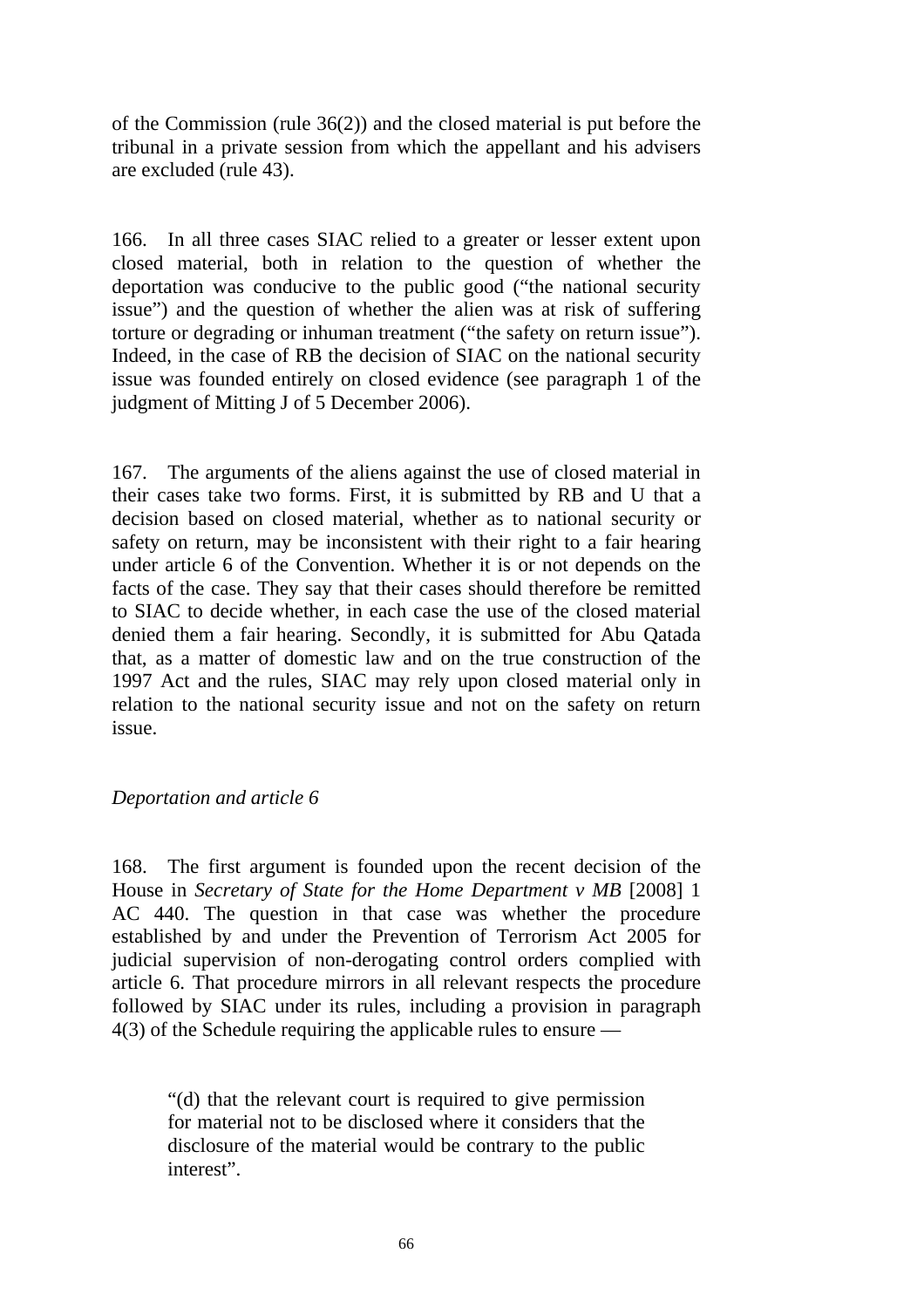of the Commission (rule 36(2)) and the closed material is put before the tribunal in a private session from which the appellant and his advisers are excluded (rule 43).

166. In all three cases SIAC relied to a greater or lesser extent upon closed material, both in relation to the question of whether the deportation was conducive to the public good ("the national security issue") and the question of whether the alien was at risk of suffering torture or degrading or inhuman treatment ("the safety on return issue"). Indeed, in the case of RB the decision of SIAC on the national security issue was founded entirely on closed evidence (see paragraph 1 of the judgment of Mitting J of 5 December 2006).

167. The arguments of the aliens against the use of closed material in their cases take two forms. First, it is submitted by RB and U that a decision based on closed material, whether as to national security or safety on return, may be inconsistent with their right to a fair hearing under article 6 of the Convention. Whether it is or not depends on the facts of the case. They say that their cases should therefore be remitted to SIAC to decide whether, in each case the use of the closed material denied them a fair hearing. Secondly, it is submitted for Abu Qatada that, as a matter of domestic law and on the true construction of the 1997 Act and the rules, SIAC may rely upon closed material only in relation to the national security issue and not on the safety on return issue.

*Deportation and article 6*

168. The first argument is founded upon the recent decision of the House in *Secretary of State for the Home Department v MB* [2008] 1 AC 440. The question in that case was whether the procedure established by and under the Prevention of Terrorism Act 2005 for judicial supervision of non-derogating control orders complied with article 6. That procedure mirrors in all relevant respects the procedure followed by SIAC under its rules, including a provision in paragraph 4(3) of the Schedule requiring the applicable rules to ensure —

> "(d) that the relevant court is required to give permission for material not to be disclosed where it considers that the disclosure of the material would be contrary to the public interest".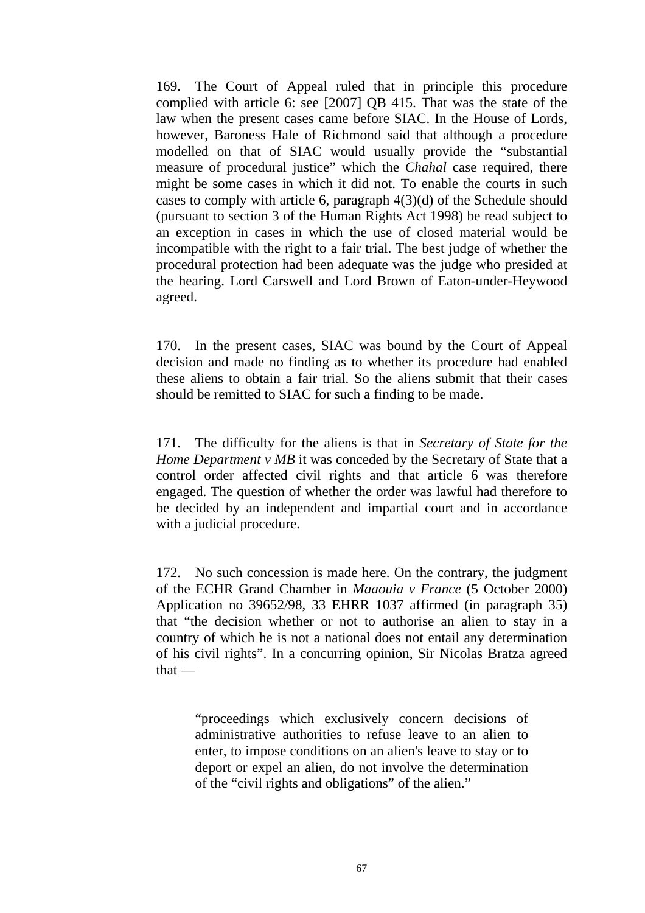169. The Court of Appeal ruled that in principle this procedure complied with article 6: see [2007] QB 415. That was the state of the law when the present cases came before SIAC. In the House of Lords, however, Baroness Hale of Richmond said that although a procedure modelled on that of SIAC would usually provide the "substantial measure of procedural justice" which the *Chahal* case required, there might be some cases in which it did not. To enable the courts in such cases to comply with article 6, paragraph 4(3)(d) of the Schedule should (pursuant to section 3 of the Human Rights Act 1998) be read subject to an exception in cases in which the use of closed material would be incompatible with the right to a fair trial. The best judge of whether the procedural protection had been adequate was the judge who presided at the hearing. Lord Carswell and Lord Brown of Eaton-under-Heywood agreed.

170. In the present cases, SIAC was bound by the Court of Appeal decision and made no finding as to whether its procedure had enabled these aliens to obtain a fair trial. So the aliens submit that their cases should be remitted to SIAC for such a finding to be made.

171. The difficulty for the aliens is that in *Secretary of State for the Home Department v MB* it was conceded by the Secretary of State that a control order affected civil rights and that article 6 was therefore engaged. The question of whether the order was lawful had therefore to be decided by an independent and impartial court and in accordance with a judicial procedure.

172. No such concession is made here. On the contrary, the judgment of the ECHR Grand Chamber in *Maaouia v France* (5 October 2000) Application no 39652/98, 33 EHRR 1037 affirmed (in paragraph 35) that "the decision whether or not to authorise an alien to stay in a country of which he is not a national does not entail any determination of his civil rights". In a concurring opinion, Sir Nicolas Bratza agreed that —

> "proceedings which exclusively concern decisions of administrative authorities to refuse leave to an alien to enter, to impose conditions on an alien's leave to stay or to deport or expel an alien, do not involve the determination of the "civil rights and obligations" of the alien."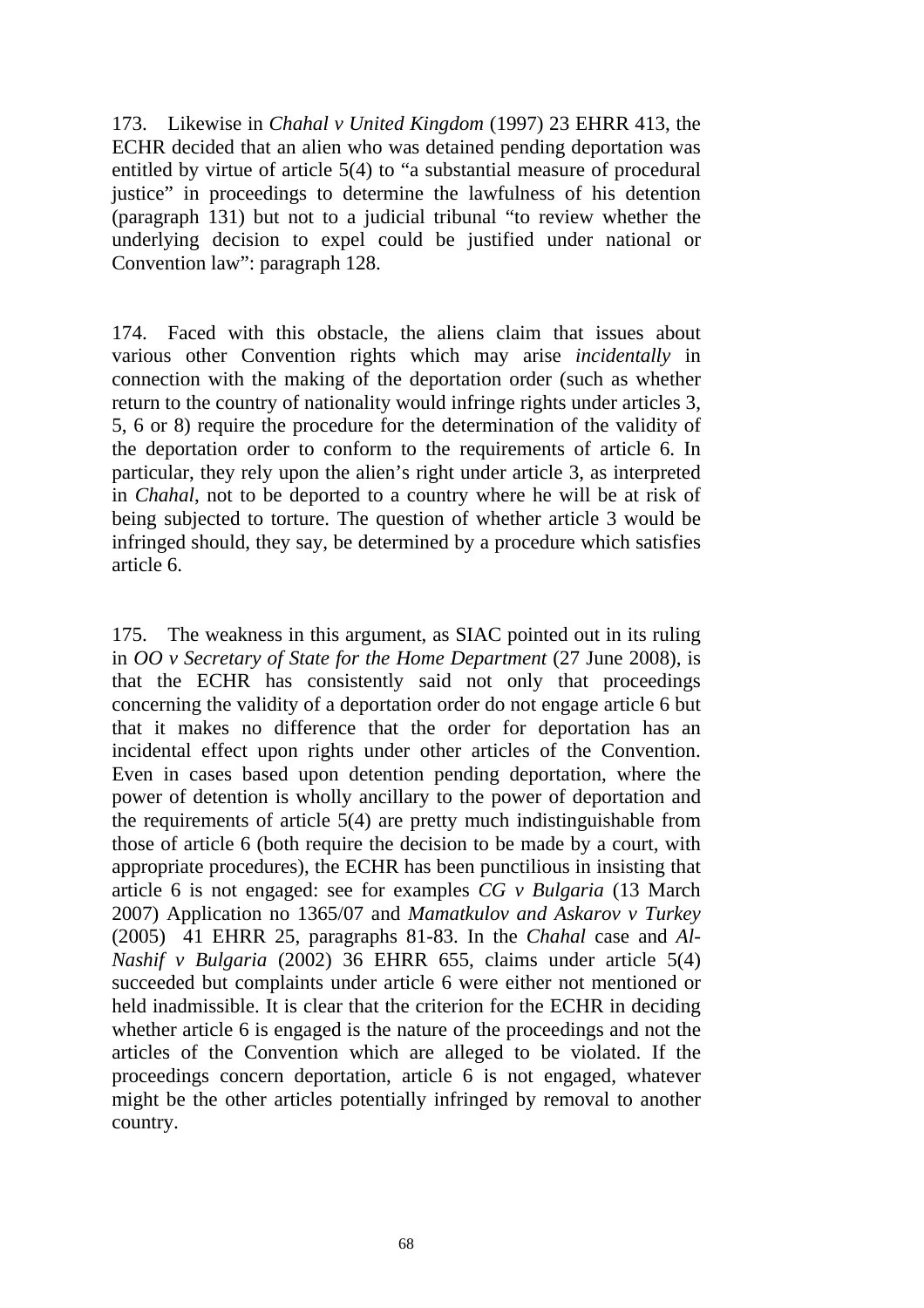173. Likewise in *Chahal v United Kingdom* (1997) 23 EHRR 413, the ECHR decided that an alien who was detained pending deportation was entitled by virtue of article 5(4) to "a substantial measure of procedural justice" in proceedings to determine the lawfulness of his detention (paragraph 131) but not to a judicial tribunal "to review whether the underlying decision to expel could be justified under national or Convention law": paragraph 128.

174. Faced with this obstacle, the aliens claim that issues about various other Convention rights which may arise *incidentally* in connection with the making of the deportation order (such as whether return to the country of nationality would infringe rights under articles 3, 5, 6 or 8) require the procedure for the determination of the validity of the deportation order to conform to the requirements of article 6. In particular, they rely upon the alien's right under article 3, as interpreted in *Chahal*, not to be deported to a country where he will be at risk of being subjected to torture. The question of whether article 3 would be infringed should, they say, be determined by a procedure which satisfies article 6.

175. The weakness in this argument, as SIAC pointed out in its ruling in *OO v Secretary of State for the Home Department* (27 June 2008), is that the ECHR has consistently said not only that proceedings concerning the validity of a deportation order do not engage article 6 but that it makes no difference that the order for deportation has an incidental effect upon rights under other articles of the Convention. Even in cases based upon detention pending deportation, where the power of detention is wholly ancillary to the power of deportation and the requirements of article 5(4) are pretty much indistinguishable from those of article 6 (both require the decision to be made by a court, with appropriate procedures), the ECHR has been punctilious in insisting that article 6 is not engaged: see for examples *CG v Bulgaria* (13 March 2007) Application no 1365/07 and *Mamatkulov and Askarov v Turkey* (2005) 41 EHRR 25, paragraphs 81-83. In the *Chahal* case and *Al-Nashif v Bulgaria* (2002) 36 EHRR 655, claims under article 5(4) succeeded but complaints under article 6 were either not mentioned or held inadmissible. It is clear that the criterion for the ECHR in deciding whether article 6 is engaged is the nature of the proceedings and not the articles of the Convention which are alleged to be violated. If the proceedings concern deportation, article 6 is not engaged, whatever might be the other articles potentially infringed by removal to another country.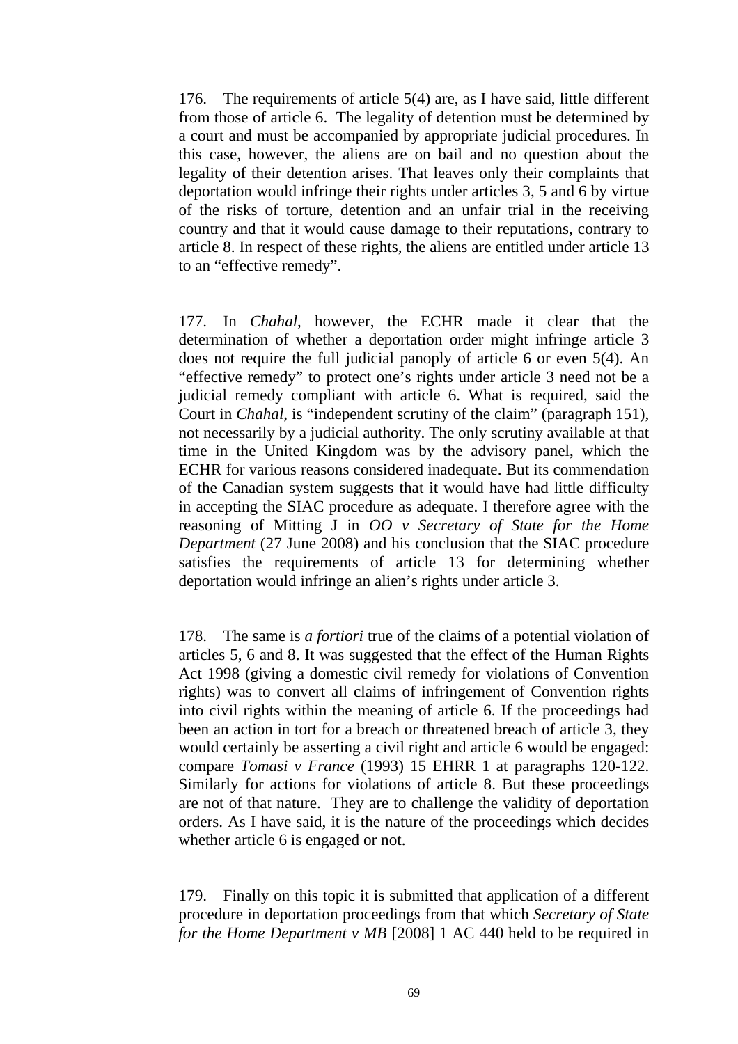176. The requirements of article 5(4) are, as I have said, little different from those of article 6. The legality of detention must be determined by a court and must be accompanied by appropriate judicial procedures. In this case, however, the aliens are on bail and no question about the legality of their detention arises. That leaves only their complaints that deportation would infringe their rights under articles 3, 5 and 6 by virtue of the risks of torture, detention and an unfair trial in the receiving country and that it would cause damage to their reputations, contrary to article 8. In respect of these rights, the aliens are entitled under article 13 to an "effective remedy".

177. In *Chahal*, however, the ECHR made it clear that the determination of whether a deportation order might infringe article 3 does not require the full judicial panoply of article 6 or even 5(4). An "effective remedy" to protect one's rights under article 3 need not be a judicial remedy compliant with article 6. What is required, said the Court in *Chahal*, is "independent scrutiny of the claim" (paragraph 151), not necessarily by a judicial authority. The only scrutiny available at that time in the United Kingdom was by the advisory panel, which the ECHR for various reasons considered inadequate. But its commendation of the Canadian system suggests that it would have had little difficulty in accepting the SIAC procedure as adequate. I therefore agree with the reasoning of Mitting J in *OO v Secretary of State for the Home Department* (27 June 2008) and his conclusion that the SIAC procedure satisfies the requirements of article 13 for determining whether deportation would infringe an alien's rights under article 3.

178. The same is *a fortiori* true of the claims of a potential violation of articles 5, 6 and 8. It was suggested that the effect of the Human Rights Act 1998 (giving a domestic civil remedy for violations of Convention rights) was to convert all claims of infringement of Convention rights into civil rights within the meaning of article 6. If the proceedings had been an action in tort for a breach or threatened breach of article 3, they would certainly be asserting a civil right and article 6 would be engaged: compare *Tomasi v France* (1993) 15 EHRR 1 at paragraphs 120-122. Similarly for actions for violations of article 8. But these proceedings are not of that nature. They are to challenge the validity of deportation orders. As I have said, it is the nature of the proceedings which decides whether article 6 is engaged or not.

179. Finally on this topic it is submitted that application of a different procedure in deportation proceedings from that which *Secretary of State for the Home Department v MB* [2008] 1 AC 440 held to be required in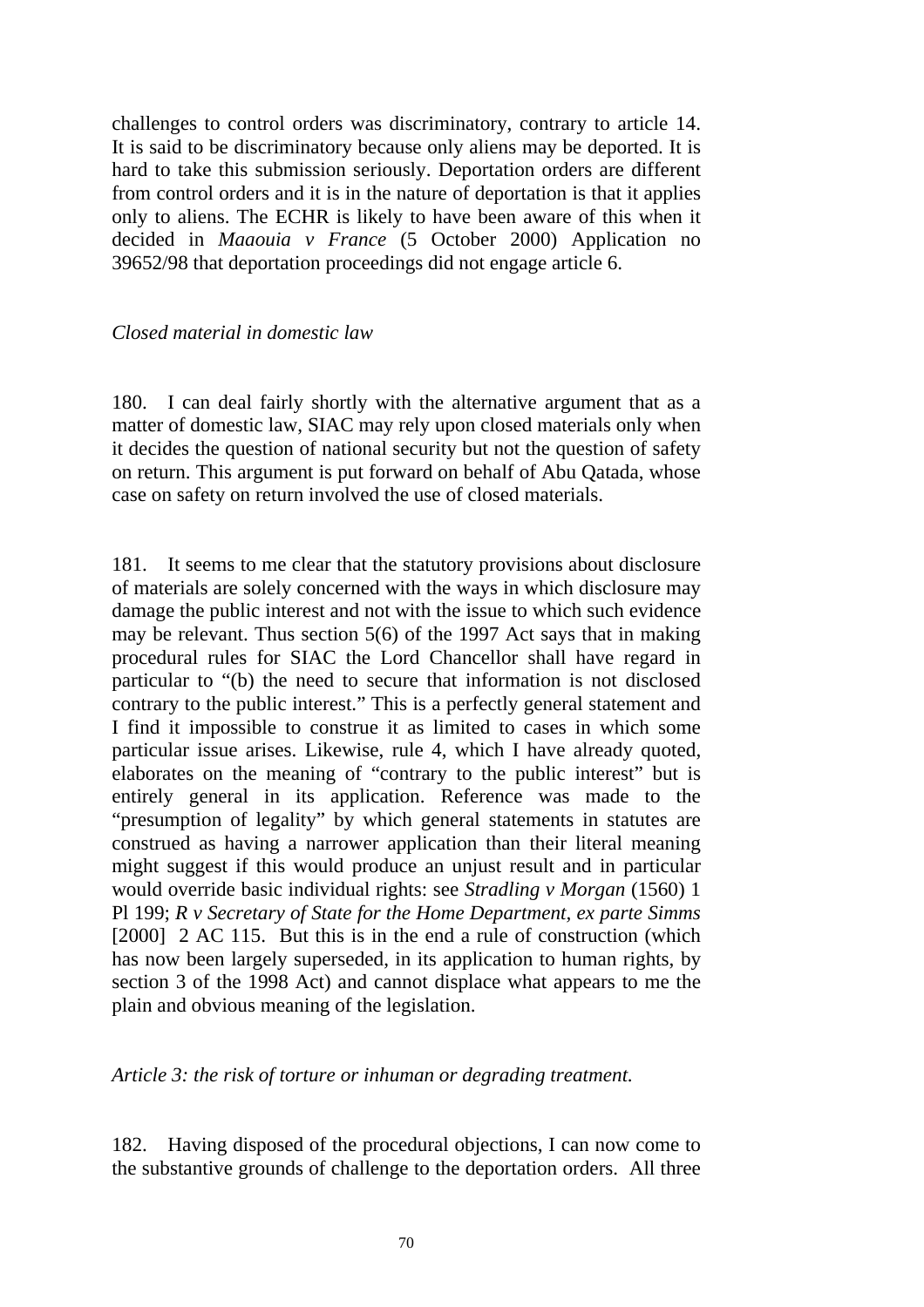challenges to control orders was discriminatory, contrary to article 14. It is said to be discriminatory because only aliens may be deported. It is hard to take this submission seriously. Deportation orders are different from control orders and it is in the nature of deportation is that it applies only to aliens. The ECHR is likely to have been aware of this when it decided in *Maaouia v France* (5 October 2000) Application no 39652/98 that deportation proceedings did not engage article 6.

*Closed material in domestic law*

180. I can deal fairly shortly with the alternative argument that as a matter of domestic law, SIAC may rely upon closed materials only when it decides the question of national security but not the question of safety on return. This argument is put forward on behalf of Abu Qatada, whose case on safety on return involved the use of closed materials.

181. It seems to me clear that the statutory provisions about disclosure of materials are solely concerned with the ways in which disclosure may damage the public interest and not with the issue to which such evidence may be relevant. Thus section 5(6) of the 1997 Act says that in making procedural rules for SIAC the Lord Chancellor shall have regard in particular to "(b) the need to secure that information is not disclosed contrary to the public interest." This is a perfectly general statement and I find it impossible to construe it as limited to cases in which some particular issue arises. Likewise, rule 4, which I have already quoted, elaborates on the meaning of "contrary to the public interest" but is entirely general in its application. Reference was made to the "presumption of legality" by which general statements in statutes are construed as having a narrower application than their literal meaning might suggest if this would produce an unjust result and in particular would override basic individual rights: see *Stradling v Morgan* (1560) 1 Pl 199; *R v Secretary of State for the Home Department, ex parte Simms* [2000] 2 AC 115. But this is in the end a rule of construction (which has now been largely superseded, in its application to human rights, by section 3 of the 1998 Act) and cannot displace what appears to me the plain and obvious meaning of the legislation.

*Article 3: the risk of torture or inhuman or degrading treatment.*

182. Having disposed of the procedural objections, I can now come to the substantive grounds of challenge to the deportation orders. All three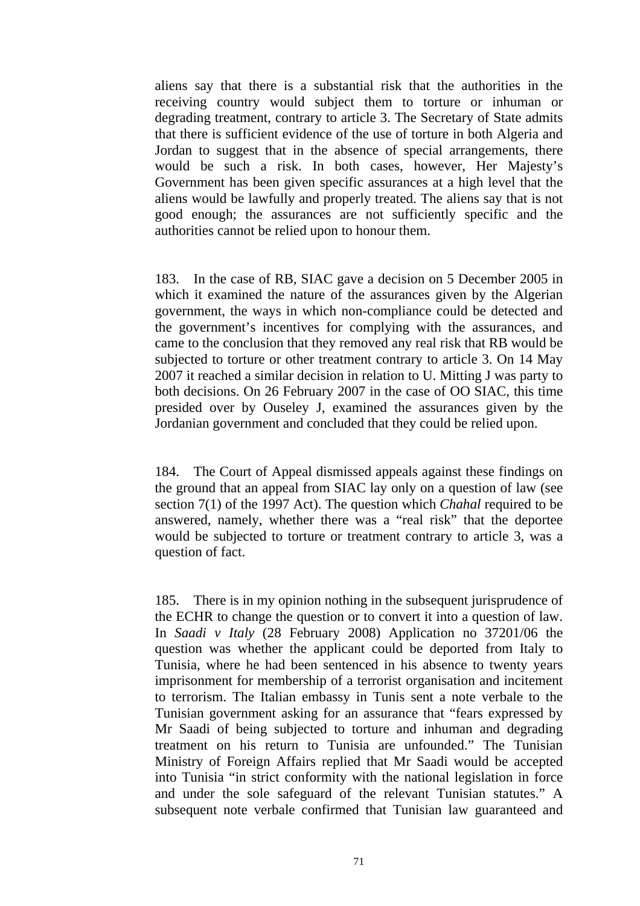aliens say that there is a substantial risk that the authorities in the receiving country would subject them to torture or inhuman or degrading treatment, contrary to article 3. The Secretary of State admits that there is sufficient evidence of the use of torture in both Algeria and Jordan to suggest that in the absence of special arrangements, there would be such a risk. In both cases, however, Her Majesty's Government has been given specific assurances at a high level that the aliens would be lawfully and properly treated. The aliens say that is not good enough; the assurances are not sufficiently specific and the authorities cannot be relied upon to honour them.

183. In the case of RB, SIAC gave a decision on 5 December 2005 in which it examined the nature of the assurances given by the Algerian government, the ways in which non-compliance could be detected and the government's incentives for complying with the assurances, and came to the conclusion that they removed any real risk that RB would be subjected to torture or other treatment contrary to article 3. On 14 May 2007 it reached a similar decision in relation to U. Mitting J was party to both decisions. On 26 February 2007 in the case of OO SIAC, this time presided over by Ouseley J, examined the assurances given by the Jordanian government and concluded that they could be relied upon.

184. The Court of Appeal dismissed appeals against these findings on the ground that an appeal from SIAC lay only on a question of law (see section 7(1) of the 1997 Act). The question which *Chahal* required to be answered, namely, whether there was a "real risk" that the deportee would be subjected to torture or treatment contrary to article 3, was a question of fact.

185. There is in my opinion nothing in the subsequent jurisprudence of the ECHR to change the question or to convert it into a question of law. In *Saadi v Italy* (28 February 2008) Application no 37201/06 the question was whether the applicant could be deported from Italy to Tunisia, where he had been sentenced in his absence to twenty years imprisonment for membership of a terrorist organisation and incitement to terrorism. The Italian embassy in Tunis sent a note verbale to the Tunisian government asking for an assurance that "fears expressed by Mr Saadi of being subjected to torture and inhuman and degrading treatment on his return to Tunisia are unfounded." The Tunisian Ministry of Foreign Affairs replied that Mr Saadi would be accepted into Tunisia "in strict conformity with the national legislation in force and under the sole safeguard of the relevant Tunisian statutes." A subsequent note verbale confirmed that Tunisian law guaranteed and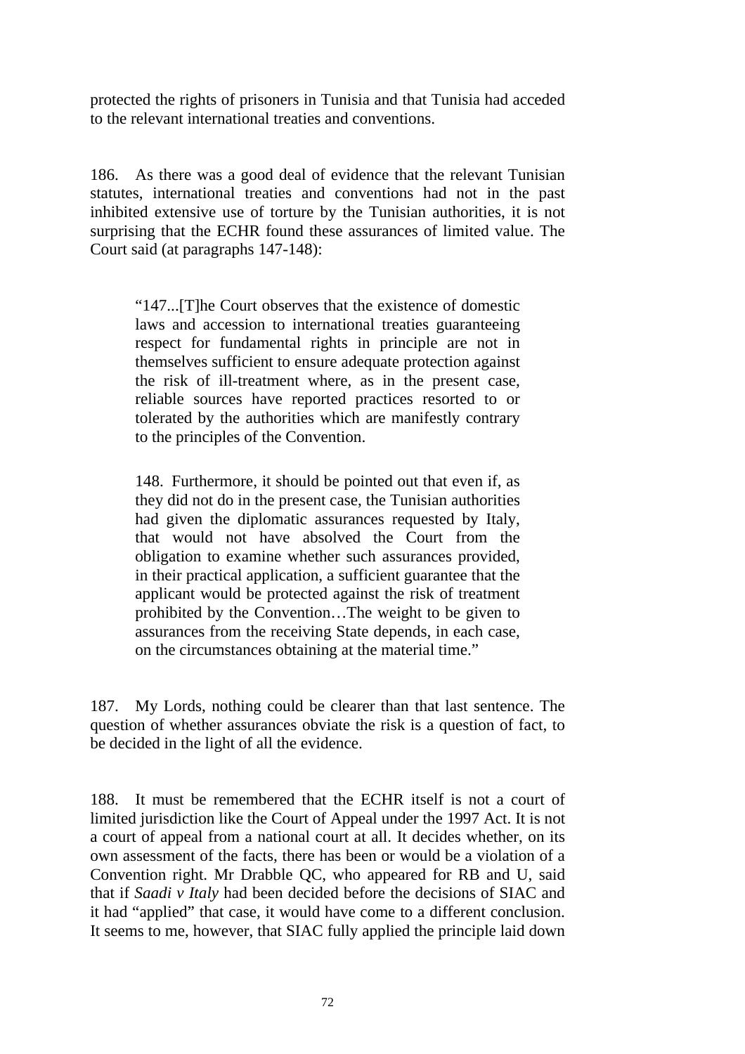protected the rights of prisoners in Tunisia and that Tunisia had acceded to the relevant international treaties and conventions.

186. As there was a good deal of evidence that the relevant Tunisian statutes, international treaties and conventions had not in the past inhibited extensive use of torture by the Tunisian authorities, it is not surprising that the ECHR found these assurances of limited value. The Court said (at paragraphs 147-148):

> "147...[T]he Court observes that the existence of domestic laws and accession to international treaties guaranteeing respect for fundamental rights in principle are not in themselves sufficient to ensure adequate protection against the risk of ill-treatment where, as in the present case, reliable sources have reported practices resorted to or tolerated by the authorities which are manifestly contrary to the principles of the Convention.
>
> 148. Furthermore, it should be pointed out that even if, as they did not do in the present case, the Tunisian authorities had given the diplomatic assurances requested by Italy, that would not have absolved the Court from the obligation to examine whether such assurances provided, in their practical application, a sufficient guarantee that the applicant would be protected against the risk of treatment prohibited by the Convention…The weight to be given to assurances from the receiving State depends, in each case, on the circumstances obtaining at the material time."

187. My Lords, nothing could be clearer than that last sentence. The question of whether assurances obviate the risk is a question of fact, to be decided in the light of all the evidence.

188. It must be remembered that the ECHR itself is not a court of limited jurisdiction like the Court of Appeal under the 1997 Act. It is not a court of appeal from a national court at all. It decides whether, on its own assessment of the facts, there has been or would be a violation of a Convention right. Mr Drabble QC, who appeared for RB and U, said that if *Saadi v Italy* had been decided before the decisions of SIAC and it had "applied" that case, it would have come to a different conclusion. It seems to me, however, that SIAC fully applied the principle laid down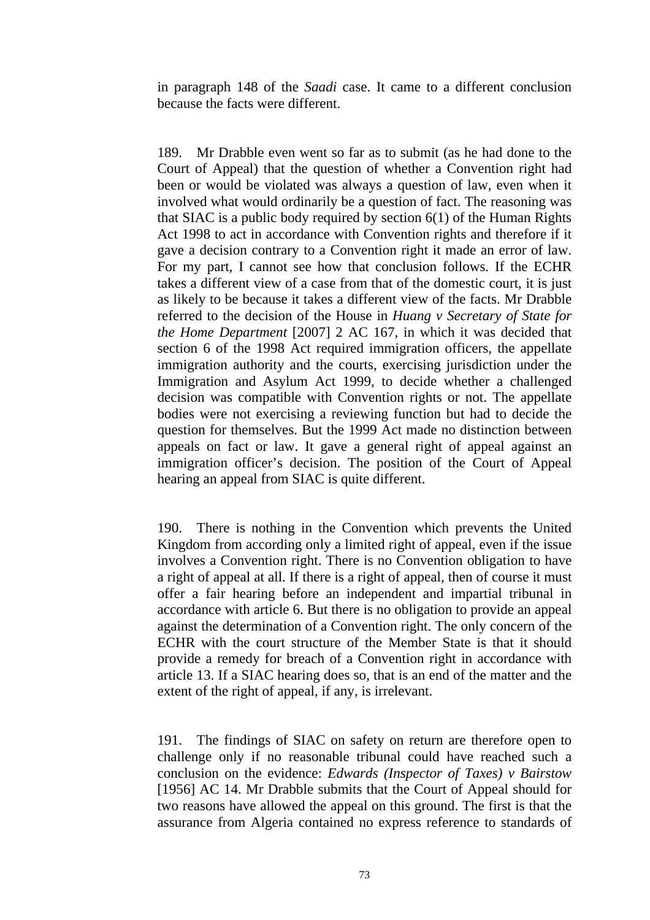in paragraph 148 of the *Saadi* case. It came to a different conclusion because the facts were different.

189. Mr Drabble even went so far as to submit (as he had done to the Court of Appeal) that the question of whether a Convention right had been or would be violated was always a question of law, even when it involved what would ordinarily be a question of fact. The reasoning was that SIAC is a public body required by section 6(1) of the Human Rights Act 1998 to act in accordance with Convention rights and therefore if it gave a decision contrary to a Convention right it made an error of law. For my part, I cannot see how that conclusion follows. If the ECHR takes a different view of a case from that of the domestic court, it is just as likely to be because it takes a different view of the facts. Mr Drabble referred to the decision of the House in *Huang v Secretary of State for the Home Department* [2007] 2 AC 167, in which it was decided that section 6 of the 1998 Act required immigration officers, the appellate immigration authority and the courts, exercising jurisdiction under the Immigration and Asylum Act 1999, to decide whether a challenged decision was compatible with Convention rights or not. The appellate bodies were not exercising a reviewing function but had to decide the question for themselves. But the 1999 Act made no distinction between appeals on fact or law. It gave a general right of appeal against an immigration officer's decision. The position of the Court of Appeal hearing an appeal from SIAC is quite different.

190. There is nothing in the Convention which prevents the United Kingdom from according only a limited right of appeal, even if the issue involves a Convention right. There is no Convention obligation to have a right of appeal at all. If there is a right of appeal, then of course it must offer a fair hearing before an independent and impartial tribunal in accordance with article 6. But there is no obligation to provide an appeal against the determination of a Convention right. The only concern of the ECHR with the court structure of the Member State is that it should provide a remedy for breach of a Convention right in accordance with article 13. If a SIAC hearing does so, that is an end of the matter and the extent of the right of appeal, if any, is irrelevant.

191. The findings of SIAC on safety on return are therefore open to challenge only if no reasonable tribunal could have reached such a conclusion on the evidence: *Edwards (Inspector of Taxes) v Bairstow* [1956] AC 14. Mr Drabble submits that the Court of Appeal should for two reasons have allowed the appeal on this ground. The first is that the assurance from Algeria contained no express reference to standards of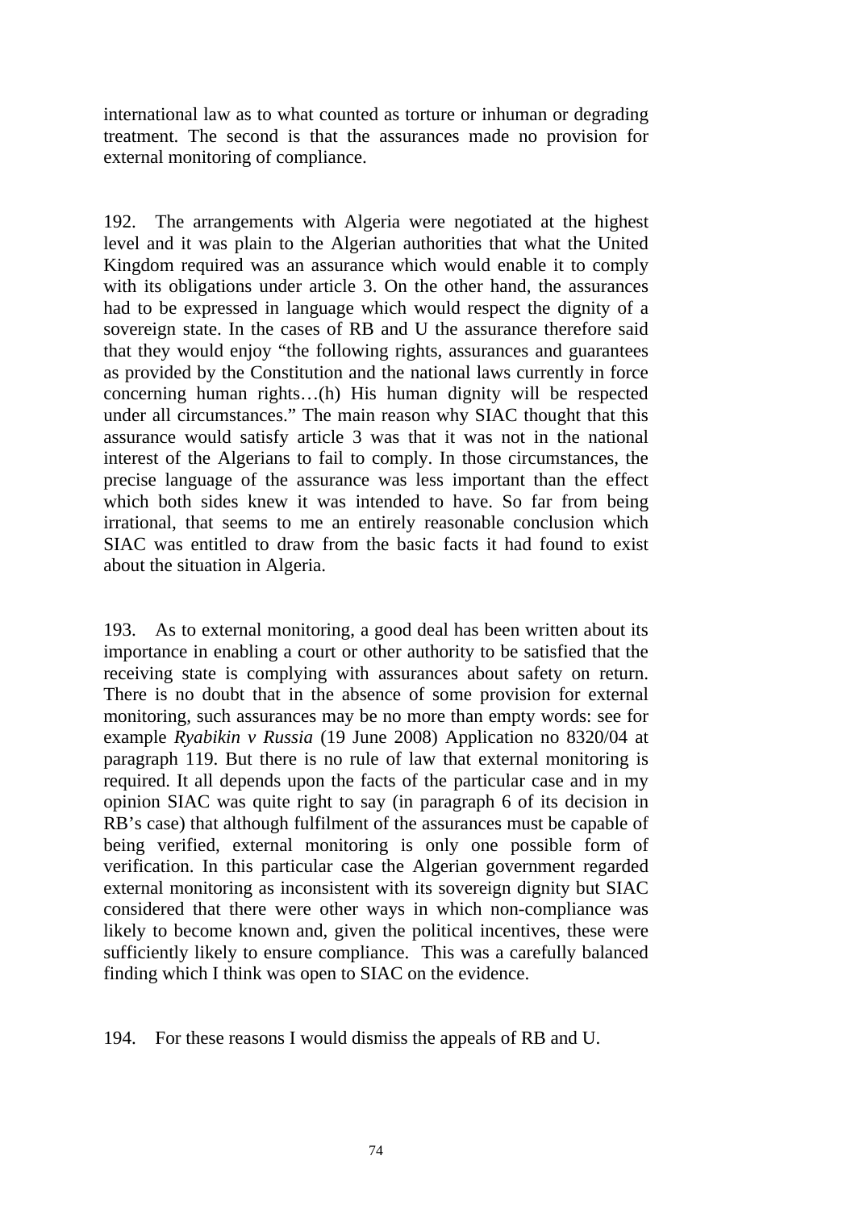international law as to what counted as torture or inhuman or degrading treatment. The second is that the assurances made no provision for external monitoring of compliance.

192. The arrangements with Algeria were negotiated at the highest level and it was plain to the Algerian authorities that what the United Kingdom required was an assurance which would enable it to comply with its obligations under article 3. On the other hand, the assurances had to be expressed in language which would respect the dignity of a sovereign state. In the cases of RB and U the assurance therefore said that they would enjoy "the following rights, assurances and guarantees as provided by the Constitution and the national laws currently in force concerning human rights…(h) His human dignity will be respected under all circumstances." The main reason why SIAC thought that this assurance would satisfy article 3 was that it was not in the national interest of the Algerians to fail to comply. In those circumstances, the precise language of the assurance was less important than the effect which both sides knew it was intended to have. So far from being irrational, that seems to me an entirely reasonable conclusion which SIAC was entitled to draw from the basic facts it had found to exist about the situation in Algeria.

193. As to external monitoring, a good deal has been written about its importance in enabling a court or other authority to be satisfied that the receiving state is complying with assurances about safety on return. There is no doubt that in the absence of some provision for external monitoring, such assurances may be no more than empty words: see for example *Ryabikin v Russia* (19 June 2008) Application no 8320/04 at paragraph 119. But there is no rule of law that external monitoring is required. It all depends upon the facts of the particular case and in my opinion SIAC was quite right to say (in paragraph 6 of its decision in RB's case) that although fulfilment of the assurances must be capable of being verified, external monitoring is only one possible form of verification. In this particular case the Algerian government regarded external monitoring as inconsistent with its sovereign dignity but SIAC considered that there were other ways in which non-compliance was likely to become known and, given the political incentives, these were sufficiently likely to ensure compliance. This was a carefully balanced finding which I think was open to SIAC on the evidence.

194. For these reasons I would dismiss the appeals of RB and U.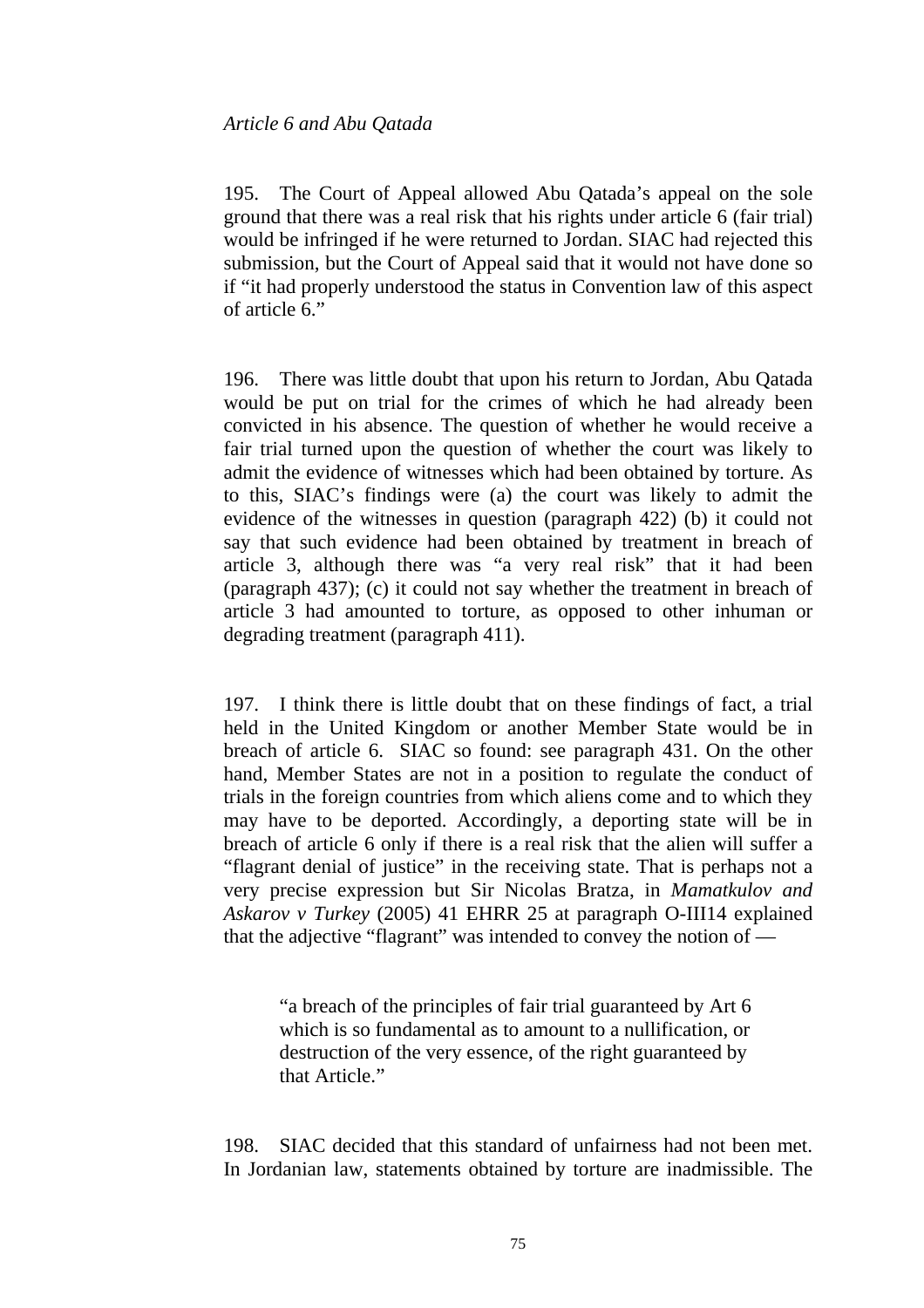*Article 6 and Abu Qatada*

195. The Court of Appeal allowed Abu Qatada's appeal on the sole ground that there was a real risk that his rights under article 6 (fair trial) would be infringed if he were returned to Jordan. SIAC had rejected this submission, but the Court of Appeal said that it would not have done so if "it had properly understood the status in Convention law of this aspect of article 6."

196. There was little doubt that upon his return to Jordan, Abu Qatada would be put on trial for the crimes of which he had already been convicted in his absence. The question of whether he would receive a fair trial turned upon the question of whether the court was likely to admit the evidence of witnesses which had been obtained by torture. As to this, SIAC's findings were (a) the court was likely to admit the evidence of the witnesses in question (paragraph 422) (b) it could not say that such evidence had been obtained by treatment in breach of article 3, although there was "a very real risk" that it had been (paragraph 437); (c) it could not say whether the treatment in breach of article 3 had amounted to torture, as opposed to other inhuman or degrading treatment (paragraph 411).

197. I think there is little doubt that on these findings of fact, a trial held in the United Kingdom or another Member State would be in breach of article 6. SIAC so found: see paragraph 431. On the other hand, Member States are not in a position to regulate the conduct of trials in the foreign countries from which aliens come and to which they may have to be deported. Accordingly, a deporting state will be in breach of article 6 only if there is a real risk that the alien will suffer a "flagrant denial of justice" in the receiving state. That is perhaps not a very precise expression but Sir Nicolas Bratza, in *Mamatkulov and Askarov v Turkey* (2005) 41 EHRR 25 at paragraph O-III14 explained that the adjective "flagrant" was intended to convey the notion of —

> "a breach of the principles of fair trial guaranteed by Art 6 which is so fundamental as to amount to a nullification, or destruction of the very essence, of the right guaranteed by that Article."

198. SIAC decided that this standard of unfairness had not been met. In Jordanian law, statements obtained by torture are inadmissible. The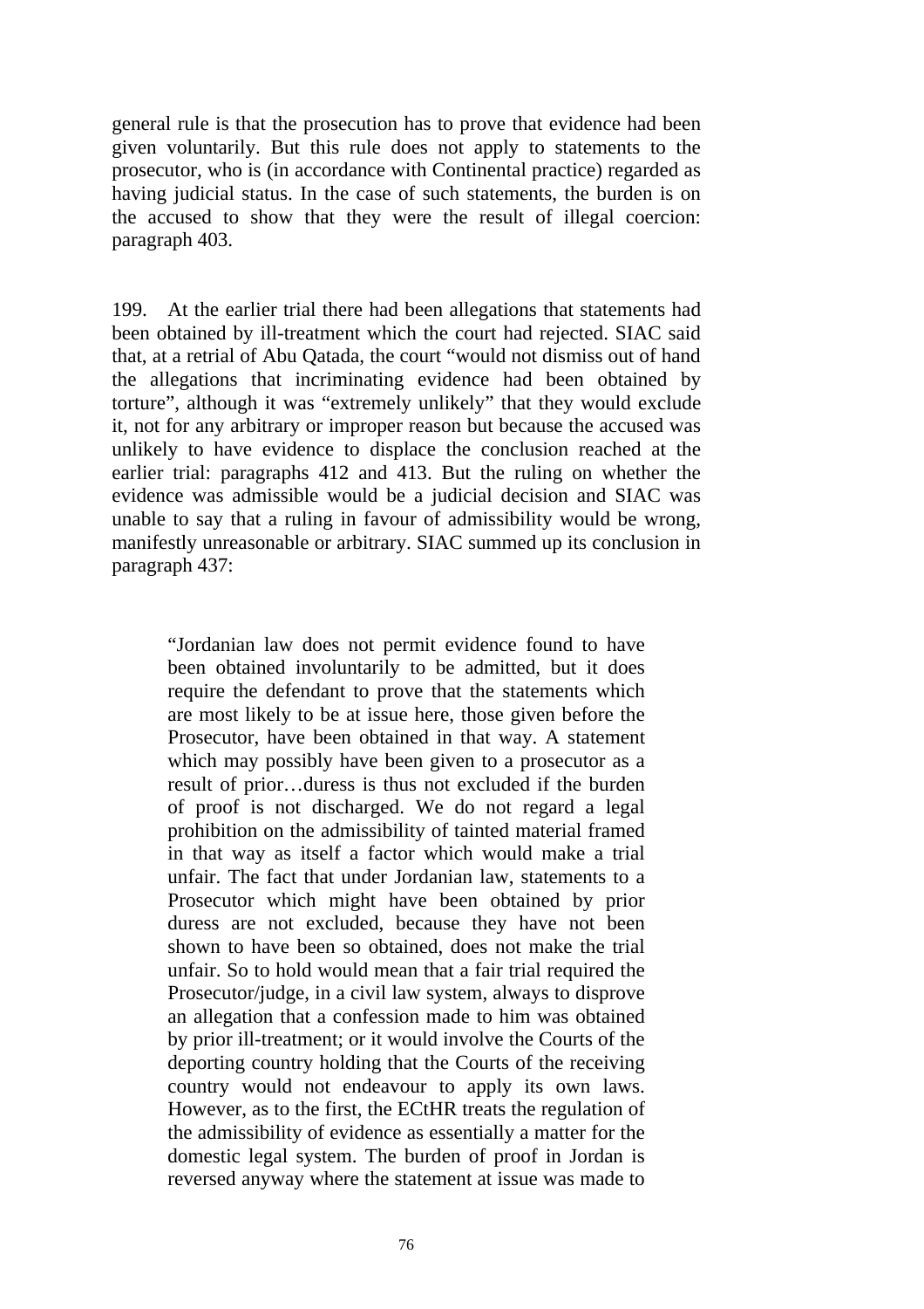general rule is that the prosecution has to prove that evidence had been given voluntarily. But this rule does not apply to statements to the prosecutor, who is (in accordance with Continental practice) regarded as having judicial status. In the case of such statements, the burden is on the accused to show that they were the result of illegal coercion: paragraph 403.

199. At the earlier trial there had been allegations that statements had been obtained by ill-treatment which the court had rejected. SIAC said that, at a retrial of Abu Qatada, the court "would not dismiss out of hand the allegations that incriminating evidence had been obtained by torture", although it was "extremely unlikely" that they would exclude it, not for any arbitrary or improper reason but because the accused was unlikely to have evidence to displace the conclusion reached at the earlier trial: paragraphs 412 and 413. But the ruling on whether the evidence was admissible would be a judicial decision and SIAC was unable to say that a ruling in favour of admissibility would be wrong, manifestly unreasonable or arbitrary. SIAC summed up its conclusion in paragraph 437:

> "Jordanian law does not permit evidence found to have been obtained involuntarily to be admitted, but it does require the defendant to prove that the statements which are most likely to be at issue here, those given before the Prosecutor, have been obtained in that way. A statement which may possibly have been given to a prosecutor as a result of prior…duress is thus not excluded if the burden of proof is not discharged. We do not regard a legal prohibition on the admissibility of tainted material framed in that way as itself a factor which would make a trial unfair. The fact that under Jordanian law, statements to a Prosecutor which might have been obtained by prior duress are not excluded, because they have not been shown to have been so obtained, does not make the trial unfair. So to hold would mean that a fair trial required the Prosecutor/judge, in a civil law system, always to disprove an allegation that a confession made to him was obtained by prior ill-treatment; or it would involve the Courts of the deporting country holding that the Courts of the receiving country would not endeavour to apply its own laws. However, as to the first, the ECtHR treats the regulation of the admissibility of evidence as essentially a matter for the domestic legal system. The burden of proof in Jordan is reversed anyway where the statement at issue was made to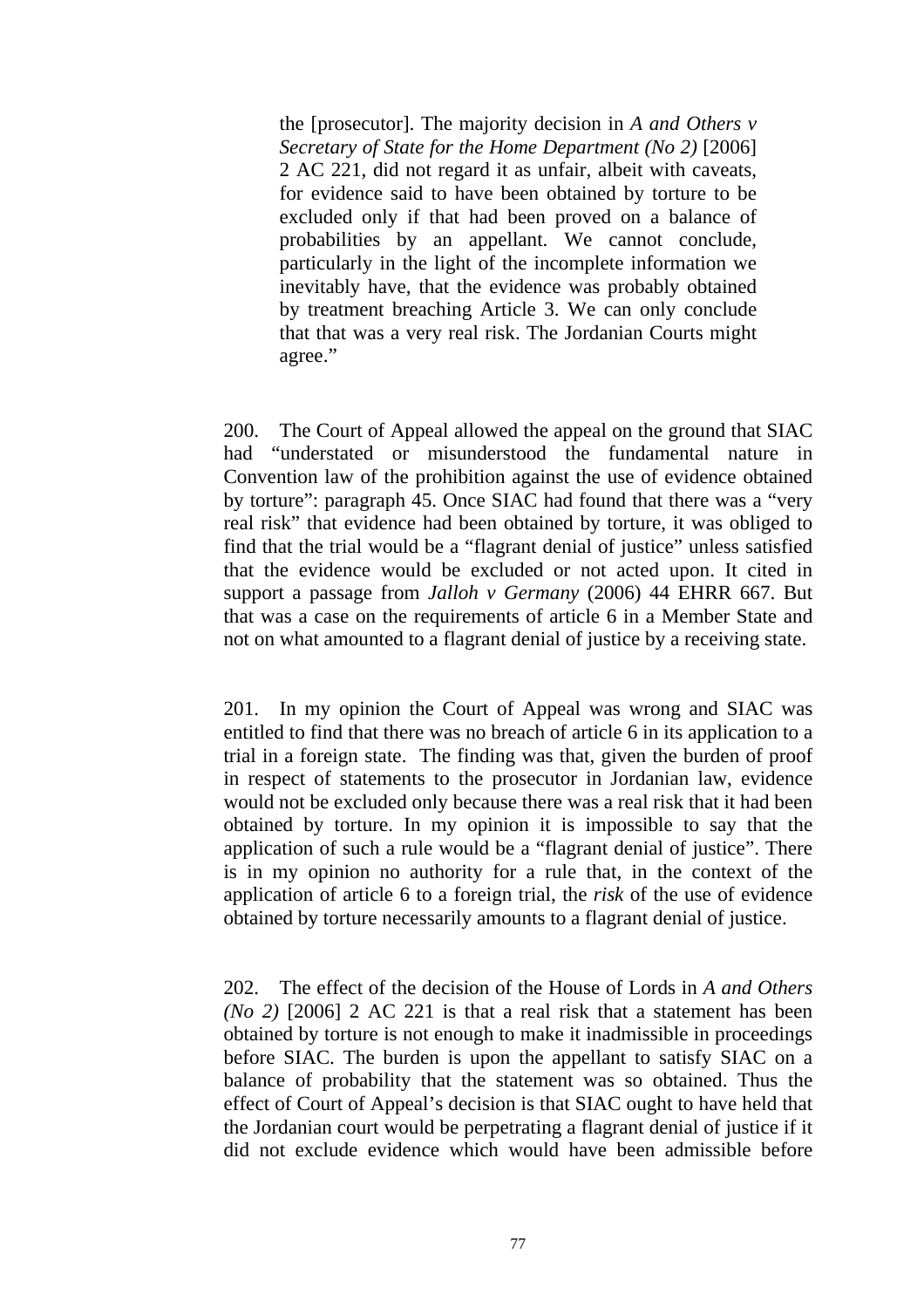> the [prosecutor]. The majority decision in *A and Others v Secretary of State for the Home Department (No 2)* [2006] 2 AC 221, did not regard it as unfair, albeit with caveats, for evidence said to have been obtained by torture to be excluded only if that had been proved on a balance of probabilities by an appellant. We cannot conclude, particularly in the light of the incomplete information we inevitably have, that the evidence was probably obtained by treatment breaching Article 3. We can only conclude that that was a very real risk. The Jordanian Courts might agree."

200. The Court of Appeal allowed the appeal on the ground that SIAC had "understated or misunderstood the fundamental nature in Convention law of the prohibition against the use of evidence obtained by torture": paragraph 45. Once SIAC had found that there was a "very real risk" that evidence had been obtained by torture, it was obliged to find that the trial would be a "flagrant denial of justice" unless satisfied that the evidence would be excluded or not acted upon. It cited in support a passage from *Jalloh v Germany* (2006) 44 EHRR 667. But that was a case on the requirements of article 6 in a Member State and not on what amounted to a flagrant denial of justice by a receiving state.

201. In my opinion the Court of Appeal was wrong and SIAC was entitled to find that there was no breach of article 6 in its application to a trial in a foreign state. The finding was that, given the burden of proof in respect of statements to the prosecutor in Jordanian law, evidence would not be excluded only because there was a real risk that it had been obtained by torture. In my opinion it is impossible to say that the application of such a rule would be a "flagrant denial of justice". There is in my opinion no authority for a rule that, in the context of the application of article 6 to a foreign trial, the *risk* of the use of evidence obtained by torture necessarily amounts to a flagrant denial of justice.

202. The effect of the decision of the House of Lords in *A and Others (No 2)* [2006] 2 AC 221 is that a real risk that a statement has been obtained by torture is not enough to make it inadmissible in proceedings before SIAC. The burden is upon the appellant to satisfy SIAC on a balance of probability that the statement was so obtained. Thus the effect of Court of Appeal's decision is that SIAC ought to have held that the Jordanian court would be perpetrating a flagrant denial of justice if it did not exclude evidence which would have been admissible before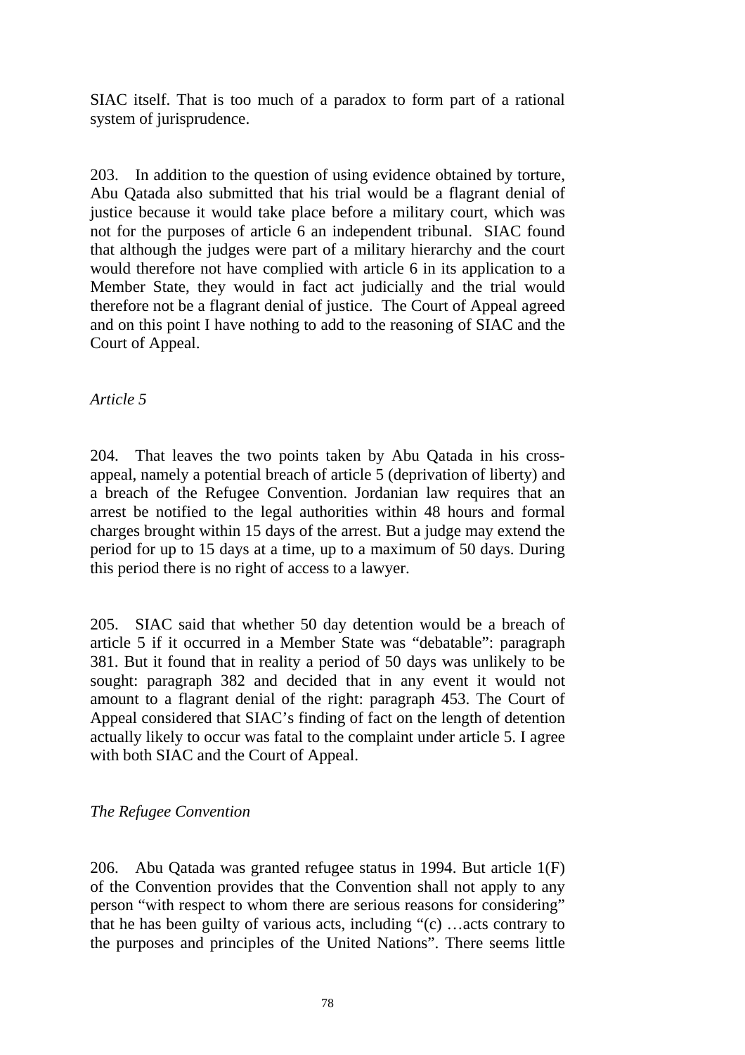SIAC itself. That is too much of a paradox to form part of a rational system of jurisprudence.

203. In addition to the question of using evidence obtained by torture, Abu Qatada also submitted that his trial would be a flagrant denial of justice because it would take place before a military court, which was not for the purposes of article 6 an independent tribunal. SIAC found that although the judges were part of a military hierarchy and the court would therefore not have complied with article 6 in its application to a Member State, they would in fact act judicially and the trial would therefore not be a flagrant denial of justice. The Court of Appeal agreed and on this point I have nothing to add to the reasoning of SIAC and the Court of Appeal.

*Article 5*

204. That leaves the two points taken by Abu Qatada in his cross-appeal, namely a potential breach of article 5 (deprivation of liberty) and a breach of the Refugee Convention. Jordanian law requires that an arrest be notified to the legal authorities within 48 hours and formal charges brought within 15 days of the arrest. But a judge may extend the period for up to 15 days at a time, up to a maximum of 50 days. During this period there is no right of access to a lawyer.

205. SIAC said that whether 50 day detention would be a breach of article 5 if it occurred in a Member State was "debatable": paragraph 381. But it found that in reality a period of 50 days was unlikely to be sought: paragraph 382 and decided that in any event it would not amount to a flagrant denial of the right: paragraph 453. The Court of Appeal considered that SIAC's finding of fact on the length of detention actually likely to occur was fatal to the complaint under article 5. I agree with both SIAC and the Court of Appeal.

*The Refugee Convention*

206. Abu Qatada was granted refugee status in 1994. But article 1(F) of the Convention provides that the Convention shall not apply to any person "with respect to whom there are serious reasons for considering" that he has been guilty of various acts, including "(c) …acts contrary to the purposes and principles of the United Nations". There seems little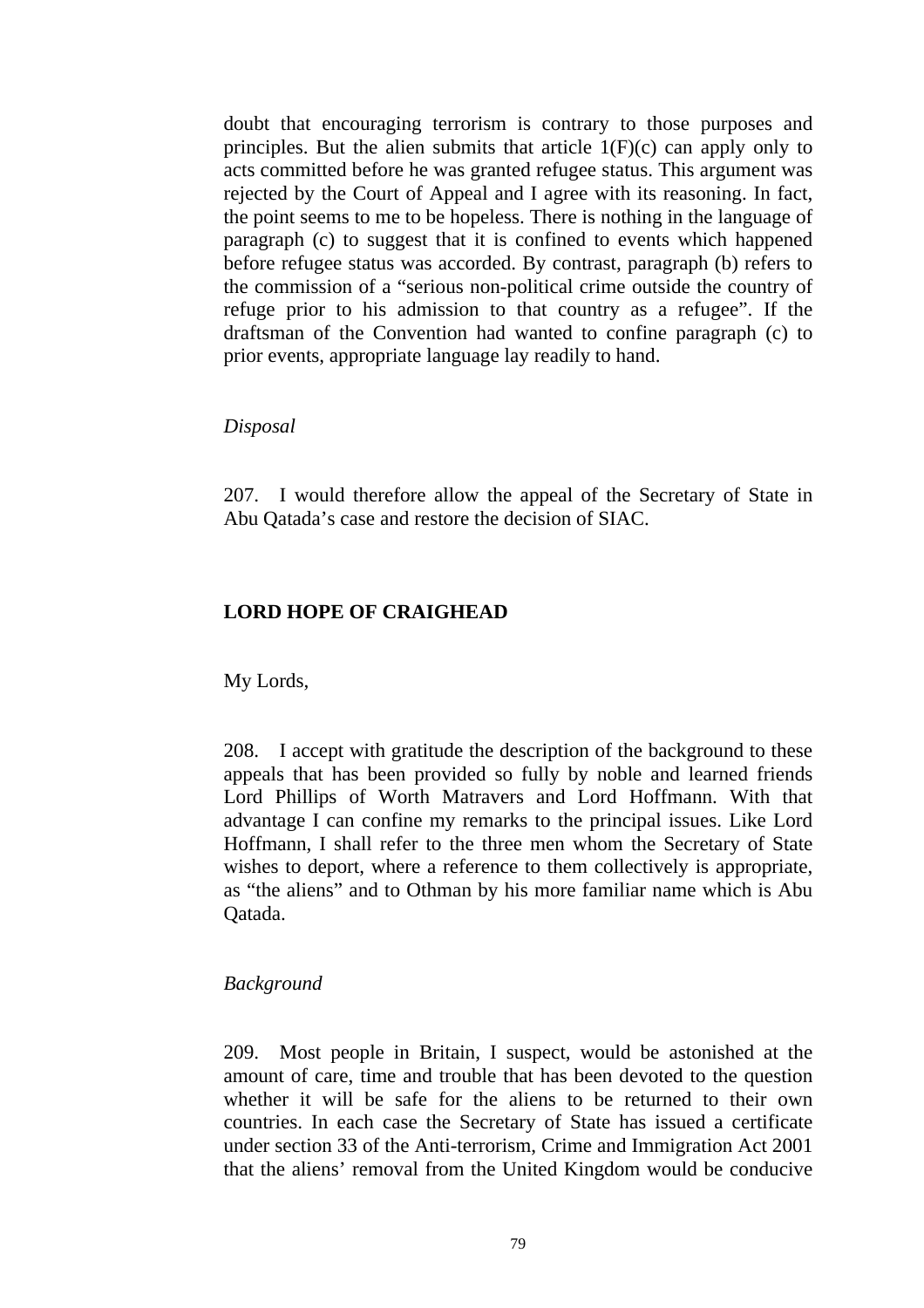doubt that encouraging terrorism is contrary to those purposes and principles. But the alien submits that article 1(F)(c) can apply only to acts committed before he was granted refugee status. This argument was rejected by the Court of Appeal and I agree with its reasoning. In fact, the point seems to me to be hopeless. There is nothing in the language of paragraph (c) to suggest that it is confined to events which happened before refugee status was accorded. By contrast, paragraph (b) refers to the commission of a "serious non-political crime outside the country of refuge prior to his admission to that country as a refugee". If the draftsman of the Convention had wanted to confine paragraph (c) to prior events, appropriate language lay readily to hand.

*Disposal*

207. I would therefore allow the appeal of the Secretary of State in Abu Qatada's case and restore the decision of SIAC.

**LORD HOPE OF CRAIGHEAD**

My Lords,

208. I accept with gratitude the description of the background to these appeals that has been provided so fully by noble and learned friends Lord Phillips of Worth Matravers and Lord Hoffmann. With that advantage I can confine my remarks to the principal issues. Like Lord Hoffmann, I shall refer to the three men whom the Secretary of State wishes to deport, where a reference to them collectively is appropriate, as "the aliens" and to Othman by his more familiar name which is Abu Qatada.

*Background*

209. Most people in Britain, I suspect, would be astonished at the amount of care, time and trouble that has been devoted to the question whether it will be safe for the aliens to be returned to their own countries. In each case the Secretary of State has issued a certificate under section 33 of the Anti-terrorism, Crime and Immigration Act 2001 that the aliens' removal from the United Kingdom would be conducive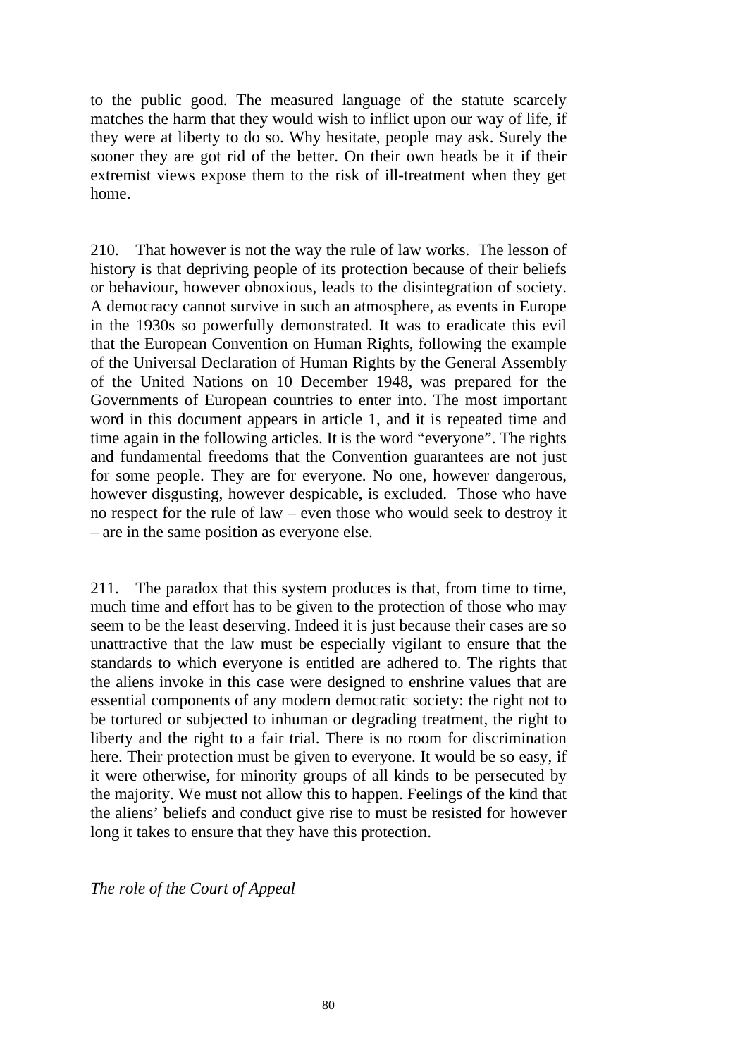to the public good. The measured language of the statute scarcely matches the harm that they would wish to inflict upon our way of life, if they were at liberty to do so. Why hesitate, people may ask. Surely the sooner they are got rid of the better. On their own heads be it if their extremist views expose them to the risk of ill-treatment when they get home.

210. That however is not the way the rule of law works. The lesson of history is that depriving people of its protection because of their beliefs or behaviour, however obnoxious, leads to the disintegration of society. A democracy cannot survive in such an atmosphere, as events in Europe in the 1930s so powerfully demonstrated. It was to eradicate this evil that the European Convention on Human Rights, following the example of the Universal Declaration of Human Rights by the General Assembly of the United Nations on 10 December 1948, was prepared for the Governments of European countries to enter into. The most important word in this document appears in article 1, and it is repeated time and time again in the following articles. It is the word "everyone". The rights and fundamental freedoms that the Convention guarantees are not just for some people. They are for everyone. No one, however dangerous, however disgusting, however despicable, is excluded. Those who have no respect for the rule of law – even those who would seek to destroy it – are in the same position as everyone else.

211. The paradox that this system produces is that, from time to time, much time and effort has to be given to the protection of those who may seem to be the least deserving. Indeed it is just because their cases are so unattractive that the law must be especially vigilant to ensure that the standards to which everyone is entitled are adhered to. The rights that the aliens invoke in this case were designed to enshrine values that are essential components of any modern democratic society: the right not to be tortured or subjected to inhuman or degrading treatment, the right to liberty and the right to a fair trial. There is no room for discrimination here. Their protection must be given to everyone. It would be so easy, if it were otherwise, for minority groups of all kinds to be persecuted by the majority. We must not allow this to happen. Feelings of the kind that the aliens' beliefs and conduct give rise to must be resisted for however long it takes to ensure that they have this protection.

*The role of the Court of Appeal*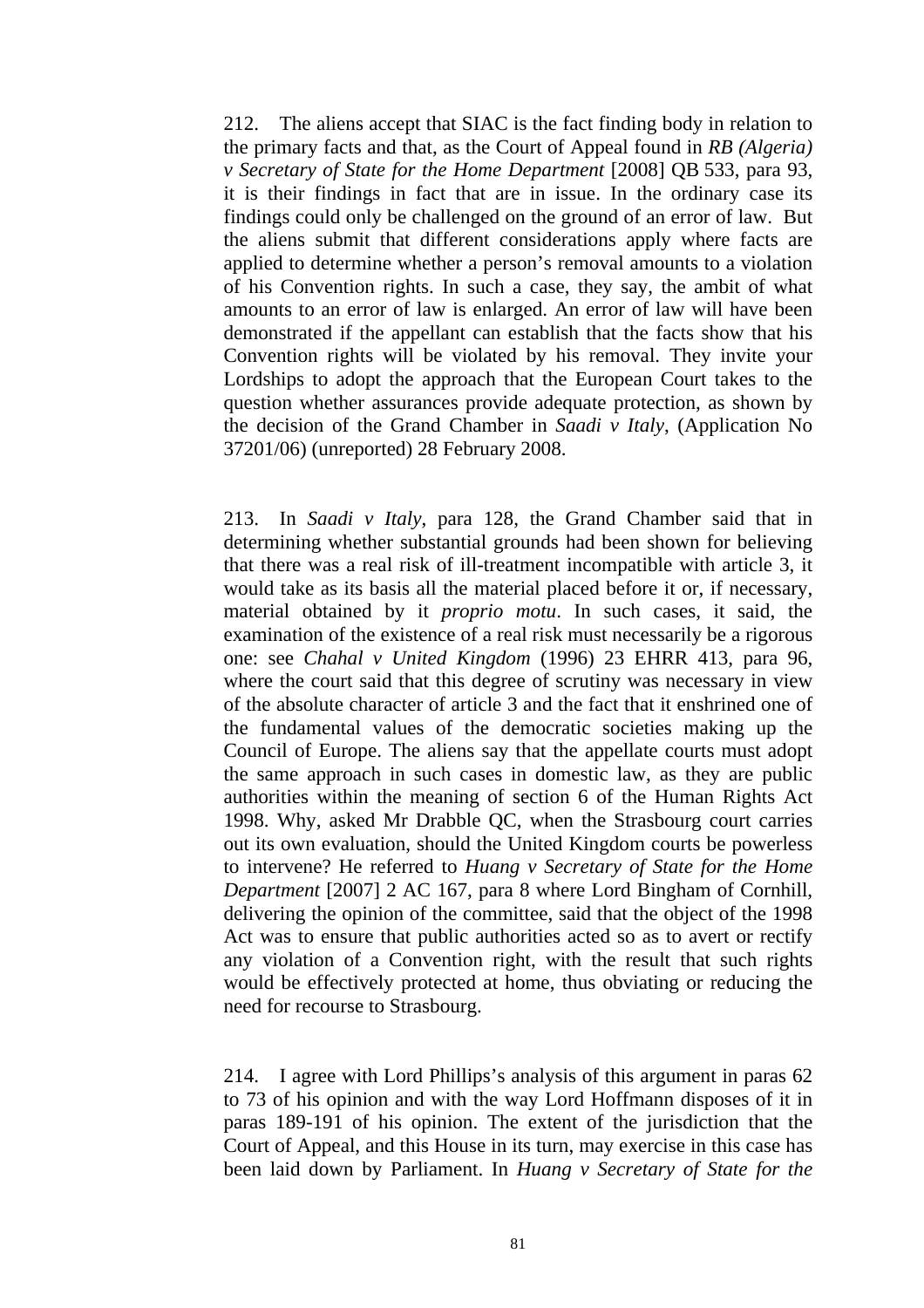212. The aliens accept that SIAC is the fact finding body in relation to the primary facts and that, as the Court of Appeal found in *RB (Algeria) v Secretary of State for the Home Department* [2008] QB 533, para 93, it is their findings in fact that are in issue. In the ordinary case its findings could only be challenged on the ground of an error of law. But the aliens submit that different considerations apply where facts are applied to determine whether a person's removal amounts to a violation of his Convention rights. In such a case, they say, the ambit of what amounts to an error of law is enlarged. An error of law will have been demonstrated if the appellant can establish that the facts show that his Convention rights will be violated by his removal. They invite your Lordships to adopt the approach that the European Court takes to the question whether assurances provide adequate protection, as shown by the decision of the Grand Chamber in *Saadi v Italy*, (Application No 37201/06) (unreported) 28 February 2008.

213. In *Saadi v Italy*, para 128, the Grand Chamber said that in determining whether substantial grounds had been shown for believing that there was a real risk of ill-treatment incompatible with article 3, it would take as its basis all the material placed before it or, if necessary, material obtained by it *proprio motu*. In such cases, it said, the examination of the existence of a real risk must necessarily be a rigorous one: see *Chahal v United Kingdom* (1996) 23 EHRR 413, para 96, where the court said that this degree of scrutiny was necessary in view of the absolute character of article 3 and the fact that it enshrined one of the fundamental values of the democratic societies making up the Council of Europe. The aliens say that the appellate courts must adopt the same approach in such cases in domestic law, as they are public authorities within the meaning of section 6 of the Human Rights Act 1998. Why, asked Mr Drabble QC, when the Strasbourg court carries out its own evaluation, should the United Kingdom courts be powerless to intervene? He referred to *Huang v Secretary of State for the Home Department* [2007] 2 AC 167, para 8 where Lord Bingham of Cornhill, delivering the opinion of the committee, said that the object of the 1998 Act was to ensure that public authorities acted so as to avert or rectify any violation of a Convention right, with the result that such rights would be effectively protected at home, thus obviating or reducing the need for recourse to Strasbourg.

214. I agree with Lord Phillips's analysis of this argument in paras 62 to 73 of his opinion and with the way Lord Hoffmann disposes of it in paras 189-191 of his opinion. The extent of the jurisdiction that the Court of Appeal, and this House in its turn, may exercise in this case has been laid down by Parliament. In *Huang v Secretary of State for the*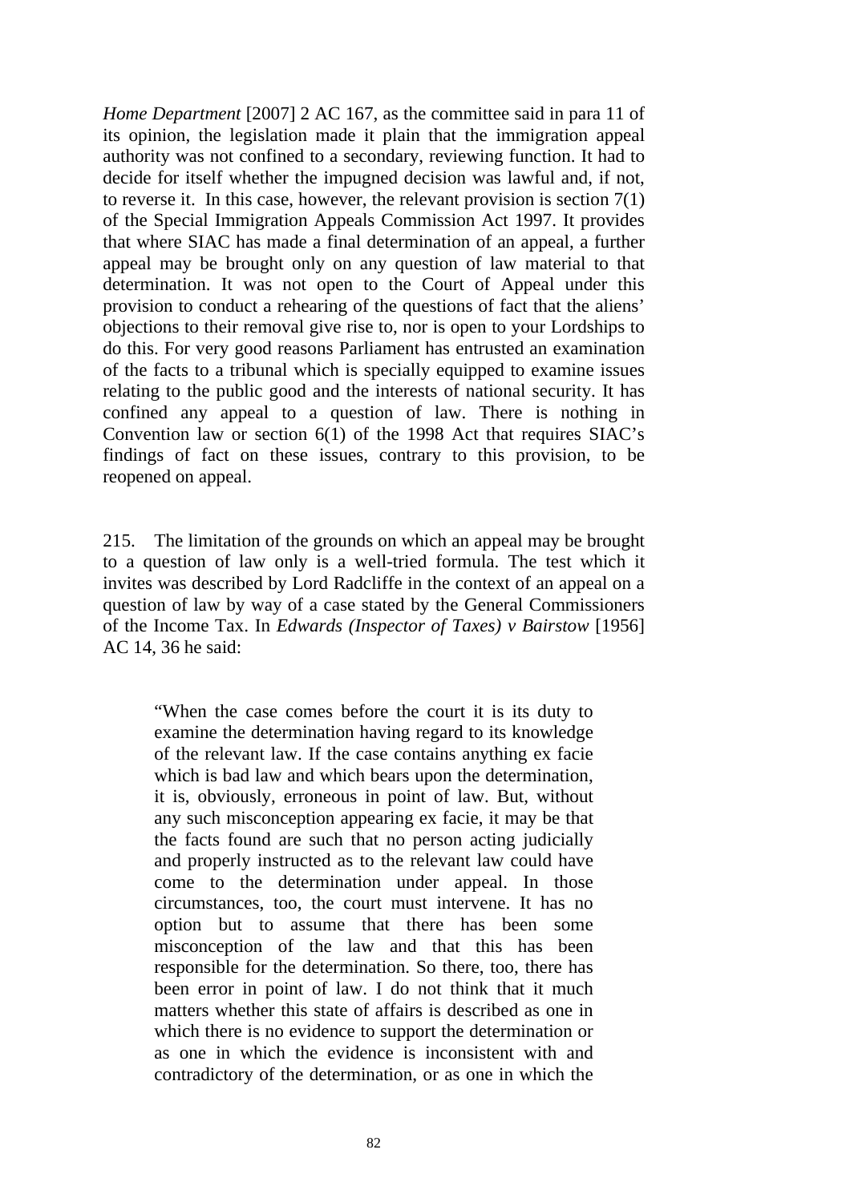*Home Department* [2007] 2 AC 167, as the committee said in para 11 of its opinion, the legislation made it plain that the immigration appeal authority was not confined to a secondary, reviewing function. It had to decide for itself whether the impugned decision was lawful and, if not, to reverse it. In this case, however, the relevant provision is section 7(1) of the Special Immigration Appeals Commission Act 1997. It provides that where SIAC has made a final determination of an appeal, a further appeal may be brought only on any question of law material to that determination. It was not open to the Court of Appeal under this provision to conduct a rehearing of the questions of fact that the aliens' objections to their removal give rise to, nor is open to your Lordships to do this. For very good reasons Parliament has entrusted an examination of the facts to a tribunal which is specially equipped to examine issues relating to the public good and the interests of national security. It has confined any appeal to a question of law. There is nothing in Convention law or section 6(1) of the 1998 Act that requires SIAC's findings of fact on these issues, contrary to this provision, to be reopened on appeal.

215. The limitation of the grounds on which an appeal may be brought to a question of law only is a well-tried formula. The test which it invites was described by Lord Radcliffe in the context of an appeal on a question of law by way of a case stated by the General Commissioners of the Income Tax. In *Edwards (Inspector of Taxes) v Bairstow* [1956] AC 14, 36 he said:

> "When the case comes before the court it is its duty to examine the determination having regard to its knowledge of the relevant law. If the case contains anything ex facie which is bad law and which bears upon the determination, it is, obviously, erroneous in point of law. But, without any such misconception appearing ex facie, it may be that the facts found are such that no person acting judicially and properly instructed as to the relevant law could have come to the determination under appeal. In those circumstances, too, the court must intervene. It has no option but to assume that there has been some misconception of the law and that this has been responsible for the determination. So there, too, there has been error in point of law. I do not think that it much matters whether this state of affairs is described as one in which there is no evidence to support the determination or as one in which the evidence is inconsistent with and contradictory of the determination, or as one in which the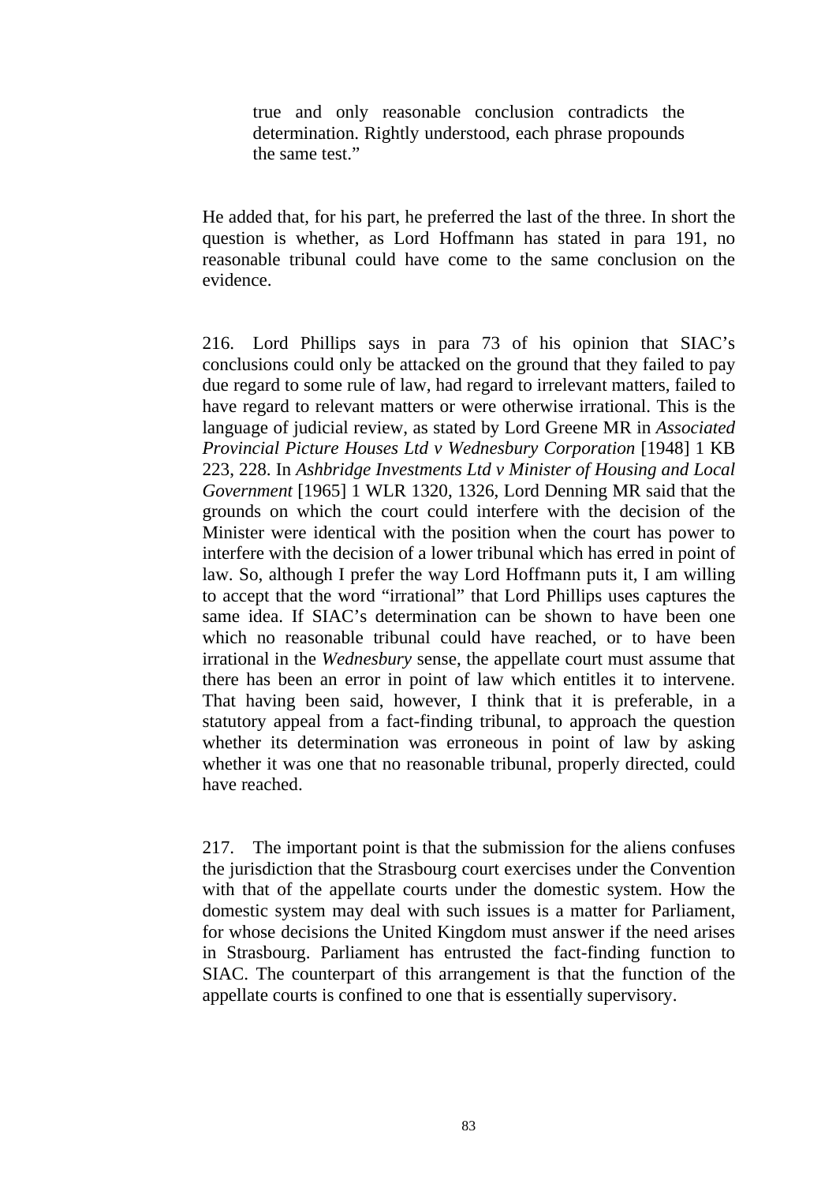> true and only reasonable conclusion contradicts the determination. Rightly understood, each phrase propounds the same test."

He added that, for his part, he preferred the last of the three. In short the question is whether, as Lord Hoffmann has stated in para 191, no reasonable tribunal could have come to the same conclusion on the evidence.

216. Lord Phillips says in para 73 of his opinion that SIAC's conclusions could only be attacked on the ground that they failed to pay due regard to some rule of law, had regard to irrelevant matters, failed to have regard to relevant matters or were otherwise irrational. This is the language of judicial review, as stated by Lord Greene MR in *Associated Provincial Picture Houses Ltd v Wednesbury Corporation* [1948] 1 KB 223, 228. In *Ashbridge Investments Ltd v Minister of Housing and Local Government* [1965] 1 WLR 1320, 1326, Lord Denning MR said that the grounds on which the court could interfere with the decision of the Minister were identical with the position when the court has power to interfere with the decision of a lower tribunal which has erred in point of law. So, although I prefer the way Lord Hoffmann puts it, I am willing to accept that the word "irrational" that Lord Phillips uses captures the same idea. If SIAC's determination can be shown to have been one which no reasonable tribunal could have reached, or to have been irrational in the *Wednesbury* sense, the appellate court must assume that there has been an error in point of law which entitles it to intervene. That having been said, however, I think that it is preferable, in a statutory appeal from a fact-finding tribunal, to approach the question whether its determination was erroneous in point of law by asking whether it was one that no reasonable tribunal, properly directed, could have reached.

217. The important point is that the submission for the aliens confuses the jurisdiction that the Strasbourg court exercises under the Convention with that of the appellate courts under the domestic system. How the domestic system may deal with such issues is a matter for Parliament, for whose decisions the United Kingdom must answer if the need arises in Strasbourg. Parliament has entrusted the fact-finding function to SIAC. The counterpart of this arrangement is that the function of the appellate courts is confined to one that is essentially supervisory.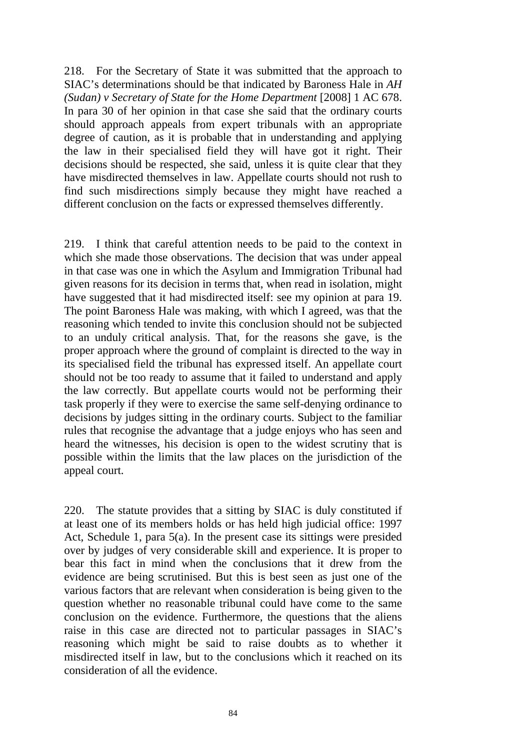218. For the Secretary of State it was submitted that the approach to SIAC's determinations should be that indicated by Baroness Hale in *AH (Sudan) v Secretary of State for the Home Department* [2008] 1 AC 678. In para 30 of her opinion in that case she said that the ordinary courts should approach appeals from expert tribunals with an appropriate degree of caution, as it is probable that in understanding and applying the law in their specialised field they will have got it right. Their decisions should be respected, she said, unless it is quite clear that they have misdirected themselves in law. Appellate courts should not rush to find such misdirections simply because they might have reached a different conclusion on the facts or expressed themselves differently.

219. I think that careful attention needs to be paid to the context in which she made those observations. The decision that was under appeal in that case was one in which the Asylum and Immigration Tribunal had given reasons for its decision in terms that, when read in isolation, might have suggested that it had misdirected itself: see my opinion at para 19. The point Baroness Hale was making, with which I agreed, was that the reasoning which tended to invite this conclusion should not be subjected to an unduly critical analysis. That, for the reasons she gave, is the proper approach where the ground of complaint is directed to the way in its specialised field the tribunal has expressed itself. An appellate court should not be too ready to assume that it failed to understand and apply the law correctly. But appellate courts would not be performing their task properly if they were to exercise the same self-denying ordinance to decisions by judges sitting in the ordinary courts. Subject to the familiar rules that recognise the advantage that a judge enjoys who has seen and heard the witnesses, his decision is open to the widest scrutiny that is possible within the limits that the law places on the jurisdiction of the appeal court.

220. The statute provides that a sitting by SIAC is duly constituted if at least one of its members holds or has held high judicial office: 1997 Act, Schedule 1, para 5(a). In the present case its sittings were presided over by judges of very considerable skill and experience. It is proper to bear this fact in mind when the conclusions that it drew from the evidence are being scrutinised. But this is best seen as just one of the various factors that are relevant when consideration is being given to the question whether no reasonable tribunal could have come to the same conclusion on the evidence. Furthermore, the questions that the aliens raise in this case are directed not to particular passages in SIAC's reasoning which might be said to raise doubts as to whether it misdirected itself in law, but to the conclusions which it reached on its consideration of all the evidence.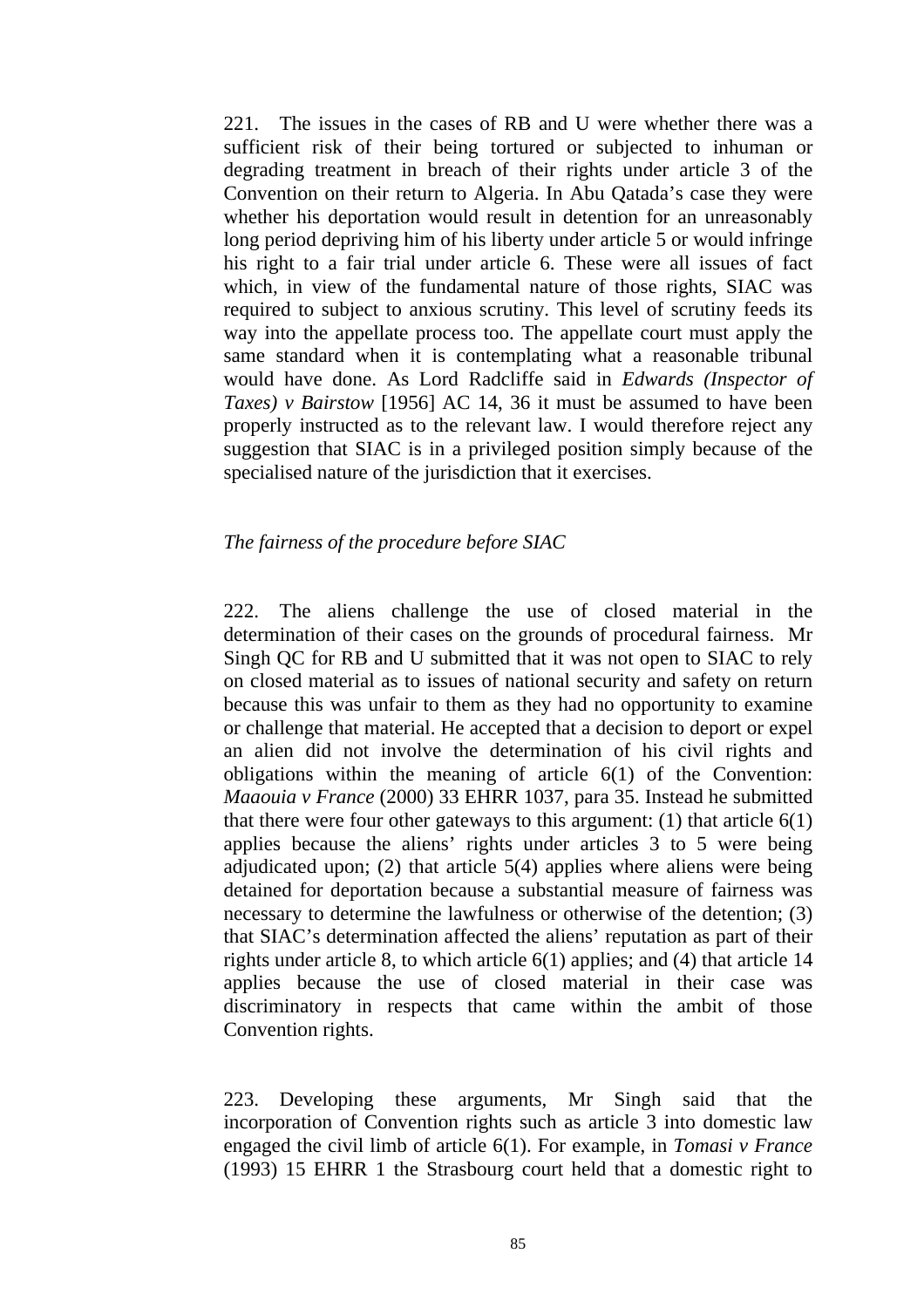221. The issues in the cases of RB and U were whether there was a sufficient risk of their being tortured or subjected to inhuman or degrading treatment in breach of their rights under article 3 of the Convention on their return to Algeria. In Abu Qatada's case they were whether his deportation would result in detention for an unreasonably long period depriving him of his liberty under article 5 or would infringe his right to a fair trial under article 6. These were all issues of fact which, in view of the fundamental nature of those rights, SIAC was required to subject to anxious scrutiny. This level of scrutiny feeds its way into the appellate process too. The appellate court must apply the same standard when it is contemplating what a reasonable tribunal would have done. As Lord Radcliffe said in *Edwards (Inspector of Taxes) v Bairstow* [1956] AC 14, 36 it must be assumed to have been properly instructed as to the relevant law. I would therefore reject any suggestion that SIAC is in a privileged position simply because of the specialised nature of the jurisdiction that it exercises.

*The fairness of the procedure before SIAC*

222. The aliens challenge the use of closed material in the determination of their cases on the grounds of procedural fairness. Mr Singh QC for RB and U submitted that it was not open to SIAC to rely on closed material as to issues of national security and safety on return because this was unfair to them as they had no opportunity to examine or challenge that material. He accepted that a decision to deport or expel an alien did not involve the determination of his civil rights and obligations within the meaning of article 6(1) of the Convention: *Maaouia v France* (2000) 33 EHRR 1037, para 35. Instead he submitted that there were four other gateways to this argument: (1) that article 6(1) applies because the aliens' rights under articles 3 to 5 were being adjudicated upon; (2) that article 5(4) applies where aliens were being detained for deportation because a substantial measure of fairness was necessary to determine the lawfulness or otherwise of the detention; (3) that SIAC's determination affected the aliens' reputation as part of their rights under article 8, to which article 6(1) applies; and (4) that article 14 applies because the use of closed material in their case was discriminatory in respects that came within the ambit of those Convention rights.

223. Developing these arguments, Mr Singh said that the incorporation of Convention rights such as article 3 into domestic law engaged the civil limb of article 6(1). For example, in *Tomasi v France* (1993) 15 EHRR 1 the Strasbourg court held that a domestic right to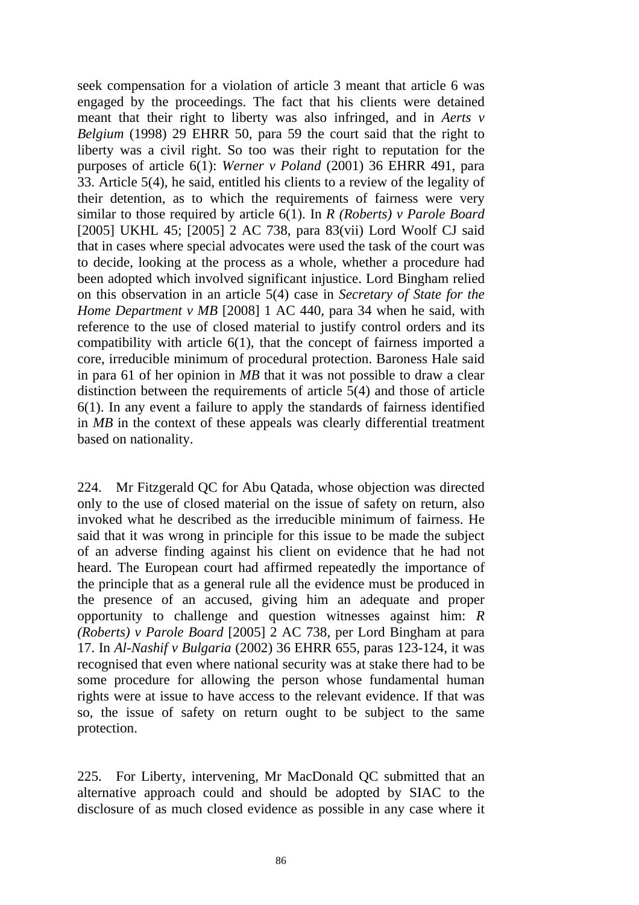seek compensation for a violation of article 3 meant that article 6 was engaged by the proceedings. The fact that his clients were detained meant that their right to liberty was also infringed, and in *Aerts v Belgium* (1998) 29 EHRR 50, para 59 the court said that the right to liberty was a civil right. So too was their right to reputation for the purposes of article 6(1): *Werner v Poland* (2001) 36 EHRR 491, para 33. Article 5(4), he said, entitled his clients to a review of the legality of their detention, as to which the requirements of fairness were very similar to those required by article 6(1). In *R (Roberts) v Parole Board* [2005] UKHL 45; [2005] 2 AC 738, para 83(vii) Lord Woolf CJ said that in cases where special advocates were used the task of the court was to decide, looking at the process as a whole, whether a procedure had been adopted which involved significant injustice. Lord Bingham relied on this observation in an article 5(4) case in *Secretary of State for the Home Department v MB* [2008] 1 AC 440, para 34 when he said, with reference to the use of closed material to justify control orders and its compatibility with article 6(1), that the concept of fairness imported a core, irreducible minimum of procedural protection. Baroness Hale said in para 61 of her opinion in *MB* that it was not possible to draw a clear distinction between the requirements of article 5(4) and those of article 6(1). In any event a failure to apply the standards of fairness identified in *MB* in the context of these appeals was clearly differential treatment based on nationality.

224. Mr Fitzgerald QC for Abu Qatada, whose objection was directed only to the use of closed material on the issue of safety on return, also invoked what he described as the irreducible minimum of fairness. He said that it was wrong in principle for this issue to be made the subject of an adverse finding against his client on evidence that he had not heard. The European court had affirmed repeatedly the importance of the principle that as a general rule all the evidence must be produced in the presence of an accused, giving him an adequate and proper opportunity to challenge and question witnesses against him: *R (Roberts) v Parole Board* [2005] 2 AC 738, per Lord Bingham at para 17. In *Al-Nashif v Bulgaria* (2002) 36 EHRR 655, paras 123-124, it was recognised that even where national security was at stake there had to be some procedure for allowing the person whose fundamental human rights were at issue to have access to the relevant evidence. If that was so, the issue of safety on return ought to be subject to the same protection.

225. For Liberty, intervening, Mr MacDonald QC submitted that an alternative approach could and should be adopted by SIAC to the disclosure of as much closed evidence as possible in any case where it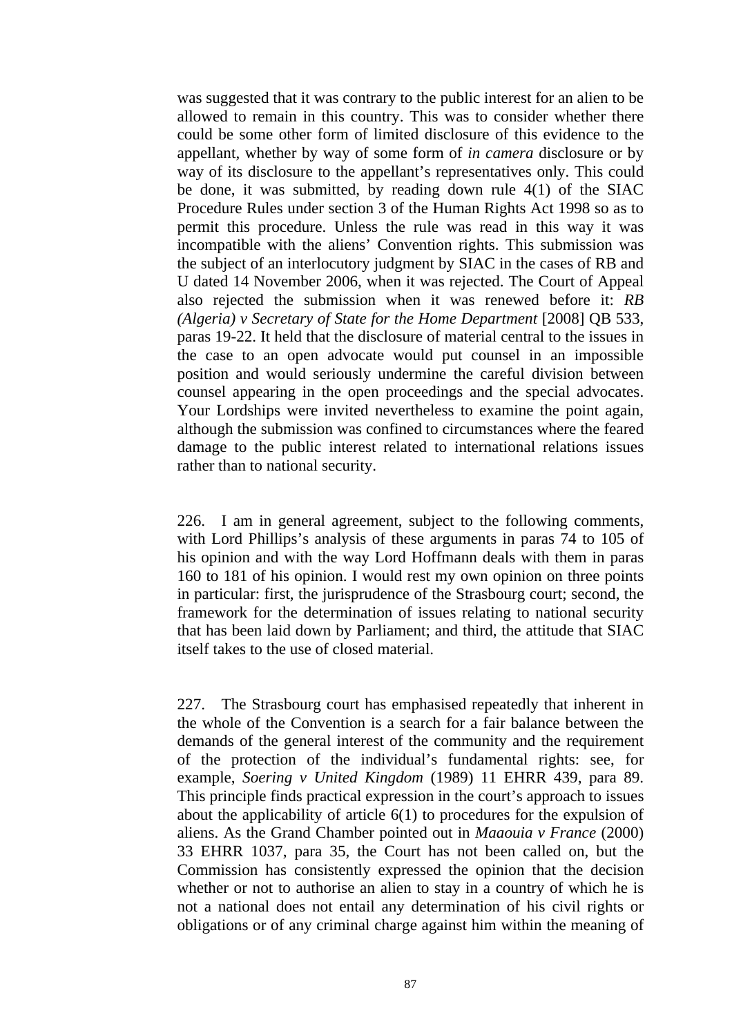was suggested that it was contrary to the public interest for an alien to be allowed to remain in this country. This was to consider whether there could be some other form of limited disclosure of this evidence to the appellant, whether by way of some form of *in camera* disclosure or by way of its disclosure to the appellant's representatives only. This could be done, it was submitted, by reading down rule 4(1) of the SIAC Procedure Rules under section 3 of the Human Rights Act 1998 so as to permit this procedure. Unless the rule was read in this way it was incompatible with the aliens' Convention rights. This submission was the subject of an interlocutory judgment by SIAC in the cases of RB and U dated 14 November 2006, when it was rejected. The Court of Appeal also rejected the submission when it was renewed before it: *RB (Algeria) v Secretary of State for the Home Department* [2008] QB 533, paras 19-22. It held that the disclosure of material central to the issues in the case to an open advocate would put counsel in an impossible position and would seriously undermine the careful division between counsel appearing in the open proceedings and the special advocates. Your Lordships were invited nevertheless to examine the point again, although the submission was confined to circumstances where the feared damage to the public interest related to international relations issues rather than to national security.

226. I am in general agreement, subject to the following comments, with Lord Phillips's analysis of these arguments in paras 74 to 105 of his opinion and with the way Lord Hoffmann deals with them in paras 160 to 181 of his opinion. I would rest my own opinion on three points in particular: first, the jurisprudence of the Strasbourg court; second, the framework for the determination of issues relating to national security that has been laid down by Parliament; and third, the attitude that SIAC itself takes to the use of closed material.

227. The Strasbourg court has emphasised repeatedly that inherent in the whole of the Convention is a search for a fair balance between the demands of the general interest of the community and the requirement of the protection of the individual's fundamental rights: see, for example, *Soering v United Kingdom* (1989) 11 EHRR 439, para 89. This principle finds practical expression in the court's approach to issues about the applicability of article 6(1) to procedures for the expulsion of aliens. As the Grand Chamber pointed out in *Maaouia v France* (2000) 33 EHRR 1037, para 35, the Court has not been called on, but the Commission has consistently expressed the opinion that the decision whether or not to authorise an alien to stay in a country of which he is not a national does not entail any determination of his civil rights or obligations or of any criminal charge against him within the meaning of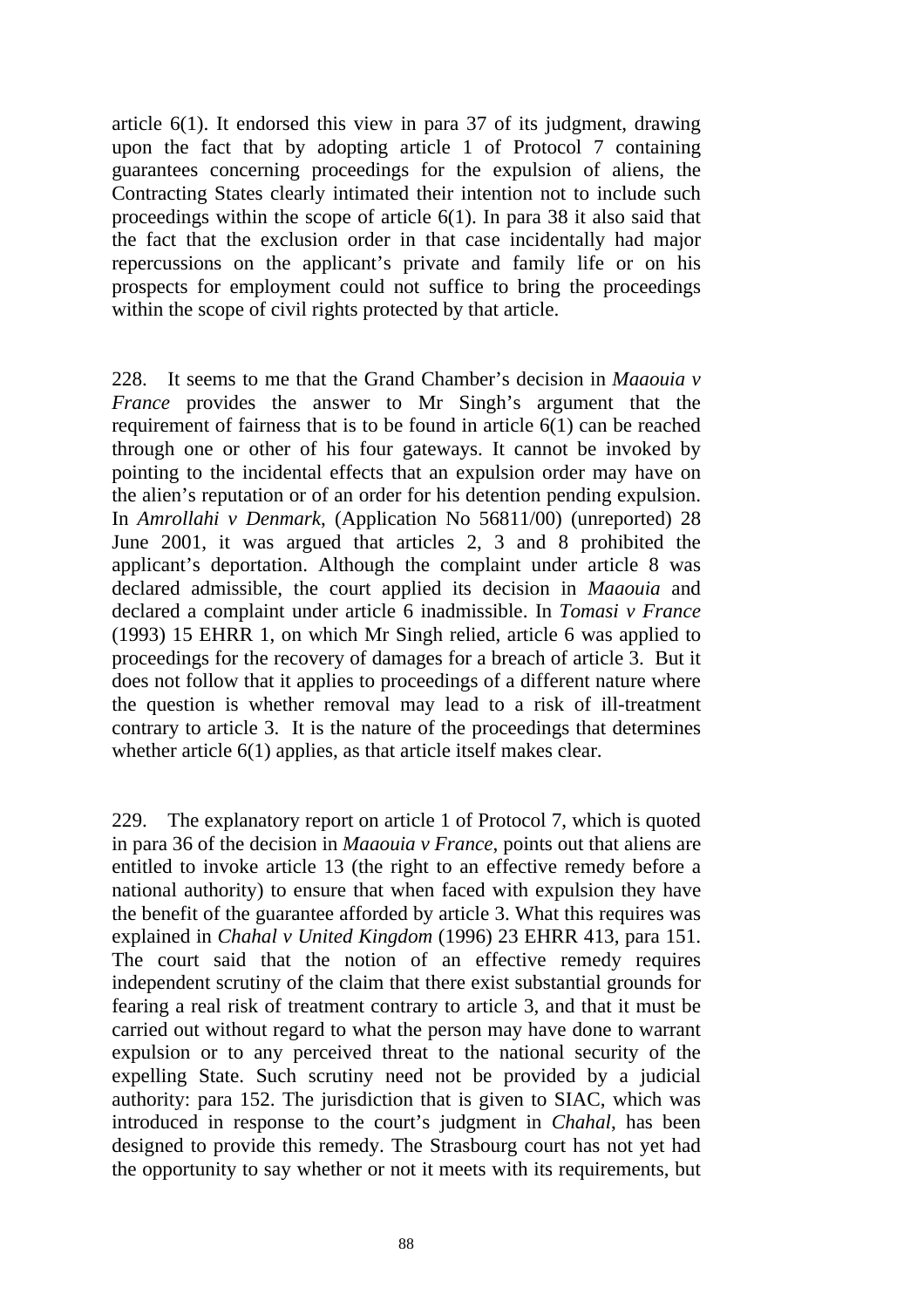article 6(1). It endorsed this view in para 37 of its judgment, drawing upon the fact that by adopting article 1 of Protocol 7 containing guarantees concerning proceedings for the expulsion of aliens, the Contracting States clearly intimated their intention not to include such proceedings within the scope of article 6(1). In para 38 it also said that the fact that the exclusion order in that case incidentally had major repercussions on the applicant's private and family life or on his prospects for employment could not suffice to bring the proceedings within the scope of civil rights protected by that article.

228. It seems to me that the Grand Chamber's decision in *Maaouia v France* provides the answer to Mr Singh's argument that the requirement of fairness that is to be found in article 6(1) can be reached through one or other of his four gateways. It cannot be invoked by pointing to the incidental effects that an expulsion order may have on the alien's reputation or of an order for his detention pending expulsion. In *Amrollahi v Denmark*, (Application No 56811/00) (unreported) 28 June 2001, it was argued that articles 2, 3 and 8 prohibited the applicant's deportation. Although the complaint under article 8 was declared admissible, the court applied its decision in *Maaouia* and declared a complaint under article 6 inadmissible. In *Tomasi v France* (1993) 15 EHRR 1, on which Mr Singh relied, article 6 was applied to proceedings for the recovery of damages for a breach of article 3. But it does not follow that it applies to proceedings of a different nature where the question is whether removal may lead to a risk of ill-treatment contrary to article 3. It is the nature of the proceedings that determines whether article 6(1) applies, as that article itself makes clear.

229. The explanatory report on article 1 of Protocol 7, which is quoted in para 36 of the decision in *Maaouia v France*, points out that aliens are entitled to invoke article 13 (the right to an effective remedy before a national authority) to ensure that when faced with expulsion they have the benefit of the guarantee afforded by article 3. What this requires was explained in *Chahal v United Kingdom* (1996) 23 EHRR 413, para 151. The court said that the notion of an effective remedy requires independent scrutiny of the claim that there exist substantial grounds for fearing a real risk of treatment contrary to article 3, and that it must be carried out without regard to what the person may have done to warrant expulsion or to any perceived threat to the national security of the expelling State. Such scrutiny need not be provided by a judicial authority: para 152. The jurisdiction that is given to SIAC, which was introduced in response to the court's judgment in *Chahal*, has been designed to provide this remedy. The Strasbourg court has not yet had the opportunity to say whether or not it meets with its requirements, but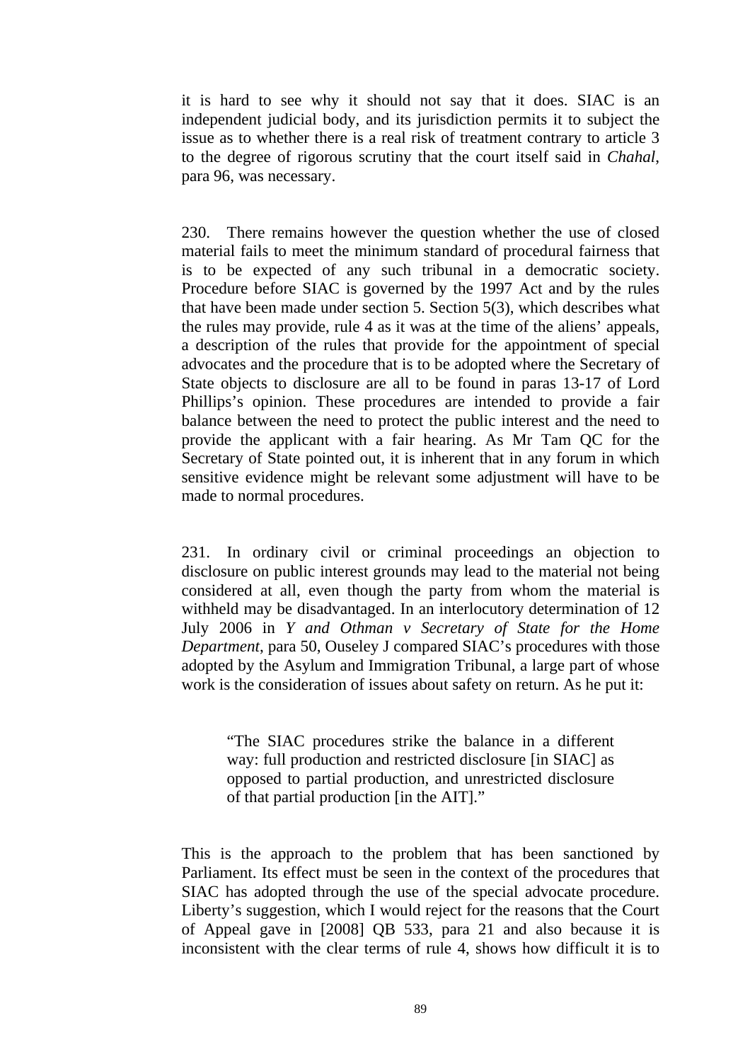it is hard to see why it should not say that it does. SIAC is an independent judicial body, and its jurisdiction permits it to subject the issue as to whether there is a real risk of treatment contrary to article 3 to the degree of rigorous scrutiny that the court itself said in *Chahal*, para 96, was necessary.

230. There remains however the question whether the use of closed material fails to meet the minimum standard of procedural fairness that is to be expected of any such tribunal in a democratic society. Procedure before SIAC is governed by the 1997 Act and by the rules that have been made under section 5. Section 5(3), which describes what the rules may provide, rule 4 as it was at the time of the aliens' appeals, a description of the rules that provide for the appointment of special advocates and the procedure that is to be adopted where the Secretary of State objects to disclosure are all to be found in paras 13-17 of Lord Phillips's opinion. These procedures are intended to provide a fair balance between the need to protect the public interest and the need to provide the applicant with a fair hearing. As Mr Tam QC for the Secretary of State pointed out, it is inherent that in any forum in which sensitive evidence might be relevant some adjustment will have to be made to normal procedures.

231. In ordinary civil or criminal proceedings an objection to disclosure on public interest grounds may lead to the material not being considered at all, even though the party from whom the material is withheld may be disadvantaged. In an interlocutory determination of 12 July 2006 in *Y and Othman v Secretary of State for the Home Department*, para 50, Ouseley J compared SIAC's procedures with those adopted by the Asylum and Immigration Tribunal, a large part of whose work is the consideration of issues about safety on return. As he put it:

> "The SIAC procedures strike the balance in a different way: full production and restricted disclosure [in SIAC] as opposed to partial production, and unrestricted disclosure of that partial production [in the AIT]."

This is the approach to the problem that has been sanctioned by Parliament. Its effect must be seen in the context of the procedures that SIAC has adopted through the use of the special advocate procedure. Liberty's suggestion, which I would reject for the reasons that the Court of Appeal gave in [2008] QB 533, para 21 and also because it is inconsistent with the clear terms of rule 4, shows how difficult it is to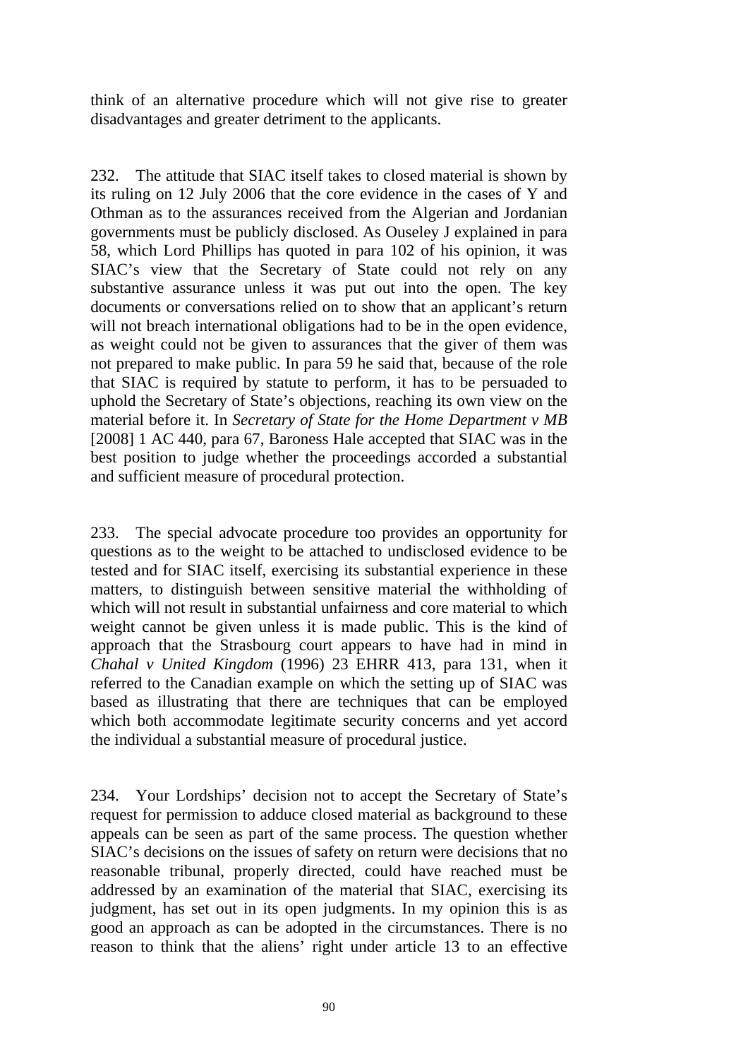think of an alternative procedure which will not give rise to greater disadvantages and greater detriment to the applicants.

232. The attitude that SIAC itself takes to closed material is shown by its ruling on 12 July 2006 that the core evidence in the cases of Y and Othman as to the assurances received from the Algerian and Jordanian governments must be publicly disclosed. As Ouseley J explained in para 58, which Lord Phillips has quoted in para 102 of his opinion, it was SIAC's view that the Secretary of State could not rely on any substantive assurance unless it was put out into the open. The key documents or conversations relied on to show that an applicant's return will not breach international obligations had to be in the open evidence, as weight could not be given to assurances that the giver of them was not prepared to make public. In para 59 he said that, because of the role that SIAC is required by statute to perform, it has to be persuaded to uphold the Secretary of State's objections, reaching its own view on the material before it. In *Secretary of State for the Home Department v MB* [2008] 1 AC 440, para 67, Baroness Hale accepted that SIAC was in the best position to judge whether the proceedings accorded a substantial and sufficient measure of procedural protection.

233. The special advocate procedure too provides an opportunity for questions as to the weight to be attached to undisclosed evidence to be tested and for SIAC itself, exercising its substantial experience in these matters, to distinguish between sensitive material the withholding of which will not result in substantial unfairness and core material to which weight cannot be given unless it is made public. This is the kind of approach that the Strasbourg court appears to have had in mind in *Chahal v United Kingdom* (1996) 23 EHRR 413, para 131, when it referred to the Canadian example on which the setting up of SIAC was based as illustrating that there are techniques that can be employed which both accommodate legitimate security concerns and yet accord the individual a substantial measure of procedural justice.

234. Your Lordships' decision not to accept the Secretary of State's request for permission to adduce closed material as background to these appeals can be seen as part of the same process. The question whether SIAC's decisions on the issues of safety on return were decisions that no reasonable tribunal, properly directed, could have reached must be addressed by an examination of the material that SIAC, exercising its judgment, has set out in its open judgments. In my opinion this is as good an approach as can be adopted in the circumstances. There is no reason to think that the aliens' right under article 13 to an effective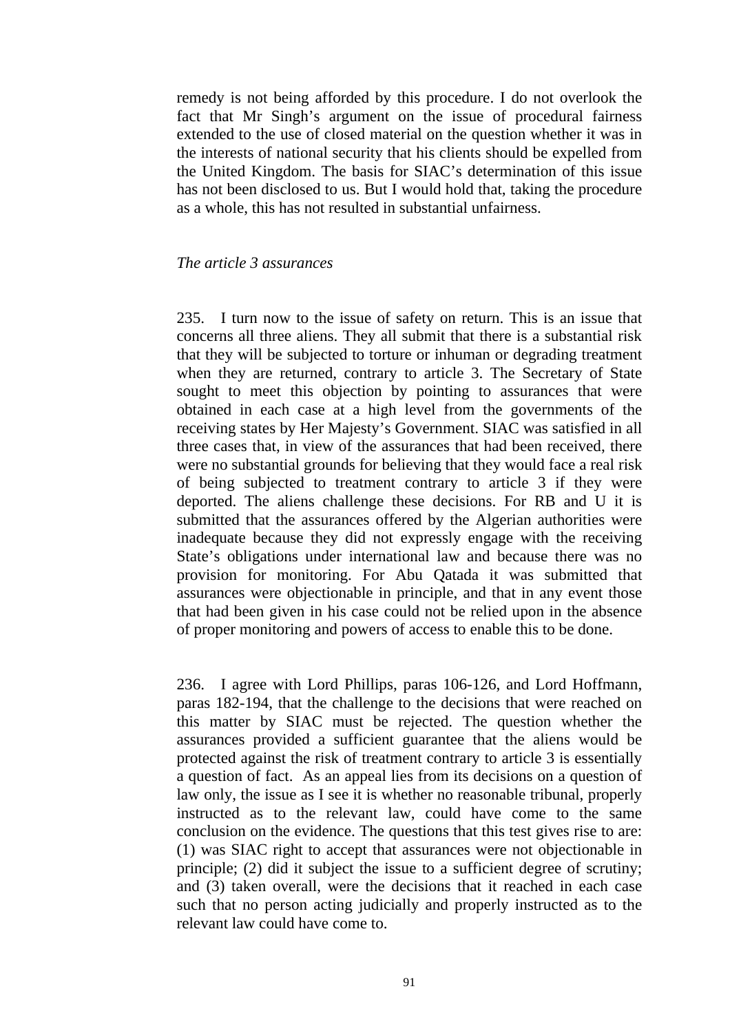remedy is not being afforded by this procedure. I do not overlook the fact that Mr Singh's argument on the issue of procedural fairness extended to the use of closed material on the question whether it was in the interests of national security that his clients should be expelled from the United Kingdom. The basis for SIAC's determination of this issue has not been disclosed to us. But I would hold that, taking the procedure as a whole, this has not resulted in substantial unfairness.

*The article 3 assurances*

235. I turn now to the issue of safety on return. This is an issue that concerns all three aliens. They all submit that there is a substantial risk that they will be subjected to torture or inhuman or degrading treatment when they are returned, contrary to article 3. The Secretary of State sought to meet this objection by pointing to assurances that were obtained in each case at a high level from the governments of the receiving states by Her Majesty's Government. SIAC was satisfied in all three cases that, in view of the assurances that had been received, there were no substantial grounds for believing that they would face a real risk of being subjected to treatment contrary to article 3 if they were deported. The aliens challenge these decisions. For RB and U it is submitted that the assurances offered by the Algerian authorities were inadequate because they did not expressly engage with the receiving State's obligations under international law and because there was no provision for monitoring. For Abu Qatada it was submitted that assurances were objectionable in principle, and that in any event those that had been given in his case could not be relied upon in the absence of proper monitoring and powers of access to enable this to be done.

236. I agree with Lord Phillips, paras 106-126, and Lord Hoffmann, paras 182-194, that the challenge to the decisions that were reached on this matter by SIAC must be rejected. The question whether the assurances provided a sufficient guarantee that the aliens would be protected against the risk of treatment contrary to article 3 is essentially a question of fact. As an appeal lies from its decisions on a question of law only, the issue as I see it is whether no reasonable tribunal, properly instructed as to the relevant law, could have come to the same conclusion on the evidence. The questions that this test gives rise to are: (1) was SIAC right to accept that assurances were not objectionable in principle; (2) did it subject the issue to a sufficient degree of scrutiny; and (3) taken overall, were the decisions that it reached in each case such that no person acting judicially and properly instructed as to the relevant law could have come to.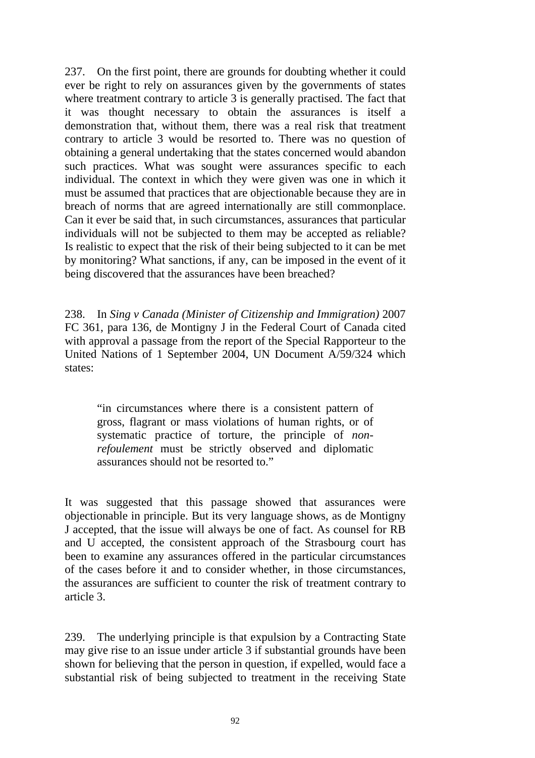237. On the first point, there are grounds for doubting whether it could ever be right to rely on assurances given by the governments of states where treatment contrary to article 3 is generally practised. The fact that it was thought necessary to obtain the assurances is itself a demonstration that, without them, there was a real risk that treatment contrary to article 3 would be resorted to. There was no question of obtaining a general undertaking that the states concerned would abandon such practices. What was sought were assurances specific to each individual. The context in which they were given was one in which it must be assumed that practices that are objectionable because they are in breach of norms that are agreed internationally are still commonplace. Can it ever be said that, in such circumstances, assurances that particular individuals will not be subjected to them may be accepted as reliable? Is realistic to expect that the risk of their being subjected to it can be met by monitoring? What sanctions, if any, can be imposed in the event of it being discovered that the assurances have been breached?

238. In *Sing v Canada (Minister of Citizenship and Immigration)* 2007 FC 361, para 136, de Montigny J in the Federal Court of Canada cited with approval a passage from the report of the Special Rapporteur to the United Nations of 1 September 2004, UN Document A/59/324 which states:

> "in circumstances where there is a consistent pattern of gross, flagrant or mass violations of human rights, or of systematic practice of torture, the principle of *non-refoulement* must be strictly observed and diplomatic assurances should not be resorted to."

It was suggested that this passage showed that assurances were objectionable in principle. But its very language shows, as de Montigny J accepted, that the issue will always be one of fact. As counsel for RB and U accepted, the consistent approach of the Strasbourg court has been to examine any assurances offered in the particular circumstances of the cases before it and to consider whether, in those circumstances, the assurances are sufficient to counter the risk of treatment contrary to article 3.

239. The underlying principle is that expulsion by a Contracting State may give rise to an issue under article 3 if substantial grounds have been shown for believing that the person in question, if expelled, would face a substantial risk of being subjected to treatment in the receiving State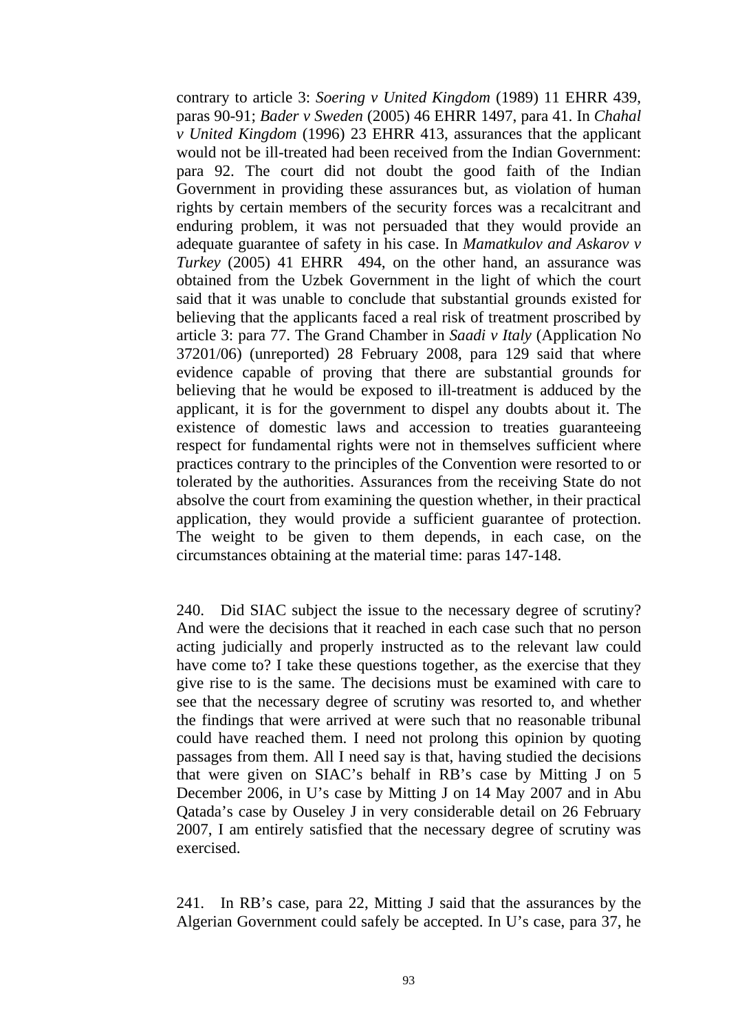contrary to article 3: *Soering v United Kingdom* (1989) 11 EHRR 439, paras 90-91; *Bader v Sweden* (2005) 46 EHRR 1497, para 41. In *Chahal v United Kingdom* (1996) 23 EHRR 413, assurances that the applicant would not be ill-treated had been received from the Indian Government: para 92. The court did not doubt the good faith of the Indian Government in providing these assurances but, as violation of human rights by certain members of the security forces was a recalcitrant and enduring problem, it was not persuaded that they would provide an adequate guarantee of safety in his case. In *Mamatkulov and Askarov v Turkey* (2005) 41 EHRR 494, on the other hand, an assurance was obtained from the Uzbek Government in the light of which the court said that it was unable to conclude that substantial grounds existed for believing that the applicants faced a real risk of treatment proscribed by article 3: para 77. The Grand Chamber in *Saadi v Italy* (Application No 37201/06) (unreported) 28 February 2008, para 129 said that where evidence capable of proving that there are substantial grounds for believing that he would be exposed to ill-treatment is adduced by the applicant, it is for the government to dispel any doubts about it. The existence of domestic laws and accession to treaties guaranteeing respect for fundamental rights were not in themselves sufficient where practices contrary to the principles of the Convention were resorted to or tolerated by the authorities. Assurances from the receiving State do not absolve the court from examining the question whether, in their practical application, they would provide a sufficient guarantee of protection. The weight to be given to them depends, in each case, on the circumstances obtaining at the material time: paras 147-148.

240. Did SIAC subject the issue to the necessary degree of scrutiny? And were the decisions that it reached in each case such that no person acting judicially and properly instructed as to the relevant law could have come to? I take these questions together, as the exercise that they give rise to is the same. The decisions must be examined with care to see that the necessary degree of scrutiny was resorted to, and whether the findings that were arrived at were such that no reasonable tribunal could have reached them. I need not prolong this opinion by quoting passages from them. All I need say is that, having studied the decisions that were given on SIAC's behalf in RB's case by Mitting J on 5 December 2006, in U's case by Mitting J on 14 May 2007 and in Abu Qatada's case by Ouseley J in very considerable detail on 26 February 2007, I am entirely satisfied that the necessary degree of scrutiny was exercised.

241. In RB's case, para 22, Mitting J said that the assurances by the Algerian Government could safely be accepted. In U's case, para 37, he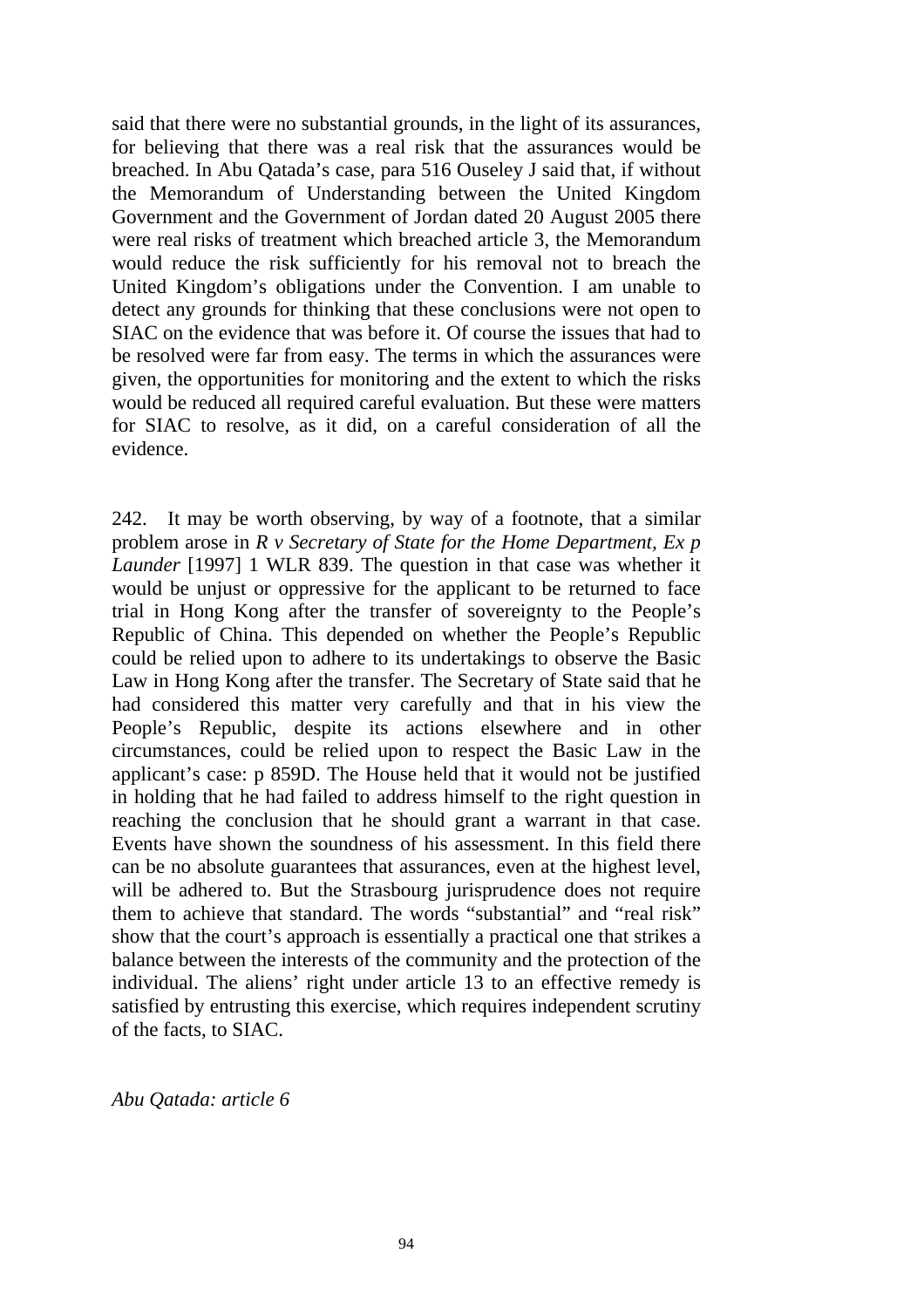said that there were no substantial grounds, in the light of its assurances, for believing that there was a real risk that the assurances would be breached. In Abu Qatada's case, para 516 Ouseley J said that, if without the Memorandum of Understanding between the United Kingdom Government and the Government of Jordan dated 20 August 2005 there were real risks of treatment which breached article 3, the Memorandum would reduce the risk sufficiently for his removal not to breach the United Kingdom's obligations under the Convention. I am unable to detect any grounds for thinking that these conclusions were not open to SIAC on the evidence that was before it. Of course the issues that had to be resolved were far from easy. The terms in which the assurances were given, the opportunities for monitoring and the extent to which the risks would be reduced all required careful evaluation. But these were matters for SIAC to resolve, as it did, on a careful consideration of all the evidence.

242. It may be worth observing, by way of a footnote, that a similar problem arose in *R v Secretary of State for the Home Department, Ex p Launder* [1997] 1 WLR 839. The question in that case was whether it would be unjust or oppressive for the applicant to be returned to face trial in Hong Kong after the transfer of sovereignty to the People's Republic of China. This depended on whether the People's Republic could be relied upon to adhere to its undertakings to observe the Basic Law in Hong Kong after the transfer. The Secretary of State said that he had considered this matter very carefully and that in his view the People's Republic, despite its actions elsewhere and in other circumstances, could be relied upon to respect the Basic Law in the applicant's case: p 859D. The House held that it would not be justified in holding that he had failed to address himself to the right question in reaching the conclusion that he should grant a warrant in that case. Events have shown the soundness of his assessment. In this field there can be no absolute guarantees that assurances, even at the highest level, will be adhered to. But the Strasbourg jurisprudence does not require them to achieve that standard. The words "substantial" and "real risk" show that the court's approach is essentially a practical one that strikes a balance between the interests of the community and the protection of the individual. The aliens' right under article 13 to an effective remedy is satisfied by entrusting this exercise, which requires independent scrutiny of the facts, to SIAC.

*Abu Qatada: article 6*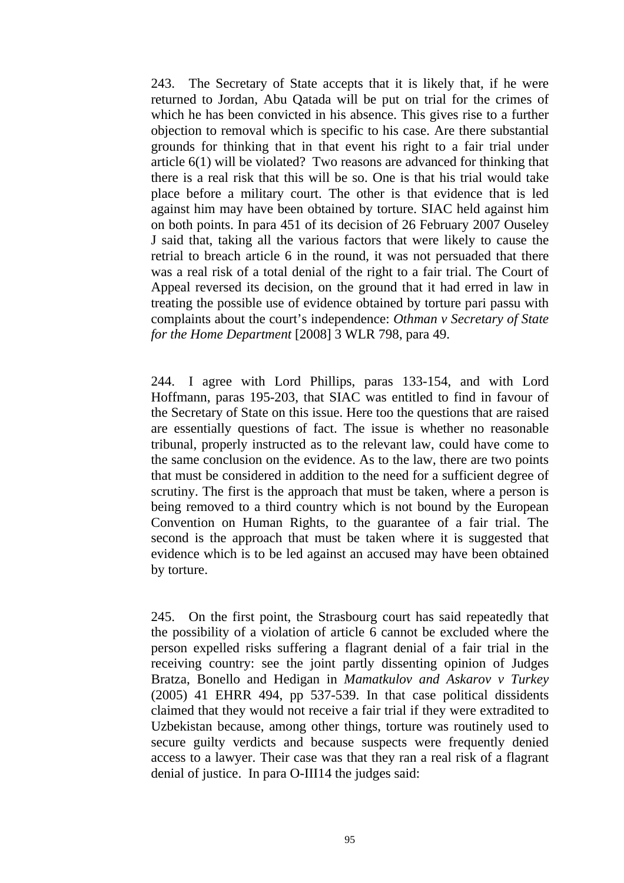243. The Secretary of State accepts that it is likely that, if he were returned to Jordan, Abu Qatada will be put on trial for the crimes of which he has been convicted in his absence. This gives rise to a further objection to removal which is specific to his case. Are there substantial grounds for thinking that in that event his right to a fair trial under article 6(1) will be violated? Two reasons are advanced for thinking that there is a real risk that this will be so. One is that his trial would take place before a military court. The other is that evidence that is led against him may have been obtained by torture. SIAC held against him on both points. In para 451 of its decision of 26 February 2007 Ouseley J said that, taking all the various factors that were likely to cause the retrial to breach article 6 in the round, it was not persuaded that there was a real risk of a total denial of the right to a fair trial. The Court of Appeal reversed its decision, on the ground that it had erred in law in treating the possible use of evidence obtained by torture pari passu with complaints about the court's independence: *Othman v Secretary of State for the Home Department* [2008] 3 WLR 798, para 49.

244. I agree with Lord Phillips, paras 133-154, and with Lord Hoffmann, paras 195-203, that SIAC was entitled to find in favour of the Secretary of State on this issue. Here too the questions that are raised are essentially questions of fact. The issue is whether no reasonable tribunal, properly instructed as to the relevant law, could have come to the same conclusion on the evidence. As to the law, there are two points that must be considered in addition to the need for a sufficient degree of scrutiny. The first is the approach that must be taken, where a person is being removed to a third country which is not bound by the European Convention on Human Rights, to the guarantee of a fair trial. The second is the approach that must be taken where it is suggested that evidence which is to be led against an accused may have been obtained by torture.

245. On the first point, the Strasbourg court has said repeatedly that the possibility of a violation of article 6 cannot be excluded where the person expelled risks suffering a flagrant denial of a fair trial in the receiving country: see the joint partly dissenting opinion of Judges Bratza, Bonello and Hedigan in *Mamatkulov and Askarov v Turkey* (2005) 41 EHRR 494, pp 537-539. In that case political dissidents claimed that they would not receive a fair trial if they were extradited to Uzbekistan because, among other things, torture was routinely used to secure guilty verdicts and because suspects were frequently denied access to a lawyer. Their case was that they ran a real risk of a flagrant denial of justice. In para O-III14 the judges said: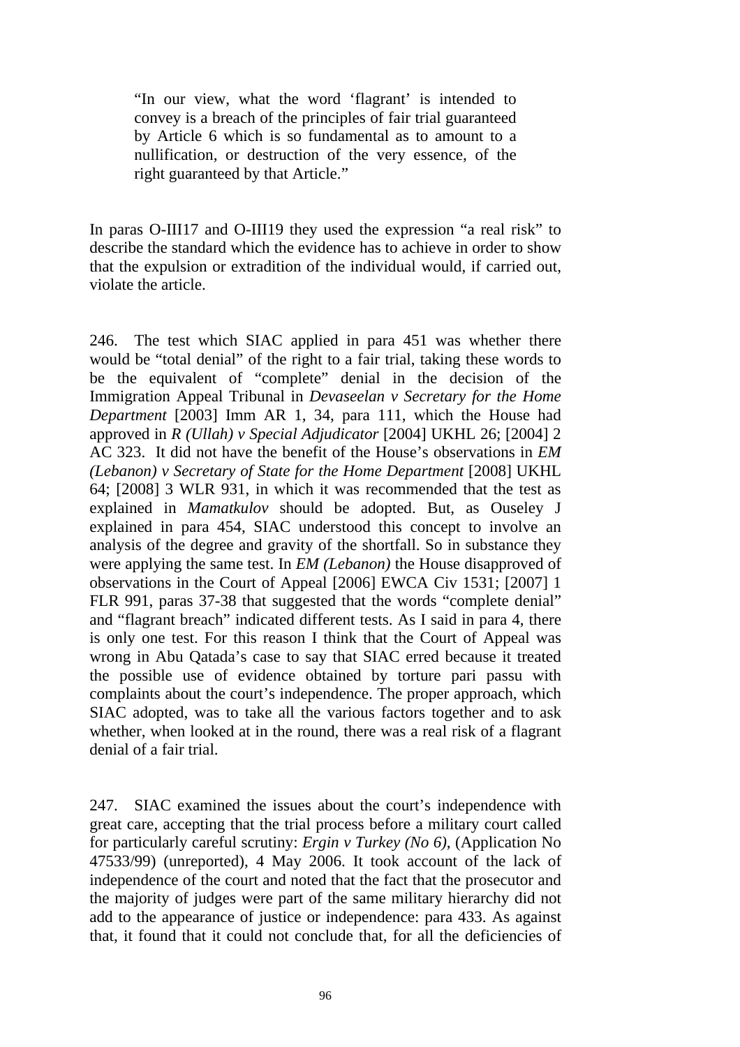> "In our view, what the word 'flagrant' is intended to convey is a breach of the principles of fair trial guaranteed by Article 6 which is so fundamental as to amount to a nullification, or destruction of the very essence, of the right guaranteed by that Article."

In paras O-III17 and O-III19 they used the expression "a real risk" to describe the standard which the evidence has to achieve in order to show that the expulsion or extradition of the individual would, if carried out, violate the article.

246. The test which SIAC applied in para 451 was whether there would be "total denial" of the right to a fair trial, taking these words to be the equivalent of "complete" denial in the decision of the Immigration Appeal Tribunal in *Devaseelan v Secretary for the Home Department* [2003] Imm AR 1, 34, para 111, which the House had approved in *R (Ullah) v Special Adjudicator* [2004] UKHL 26; [2004] 2 AC 323. It did not have the benefit of the House's observations in *EM (Lebanon) v Secretary of State for the Home Department* [2008] UKHL 64; [2008] 3 WLR 931, in which it was recommended that the test as explained in *Mamatkulov* should be adopted. But, as Ouseley J explained in para 454, SIAC understood this concept to involve an analysis of the degree and gravity of the shortfall. So in substance they were applying the same test. In *EM (Lebanon)* the House disapproved of observations in the Court of Appeal [2006] EWCA Civ 1531; [2007] 1 FLR 991, paras 37-38 that suggested that the words "complete denial" and "flagrant breach" indicated different tests. As I said in para 4, there is only one test. For this reason I think that the Court of Appeal was wrong in Abu Qatada's case to say that SIAC erred because it treated the possible use of evidence obtained by torture pari passu with complaints about the court's independence. The proper approach, which SIAC adopted, was to take all the various factors together and to ask whether, when looked at in the round, there was a real risk of a flagrant denial of a fair trial.

247. SIAC examined the issues about the court's independence with great care, accepting that the trial process before a military court called for particularly careful scrutiny: *Ergin v Turkey (No 6)*, (Application No 47533/99) (unreported), 4 May 2006. It took account of the lack of independence of the court and noted that the fact that the prosecutor and the majority of judges were part of the same military hierarchy did not add to the appearance of justice or independence: para 433. As against that, it found that it could not conclude that, for all the deficiencies of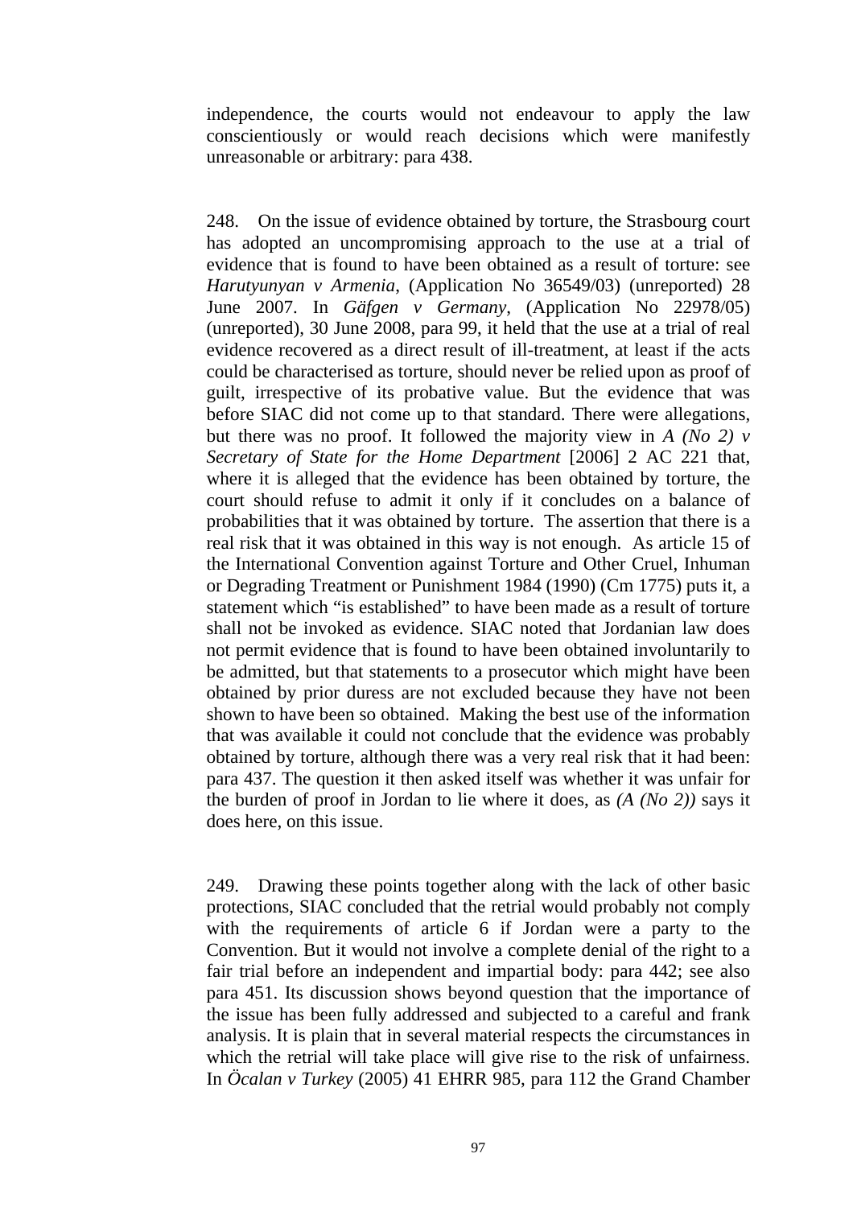independence, the courts would not endeavour to apply the law conscientiously or would reach decisions which were manifestly unreasonable or arbitrary: para 438.

248. On the issue of evidence obtained by torture, the Strasbourg court has adopted an uncompromising approach to the use at a trial of evidence that is found to have been obtained as a result of torture: see *Harutyunyan v Armenia*, (Application No 36549/03) (unreported) 28 June 2007. In *Gäfgen v Germany*, (Application No 22978/05) (unreported), 30 June 2008, para 99, it held that the use at a trial of real evidence recovered as a direct result of ill-treatment, at least if the acts could be characterised as torture, should never be relied upon as proof of guilt, irrespective of its probative value. But the evidence that was before SIAC did not come up to that standard. There were allegations, but there was no proof. It followed the majority view in *A (No 2) v Secretary of State for the Home Department* [2006] 2 AC 221 that, where it is alleged that the evidence has been obtained by torture, the court should refuse to admit it only if it concludes on a balance of probabilities that it was obtained by torture. The assertion that there is a real risk that it was obtained in this way is not enough. As article 15 of the International Convention against Torture and Other Cruel, Inhuman or Degrading Treatment or Punishment 1984 (1990) (Cm 1775) puts it, a statement which "is established" to have been made as a result of torture shall not be invoked as evidence. SIAC noted that Jordanian law does not permit evidence that is found to have been obtained involuntarily to be admitted, but that statements to a prosecutor which might have been obtained by prior duress are not excluded because they have not been shown to have been so obtained. Making the best use of the information that was available it could not conclude that the evidence was probably obtained by torture, although there was a very real risk that it had been: para 437. The question it then asked itself was whether it was unfair for the burden of proof in Jordan to lie where it does, as *(A (No 2))* says it does here, on this issue.

249. Drawing these points together along with the lack of other basic protections, SIAC concluded that the retrial would probably not comply with the requirements of article 6 if Jordan were a party to the Convention. But it would not involve a complete denial of the right to a fair trial before an independent and impartial body: para 442; see also para 451. Its discussion shows beyond question that the importance of the issue has been fully addressed and subjected to a careful and frank analysis. It is plain that in several material respects the circumstances in which the retrial will take place will give rise to the risk of unfairness. In *Öcalan v Turkey* (2005) 41 EHRR 985, para 112 the Grand Chamber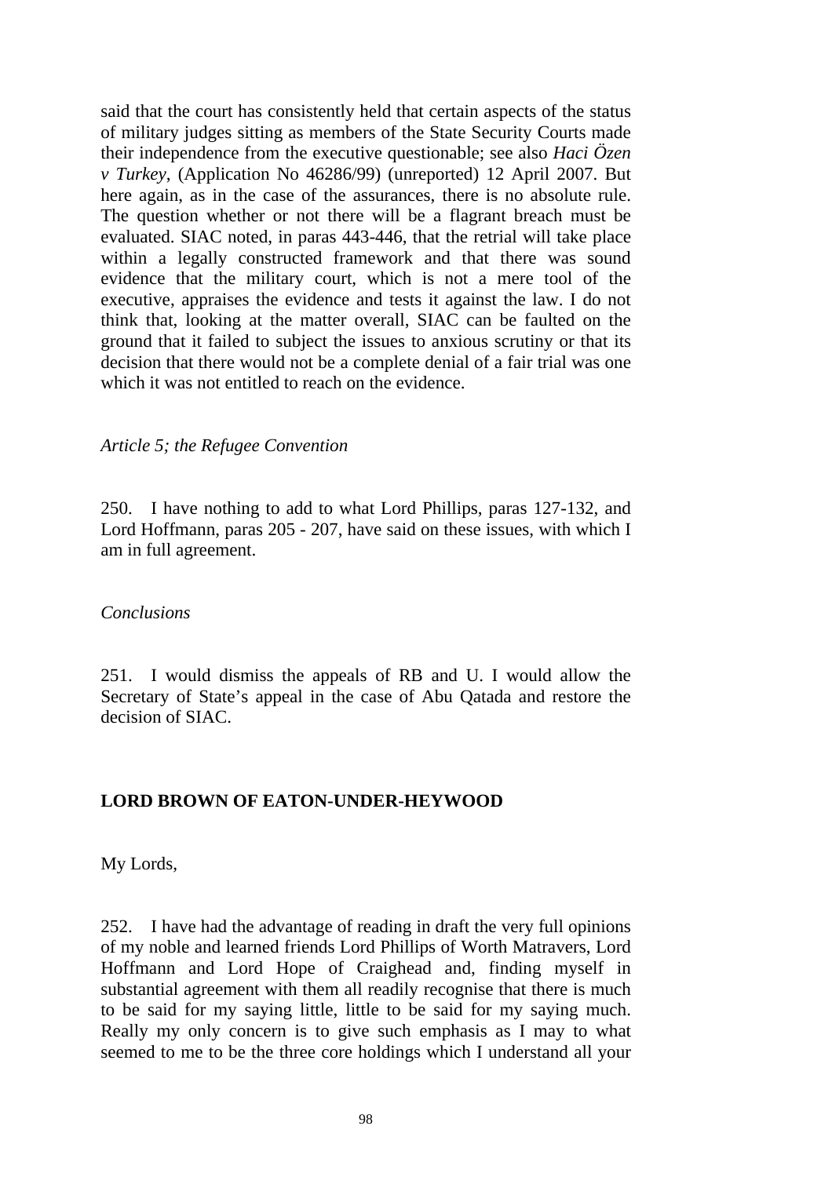said that the court has consistently held that certain aspects of the status of military judges sitting as members of the State Security Courts made their independence from the executive questionable; see also *Haci Özen v Turkey*, (Application No 46286/99) (unreported) 12 April 2007. But here again, as in the case of the assurances, there is no absolute rule. The question whether or not there will be a flagrant breach must be evaluated. SIAC noted, in paras 443-446, that the retrial will take place within a legally constructed framework and that there was sound evidence that the military court, which is not a mere tool of the executive, appraises the evidence and tests it against the law. I do not think that, looking at the matter overall, SIAC can be faulted on the ground that it failed to subject the issues to anxious scrutiny or that its decision that there would not be a complete denial of a fair trial was one which it was not entitled to reach on the evidence.

*Article 5; the Refugee Convention*

250. I have nothing to add to what Lord Phillips, paras 127-132, and Lord Hoffmann, paras 205 - 207, have said on these issues, with which I am in full agreement.

*Conclusions*

251. I would dismiss the appeals of RB and U. I would allow the Secretary of State's appeal in the case of Abu Qatada and restore the decision of SIAC.

**LORD BROWN OF EATON-UNDER-HEYWOOD**

My Lords,

252. I have had the advantage of reading in draft the very full opinions of my noble and learned friends Lord Phillips of Worth Matravers, Lord Hoffmann and Lord Hope of Craighead and, finding myself in substantial agreement with them all readily recognise that there is much to be said for my saying little, little to be said for my saying much. Really my only concern is to give such emphasis as I may to what seemed to me to be the three core holdings which I understand all your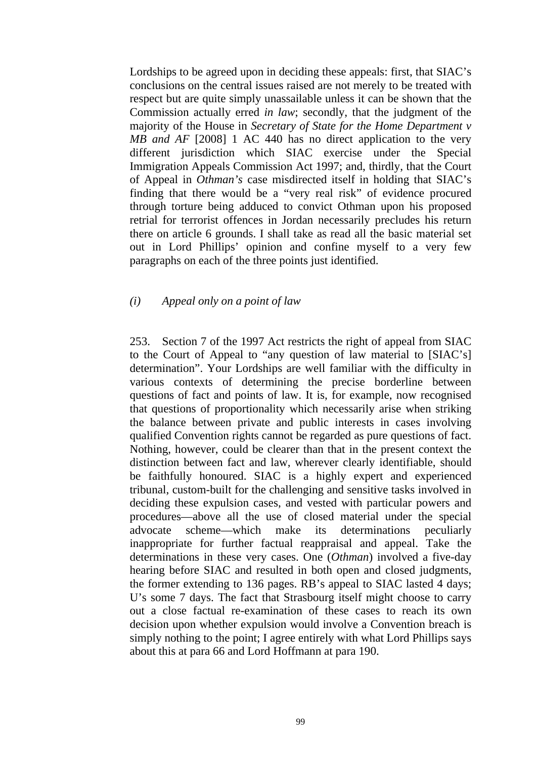Lordships to be agreed upon in deciding these appeals: first, that SIAC's conclusions on the central issues raised are not merely to be treated with respect but are quite simply unassailable unless it can be shown that the Commission actually erred *in law*; secondly, that the judgment of the majority of the House in *Secretary of State for the Home Department v MB and AF* [2008] 1 AC 440 has no direct application to the very different jurisdiction which SIAC exercise under the Special Immigration Appeals Commission Act 1997; and, thirdly, that the Court of Appeal in *Othman's* case misdirected itself in holding that SIAC's finding that there would be a "very real risk" of evidence procured through torture being adduced to convict Othman upon his proposed retrial for terrorist offences in Jordan necessarily precludes his return there on article 6 grounds. I shall take as read all the basic material set out in Lord Phillips' opinion and confine myself to a very few paragraphs on each of the three points just identified.

*(i) Appeal only on a point of law*

253. Section 7 of the 1997 Act restricts the right of appeal from SIAC to the Court of Appeal to "any question of law material to [SIAC's] determination". Your Lordships are well familiar with the difficulty in various contexts of determining the precise borderline between questions of fact and points of law. It is, for example, now recognised that questions of proportionality which necessarily arise when striking the balance between private and public interests in cases involving qualified Convention rights cannot be regarded as pure questions of fact. Nothing, however, could be clearer than that in the present context the distinction between fact and law, wherever clearly identifiable, should be faithfully honoured. SIAC is a highly expert and experienced tribunal, custom-built for the challenging and sensitive tasks involved in deciding these expulsion cases, and vested with particular powers and procedures—above all the use of closed material under the special advocate scheme—which make its determinations peculiarly inappropriate for further factual reappraisal and appeal. Take the determinations in these very cases. One (*Othman*) involved a five-day hearing before SIAC and resulted in both open and closed judgments, the former extending to 136 pages. RB's appeal to SIAC lasted 4 days; U's some 7 days. The fact that Strasbourg itself might choose to carry out a close factual re-examination of these cases to reach its own decision upon whether expulsion would involve a Convention breach is simply nothing to the point; I agree entirely with what Lord Phillips says about this at para 66 and Lord Hoffmann at para 190.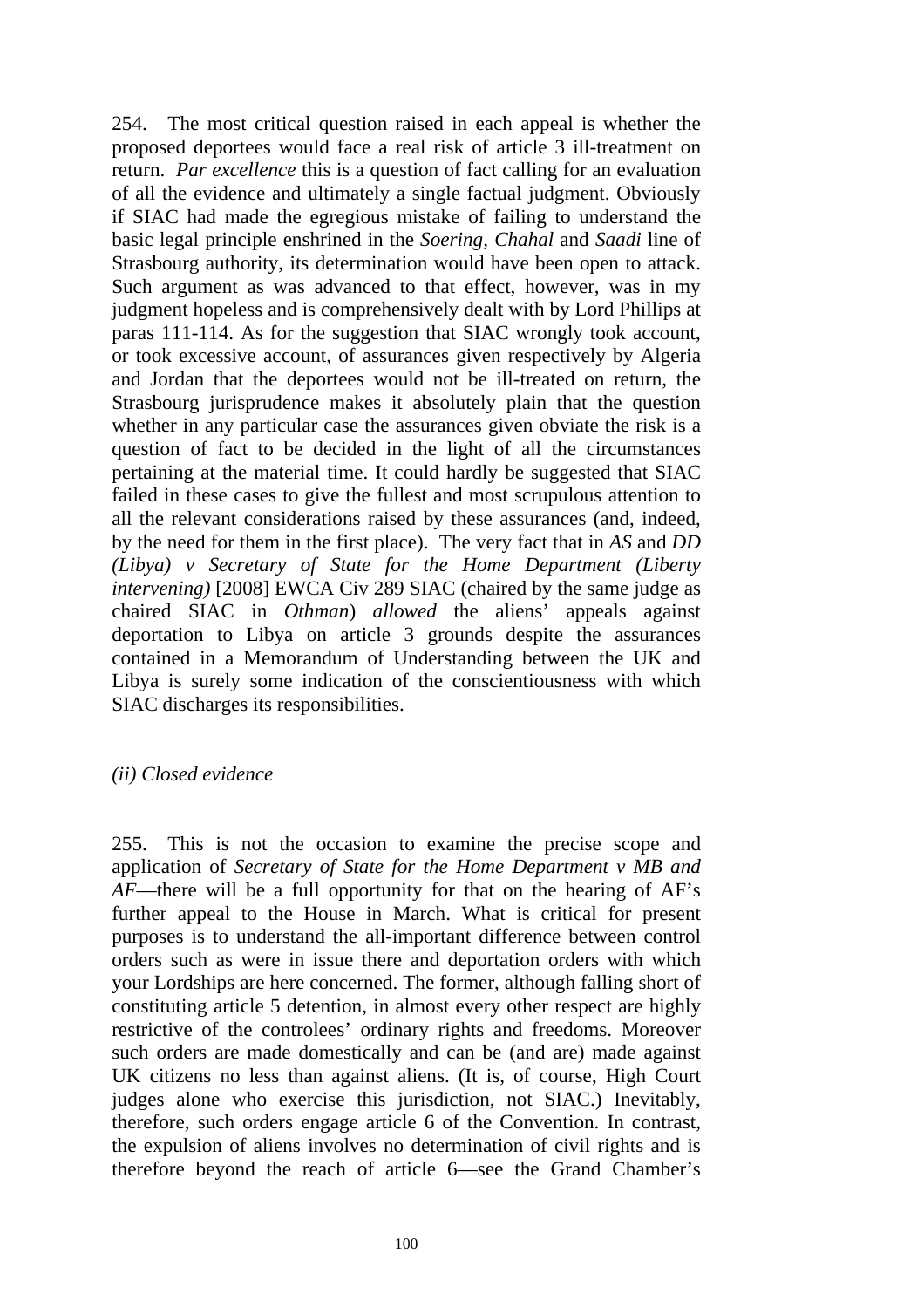254. The most critical question raised in each appeal is whether the proposed deportees would face a real risk of article 3 ill-treatment on return. *Par excellence* this is a question of fact calling for an evaluation of all the evidence and ultimately a single factual judgment. Obviously if SIAC had made the egregious mistake of failing to understand the basic legal principle enshrined in the *Soering*, *Chahal* and *Saadi* line of Strasbourg authority, its determination would have been open to attack. Such argument as was advanced to that effect, however, was in my judgment hopeless and is comprehensively dealt with by Lord Phillips at paras 111-114. As for the suggestion that SIAC wrongly took account, or took excessive account, of assurances given respectively by Algeria and Jordan that the deportees would not be ill-treated on return, the Strasbourg jurisprudence makes it absolutely plain that the question whether in any particular case the assurances given obviate the risk is a question of fact to be decided in the light of all the circumstances pertaining at the material time. It could hardly be suggested that SIAC failed in these cases to give the fullest and most scrupulous attention to all the relevant considerations raised by these assurances (and, indeed, by the need for them in the first place). The very fact that in *AS* and *DD (Libya) v Secretary of State for the Home Department (Liberty intervening)* [2008] EWCA Civ 289 SIAC (chaired by the same judge as chaired SIAC in *Othman*) *allowed* the aliens' appeals against deportation to Libya on article 3 grounds despite the assurances contained in a Memorandum of Understanding between the UK and Libya is surely some indication of the conscientiousness with which SIAC discharges its responsibilities.

*(ii) Closed evidence*

255. This is not the occasion to examine the precise scope and application of *Secretary of State for the Home Department v MB and AF*—there will be a full opportunity for that on the hearing of AF's further appeal to the House in March. What is critical for present purposes is to understand the all-important difference between control orders such as were in issue there and deportation orders with which your Lordships are here concerned. The former, although falling short of constituting article 5 detention, in almost every other respect are highly restrictive of the controlees' ordinary rights and freedoms. Moreover such orders are made domestically and can be (and are) made against UK citizens no less than against aliens. (It is, of course, High Court judges alone who exercise this jurisdiction, not SIAC.) Inevitably, therefore, such orders engage article 6 of the Convention. In contrast, the expulsion of aliens involves no determination of civil rights and is therefore beyond the reach of article 6—see the Grand Chamber's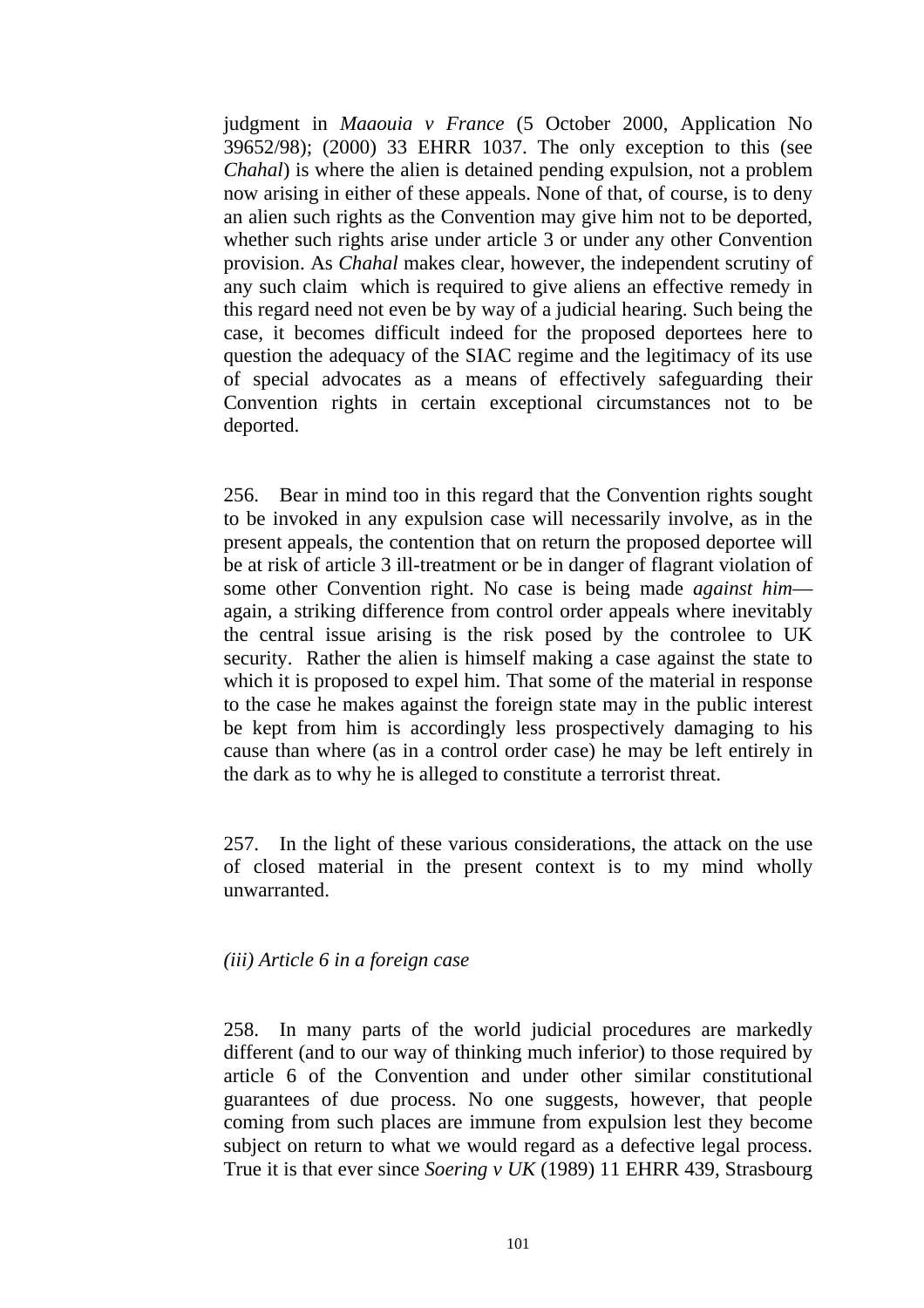judgment in *Maaouia v France* (5 October 2000, Application No 39652/98); (2000) 33 EHRR 1037. The only exception to this (see *Chahal*) is where the alien is detained pending expulsion, not a problem now arising in either of these appeals. None of that, of course, is to deny an alien such rights as the Convention may give him not to be deported, whether such rights arise under article 3 or under any other Convention provision. As *Chahal* makes clear, however, the independent scrutiny of any such claim which is required to give aliens an effective remedy in this regard need not even be by way of a judicial hearing. Such being the case, it becomes difficult indeed for the proposed deportees here to question the adequacy of the SIAC regime and the legitimacy of its use of special advocates as a means of effectively safeguarding their Convention rights in certain exceptional circumstances not to be deported.

256. Bear in mind too in this regard that the Convention rights sought to be invoked in any expulsion case will necessarily involve, as in the present appeals, the contention that on return the proposed deportee will be at risk of article 3 ill-treatment or be in danger of flagrant violation of some other Convention right. No case is being made *against him*—again, a striking difference from control order appeals where inevitably the central issue arising is the risk posed by the controlee to UK security. Rather the alien is himself making a case against the state to which it is proposed to expel him. That some of the material in response to the case he makes against the foreign state may in the public interest be kept from him is accordingly less prospectively damaging to his cause than where (as in a control order case) he may be left entirely in the dark as to why he is alleged to constitute a terrorist threat.

257. In the light of these various considerations, the attack on the use of closed material in the present context is to my mind wholly unwarranted.

*(iii) Article 6 in a foreign case*

258. In many parts of the world judicial procedures are markedly different (and to our way of thinking much inferior) to those required by article 6 of the Convention and under other similar constitutional guarantees of due process. No one suggests, however, that people coming from such places are immune from expulsion lest they become subject on return to what we would regard as a defective legal process. True it is that ever since *Soering v UK* (1989) 11 EHRR 439, Strasbourg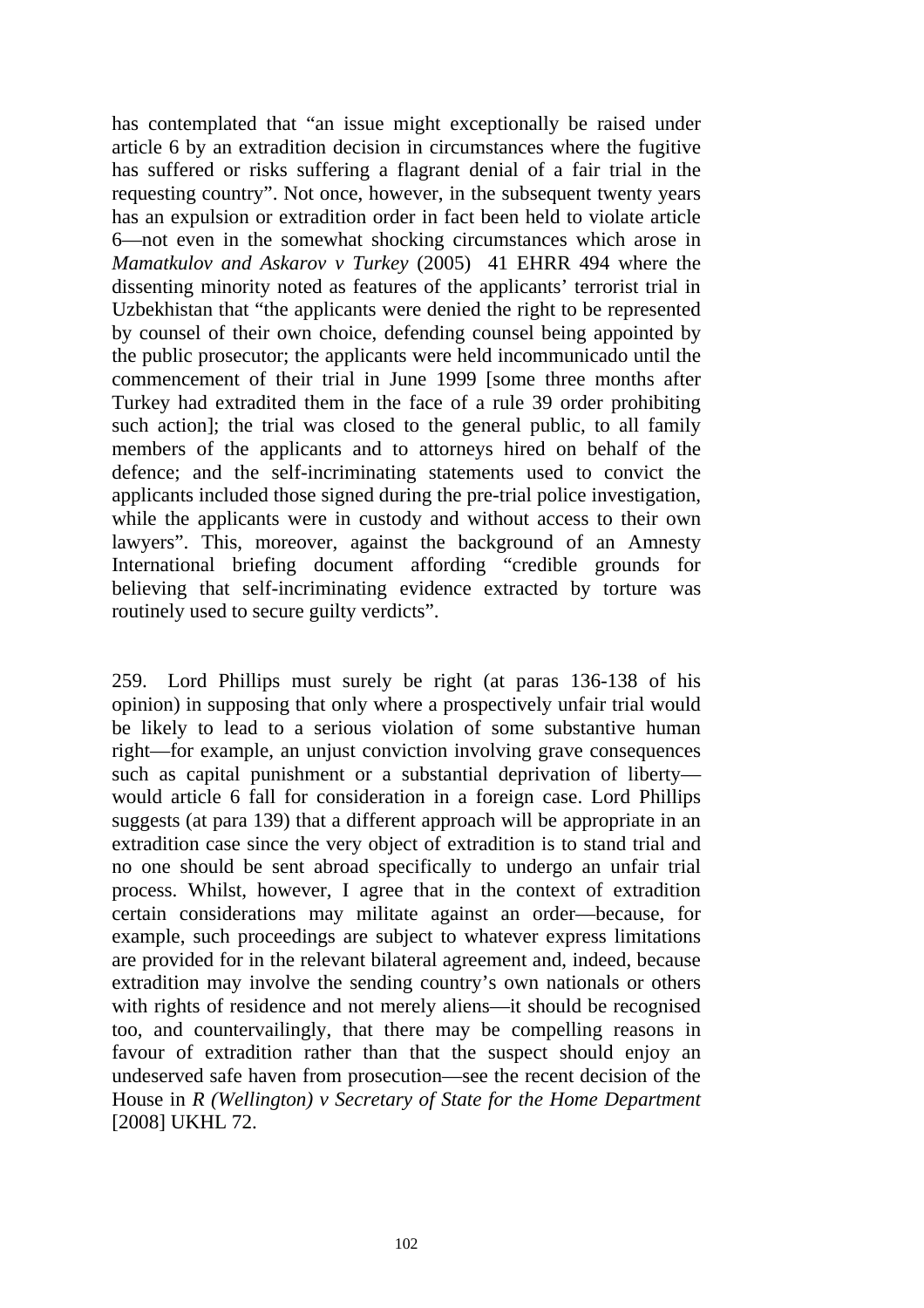has contemplated that "an issue might exceptionally be raised under article 6 by an extradition decision in circumstances where the fugitive has suffered or risks suffering a flagrant denial of a fair trial in the requesting country". Not once, however, in the subsequent twenty years has an expulsion or extradition order in fact been held to violate article 6—not even in the somewhat shocking circumstances which arose in *Mamatkulov and Askarov v Turkey* (2005) 41 EHRR 494 where the dissenting minority noted as features of the applicants' terrorist trial in Uzbekhistan that "the applicants were denied the right to be represented by counsel of their own choice, defending counsel being appointed by the public prosecutor; the applicants were held incommunicado until the commencement of their trial in June 1999 [some three months after Turkey had extradited them in the face of a rule 39 order prohibiting such action]; the trial was closed to the general public, to all family members of the applicants and to attorneys hired on behalf of the defence; and the self-incriminating statements used to convict the applicants included those signed during the pre-trial police investigation, while the applicants were in custody and without access to their own lawyers". This, moreover, against the background of an Amnesty International briefing document affording "credible grounds for believing that self-incriminating evidence extracted by torture was routinely used to secure guilty verdicts".

259. Lord Phillips must surely be right (at paras 136-138 of his opinion) in supposing that only where a prospectively unfair trial would be likely to lead to a serious violation of some substantive human right—for example, an unjust conviction involving grave consequences such as capital punishment or a substantial deprivation of liberty—would article 6 fall for consideration in a foreign case. Lord Phillips suggests (at para 139) that a different approach will be appropriate in an extradition case since the very object of extradition is to stand trial and no one should be sent abroad specifically to undergo an unfair trial process. Whilst, however, I agree that in the context of extradition certain considerations may militate against an order—because, for example, such proceedings are subject to whatever express limitations are provided for in the relevant bilateral agreement and, indeed, because extradition may involve the sending country's own nationals or others with rights of residence and not merely aliens—it should be recognised too, and countervailingly, that there may be compelling reasons in favour of extradition rather than that the suspect should enjoy an undeserved safe haven from prosecution—see the recent decision of the House in *R (Wellington) v Secretary of State for the Home Department* [2008] UKHL 72.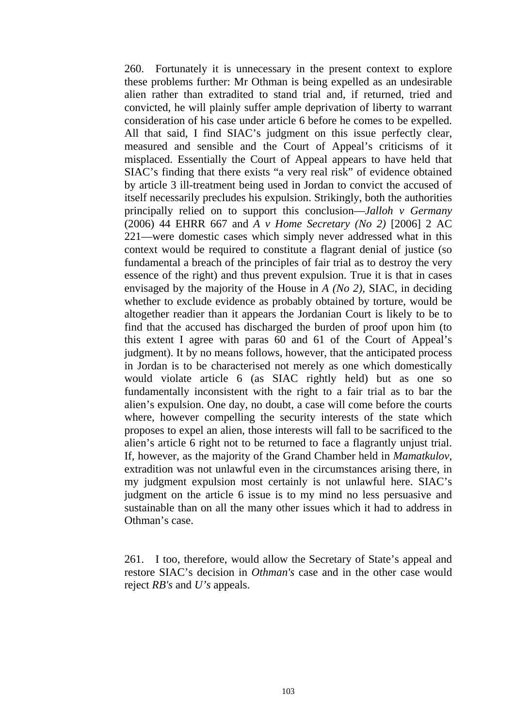260. Fortunately it is unnecessary in the present context to explore these problems further: Mr Othman is being expelled as an undesirable alien rather than extradited to stand trial and, if returned, tried and convicted, he will plainly suffer ample deprivation of liberty to warrant consideration of his case under article 6 before he comes to be expelled. All that said, I find SIAC's judgment on this issue perfectly clear, measured and sensible and the Court of Appeal's criticisms of it misplaced. Essentially the Court of Appeal appears to have held that SIAC's finding that there exists "a very real risk" of evidence obtained by article 3 ill-treatment being used in Jordan to convict the accused of itself necessarily precludes his expulsion. Strikingly, both the authorities principally relied on to support this conclusion—*Jalloh v Germany* (2006) 44 EHRR 667 and *A v Home Secretary (No 2)* [2006] 2 AC 221—were domestic cases which simply never addressed what in this context would be required to constitute a flagrant denial of justice (so fundamental a breach of the principles of fair trial as to destroy the very essence of the right) and thus prevent expulsion. True it is that in cases envisaged by the majority of the House in *A (No 2)*, SIAC, in deciding whether to exclude evidence as probably obtained by torture, would be altogether readier than it appears the Jordanian Court is likely to be to find that the accused has discharged the burden of proof upon him (to this extent I agree with paras 60 and 61 of the Court of Appeal's judgment). It by no means follows, however, that the anticipated process in Jordan is to be characterised not merely as one which domestically would violate article 6 (as SIAC rightly held) but as one so fundamentally inconsistent with the right to a fair trial as to bar the alien's expulsion. One day, no doubt, a case will come before the courts where, however compelling the security interests of the state which proposes to expel an alien, those interests will fall to be sacrificed to the alien's article 6 right not to be returned to face a flagrantly unjust trial. If, however, as the majority of the Grand Chamber held in *Mamatkulov*, extradition was not unlawful even in the circumstances arising there, in my judgment expulsion most certainly is not unlawful here. SIAC's judgment on the article 6 issue is to my mind no less persuasive and sustainable than on all the many other issues which it had to address in Othman's case.

261. I too, therefore, would allow the Secretary of State's appeal and restore SIAC's decision in *Othman's* case and in the other case would reject *RB's* and *U's* appeals.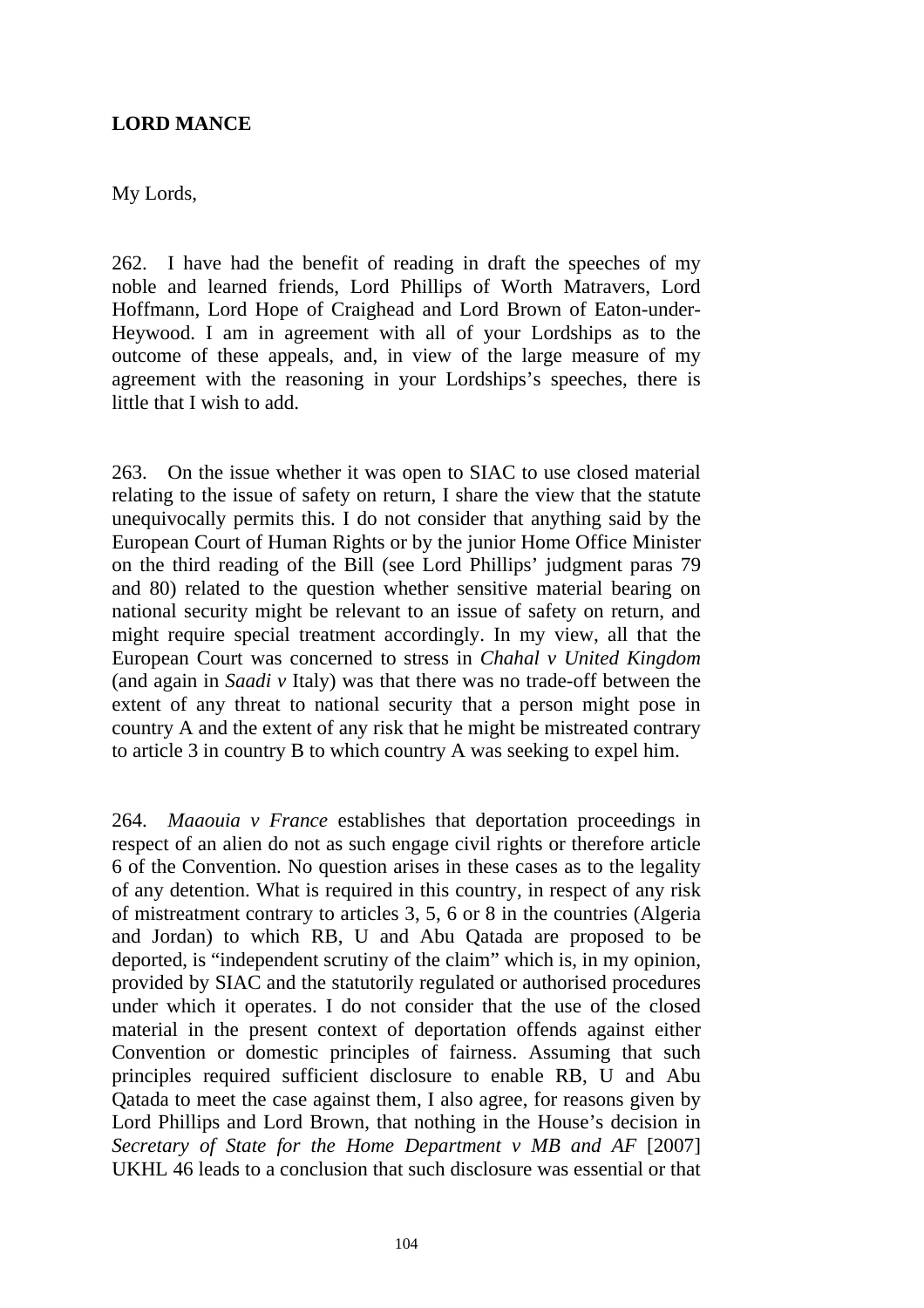**LORD MANCE**

My Lords,

262. I have had the benefit of reading in draft the speeches of my noble and learned friends, Lord Phillips of Worth Matravers, Lord Hoffmann, Lord Hope of Craighead and Lord Brown of Eaton-under-Heywood. I am in agreement with all of your Lordships as to the outcome of these appeals, and, in view of the large measure of my agreement with the reasoning in your Lordships's speeches, there is little that I wish to add.

263. On the issue whether it was open to SIAC to use closed material relating to the issue of safety on return, I share the view that the statute unequivocally permits this. I do not consider that anything said by the European Court of Human Rights or by the junior Home Office Minister on the third reading of the Bill (see Lord Phillips' judgment paras 79 and 80) related to the question whether sensitive material bearing on national security might be relevant to an issue of safety on return, and might require special treatment accordingly. In my view, all that the European Court was concerned to stress in *Chahal v United Kingdom* (and again in *Saadi v* Italy) was that there was no trade-off between the extent of any threat to national security that a person might pose in country A and the extent of any risk that he might be mistreated contrary to article 3 in country B to which country A was seeking to expel him.

264. *Maaouia v France* establishes that deportation proceedings in respect of an alien do not as such engage civil rights or therefore article 6 of the Convention. No question arises in these cases as to the legality of any detention. What is required in this country, in respect of any risk of mistreatment contrary to articles 3, 5, 6 or 8 in the countries (Algeria and Jordan) to which RB, U and Abu Qatada are proposed to be deported, is "independent scrutiny of the claim" which is, in my opinion, provided by SIAC and the statutorily regulated or authorised procedures under which it operates. I do not consider that the use of the closed material in the present context of deportation offends against either Convention or domestic principles of fairness. Assuming that such principles required sufficient disclosure to enable RB, U and Abu Qatada to meet the case against them, I also agree, for reasons given by Lord Phillips and Lord Brown, that nothing in the House's decision in *Secretary of State for the Home Department v MB and AF* [2007] UKHL 46 leads to a conclusion that such disclosure was essential or that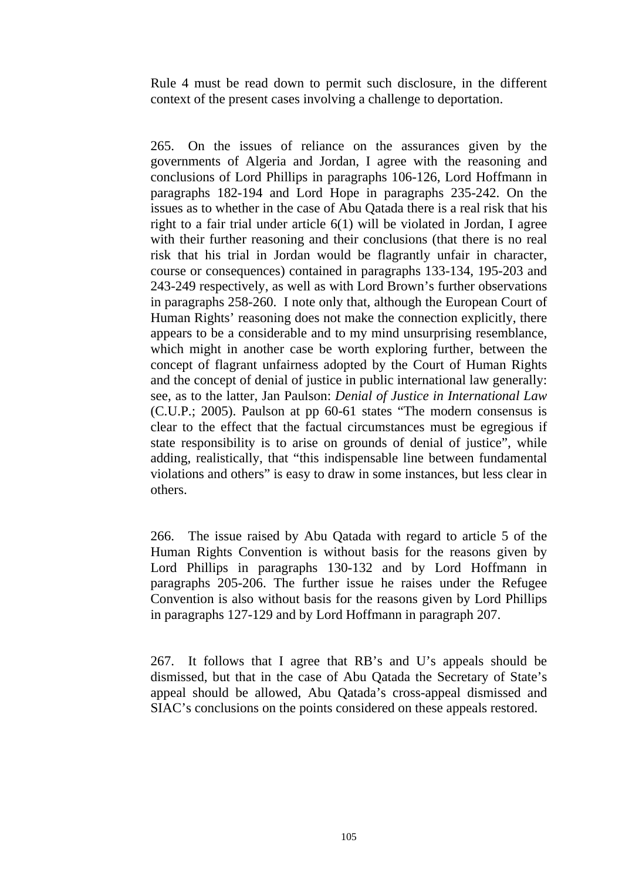Rule 4 must be read down to permit such disclosure, in the different context of the present cases involving a challenge to deportation.

265. On the issues of reliance on the assurances given by the governments of Algeria and Jordan, I agree with the reasoning and conclusions of Lord Phillips in paragraphs 106-126, Lord Hoffmann in paragraphs 182-194 and Lord Hope in paragraphs 235-242. On the issues as to whether in the case of Abu Qatada there is a real risk that his right to a fair trial under article 6(1) will be violated in Jordan, I agree with their further reasoning and their conclusions (that there is no real risk that his trial in Jordan would be flagrantly unfair in character, course or consequences) contained in paragraphs 133-134, 195-203 and 243-249 respectively, as well as with Lord Brown's further observations in paragraphs 258-260. I note only that, although the European Court of Human Rights' reasoning does not make the connection explicitly, there appears to be a considerable and to my mind unsurprising resemblance, which might in another case be worth exploring further, between the concept of flagrant unfairness adopted by the Court of Human Rights and the concept of denial of justice in public international law generally: see, as to the latter, Jan Paulson: *Denial of Justice in International Law* (C.U.P.; 2005). Paulson at pp 60-61 states "The modern consensus is clear to the effect that the factual circumstances must be egregious if state responsibility is to arise on grounds of denial of justice", while adding, realistically, that "this indispensable line between fundamental violations and others" is easy to draw in some instances, but less clear in others.

266. The issue raised by Abu Qatada with regard to article 5 of the Human Rights Convention is without basis for the reasons given by Lord Phillips in paragraphs 130-132 and by Lord Hoffmann in paragraphs 205-206. The further issue he raises under the Refugee Convention is also without basis for the reasons given by Lord Phillips in paragraphs 127-129 and by Lord Hoffmann in paragraph 207.

267. It follows that I agree that RB's and U's appeals should be dismissed, but that in the case of Abu Qatada the Secretary of State's appeal should be allowed, Abu Qatada's cross-appeal dismissed and SIAC's conclusions on the points considered on these appeals restored.